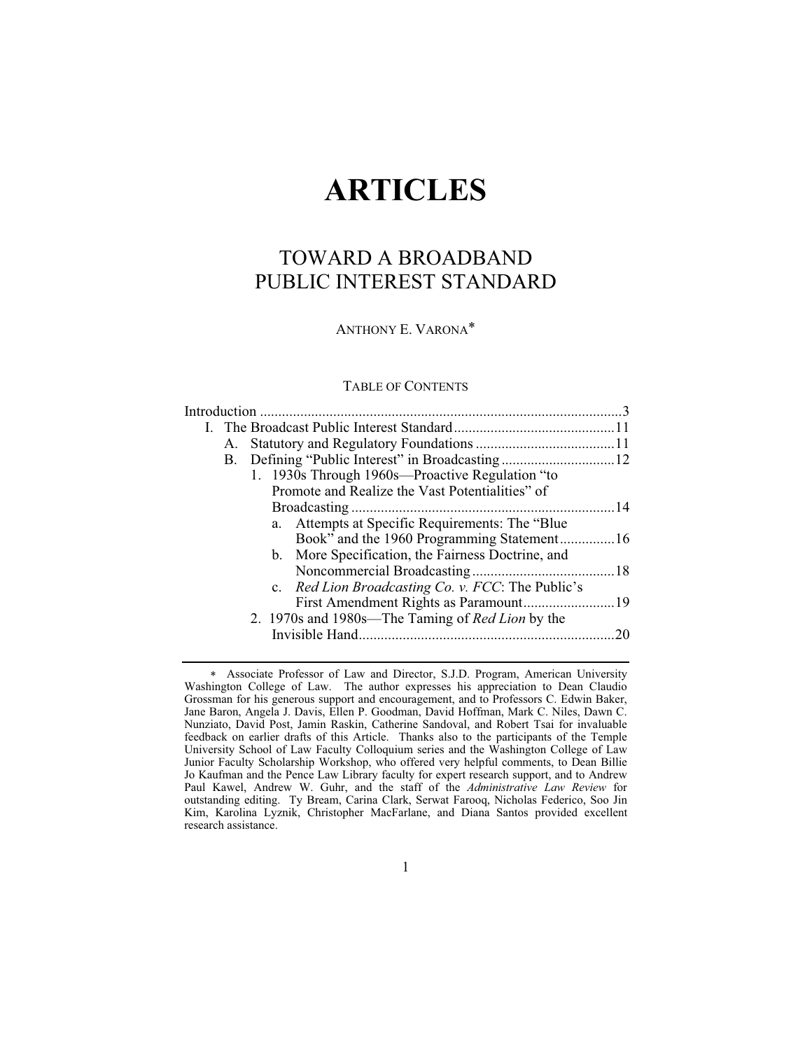# ARTICLES

## TOWARD A BROADBAND PUBLIC INTEREST STANDARD

ANTHONY E. VARONA*

TABLE OF CONTENTS

Introduction ..................................................................................................3
I. The Broadcast Public Interest Standard............................................11
  A. Statutory and Regulatory Foundations ......................................11
  B. Defining "Public Interest" in Broadcasting ...............................12
    1. 1930s Through 1960s—Proactive Regulation "to Promote and Realize the Vast Potentialities" of Broadcasting .......................................................................14
      a. Attempts at Specific Requirements: The "Blue Book" and the 1960 Programming Statement...............16
      b. More Specification, the Fairness Doctrine, and Noncommercial Broadcasting.......................................18
      c. *Red Lion Broadcasting Co. v. FCC*: The Public's First Amendment Rights as Paramount.........................19
    2. 1970s and 1980s—The Taming of *Red Lion* by the Invisible Hand......................................................................20

---

\* Associate Professor of Law and Director, S.J.D. Program, American University Washington College of Law. The author expresses his appreciation to Dean Claudio Grossman for his generous support and encouragement, and to Professors C. Edwin Baker, Jane Baron, Angela J. Davis, Ellen P. Goodman, David Hoffman, Mark C. Niles, Dawn C. Nunziato, David Post, Jamin Raskin, Catherine Sandoval, and Robert Tsai for invaluable feedback on earlier drafts of this Article. Thanks also to the participants of the Temple University School of Law Faculty Colloquium series and the Washington College of Law Junior Faculty Scholarship Workshop, who offered very helpful comments, to Dean Billie Jo Kaufman and the Pence Law Library faculty for expert research support, and to Andrew Paul Kawel, Andrew W. Guhr, and the staff of the *Administrative Law Review* for outstanding editing. Ty Bream, Carina Clark, Serwat Farooq, Nicholas Federico, Soo Jin Kim, Karolina Lyznik, Christopher MacFarlane, and Diana Santos provided excellent research assistance.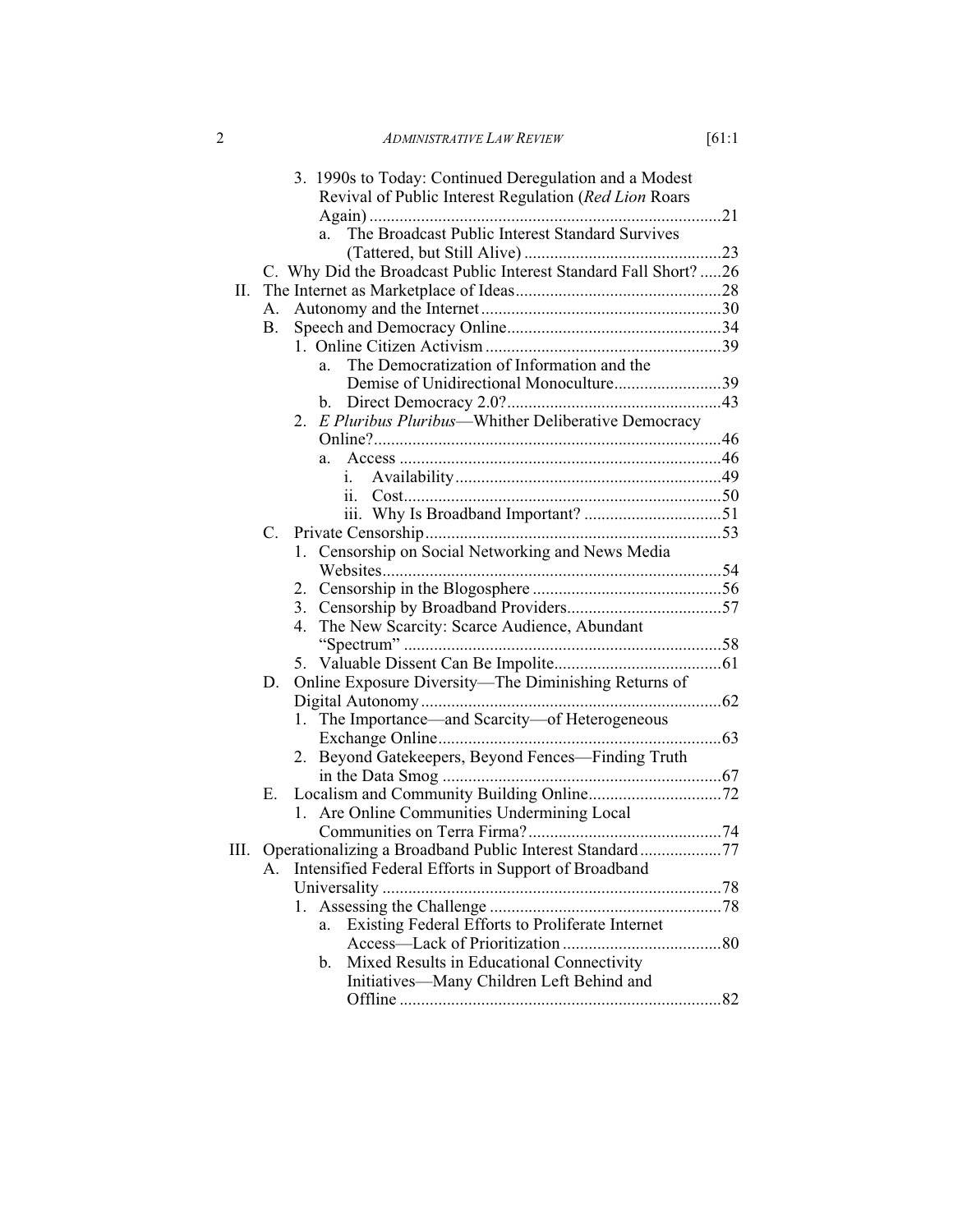3. 1990s to Today: Continued Deregulation and a Modest Revival of Public Interest Regulation (*Red Lion* Roars Again) ....21
   a. The Broadcast Public Interest Standard Survives (Tattered, but Still Alive) ....23

C. Why Did the Broadcast Public Interest Standard Fall Short? ....26

II. The Internet as Marketplace of Ideas ....28
   A. Autonomy and the Internet ....30
   B. Speech and Democracy Online ....34
      1. Online Citizen Activism ....39
         a. The Democratization of Information and the Demise of Unidirectional Monoculture ....39
         b. Direct Democracy 2.0? ....43
      2. *E Pluribus Pluribus*—Whither Deliberative Democracy Online? ....46
         a. Access ....46
            i. Availability ....49
            ii. Cost ....50
            iii. Why Is Broadband Important? ....51
   C. Private Censorship ....53
      1. Censorship on Social Networking and News Media Websites ....54
      2. Censorship in the Blogosphere ....56
      3. Censorship by Broadband Providers ....57
      4. The New Scarcity: Scarce Audience, Abundant "Spectrum" ....58
      5. Valuable Dissent Can Be Impolite ....61
   D. Online Exposure Diversity—The Diminishing Returns of Digital Autonomy ....62
      1. The Importance—and Scarcity—of Heterogeneous Exchange Online ....63
      2. Beyond Gatekeepers, Beyond Fences—Finding Truth in the Data Smog ....67
   E. Localism and Community Building Online ....72
      1. Are Online Communities Undermining Local Communities on Terra Firma? ....74

III. Operationalizing a Broadband Public Interest Standard ....77
   A. Intensified Federal Efforts in Support of Broadband Universality ....78
      1. Assessing the Challenge ....78
         a. Existing Federal Efforts to Proliferate Internet Access—Lack of Prioritization ....80
         b. Mixed Results in Educational Connectivity Initiatives—Many Children Left Behind and Offline ....82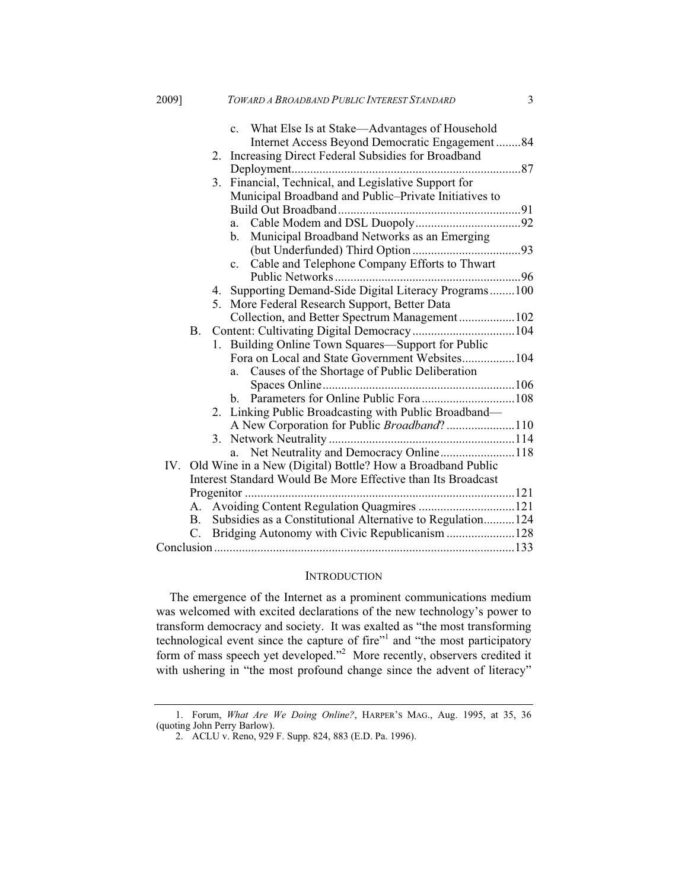c. What Else Is at Stake—Advantages of Household Internet Access Beyond Democratic Engagement ........84

2. Increasing Direct Federal Subsidies for Broadband Deployment........................................................................87

3. Financial, Technical, and Legislative Support for Municipal Broadband and Public–Private Initiatives to Build Out Broadband ..........................................................91

a. Cable Modem and DSL Duopoly.................................92

b. Municipal Broadband Networks as an Emerging (but Underfunded) Third Option ..................................93

c. Cable and Telephone Company Efforts to Thwart Public Networks ...........................................................96

4. Supporting Demand-Side Digital Literacy Programs........100

5. More Federal Research Support, Better Data Collection, and Better Spectrum Management..................102

B. Content: Cultivating Digital Democracy.................................104

1. Building Online Town Squares—Support for Public Fora on Local and State Government Websites.................104

a. Causes of the Shortage of Public Deliberation Spaces Online .............................................................106

b. Parameters for Online Public Fora .............................108

2. Linking Public Broadcasting with Public Broadband—A New Corporation for Public *Broadband*? ......................110

3. Network Neutrality ...........................................................114

a. Net Neutrality and Democracy Online........................118

IV. Old Wine in a New (Digital) Bottle? How a Broadband Public Interest Standard Would Be More Effective than Its Broadcast Progenitor ......................................................................................121

A. Avoiding Content Regulation Quagmires ...............................121

B. Subsidies as a Constitutional Alternative to Regulation..........124

C. Bridging Autonomy with Civic Republicanism ......................128

Conclusion................................................................................................133

## INTRODUCTION

The emergence of the Internet as a prominent communications medium was welcomed with excited declarations of the new technology's power to transform democracy and society. It was exalted as "the most transforming technological event since the capture of fire"[1] and "the most participatory form of mass speech yet developed."[2] More recently, observers credited it with ushering in "the most profound change since the advent of literacy"

---

1. Forum, *What Are We Doing Online?*, HARPER'S MAG., Aug. 1995, at 35, 36 (quoting John Perry Barlow).

2. ACLU v. Reno, 929 F. Supp. 824, 883 (E.D. Pa. 1996).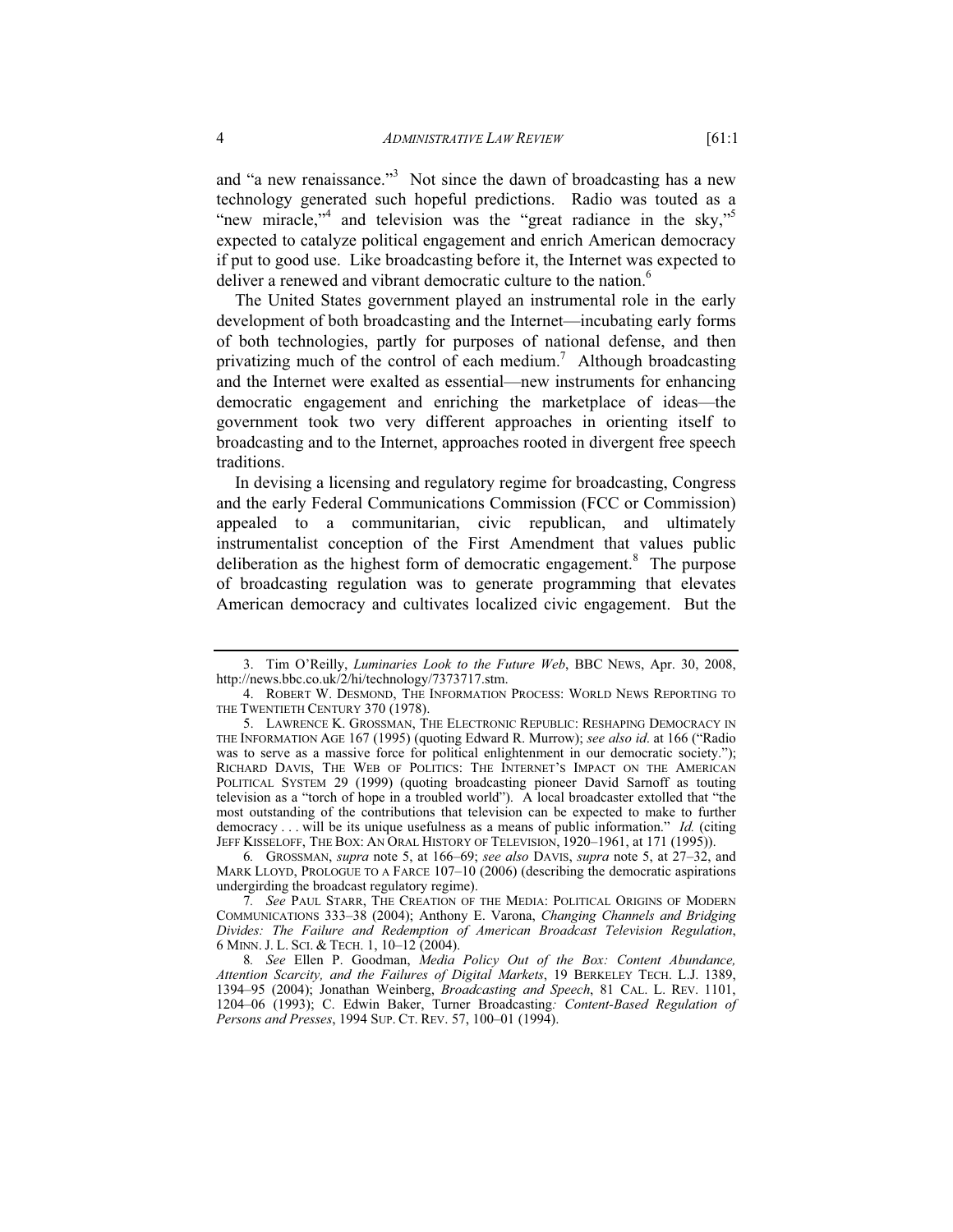and "a new renaissance."[3] Not since the dawn of broadcasting has a new technology generated such hopeful predictions. Radio was touted as a "new miracle,"[4] and television was the "great radiance in the sky,"[5] expected to catalyze political engagement and enrich American democracy if put to good use. Like broadcasting before it, the Internet was expected to deliver a renewed and vibrant democratic culture to the nation.[6]

The United States government played an instrumental role in the early development of both broadcasting and the Internet—incubating early forms of both technologies, partly for purposes of national defense, and then privatizing much of the control of each medium.[7] Although broadcasting and the Internet were exalted as essential—new instruments for enhancing democratic engagement and enriching the marketplace of ideas—the government took two very different approaches in orienting itself to broadcasting and to the Internet, approaches rooted in divergent free speech traditions.

In devising a licensing and regulatory regime for broadcasting, Congress and the early Federal Communications Commission (FCC or Commission) appealed to a communitarian, civic republican, and ultimately instrumentalist conception of the First Amendment that values public deliberation as the highest form of democratic engagement.[8] The purpose of broadcasting regulation was to generate programming that elevates American democracy and cultivates localized civic engagement. But the

---

3. Tim O'Reilly, *Luminaries Look to the Future Web*, BBC NEWS, Apr. 30, 2008, http://news.bbc.co.uk/2/hi/technology/7373717.stm.

4. ROBERT W. DESMOND, THE INFORMATION PROCESS: WORLD NEWS REPORTING TO THE TWENTIETH CENTURY 370 (1978).

5. LAWRENCE K. GROSSMAN, THE ELECTRONIC REPUBLIC: RESHAPING DEMOCRACY IN THE INFORMATION AGE 167 (1995) (quoting Edward R. Murrow); *see also id*. at 166 ("Radio was to serve as a massive force for political enlightenment in our democratic society."); RICHARD DAVIS, THE WEB OF POLITICS: THE INTERNET'S IMPACT ON THE AMERICAN POLITICAL SYSTEM 29 (1999) (quoting broadcasting pioneer David Sarnoff as touting television as a "torch of hope in a troubled world"). A local broadcaster extolled that "the most outstanding of the contributions that television can be expected to make to further democracy . . . will be its unique usefulness as a means of public information." *Id.* (citing JEFF KISSELOFF, THE BOX: AN ORAL HISTORY OF TELEVISION, 1920–1961, at 171 (1995)).

6. GROSSMAN, *supra* note 5, at 166–69; *see also* DAVIS, *supra* note 5, at 27–32, and MARK LLOYD, PROLOGUE TO A FARCE 107–10 (2006) (describing the democratic aspirations undergirding the broadcast regulatory regime).

7. *See* PAUL STARR, THE CREATION OF THE MEDIA: POLITICAL ORIGINS OF MODERN COMMUNICATIONS 333–38 (2004); Anthony E. Varona, *Changing Channels and Bridging Divides: The Failure and Redemption of American Broadcast Television Regulation*, 6 MINN. J. L. SCI. & TECH. 1, 10–12 (2004).

8. *See* Ellen P. Goodman, *Media Policy Out of the Box: Content Abundance, Attention Scarcity, and the Failures of Digital Markets*, 19 BERKELEY TECH. L.J. 1389, 1394–95 (2004); Jonathan Weinberg, *Broadcasting and Speech*, 81 CAL. L. REV. 1101, 1204–06 (1993); C. Edwin Baker, Turner Broadcasting*: Content-Based Regulation of Persons and Presses*, 1994 SUP. CT. REV. 57, 100–01 (1994).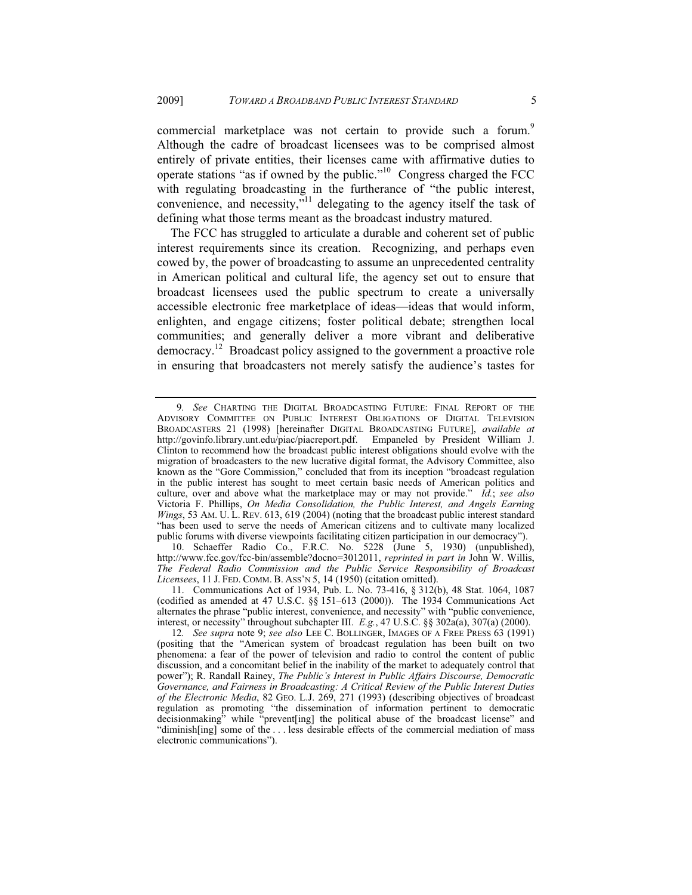commercial marketplace was not certain to provide such a forum.[9] Although the cadre of broadcast licensees was to be comprised almost entirely of private entities, their licenses came with affirmative duties to operate stations "as if owned by the public."[10] Congress charged the FCC with regulating broadcasting in the furtherance of "the public interest, convenience, and necessity,"[11] delegating to the agency itself the task of defining what those terms meant as the broadcast industry matured.

The FCC has struggled to articulate a durable and coherent set of public interest requirements since its creation. Recognizing, and perhaps even cowed by, the power of broadcasting to assume an unprecedented centrality in American political and cultural life, the agency set out to ensure that broadcast licensees used the public spectrum to create a universally accessible electronic free marketplace of ideas—ideas that would inform, enlighten, and engage citizens; foster political debate; strengthen local communities; and generally deliver a more vibrant and deliberative democracy.[12] Broadcast policy assigned to the government a proactive role in ensuring that broadcasters not merely satisfy the audience's tastes for

---

9. *See* CHARTING THE DIGITAL BROADCASTING FUTURE: FINAL REPORT OF THE ADVISORY COMMITTEE ON PUBLIC INTEREST OBLIGATIONS OF DIGITAL TELEVISION BROADCASTERS 21 (1998) [hereinafter DIGITAL BROADCASTING FUTURE], *available at* http://govinfo.library.unt.edu/piac/piacreport.pdf. Empaneled by President William J. Clinton to recommend how the broadcast public interest obligations should evolve with the migration of broadcasters to the new lucrative digital format, the Advisory Committee, also known as the "Gore Commission," concluded that from its inception "broadcast regulation in the public interest has sought to meet certain basic needs of American politics and culture, over and above what the marketplace may or may not provide." *Id.*; *see also* Victoria F. Phillips, *On Media Consolidation, the Public Interest, and Angels Earning Wings*, 53 AM. U. L. REV. 613, 619 (2004) (noting that the broadcast public interest standard "has been used to serve the needs of American citizens and to cultivate many localized public forums with diverse viewpoints facilitating citizen participation in our democracy").

10. Schaeffer Radio Co., F.R.C. No. 5228 (June 5, 1930) (unpublished), http://www.fcc.gov/fcc-bin/assemble?docno=3012011, *reprinted in part in* John W. Willis, *The Federal Radio Commission and the Public Service Responsibility of Broadcast Licensees*, 11 J. FED. COMM. B. ASS'N 5, 14 (1950) (citation omitted).

11. Communications Act of 1934, Pub. L. No. 73-416, § 312(b), 48 Stat. 1064, 1087 (codified as amended at 47 U.S.C. §§ 151–613 (2000)). The 1934 Communications Act alternates the phrase "public interest, convenience, and necessity" with "public convenience, interest, or necessity" throughout subchapter III. *E.g.*, 47 U.S.C. §§ 302a(a), 307(a) (2000).

12. *See supra* note 9; *see also* LEE C. BOLLINGER, IMAGES OF A FREE PRESS 63 (1991) (positing that the "American system of broadcast regulation has been built on two phenomena: a fear of the power of television and radio to control the content of public discussion, and a concomitant belief in the inability of the market to adequately control that power"); R. Randall Rainey, *The Public's Interest in Public Affairs Discourse, Democratic Governance, and Fairness in Broadcasting: A Critical Review of the Public Interest Duties of the Electronic Media*, 82 GEO. L.J. 269, 271 (1993) (describing objectives of broadcast regulation as promoting "the dissemination of information pertinent to democratic decisionmaking" while "prevent[ing] the political abuse of the broadcast license" and "diminish[ing] some of the . . . less desirable effects of the commercial mediation of mass electronic communications").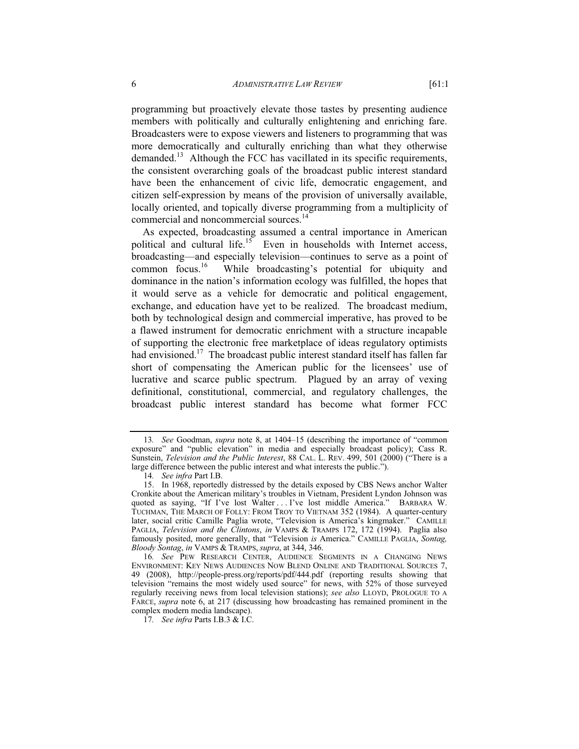programming but proactively elevate those tastes by presenting audience members with politically and culturally enlightening and enriching fare. Broadcasters were to expose viewers and listeners to programming that was more democratically and culturally enriching than what they otherwise demanded.[13] Although the FCC has vacillated in its specific requirements, the consistent overarching goals of the broadcast public interest standard have been the enhancement of civic life, democratic engagement, and citizen self-expression by means of the provision of universally available, locally oriented, and topically diverse programming from a multiplicity of commercial and noncommercial sources.[14]

As expected, broadcasting assumed a central importance in American political and cultural life.[15] Even in households with Internet access, broadcasting—and especially television—continues to serve as a point of common focus.[16] While broadcasting's potential for ubiquity and dominance in the nation's information ecology was fulfilled, the hopes that it would serve as a vehicle for democratic and political engagement, exchange, and education have yet to be realized. The broadcast medium, both by technological design and commercial imperative, has proved to be a flawed instrument for democratic enrichment with a structure incapable of supporting the electronic free marketplace of ideas regulatory optimists had envisioned.[17] The broadcast public interest standard itself has fallen far short of compensating the American public for the licensees' use of lucrative and scarce public spectrum. Plagued by an array of vexing definitional, constitutional, commercial, and regulatory challenges, the broadcast public interest standard has become what former FCC

---

13. *See* Goodman, *supra* note 8, at 1404–15 (describing the importance of "common exposure" and "public elevation" in media and especially broadcast policy); Cass R. Sunstein, *Television and the Public Interest*, 88 CAL. L. REV. 499, 501 (2000) ("There is a large difference between the public interest and what interests the public.").

14. *See infra* Part I.B.

15. In 1968, reportedly distressed by the details exposed by CBS News anchor Walter Cronkite about the American military's troubles in Vietnam, President Lyndon Johnson was quoted as saying, "If I've lost Walter . . . I've lost middle America." BARBARA W. TUCHMAN, THE MARCH OF FOLLY: FROM TROY TO VIETNAM 352 (1984). A quarter-century later, social critic Camille Paglia wrote, "Television is America's kingmaker." CAMILLE PAGLIA, *Television and the Clintons*, *in* VAMPS & TRAMPS 172, 172 (1994). Paglia also famously posited, more generally, that "Television *is* America." CAMILLE PAGLIA, *Sontag, Bloody Sontag*, *in* VAMPS & TRAMPS, *supra*, at 344, 346.

16. *See* PEW RESEARCH CENTER, AUDIENCE SEGMENTS IN A CHANGING NEWS ENVIRONMENT: KEY NEWS AUDIENCES NOW BLEND ONLINE AND TRADITIONAL SOURCES 7, 49 (2008), http://people-press.org/reports/pdf/444.pdf (reporting results showing that television "remains the most widely used source" for news, with 52% of those surveyed regularly receiving news from local television stations); *see also* LLOYD, PROLOGUE TO A FARCE, *supra* note 6, at 217 (discussing how broadcasting has remained prominent in the complex modern media landscape).

17. *See infra* Parts I.B.3 & I.C.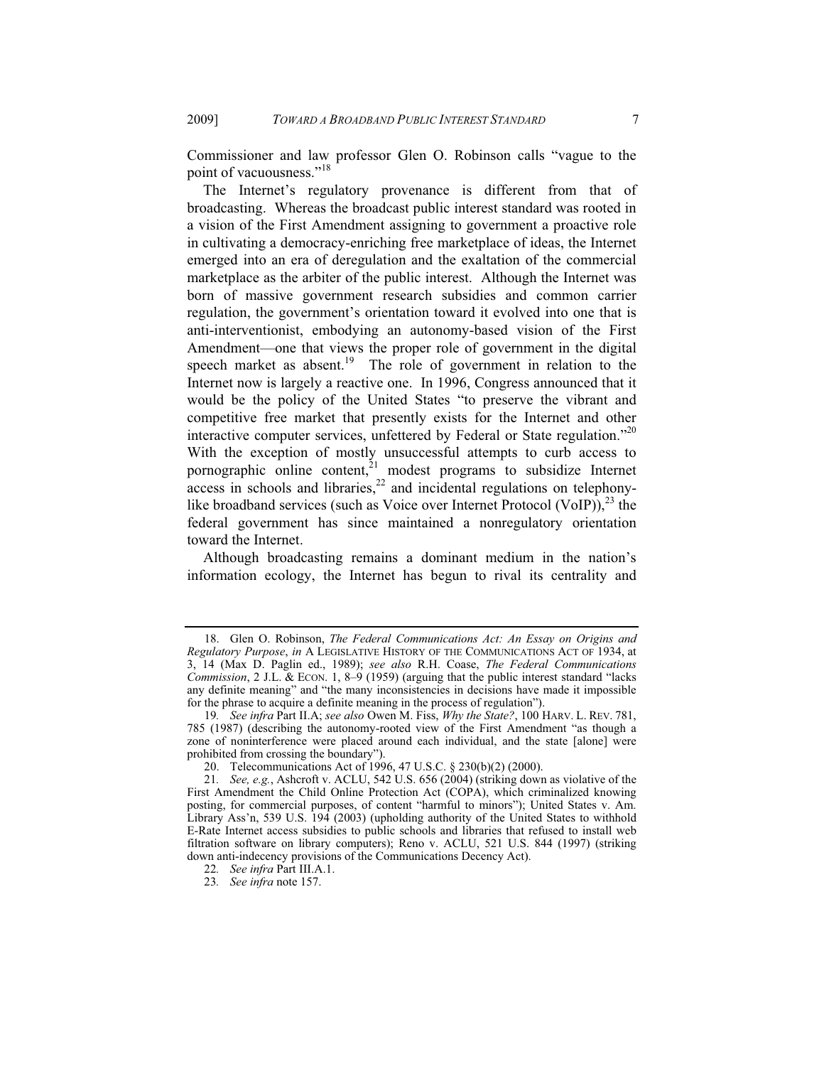Commissioner and law professor Glen O. Robinson calls "vague to the point of vacuousness."[18]

The Internet's regulatory provenance is different from that of broadcasting. Whereas the broadcast public interest standard was rooted in a vision of the First Amendment assigning to government a proactive role in cultivating a democracy-enriching free marketplace of ideas, the Internet emerged into an era of deregulation and the exaltation of the commercial marketplace as the arbiter of the public interest. Although the Internet was born of massive government research subsidies and common carrier regulation, the government's orientation toward it evolved into one that is anti-interventionist, embodying an autonomy-based vision of the First Amendment—one that views the proper role of government in the digital speech market as absent.[19] The role of government in relation to the Internet now is largely a reactive one. In 1996, Congress announced that it would be the policy of the United States "to preserve the vibrant and competitive free market that presently exists for the Internet and other interactive computer services, unfettered by Federal or State regulation."[20] With the exception of mostly unsuccessful attempts to curb access to pornographic online content,[21] modest programs to subsidize Internet access in schools and libraries,[22] and incidental regulations on telephony-like broadband services (such as Voice over Internet Protocol (VoIP)),[23] the federal government has since maintained a nonregulatory orientation toward the Internet.

Although broadcasting remains a dominant medium in the nation's information ecology, the Internet has begun to rival its centrality and

---

18. Glen O. Robinson, *The Federal Communications Act: An Essay on Origins and Regulatory Purpose*, *in* A LEGISLATIVE HISTORY OF THE COMMUNICATIONS ACT OF 1934, at 3, 14 (Max D. Paglin ed., 1989); *see also* R.H. Coase, *The Federal Communications Commission*, 2 J.L. & ECON. 1, 8–9 (1959) (arguing that the public interest standard "lacks any definite meaning" and "the many inconsistencies in decisions have made it impossible for the phrase to acquire a definite meaning in the process of regulation").

19. *See infra* Part II.A; *see also* Owen M. Fiss, *Why the State?*, 100 HARV. L. REV. 781, 785 (1987) (describing the autonomy-rooted view of the First Amendment "as though a zone of noninterference were placed around each individual, and the state [alone] were prohibited from crossing the boundary").

20. Telecommunications Act of 1996, 47 U.S.C. § 230(b)(2) (2000).

21. *See, e.g.*, Ashcroft v. ACLU, 542 U.S. 656 (2004) (striking down as violative of the First Amendment the Child Online Protection Act (COPA), which criminalized knowing posting, for commercial purposes, of content "harmful to minors"); United States v. Am. Library Ass'n, 539 U.S. 194 (2003) (upholding authority of the United States to withhold E-Rate Internet access subsidies to public schools and libraries that refused to install web filtration software on library computers); Reno v. ACLU, 521 U.S. 844 (1997) (striking down anti-indecency provisions of the Communications Decency Act).

22. *See infra* Part III.A.1.

23. *See infra* note 157.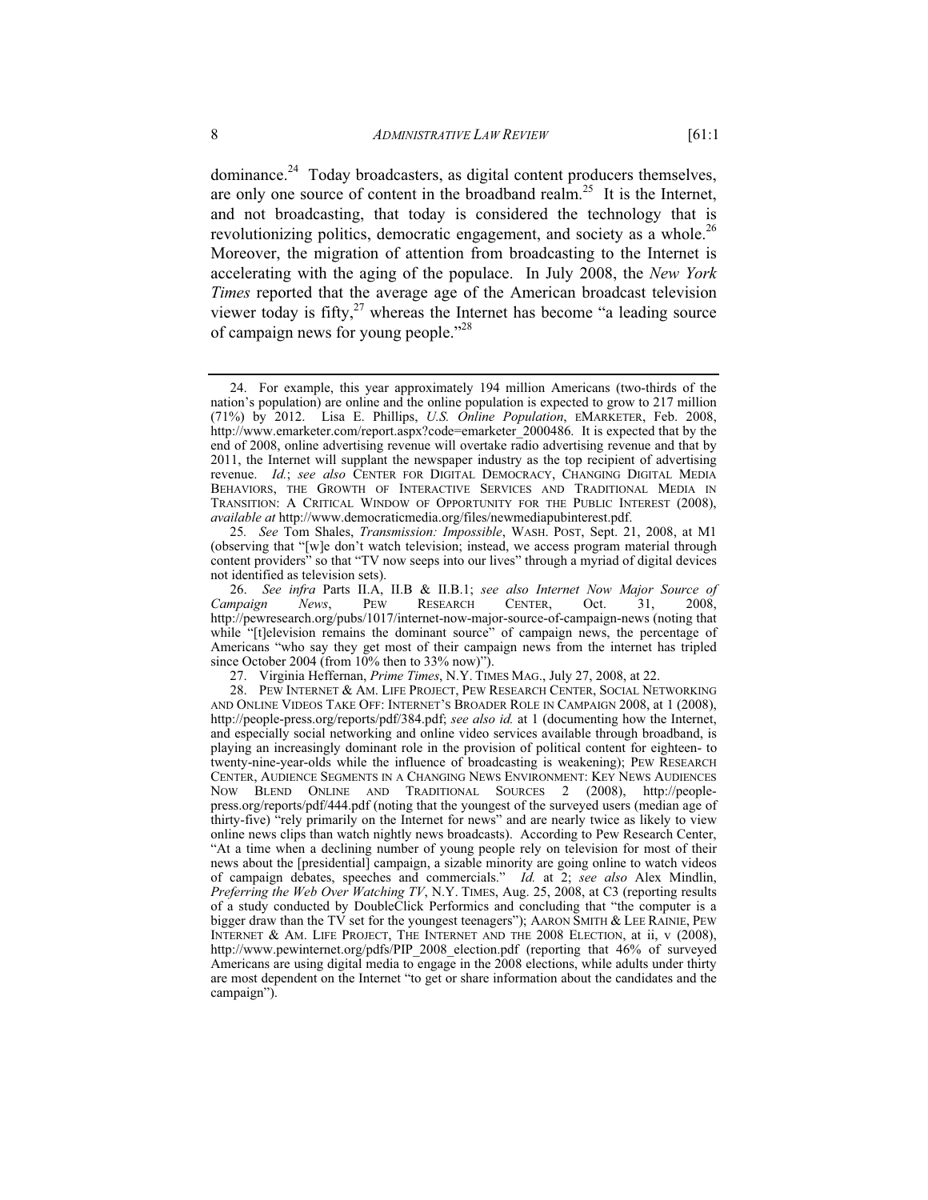dominance.[24] Today broadcasters, as digital content producers themselves, are only one source of content in the broadband realm.[25] It is the Internet, and not broadcasting, that today is considered the technology that is revolutionizing politics, democratic engagement, and society as a whole.[26] Moreover, the migration of attention from broadcasting to the Internet is accelerating with the aging of the populace. In July 2008, the *New York Times* reported that the average age of the American broadcast television viewer today is fifty,[27] whereas the Internet has become "a leading source of campaign news for young people."[28]

---

24. For example, this year approximately 194 million Americans (two-thirds of the nation's population) are online and the online population is expected to grow to 217 million (71%) by 2012. Lisa E. Phillips, *U.S. Online Population*, EMARKETER, Feb. 2008, http://www.emarketer.com/report.aspx?code=emarketer_2000486. It is expected that by the end of 2008, online advertising revenue will overtake radio advertising revenue and that by 2011, the Internet will supplant the newspaper industry as the top recipient of advertising revenue. *Id.*; *see also* CENTER FOR DIGITAL DEMOCRACY, CHANGING DIGITAL MEDIA BEHAVIORS, THE GROWTH OF INTERACTIVE SERVICES AND TRADITIONAL MEDIA IN TRANSITION: A CRITICAL WINDOW OF OPPORTUNITY FOR THE PUBLIC INTEREST (2008), *available at* http://www.democraticmedia.org/files/newmediapubinterest.pdf.

25. *See* Tom Shales, *Transmission: Impossible*, WASH. POST, Sept. 21, 2008, at M1 (observing that "[w]e don't watch television; instead, we access program material through content providers" so that "TV now seeps into our lives" through a myriad of digital devices not identified as television sets).

26. *See infra* Parts II.A, II.B & II.B.1; *see also Internet Now Major Source of Campaign News*, PEW RESEARCH CENTER, Oct. 31, 2008, http://pewresearch.org/pubs/1017/internet-now-major-source-of-campaign-news (noting that while "[t]elevision remains the dominant source" of campaign news, the percentage of Americans "who say they get most of their campaign news from the internet has tripled since October 2004 (from 10% then to 33% now)").

27. Virginia Heffernan, *Prime Times*, N.Y. TIMES MAG., July 27, 2008, at 22.

28. PEW INTERNET & AM. LIFE PROJECT, PEW RESEARCH CENTER, SOCIAL NETWORKING AND ONLINE VIDEOS TAKE OFF: INTERNET'S BROADER ROLE IN CAMPAIGN 2008, at 1 (2008), http://people-press.org/reports/pdf/384.pdf; *see also id.* at 1 (documenting how the Internet, and especially social networking and online video services available through broadband, is playing an increasingly dominant role in the provision of political content for eighteen- to twenty-nine-year-olds while the influence of broadcasting is weakening); PEW RESEARCH CENTER, AUDIENCE SEGMENTS IN A CHANGING NEWS ENVIRONMENT: KEY NEWS AUDIENCES NOW BLEND ONLINE AND TRADITIONAL SOURCES 2 (2008), http://people-press.org/reports/pdf/444.pdf (noting that the youngest of the surveyed users (median age of thirty-five) "rely primarily on the Internet for news" and are nearly twice as likely to view online news clips than watch nightly news broadcasts). According to Pew Research Center, "At a time when a declining number of young people rely on television for most of their news about the [presidential] campaign, a sizable minority are going online to watch videos of campaign debates, speeches and commercials." *Id.* at 2; *see also* Alex Mindlin, *Preferring the Web Over Watching TV*, N.Y. TIMES, Aug. 25, 2008, at C3 (reporting results of a study conducted by DoubleClick Performics and concluding that "the computer is a bigger draw than the TV set for the youngest teenagers"); AARON SMITH & LEE RAINIE, PEW INTERNET & AM. LIFE PROJECT, THE INTERNET AND THE 2008 ELECTION, at ii, v (2008), http://www.pewinternet.org/pdfs/PIP_2008_election.pdf (reporting that 46% of surveyed Americans are using digital media to engage in the 2008 elections, while adults under thirty are most dependent on the Internet "to get or share information about the candidates and the campaign").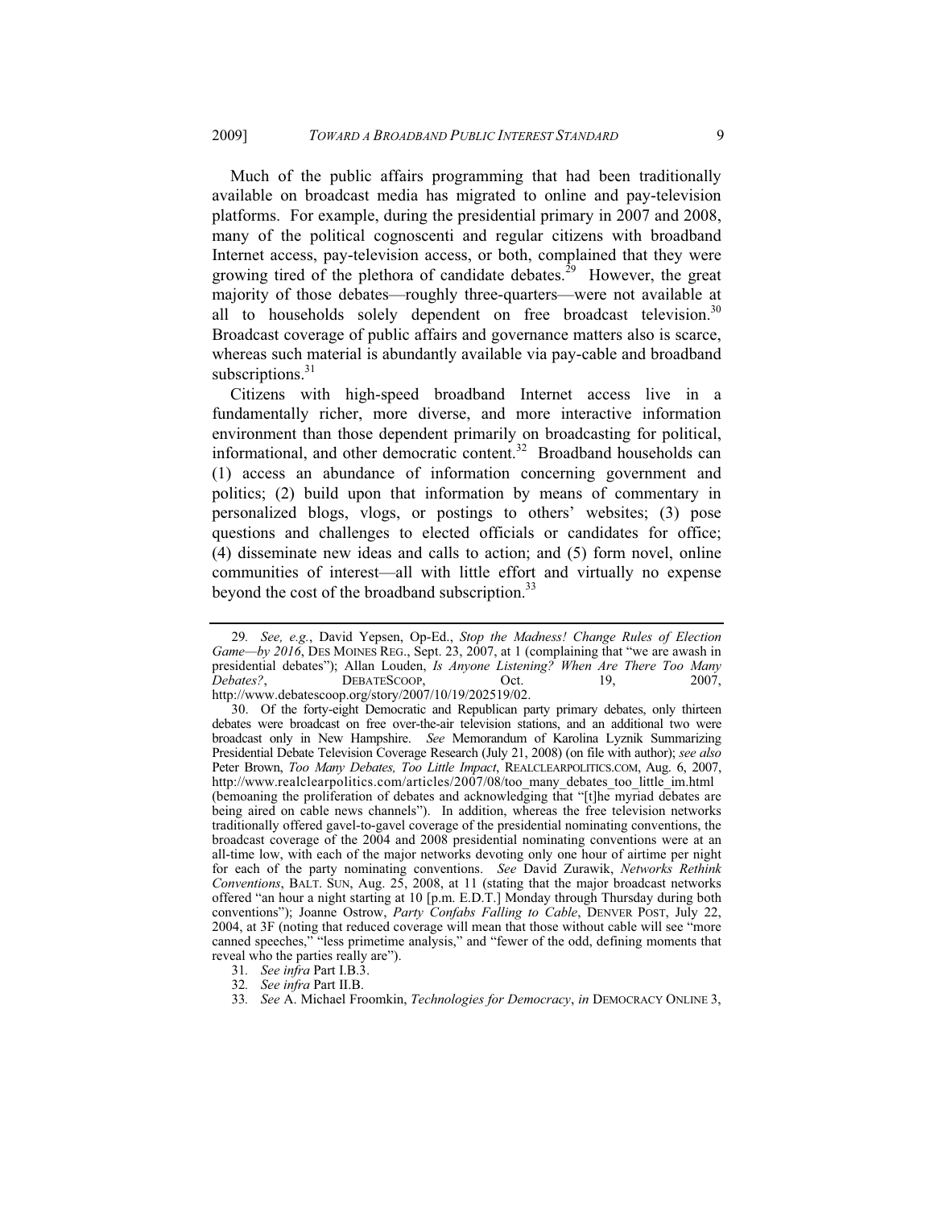Much of the public affairs programming that had been traditionally available on broadcast media has migrated to online and pay-television platforms. For example, during the presidential primary in 2007 and 2008, many of the political cognoscenti and regular citizens with broadband Internet access, pay-television access, or both, complained that they were growing tired of the plethora of candidate debates.[29] However, the great majority of those debates—roughly three-quarters—were not available at all to households solely dependent on free broadcast television.[30] Broadcast coverage of public affairs and governance matters also is scarce, whereas such material is abundantly available via pay-cable and broadband subscriptions.[31]

Citizens with high-speed broadband Internet access live in a fundamentally richer, more diverse, and more interactive information environment than those dependent primarily on broadcasting for political, informational, and other democratic content.[32] Broadband households can (1) access an abundance of information concerning government and politics; (2) build upon that information by means of commentary in personalized blogs, vlogs, or postings to others' websites; (3) pose questions and challenges to elected officials or candidates for office; (4) disseminate new ideas and calls to action; and (5) form novel, online communities of interest—all with little effort and virtually no expense beyond the cost of the broadband subscription.[33]

---

29. *See, e.g.*, David Yepsen, Op-Ed., *Stop the Madness! Change Rules of Election Game—by 2016*, DES MOINES REG., Sept. 23, 2007, at 1 (complaining that "we are awash in presidential debates"); Allan Louden, *Is Anyone Listening? When Are There Too Many Debates?*, DEBATESCOOP, Oct. 19, 2007, http://www.debatescoop.org/story/2007/10/19/202519/02.

30. Of the forty-eight Democratic and Republican party primary debates, only thirteen debates were broadcast on free over-the-air television stations, and an additional two were broadcast only in New Hampshire. *See* Memorandum of Karolina Lyznik Summarizing Presidential Debate Television Coverage Research (July 21, 2008) (on file with author); *see also* Peter Brown, *Too Many Debates, Too Little Impact*, REALCLEARPOLITICS.COM, Aug. 6, 2007, http://www.realclearpolitics.com/articles/2007/08/too_many_debates_too_little_im.html (bemoaning the proliferation of debates and acknowledging that "[t]he myriad debates are being aired on cable news channels"). In addition, whereas the free television networks traditionally offered gavel-to-gavel coverage of the presidential nominating conventions, the broadcast coverage of the 2004 and 2008 presidential nominating conventions were at an all-time low, with each of the major networks devoting only one hour of airtime per night for each of the party nominating conventions. *See* David Zurawik, *Networks Rethink Conventions*, BALT. SUN, Aug. 25, 2008, at 11 (stating that the major broadcast networks offered "an hour a night starting at 10 [p.m. E.D.T.] Monday through Thursday during both conventions"); Joanne Ostrow, *Party Confabs Falling to Cable*, DENVER POST, July 22, 2004, at 3F (noting that reduced coverage will mean that those without cable will see "more canned speeches," "less primetime analysis," and "fewer of the odd, defining moments that reveal who the parties really are").

31. *See infra* Part I.B.3.

32. *See infra* Part II.B.

33. *See* A. Michael Froomkin, *Technologies for Democracy*, *in* DEMOCRACY ONLINE 3,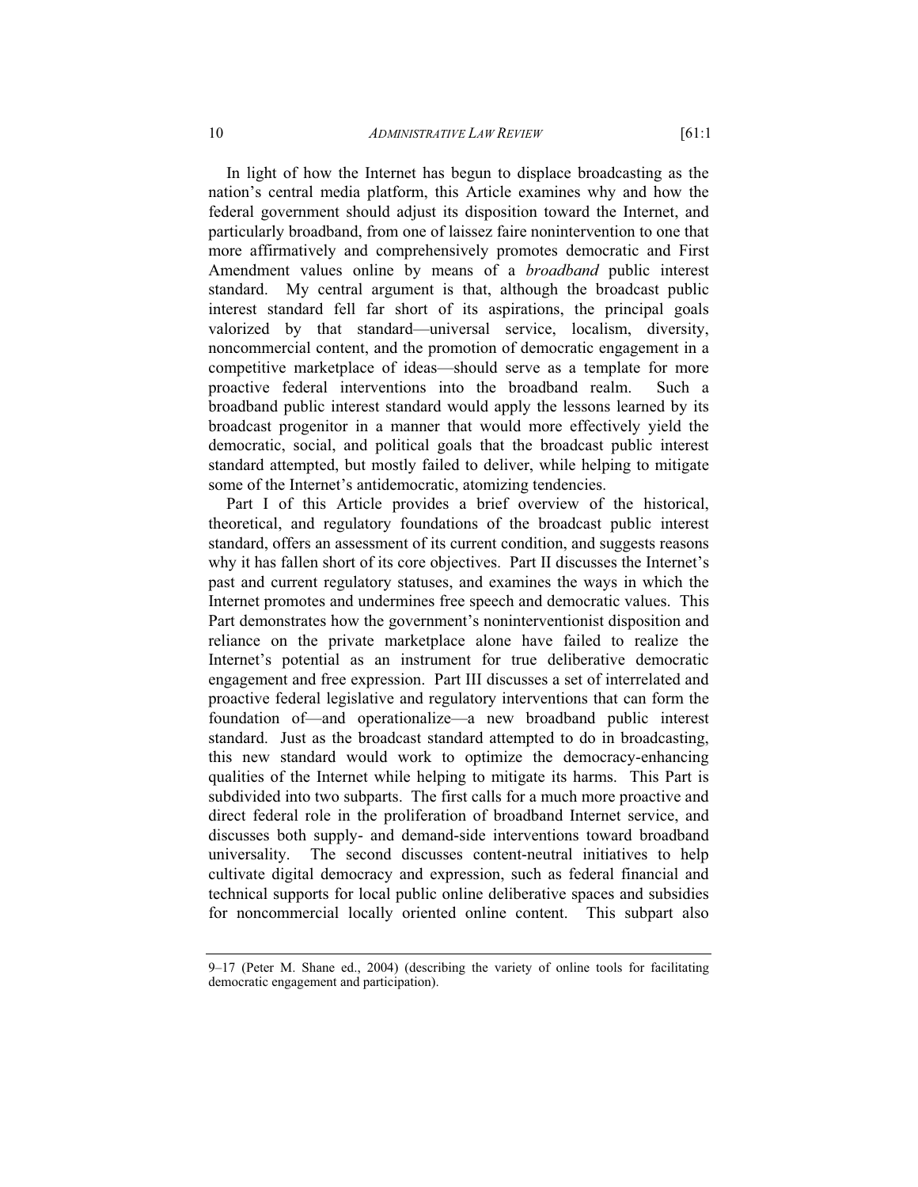In light of how the Internet has begun to displace broadcasting as the nation's central media platform, this Article examines why and how the federal government should adjust its disposition toward the Internet, and particularly broadband, from one of laissez faire nonintervention to one that more affirmatively and comprehensively promotes democratic and First Amendment values online by means of a *broadband* public interest standard. My central argument is that, although the broadcast public interest standard fell far short of its aspirations, the principal goals valorized by that standard—universal service, localism, diversity, noncommercial content, and the promotion of democratic engagement in a competitive marketplace of ideas—should serve as a template for more proactive federal interventions into the broadband realm. Such a broadband public interest standard would apply the lessons learned by its broadcast progenitor in a manner that would more effectively yield the democratic, social, and political goals that the broadcast public interest standard attempted, but mostly failed to deliver, while helping to mitigate some of the Internet's antidemocratic, atomizing tendencies.

Part I of this Article provides a brief overview of the historical, theoretical, and regulatory foundations of the broadcast public interest standard, offers an assessment of its current condition, and suggests reasons why it has fallen short of its core objectives. Part II discusses the Internet's past and current regulatory statuses, and examines the ways in which the Internet promotes and undermines free speech and democratic values. This Part demonstrates how the government's noninterventionist disposition and reliance on the private marketplace alone have failed to realize the Internet's potential as an instrument for true deliberative democratic engagement and free expression. Part III discusses a set of interrelated and proactive federal legislative and regulatory interventions that can form the foundation of—and operationalize—a new broadband public interest standard. Just as the broadcast standard attempted to do in broadcasting, this new standard would work to optimize the democracy-enhancing qualities of the Internet while helping to mitigate its harms. This Part is subdivided into two subparts. The first calls for a much more proactive and direct federal role in the proliferation of broadband Internet service, and discusses both supply- and demand-side interventions toward broadband universality. The second discusses content-neutral initiatives to help cultivate digital democracy and expression, such as federal financial and technical supports for local public online deliberative spaces and subsidies for noncommercial locally oriented online content. This subpart also

---

9–17 (Peter M. Shane ed., 2004) (describing the variety of online tools for facilitating democratic engagement and participation).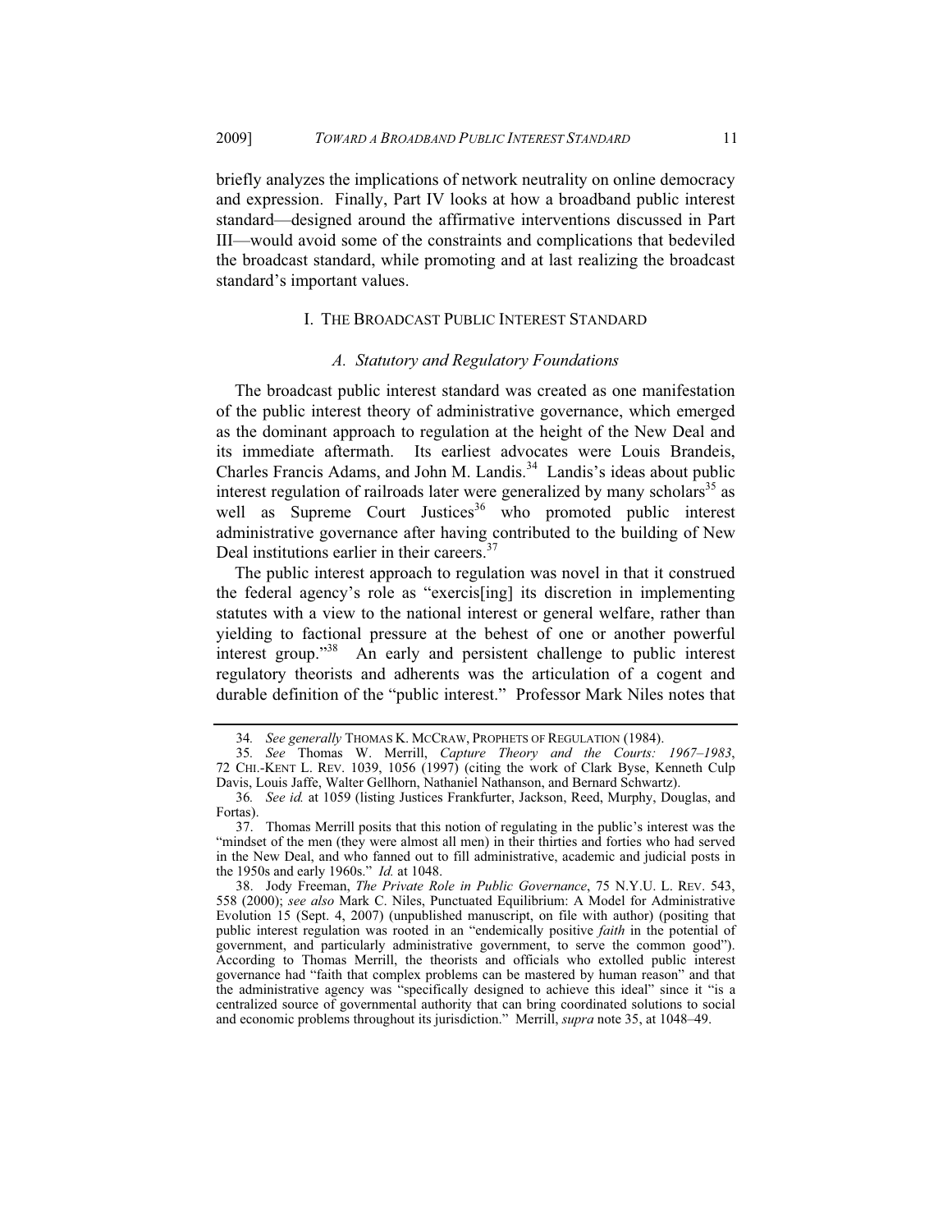briefly analyzes the implications of network neutrality on online democracy and expression. Finally, Part IV looks at how a broadband public interest standard—designed around the affirmative interventions discussed in Part III—would avoid some of the constraints and complications that bedeviled the broadcast standard, while promoting and at last realizing the broadcast standard's important values.

## I. THE BROADCAST PUBLIC INTEREST STANDARD

### *A. Statutory and Regulatory Foundations*

The broadcast public interest standard was created as one manifestation of the public interest theory of administrative governance, which emerged as the dominant approach to regulation at the height of the New Deal and its immediate aftermath. Its earliest advocates were Louis Brandeis, Charles Francis Adams, and John M. Landis.[34] Landis's ideas about public interest regulation of railroads later were generalized by many scholars[35] as well as Supreme Court Justices[36] who promoted public interest administrative governance after having contributed to the building of New Deal institutions earlier in their careers.[37]

The public interest approach to regulation was novel in that it construed the federal agency's role as "exercis[ing] its discretion in implementing statutes with a view to the national interest or general welfare, rather than yielding to factional pressure at the behest of one or another powerful interest group."[38] An early and persistent challenge to public interest regulatory theorists and adherents was the articulation of a cogent and durable definition of the "public interest." Professor Mark Niles notes that

---

34. *See generally* THOMAS K. MCCRAW, PROPHETS OF REGULATION (1984).

35. *See* Thomas W. Merrill, *Capture Theory and the Courts: 1967–1983*, 72 CHI.-KENT L. REV. 1039, 1056 (1997) (citing the work of Clark Byse, Kenneth Culp Davis, Louis Jaffe, Walter Gellhorn, Nathaniel Nathanson, and Bernard Schwartz).

36. *See id.* at 1059 (listing Justices Frankfurter, Jackson, Reed, Murphy, Douglas, and Fortas).

37. Thomas Merrill posits that this notion of regulating in the public's interest was the "mindset of the men (they were almost all men) in their thirties and forties who had served in the New Deal, and who fanned out to fill administrative, academic and judicial posts in the 1950s and early 1960s." *Id.* at 1048.

38. Jody Freeman, *The Private Role in Public Governance*, 75 N.Y.U. L. REV. 543, 558 (2000); *see also* Mark C. Niles, Punctuated Equilibrium: A Model for Administrative Evolution 15 (Sept. 4, 2007) (unpublished manuscript, on file with author) (positing that public interest regulation was rooted in an "endemically positive *faith* in the potential of government, and particularly administrative government, to serve the common good"). According to Thomas Merrill, the theorists and officials who extolled public interest governance had "faith that complex problems can be mastered by human reason" and that the administrative agency was "specifically designed to achieve this ideal" since it "is a centralized source of governmental authority that can bring coordinated solutions to social and economic problems throughout its jurisdiction." Merrill, *supra* note 35, at 1048–49.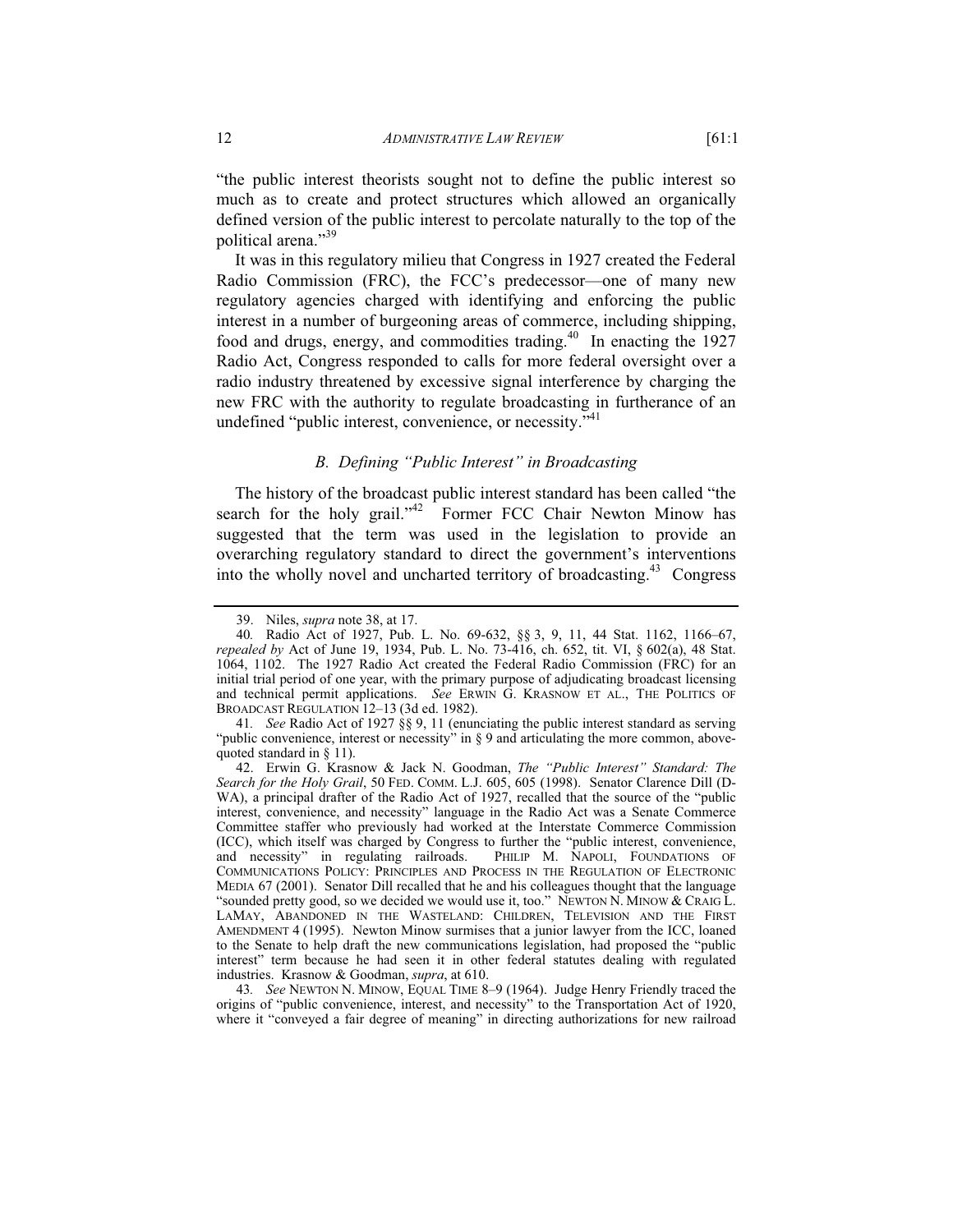"the public interest theorists sought not to define the public interest so much as to create and protect structures which allowed an organically defined version of the public interest to percolate naturally to the top of the political arena."[39]

It was in this regulatory milieu that Congress in 1927 created the Federal Radio Commission (FRC), the FCC's predecessor—one of many new regulatory agencies charged with identifying and enforcing the public interest in a number of burgeoning areas of commerce, including shipping, food and drugs, energy, and commodities trading.[40] In enacting the 1927 Radio Act, Congress responded to calls for more federal oversight over a radio industry threatened by excessive signal interference by charging the new FRC with the authority to regulate broadcasting in furtherance of an undefined "public interest, convenience, or necessity."[41]

### *B. Defining "Public Interest" in Broadcasting*

The history of the broadcast public interest standard has been called "the search for the holy grail."[42] Former FCC Chair Newton Minow has suggested that the term was used in the legislation to provide an overarching regulatory standard to direct the government's interventions into the wholly novel and uncharted territory of broadcasting.[43] Congress

---

39. Niles, *supra* note 38, at 17.

40. Radio Act of 1927, Pub. L. No. 69-632, §§ 3, 9, 11, 44 Stat. 1162, 1166–67, *repealed by* Act of June 19, 1934, Pub. L. No. 73-416, ch. 652, tit. VI, § 602(a), 48 Stat. 1064, 1102. The 1927 Radio Act created the Federal Radio Commission (FRC) for an initial trial period of one year, with the primary purpose of adjudicating broadcast licensing and technical permit applications. *See* ERWIN G. KRASNOW ET AL., THE POLITICS OF BROADCAST REGULATION 12–13 (3d ed. 1982).

41. *See* Radio Act of 1927 §§ 9, 11 (enunciating the public interest standard as serving "public convenience, interest or necessity" in § 9 and articulating the more common, above-quoted standard in § 11).

42. Erwin G. Krasnow & Jack N. Goodman, *The "Public Interest" Standard: The Search for the Holy Grail*, 50 FED. COMM. L.J. 605, 605 (1998). Senator Clarence Dill (D-WA), a principal drafter of the Radio Act of 1927, recalled that the source of the "public interest, convenience, and necessity" language in the Radio Act was a Senate Commerce Committee staffer who previously had worked at the Interstate Commerce Commission (ICC), which itself was charged by Congress to further the "public interest, convenience, and necessity" in regulating railroads. PHILIP M. NAPOLI, FOUNDATIONS OF COMMUNICATIONS POLICY: PRINCIPLES AND PROCESS IN THE REGULATION OF ELECTRONIC MEDIA 67 (2001). Senator Dill recalled that he and his colleagues thought that the language "sounded pretty good, so we decided we would use it, too." NEWTON N. MINOW & CRAIG L. LAMAY, ABANDONED IN THE WASTELAND: CHILDREN, TELEVISION AND THE FIRST AMENDMENT 4 (1995). Newton Minow surmises that a junior lawyer from the ICC, loaned to the Senate to help draft the new communications legislation, had proposed the "public interest" term because he had seen it in other federal statutes dealing with regulated industries. Krasnow & Goodman, *supra*, at 610.

43. *See* NEWTON N. MINOW, EQUAL TIME 8–9 (1964). Judge Henry Friendly traced the origins of "public convenience, interest, and necessity" to the Transportation Act of 1920, where it "conveyed a fair degree of meaning" in directing authorizations for new railroad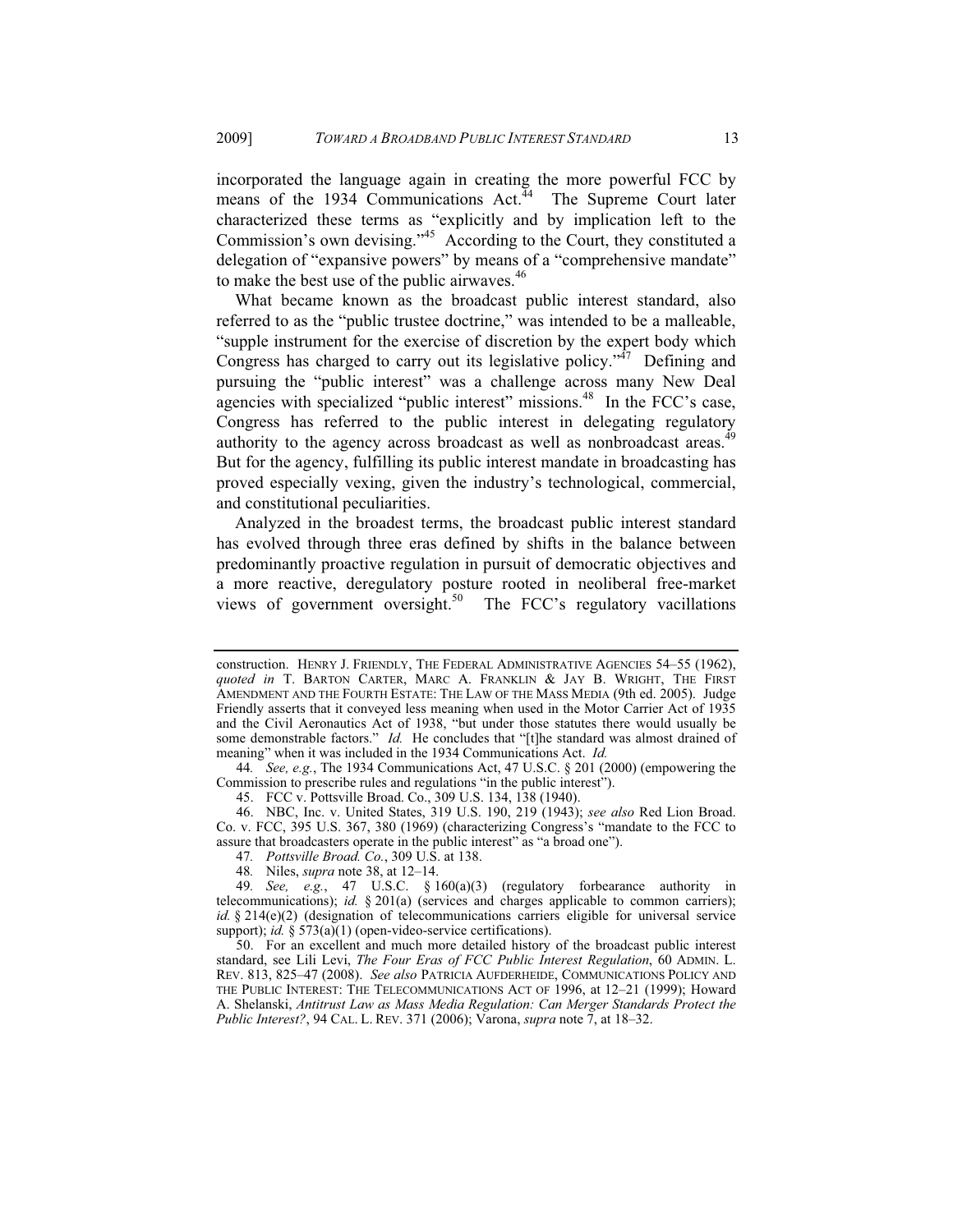incorporated the language again in creating the more powerful FCC by means of the 1934 Communications Act.[44] The Supreme Court later characterized these terms as "explicitly and by implication left to the Commission's own devising."[45] According to the Court, they constituted a delegation of "expansive powers" by means of a "comprehensive mandate" to make the best use of the public airwaves.[46]

What became known as the broadcast public interest standard, also referred to as the "public trustee doctrine," was intended to be a malleable, "supple instrument for the exercise of discretion by the expert body which Congress has charged to carry out its legislative policy."[47] Defining and pursuing the "public interest" was a challenge across many New Deal agencies with specialized "public interest" missions.[48] In the FCC's case, Congress has referred to the public interest in delegating regulatory authority to the agency across broadcast as well as nonbroadcast areas.[49] But for the agency, fulfilling its public interest mandate in broadcasting has proved especially vexing, given the industry's technological, commercial, and constitutional peculiarities.

Analyzed in the broadest terms, the broadcast public interest standard has evolved through three eras defined by shifts in the balance between predominantly proactive regulation in pursuit of democratic objectives and a more reactive, deregulatory posture rooted in neoliberal free-market views of government oversight.[50] The FCC's regulatory vacillations

---

construction. HENRY J. FRIENDLY, THE FEDERAL ADMINISTRATIVE AGENCIES 54–55 (1962), *quoted in* T. BARTON CARTER, MARC A. FRANKLIN & JAY B. WRIGHT, THE FIRST AMENDMENT AND THE FOURTH ESTATE: THE LAW OF THE MASS MEDIA (9th ed. 2005). Judge Friendly asserts that it conveyed less meaning when used in the Motor Carrier Act of 1935 and the Civil Aeronautics Act of 1938, "but under those statutes there would usually be some demonstrable factors." *Id.* He concludes that "[t]he standard was almost drained of meaning" when it was included in the 1934 Communications Act. *Id.*

44. *See, e.g.*, The 1934 Communications Act, 47 U.S.C. § 201 (2000) (empowering the Commission to prescribe rules and regulations "in the public interest").

45. FCC v. Pottsville Broad. Co., 309 U.S. 134, 138 (1940).

46. NBC, Inc. v. United States, 319 U.S. 190, 219 (1943); *see also* Red Lion Broad. Co. v. FCC, 395 U.S. 367, 380 (1969) (characterizing Congress's "mandate to the FCC to assure that broadcasters operate in the public interest" as "a broad one").

47. *Pottsville Broad. Co.*, 309 U.S. at 138.

48. Niles, *supra* note 38, at 12–14.

49. *See, e.g.*, 47 U.S.C. § 160(a)(3) (regulatory forbearance authority in telecommunications); *id.* § 201(a) (services and charges applicable to common carriers); *id.* § 214(e)(2) (designation of telecommunications carriers eligible for universal service support); *id.* § 573(a)(1) (open-video-service certifications).

50. For an excellent and much more detailed history of the broadcast public interest standard, see Lili Levi, *The Four Eras of FCC Public Interest Regulation*, 60 ADMIN. L. REV. 813, 825–47 (2008). *See also* PATRICIA AUFDERHEIDE, COMMUNICATIONS POLICY AND THE PUBLIC INTEREST: THE TELECOMMUNICATIONS ACT OF 1996, at 12–21 (1999); Howard A. Shelanski, *Antitrust Law as Mass Media Regulation: Can Merger Standards Protect the Public Interest?*, 94 CAL. L. REV. 371 (2006); Varona, *supra* note 7, at 18–32.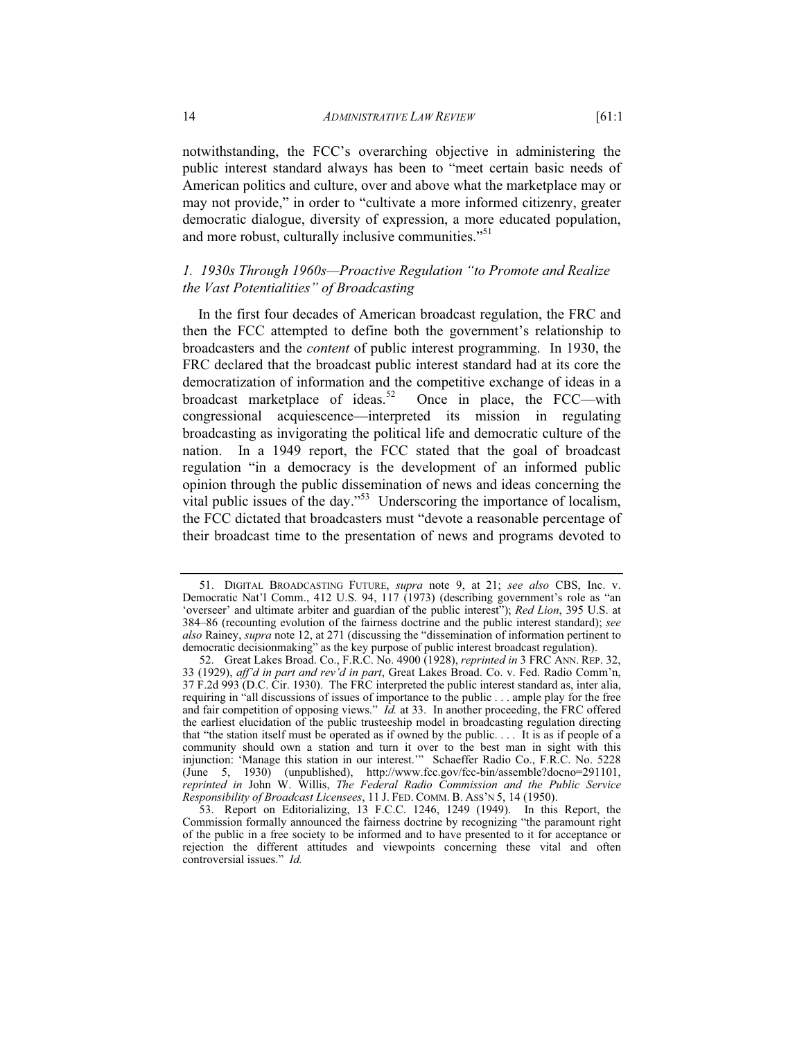notwithstanding, the FCC's overarching objective in administering the public interest standard always has been to "meet certain basic needs of American politics and culture, over and above what the marketplace may or may not provide," in order to "cultivate a more informed citizenry, greater democratic dialogue, diversity of expression, a more educated population, and more robust, culturally inclusive communities."[51]

### *1. 1930s Through 1960s—Proactive Regulation "to Promote and Realize the Vast Potentialities" of Broadcasting*

In the first four decades of American broadcast regulation, the FRC and then the FCC attempted to define both the government's relationship to broadcasters and the *content* of public interest programming. In 1930, the FRC declared that the broadcast public interest standard had at its core the democratization of information and the competitive exchange of ideas in a broadcast marketplace of ideas.[52] Once in place, the FCC—with congressional acquiescence—interpreted its mission in regulating broadcasting as invigorating the political life and democratic culture of the nation. In a 1949 report, the FCC stated that the goal of broadcast regulation "in a democracy is the development of an informed public opinion through the public dissemination of news and ideas concerning the vital public issues of the day."[53] Underscoring the importance of localism, the FCC dictated that broadcasters must "devote a reasonable percentage of their broadcast time to the presentation of news and programs devoted to

---

51. DIGITAL BROADCASTING FUTURE, *supra* note 9, at 21; *see also* CBS, Inc. v. Democratic Nat'l Comm., 412 U.S. 94, 117 (1973) (describing government's role as "an 'overseer' and ultimate arbiter and guardian of the public interest"); *Red Lion*, 395 U.S. at 384–86 (recounting evolution of the fairness doctrine and the public interest standard); *see also* Rainey, *supra* note 12, at 271 (discussing the "dissemination of information pertinent to democratic decisionmaking" as the key purpose of public interest broadcast regulation).

52. Great Lakes Broad. Co., F.R.C. No. 4900 (1928), *reprinted in* 3 FRC ANN. REP. 32, 33 (1929), *aff'd in part and rev'd in part*, Great Lakes Broad. Co. v. Fed. Radio Comm'n, 37 F.2d 993 (D.C. Cir. 1930). The FRC interpreted the public interest standard as, inter alia, requiring in "all discussions of issues of importance to the public . . . ample play for the free and fair competition of opposing views." *Id.* at 33. In another proceeding, the FRC offered the earliest elucidation of the public trusteeship model in broadcasting regulation directing that "the station itself must be operated as if owned by the public. . . . It is as if people of a community should own a station and turn it over to the best man in sight with this injunction: 'Manage this station in our interest.'" Schaeffer Radio Co., F.R.C. No. 5228 (June 5, 1930) (unpublished), http://www.fcc.gov/fcc-bin/assemble?docno=291101, *reprinted in* John W. Willis, *The Federal Radio Commission and the Public Service Responsibility of Broadcast Licensees*, 11 J. FED. COMM. B. ASS'N 5, 14 (1950).

53. Report on Editorializing, 13 F.C.C. 1246, 1249 (1949). In this Report, the Commission formally announced the fairness doctrine by recognizing "the paramount right of the public in a free society to be informed and to have presented to it for acceptance or rejection the different attitudes and viewpoints concerning these vital and often controversial issues." *Id.*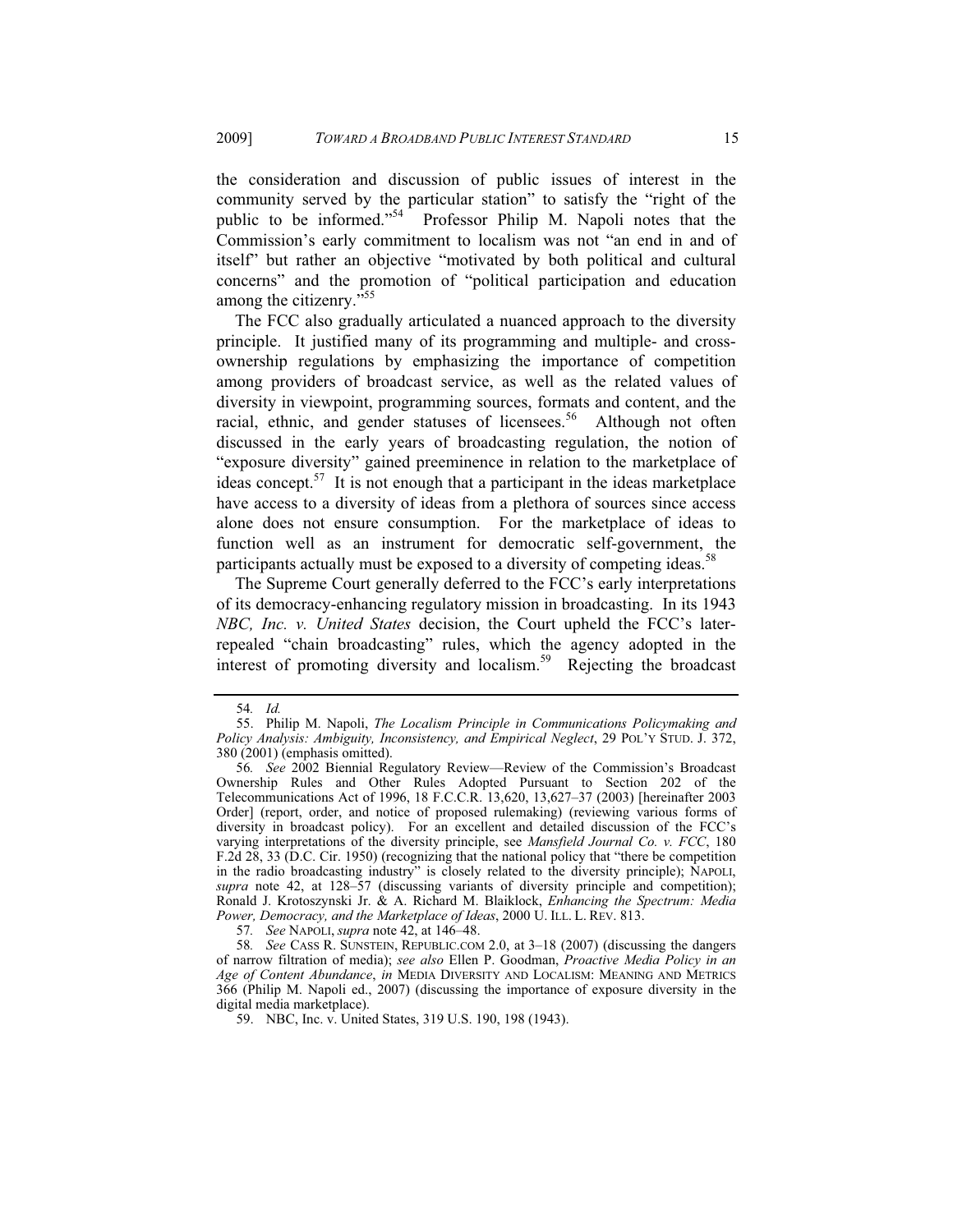the consideration and discussion of public issues of interest in the community served by the particular station" to satisfy the "right of the public to be informed."[54] Professor Philip M. Napoli notes that the Commission's early commitment to localism was not "an end in and of itself" but rather an objective "motivated by both political and cultural concerns" and the promotion of "political participation and education among the citizenry."[55]

The FCC also gradually articulated a nuanced approach to the diversity principle. It justified many of its programming and multiple- and cross-ownership regulations by emphasizing the importance of competition among providers of broadcast service, as well as the related values of diversity in viewpoint, programming sources, formats and content, and the racial, ethnic, and gender statuses of licensees.[56] Although not often discussed in the early years of broadcasting regulation, the notion of "exposure diversity" gained preeminence in relation to the marketplace of ideas concept.[57] It is not enough that a participant in the ideas marketplace have access to a diversity of ideas from a plethora of sources since access alone does not ensure consumption. For the marketplace of ideas to function well as an instrument for democratic self-government, the participants actually must be exposed to a diversity of competing ideas.[58]

The Supreme Court generally deferred to the FCC's early interpretations of its democracy-enhancing regulatory mission in broadcasting. In its 1943 *NBC, Inc. v. United States* decision, the Court upheld the FCC's later-repealed "chain broadcasting" rules, which the agency adopted in the interest of promoting diversity and localism.[59] Rejecting the broadcast

---

54. *Id.*

55. Philip M. Napoli, *The Localism Principle in Communications Policymaking and Policy Analysis: Ambiguity, Inconsistency, and Empirical Neglect*, 29 POL'Y STUD. J. 372, 380 (2001) (emphasis omitted).

56. *See* 2002 Biennial Regulatory Review—Review of the Commission's Broadcast Ownership Rules and Other Rules Adopted Pursuant to Section 202 of the Telecommunications Act of 1996, 18 F.C.C.R. 13,620, 13,627–37 (2003) [hereinafter 2003 Order] (report, order, and notice of proposed rulemaking) (reviewing various forms of diversity in broadcast policy). For an excellent and detailed discussion of the FCC's varying interpretations of the diversity principle, see *Mansfield Journal Co. v. FCC*, 180 F.2d 28, 33 (D.C. Cir. 1950) (recognizing that the national policy that "there be competition in the radio broadcasting industry" is closely related to the diversity principle); NAPOLI, *supra* note 42, at 128–57 (discussing variants of diversity principle and competition); Ronald J. Krotoszynski Jr. & A. Richard M. Blaiklock, *Enhancing the Spectrum: Media Power, Democracy, and the Marketplace of Ideas*, 2000 U. ILL. L. REV. 813.

57. *See* NAPOLI, *supra* note 42, at 146–48.

58. *See* CASS R. SUNSTEIN, REPUBLIC.COM 2.0, at 3–18 (2007) (discussing the dangers of narrow filtration of media); *see also* Ellen P. Goodman, *Proactive Media Policy in an Age of Content Abundance*, *in* MEDIA DIVERSITY AND LOCALISM: MEANING AND METRICS 366 (Philip M. Napoli ed., 2007) (discussing the importance of exposure diversity in the digital media marketplace).

59. NBC, Inc. v. United States, 319 U.S. 190, 198 (1943).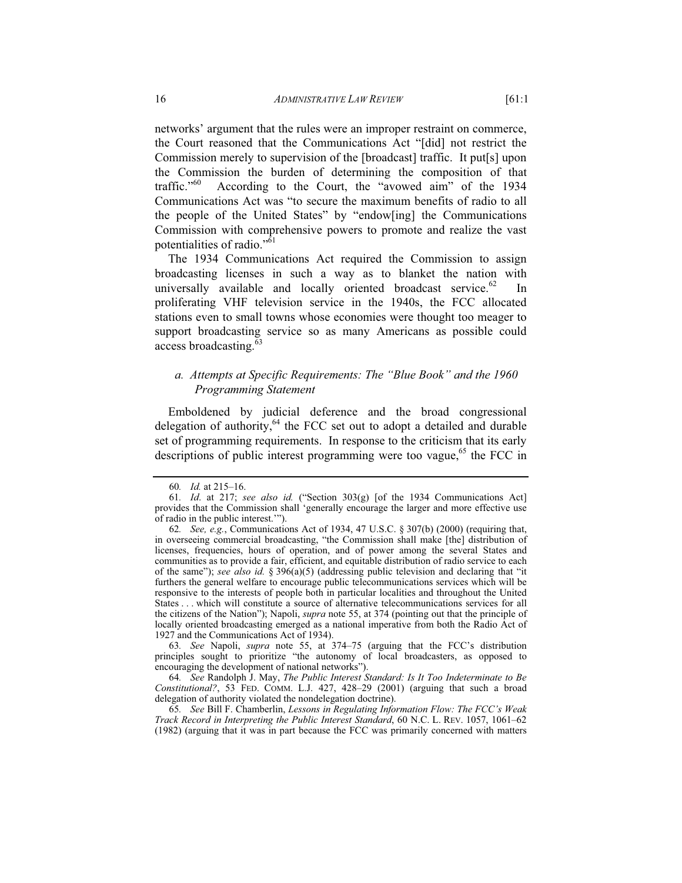networks' argument that the rules were an improper restraint on commerce, the Court reasoned that the Communications Act "[did] not restrict the Commission merely to supervision of the [broadcast] traffic. It put[s] upon the Commission the burden of determining the composition of that traffic."[60] According to the Court, the "avowed aim" of the 1934 Communications Act was "to secure the maximum benefits of radio to all the people of the United States" by "endow[ing] the Communications Commission with comprehensive powers to promote and realize the vast potentialities of radio."[61]

The 1934 Communications Act required the Commission to assign broadcasting licenses in such a way as to blanket the nation with universally available and locally oriented broadcast service.[62] In proliferating VHF television service in the 1940s, the FCC allocated stations even to small towns whose economies were thought too meager to support broadcasting service so as many Americans as possible could access broadcasting.[63]

### a. Attempts at Specific Requirements: The "Blue Book" and the 1960 Programming Statement

Emboldened by judicial deference and the broad congressional delegation of authority,[64] the FCC set out to adopt a detailed and durable set of programming requirements. In response to the criticism that its early descriptions of public interest programming were too vague,[65] the FCC in

---

60. *Id.* at 215–16.

61. *Id*. at 217; *see also id.* ("Section 303(g) [of the 1934 Communications Act] provides that the Commission shall 'generally encourage the larger and more effective use of radio in the public interest.'").

62. *See, e.g.*, Communications Act of 1934, 47 U.S.C. § 307(b) (2000) (requiring that, in overseeing commercial broadcasting, "the Commission shall make [the] distribution of licenses, frequencies, hours of operation, and of power among the several States and communities as to provide a fair, efficient, and equitable distribution of radio service to each of the same"); *see also id.* § 396(a)(5) (addressing public television and declaring that "it furthers the general welfare to encourage public telecommunications services which will be responsive to the interests of people both in particular localities and throughout the United States . . . which will constitute a source of alternative telecommunications services for all the citizens of the Nation"); Napoli, *supra* note 55, at 374 (pointing out that the principle of locally oriented broadcasting emerged as a national imperative from both the Radio Act of 1927 and the Communications Act of 1934).

63. *See* Napoli, *supra* note 55, at 374–75 (arguing that the FCC's distribution principles sought to prioritize "the autonomy of local broadcasters, as opposed to encouraging the development of national networks").

64. *See* Randolph J. May, *The Public Interest Standard: Is It Too Indeterminate to Be Constitutional?*, 53 FED. COMM. L.J. 427, 428–29 (2001) (arguing that such a broad delegation of authority violated the nondelegation doctrine).

65. *See* Bill F. Chamberlin, *Lessons in Regulating Information Flow: The FCC's Weak Track Record in Interpreting the Public Interest Standard*, 60 N.C. L. REV. 1057, 1061–62 (1982) (arguing that it was in part because the FCC was primarily concerned with matters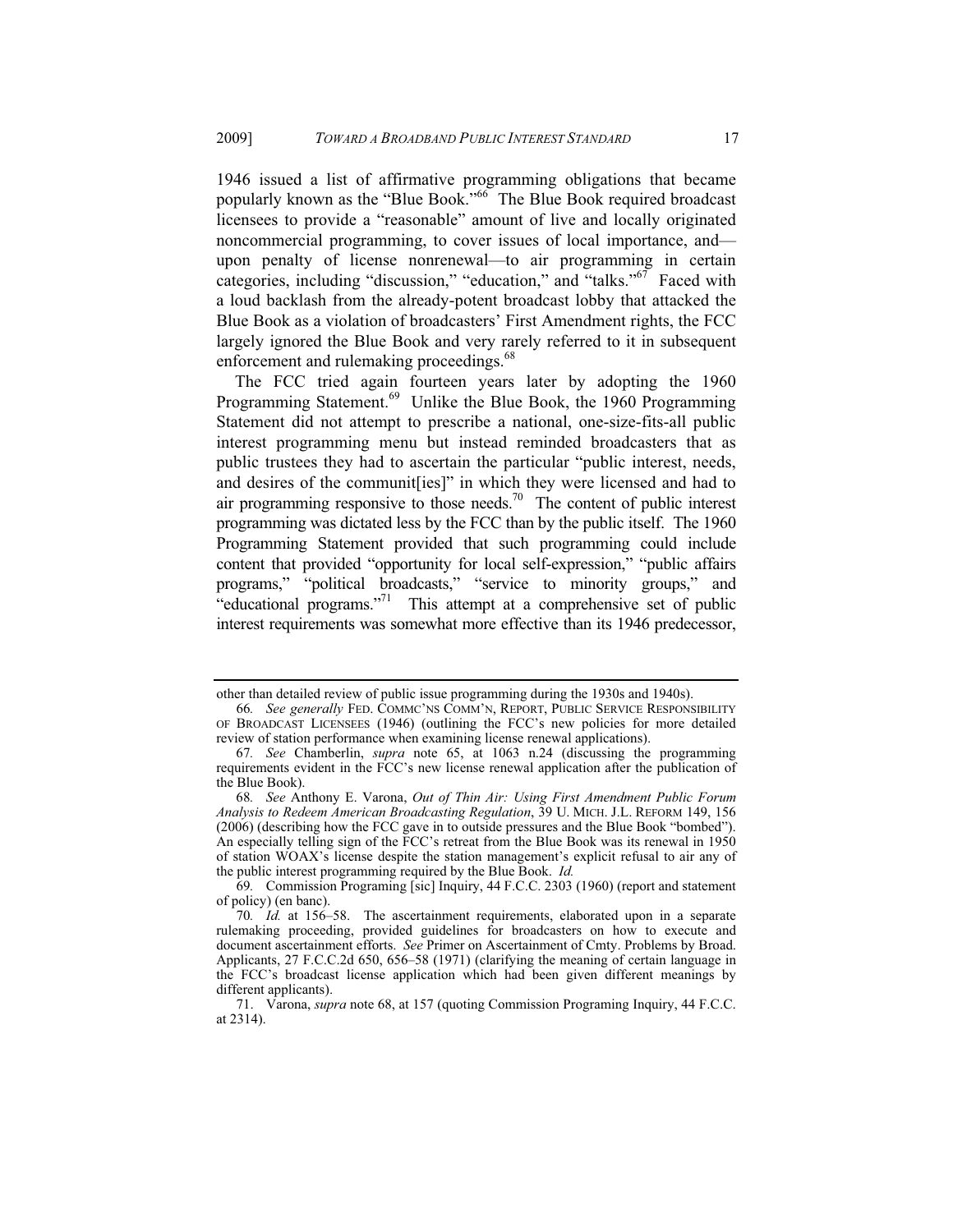1946 issued a list of affirmative programming obligations that became popularly known as the "Blue Book."[66] The Blue Book required broadcast licensees to provide a "reasonable" amount of live and locally originated noncommercial programming, to cover issues of local importance, and—upon penalty of license nonrenewal—to air programming in certain categories, including "discussion," "education," and "talks."[67] Faced with a loud backlash from the already-potent broadcast lobby that attacked the Blue Book as a violation of broadcasters' First Amendment rights, the FCC largely ignored the Blue Book and very rarely referred to it in subsequent enforcement and rulemaking proceedings.[68]

The FCC tried again fourteen years later by adopting the 1960 Programming Statement.[69] Unlike the Blue Book, the 1960 Programming Statement did not attempt to prescribe a national, one-size-fits-all public interest programming menu but instead reminded broadcasters that as public trustees they had to ascertain the particular "public interest, needs, and desires of the communit[ies]" in which they were licensed and had to air programming responsive to those needs.[70] The content of public interest programming was dictated less by the FCC than by the public itself. The 1960 Programming Statement provided that such programming could include content that provided "opportunity for local self-expression," "public affairs programs," "political broadcasts," "service to minority groups," and "educational programs."[71] This attempt at a comprehensive set of public interest requirements was somewhat more effective than its 1946 predecessor,

---

other than detailed review of public issue programming during the 1930s and 1940s).

66. *See generally* FED. COMMC'NS COMM'N, REPORT, PUBLIC SERVICE RESPONSIBILITY OF BROADCAST LICENSEES (1946) (outlining the FCC's new policies for more detailed review of station performance when examining license renewal applications).

67. *See* Chamberlin, *supra* note 65, at 1063 n.24 (discussing the programming requirements evident in the FCC's new license renewal application after the publication of the Blue Book).

68. *See* Anthony E. Varona, *Out of Thin Air: Using First Amendment Public Forum Analysis to Redeem American Broadcasting Regulation*, 39 U. MICH. J.L. REFORM 149, 156 (2006) (describing how the FCC gave in to outside pressures and the Blue Book "bombed"). An especially telling sign of the FCC's retreat from the Blue Book was its renewal in 1950 of station WOAX's license despite the station management's explicit refusal to air any of the public interest programming required by the Blue Book. *Id.*

69. Commission Programing [sic] Inquiry, 44 F.C.C. 2303 (1960) (report and statement of policy) (en banc).

70. *Id.* at 156–58. The ascertainment requirements, elaborated upon in a separate rulemaking proceeding, provided guidelines for broadcasters on how to execute and document ascertainment efforts. *See* Primer on Ascertainment of Cmty. Problems by Broad. Applicants, 27 F.C.C.2d 650, 656–58 (1971) (clarifying the meaning of certain language in the FCC's broadcast license application which had been given different meanings by different applicants).

71. Varona, *supra* note 68, at 157 (quoting Commission Programing Inquiry, 44 F.C.C. at 2314).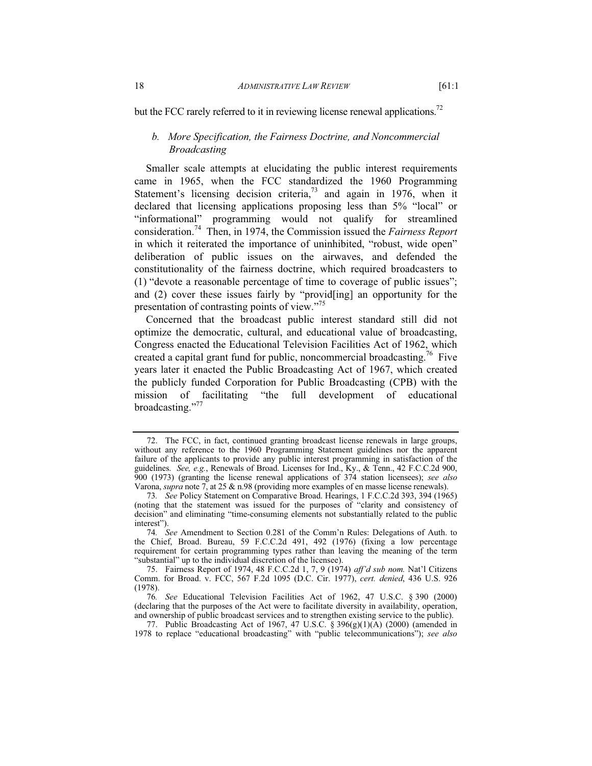but the FCC rarely referred to it in reviewing license renewal applications.[72]

### b. More Specification, the Fairness Doctrine, and Noncommercial Broadcasting

Smaller scale attempts at elucidating the public interest requirements came in 1965, when the FCC standardized the 1960 Programming Statement's licensing decision criteria,[73] and again in 1976, when it declared that licensing applications proposing less than 5% "local" or "informational" programming would not qualify for streamlined consideration.[74] Then, in 1974, the Commission issued the *Fairness Report* in which it reiterated the importance of uninhibited, "robust, wide open" deliberation of public issues on the airwaves, and defended the constitutionality of the fairness doctrine, which required broadcasters to (1) "devote a reasonable percentage of time to coverage of public issues"; and (2) cover these issues fairly by "provid[ing] an opportunity for the presentation of contrasting points of view."[75]

Concerned that the broadcast public interest standard still did not optimize the democratic, cultural, and educational value of broadcasting, Congress enacted the Educational Television Facilities Act of 1962, which created a capital grant fund for public, noncommercial broadcasting.[76] Five years later it enacted the Public Broadcasting Act of 1967, which created the publicly funded Corporation for Public Broadcasting (CPB) with the mission of facilitating "the full development of educational broadcasting."[77]

---

72. The FCC, in fact, continued granting broadcast license renewals in large groups, without any reference to the 1960 Programming Statement guidelines nor the apparent failure of the applicants to provide any public interest programming in satisfaction of the guidelines. *See, e.g.*, Renewals of Broad. Licenses for Ind., Ky., & Tenn., 42 F.C.C.2d 900, 900 (1973) (granting the license renewal applications of 374 station licensees); *see also* Varona, *supra* note 7, at 25 & n.98 (providing more examples of en masse license renewals).

73. *See* Policy Statement on Comparative Broad. Hearings, 1 F.C.C.2d 393, 394 (1965) (noting that the statement was issued for the purposes of "clarity and consistency of decision" and eliminating "time-consuming elements not substantially related to the public interest").

74. *See* Amendment to Section 0.281 of the Comm'n Rules: Delegations of Auth. to the Chief, Broad. Bureau, 59 F.C.C.2d 491, 492 (1976) (fixing a low percentage requirement for certain programming types rather than leaving the meaning of the term "substantial" up to the individual discretion of the licensee).

75. Fairness Report of 1974, 48 F.C.C.2d 1, 7, 9 (1974) *aff'd sub nom.* Nat'l Citizens Comm. for Broad. v. FCC, 567 F.2d 1095 (D.C. Cir. 1977), *cert. denied*, 436 U.S. 926 (1978).

76. *See* Educational Television Facilities Act of 1962, 47 U.S.C. § 390 (2000) (declaring that the purposes of the Act were to facilitate diversity in availability, operation, and ownership of public broadcast services and to strengthen existing service to the public).

77. Public Broadcasting Act of 1967, 47 U.S.C. § 396(g)(1)(A) (2000) (amended in 1978 to replace "educational broadcasting" with "public telecommunications"); *see also*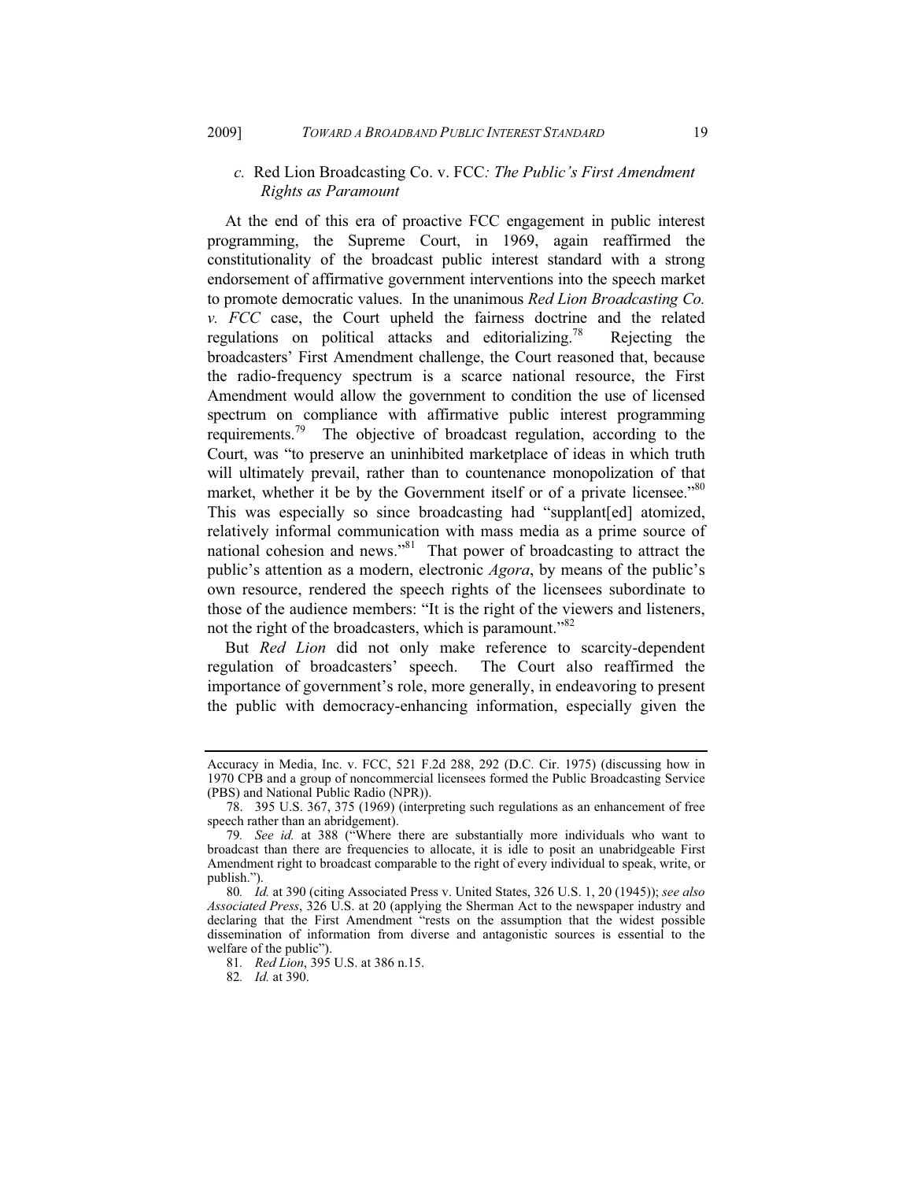### *c.* Red Lion Broadcasting Co. v. FCC*: The Public's First Amendment Rights as Paramount*

At the end of this era of proactive FCC engagement in public interest programming, the Supreme Court, in 1969, again reaffirmed the constitutionality of the broadcast public interest standard with a strong endorsement of affirmative government interventions into the speech market to promote democratic values. In the unanimous *Red Lion Broadcasting Co. v. FCC* case, the Court upheld the fairness doctrine and the related regulations on political attacks and editorializing.[78] Rejecting the broadcasters' First Amendment challenge, the Court reasoned that, because the radio-frequency spectrum is a scarce national resource, the First Amendment would allow the government to condition the use of licensed spectrum on compliance with affirmative public interest programming requirements.[79] The objective of broadcast regulation, according to the Court, was "to preserve an uninhibited marketplace of ideas in which truth will ultimately prevail, rather than to countenance monopolization of that market, whether it be by the Government itself or of a private licensee."[80] This was especially so since broadcasting had "supplant[ed] atomized, relatively informal communication with mass media as a prime source of national cohesion and news."[81] That power of broadcasting to attract the public's attention as a modern, electronic *Agora*, by means of the public's own resource, rendered the speech rights of the licensees subordinate to those of the audience members: "It is the right of the viewers and listeners, not the right of the broadcasters, which is paramount."[82]

But *Red Lion* did not only make reference to scarcity-dependent regulation of broadcasters' speech. The Court also reaffirmed the importance of government's role, more generally, in endeavoring to present the public with democracy-enhancing information, especially given the

---

Accuracy in Media, Inc. v. FCC, 521 F.2d 288, 292 (D.C. Cir. 1975) (discussing how in 1970 CPB and a group of noncommercial licensees formed the Public Broadcasting Service (PBS) and National Public Radio (NPR)).

78. 395 U.S. 367, 375 (1969) (interpreting such regulations as an enhancement of free speech rather than an abridgement).

79. *See id.* at 388 ("Where there are substantially more individuals who want to broadcast than there are frequencies to allocate, it is idle to posit an unabridgeable First Amendment right to broadcast comparable to the right of every individual to speak, write, or publish.").

80. *Id.* at 390 (citing Associated Press v. United States, 326 U.S. 1, 20 (1945)); *see also Associated Press*, 326 U.S. at 20 (applying the Sherman Act to the newspaper industry and declaring that the First Amendment "rests on the assumption that the widest possible dissemination of information from diverse and antagonistic sources is essential to the welfare of the public").

81. *Red Lion*, 395 U.S. at 386 n.15.

82. *Id.* at 390.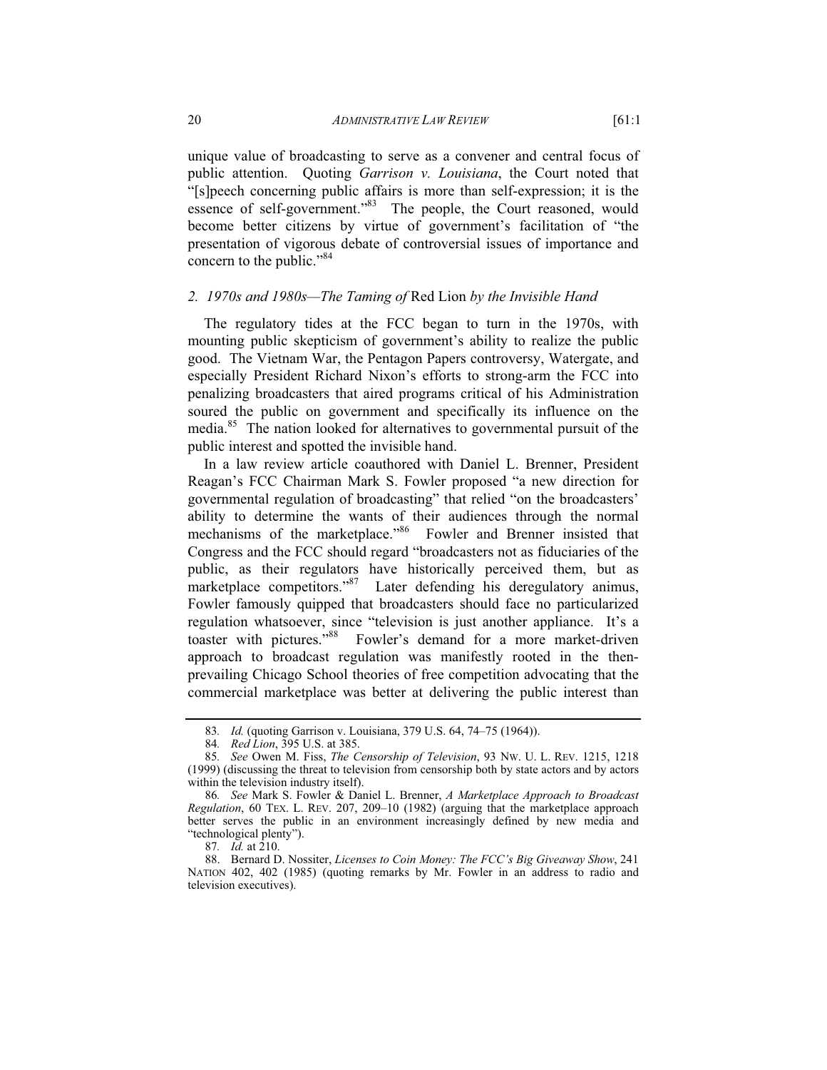unique value of broadcasting to serve as a convener and central focus of public attention. Quoting *Garrison v. Louisiana*, the Court noted that "[s]peech concerning public affairs is more than self-expression; it is the essence of self-government."[83] The people, the Court reasoned, would become better citizens by virtue of government's facilitation of "the presentation of vigorous debate of controversial issues of importance and concern to the public."[84]

### *2. 1970s and 1980s—The Taming of* Red Lion *by the Invisible Hand*

The regulatory tides at the FCC began to turn in the 1970s, with mounting public skepticism of government's ability to realize the public good. The Vietnam War, the Pentagon Papers controversy, Watergate, and especially President Richard Nixon's efforts to strong-arm the FCC into penalizing broadcasters that aired programs critical of his Administration soured the public on government and specifically its influence on the media.[85] The nation looked for alternatives to governmental pursuit of the public interest and spotted the invisible hand.

In a law review article coauthored with Daniel L. Brenner, President Reagan's FCC Chairman Mark S. Fowler proposed "a new direction for governmental regulation of broadcasting" that relied "on the broadcasters' ability to determine the wants of their audiences through the normal mechanisms of the marketplace."[86] Fowler and Brenner insisted that Congress and the FCC should regard "broadcasters not as fiduciaries of the public, as their regulators have historically perceived them, but as marketplace competitors."[87] Later defending his deregulatory animus, Fowler famously quipped that broadcasters should face no particularized regulation whatsoever, since "television is just another appliance. It's a toaster with pictures."[88] Fowler's demand for a more market-driven approach to broadcast regulation was manifestly rooted in the then-prevailing Chicago School theories of free competition advocating that the commercial marketplace was better at delivering the public interest than

---

83. *Id.* (quoting Garrison v. Louisiana, 379 U.S. 64, 74–75 (1964)).

84. *Red Lion*, 395 U.S. at 385.

85. *See* Owen M. Fiss, *The Censorship of Television*, 93 NW. U. L. REV. 1215, 1218 (1999) (discussing the threat to television from censorship both by state actors and by actors within the television industry itself).

86. *See* Mark S. Fowler & Daniel L. Brenner, *A Marketplace Approach to Broadcast Regulation*, 60 TEX. L. REV. 207, 209–10 (1982) (arguing that the marketplace approach better serves the public in an environment increasingly defined by new media and "technological plenty").

87. *Id.* at 210.

88. Bernard D. Nossiter, *Licenses to Coin Money: The FCC's Big Giveaway Show*, 241 NATION 402, 402 (1985) (quoting remarks by Mr. Fowler in an address to radio and television executives).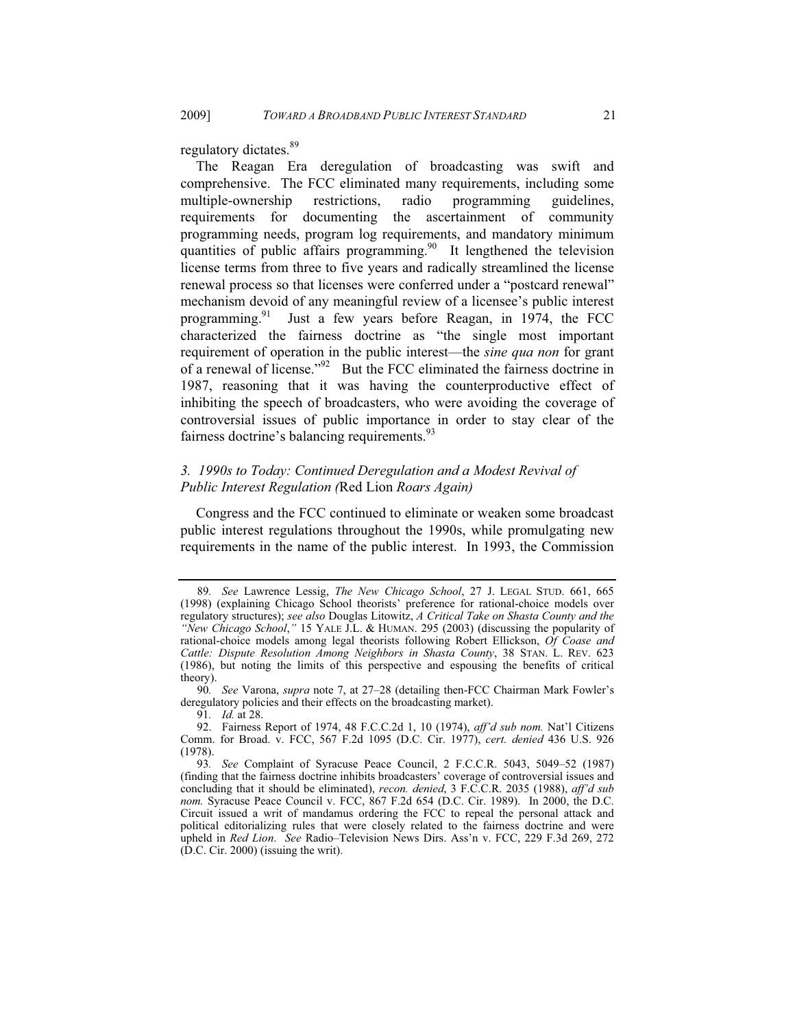regulatory dictates.[89]

The Reagan Era deregulation of broadcasting was swift and comprehensive. The FCC eliminated many requirements, including some multiple-ownership restrictions, radio programming guidelines, requirements for documenting the ascertainment of community programming needs, program log requirements, and mandatory minimum quantities of public affairs programming.[90] It lengthened the television license terms from three to five years and radically streamlined the license renewal process so that licenses were conferred under a "postcard renewal" mechanism devoid of any meaningful review of a licensee's public interest programming.[91] Just a few years before Reagan, in 1974, the FCC characterized the fairness doctrine as "the single most important requirement of operation in the public interest—the *sine qua non* for grant of a renewal of license."[92] But the FCC eliminated the fairness doctrine in 1987, reasoning that it was having the counterproductive effect of inhibiting the speech of broadcasters, who were avoiding the coverage of controversial issues of public importance in order to stay clear of the fairness doctrine's balancing requirements.[93]

### *3. 1990s to Today: Continued Deregulation and a Modest Revival of Public Interest Regulation (*Red Lion *Roars Again)*

Congress and the FCC continued to eliminate or weaken some broadcast public interest regulations throughout the 1990s, while promulgating new requirements in the name of the public interest. In 1993, the Commission

---

89. *See* Lawrence Lessig, *The New Chicago School*, 27 J. LEGAL STUD. 661, 665 (1998) (explaining Chicago School theorists' preference for rational-choice models over regulatory structures); *see also* Douglas Litowitz, *A Critical Take on Shasta County and the "New Chicago School*,*"* 15 YALE J.L. & HUMAN. 295 (2003) (discussing the popularity of rational-choice models among legal theorists following Robert Ellickson, *Of Coase and Cattle: Dispute Resolution Among Neighbors in Shasta County*, 38 STAN. L. REV. 623 (1986), but noting the limits of this perspective and espousing the benefits of critical theory).

90. *See* Varona, *supra* note 7, at 27–28 (detailing then-FCC Chairman Mark Fowler's deregulatory policies and their effects on the broadcasting market).

91. *Id.* at 28.

92. Fairness Report of 1974, 48 F.C.C.2d 1, 10 (1974), *aff'd sub nom.* Nat'l Citizens Comm. for Broad. v. FCC, 567 F.2d 1095 (D.C. Cir. 1977), *cert. denied* 436 U.S. 926 (1978).

93. *See* Complaint of Syracuse Peace Council, 2 F.C.C.R. 5043, 5049–52 (1987) (finding that the fairness doctrine inhibits broadcasters' coverage of controversial issues and concluding that it should be eliminated), *recon. denied*, 3 F.C.C.R. 2035 (1988), *aff'd sub nom.* Syracuse Peace Council v. FCC, 867 F.2d 654 (D.C. Cir. 1989). In 2000, the D.C. Circuit issued a writ of mandamus ordering the FCC to repeal the personal attack and political editorializing rules that were closely related to the fairness doctrine and were upheld in *Red Lion*. *See* Radio–Television News Dirs. Ass'n v. FCC, 229 F.3d 269, 272 (D.C. Cir. 2000) (issuing the writ).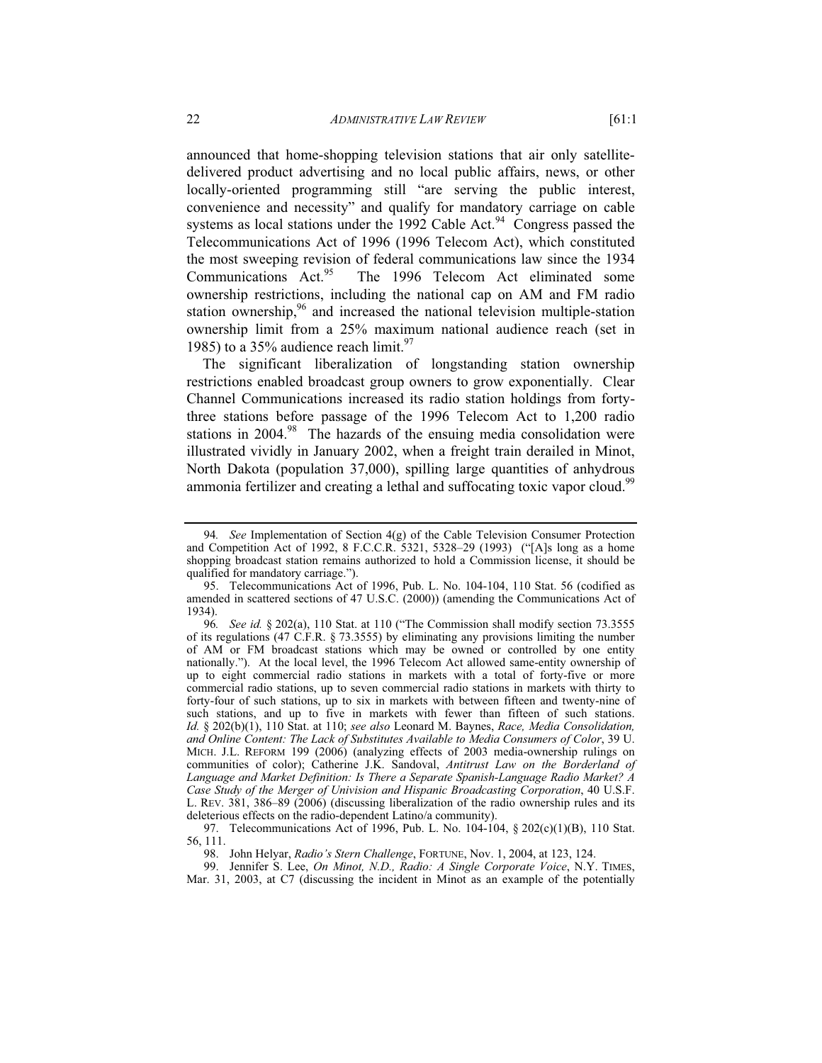announced that home-shopping television stations that air only satellite-delivered product advertising and no local public affairs, news, or other locally-oriented programming still "are serving the public interest, convenience and necessity" and qualify for mandatory carriage on cable systems as local stations under the 1992 Cable Act.[94] Congress passed the Telecommunications Act of 1996 (1996 Telecom Act), which constituted the most sweeping revision of federal communications law since the 1934 Communications Act.[95] The 1996 Telecom Act eliminated some ownership restrictions, including the national cap on AM and FM radio station ownership,[96] and increased the national television multiple-station ownership limit from a 25% maximum national audience reach (set in 1985) to a 35% audience reach limit.[97]

The significant liberalization of longstanding station ownership restrictions enabled broadcast group owners to grow exponentially. Clear Channel Communications increased its radio station holdings from forty-three stations before passage of the 1996 Telecom Act to 1,200 radio stations in 2004.[98] The hazards of the ensuing media consolidation were illustrated vividly in January 2002, when a freight train derailed in Minot, North Dakota (population 37,000), spilling large quantities of anhydrous ammonia fertilizer and creating a lethal and suffocating toxic vapor cloud.[99]

---

94. *See* Implementation of Section 4(g) of the Cable Television Consumer Protection and Competition Act of 1992, 8 F.C.C.R. 5321, 5328–29 (1993) ("[A]s long as a home shopping broadcast station remains authorized to hold a Commission license, it should be qualified for mandatory carriage.").

95. Telecommunications Act of 1996, Pub. L. No. 104-104, 110 Stat. 56 (codified as amended in scattered sections of 47 U.S.C. (2000)) (amending the Communications Act of 1934).

96. *See id.* § 202(a), 110 Stat. at 110 ("The Commission shall modify section 73.3555 of its regulations (47 C.F.R. § 73.3555) by eliminating any provisions limiting the number of AM or FM broadcast stations which may be owned or controlled by one entity nationally."). At the local level, the 1996 Telecom Act allowed same-entity ownership of up to eight commercial radio stations in markets with a total of forty-five or more commercial radio stations, up to seven commercial radio stations in markets with thirty to forty-four of such stations, up to six in markets with between fifteen and twenty-nine of such stations, and up to five in markets with fewer than fifteen of such stations. *Id.* § 202(b)(1), 110 Stat. at 110; *see also* Leonard M. Baynes, *Race, Media Consolidation, and Online Content: The Lack of Substitutes Available to Media Consumers of Color*, 39 U. MICH. J.L. REFORM 199 (2006) (analyzing effects of 2003 media-ownership rulings on communities of color); Catherine J.K. Sandoval, *Antitrust Law on the Borderland of Language and Market Definition: Is There a Separate Spanish-Language Radio Market? A Case Study of the Merger of Univision and Hispanic Broadcasting Corporation*, 40 U.S.F. L. REV. 381, 386–89 (2006) (discussing liberalization of the radio ownership rules and its deleterious effects on the radio-dependent Latino/a community).

97. Telecommunications Act of 1996, Pub. L. No. 104-104, § 202(c)(1)(B), 110 Stat. 56, 111.

98. John Helyar, *Radio's Stern Challenge*, FORTUNE, Nov. 1, 2004, at 123, 124.

99. Jennifer S. Lee, *On Minot, N.D., Radio: A Single Corporate Voice*, N.Y. TIMES, Mar. 31, 2003, at C7 (discussing the incident in Minot as an example of the potentially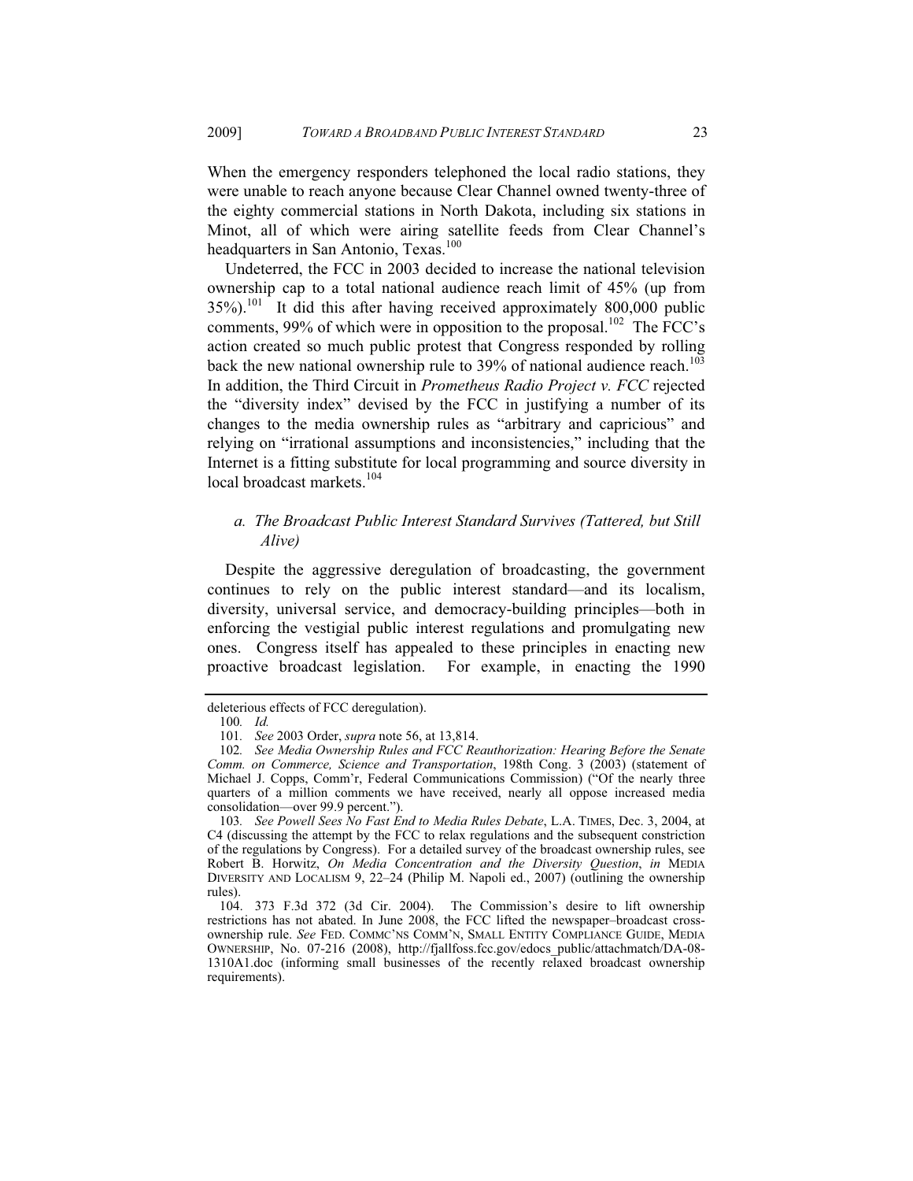When the emergency responders telephoned the local radio stations, they were unable to reach anyone because Clear Channel owned twenty-three of the eighty commercial stations in North Dakota, including six stations in Minot, all of which were airing satellite feeds from Clear Channel's headquarters in San Antonio, Texas.[100]

Undeterred, the FCC in 2003 decided to increase the national television ownership cap to a total national audience reach limit of 45% (up from 35%).[101] It did this after having received approximately 800,000 public comments, 99% of which were in opposition to the proposal.[102] The FCC's action created so much public protest that Congress responded by rolling back the new national ownership rule to 39% of national audience reach.[103] In addition, the Third Circuit in *Prometheus Radio Project v. FCC* rejected the "diversity index" devised by the FCC in justifying a number of its changes to the media ownership rules as "arbitrary and capricious" and relying on "irrational assumptions and inconsistencies," including that the Internet is a fitting substitute for local programming and source diversity in local broadcast markets.[104]

### *a. The Broadcast Public Interest Standard Survives (Tattered, but Still Alive)*

Despite the aggressive deregulation of broadcasting, the government continues to rely on the public interest standard—and its localism, diversity, universal service, and democracy-building principles—both in enforcing the vestigial public interest regulations and promulgating new ones. Congress itself has appealed to these principles in enacting new proactive broadcast legislation. For example, in enacting the 1990

---

deleterious effects of FCC deregulation).

100. *Id.*

101. *See* 2003 Order, *supra* note 56, at 13,814.

102. *See Media Ownership Rules and FCC Reauthorization: Hearing Before the Senate Comm. on Commerce, Science and Transportation*, 198th Cong. 3 (2003) (statement of Michael J. Copps, Comm'r, Federal Communications Commission) ("Of the nearly three quarters of a million comments we have received, nearly all oppose increased media consolidation—over 99.9 percent.").

103. *See Powell Sees No Fast End to Media Rules Debate*, L.A. TIMES, Dec. 3, 2004, at C4 (discussing the attempt by the FCC to relax regulations and the subsequent constriction of the regulations by Congress). For a detailed survey of the broadcast ownership rules, see Robert B. Horwitz, *On Media Concentration and the Diversity Question*, *in* MEDIA DIVERSITY AND LOCALISM 9, 22–24 (Philip M. Napoli ed., 2007) (outlining the ownership rules).

104. 373 F.3d 372 (3d Cir. 2004). The Commission's desire to lift ownership restrictions has not abated. In June 2008, the FCC lifted the newspaper–broadcast cross-ownership rule. *See* FED. COMMC'NS COMM'N, SMALL ENTITY COMPLIANCE GUIDE, MEDIA OWNERSHIP, No. 07-216 (2008), http://fjallfoss.fcc.gov/edocs_public/attachmatch/DA-08-1310A1.doc (informing small businesses of the recently relaxed broadcast ownership requirements).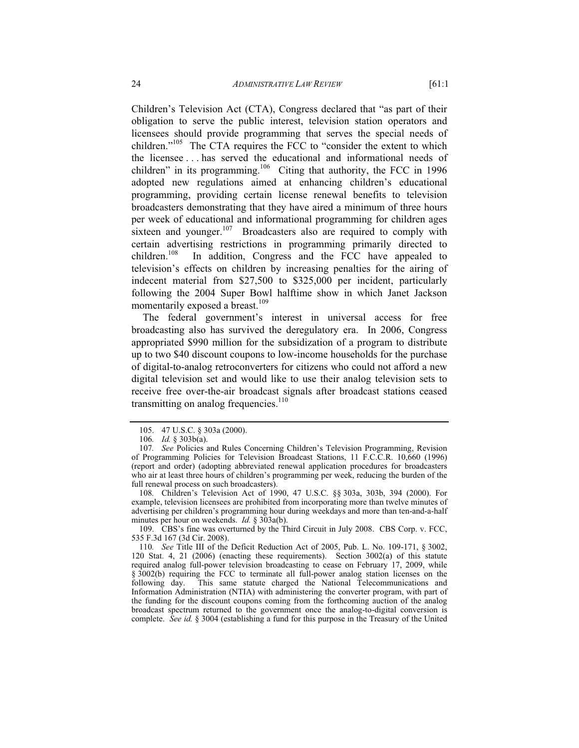Children's Television Act (CTA), Congress declared that "as part of their obligation to serve the public interest, television station operators and licensees should provide programming that serves the special needs of children."[105] The CTA requires the FCC to "consider the extent to which the licensee . . . has served the educational and informational needs of children" in its programming.[106] Citing that authority, the FCC in 1996 adopted new regulations aimed at enhancing children's educational programming, providing certain license renewal benefits to television broadcasters demonstrating that they have aired a minimum of three hours per week of educational and informational programming for children ages sixteen and younger.[107] Broadcasters also are required to comply with certain advertising restrictions in programming primarily directed to children.[108] In addition, Congress and the FCC have appealed to television's effects on children by increasing penalties for the airing of indecent material from $27,500 to $325,000 per incident, particularly following the 2004 Super Bowl halftime show in which Janet Jackson momentarily exposed a breast.[109]

The federal government's interest in universal access for free broadcasting also has survived the deregulatory era. In 2006, Congress appropriated $990 million for the subsidization of a program to distribute up to two $40 discount coupons to low-income households for the purchase of digital-to-analog retroconverters for citizens who could not afford a new digital television set and would like to use their analog television sets to receive free over-the-air broadcast signals after broadcast stations ceased transmitting on analog frequencies.[110]

---

105. 47 U.S.C. § 303a (2000).

106. *Id.* § 303b(a).

107. *See* Policies and Rules Concerning Children's Television Programming, Revision of Programming Policies for Television Broadcast Stations, 11 F.C.C.R. 10,660 (1996) (report and order) (adopting abbreviated renewal application procedures for broadcasters who air at least three hours of children's programming per week, reducing the burden of the full renewal process on such broadcasters).

108. Children's Television Act of 1990, 47 U.S.C. §§ 303a, 303b, 394 (2000). For example, television licensees are prohibited from incorporating more than twelve minutes of advertising per children's programming hour during weekdays and more than ten-and-a-half minutes per hour on weekends. *Id.* § 303a(b).

109. CBS's fine was overturned by the Third Circuit in July 2008. CBS Corp. v. FCC, 535 F.3d 167 (3d Cir. 2008).

110. *See* Title III of the Deficit Reduction Act of 2005, Pub. L. No. 109-171, § 3002, 120 Stat. 4, 21 (2006) (enacting these requirements). Section 3002(a) of this statute required analog full-power television broadcasting to cease on February 17, 2009, while § 3002(b) requiring the FCC to terminate all full-power analog station licenses on the following day. This same statute charged the National Telecommunications and Information Administration (NTIA) with administering the converter program, with part of the funding for the discount coupons coming from the forthcoming auction of the analog broadcast spectrum returned to the government once the analog-to-digital conversion is complete. *See id.* § 3004 (establishing a fund for this purpose in the Treasury of the United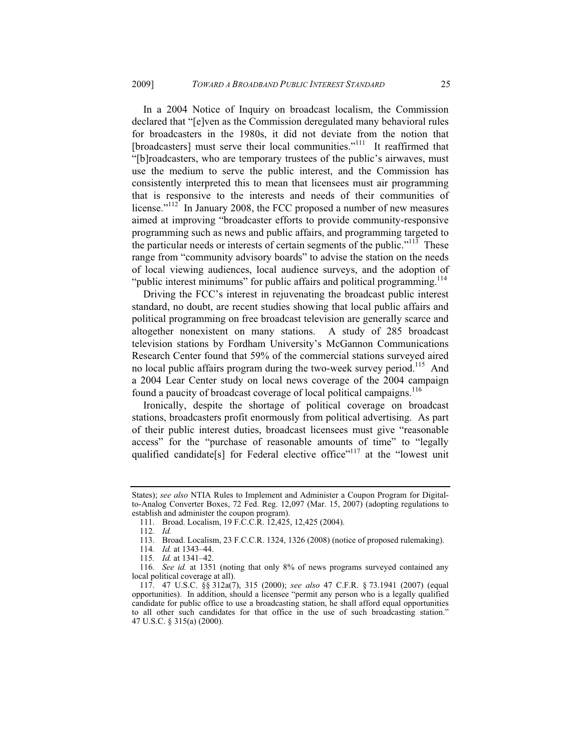In a 2004 Notice of Inquiry on broadcast localism, the Commission declared that "[e]ven as the Commission deregulated many behavioral rules for broadcasters in the 1980s, it did not deviate from the notion that [broadcasters] must serve their local communities."[111] It reaffirmed that "[b]roadcasters, who are temporary trustees of the public's airwaves, must use the medium to serve the public interest, and the Commission has consistently interpreted this to mean that licensees must air programming that is responsive to the interests and needs of their communities of license."[112] In January 2008, the FCC proposed a number of new measures aimed at improving "broadcaster efforts to provide community-responsive programming such as news and public affairs, and programming targeted to the particular needs or interests of certain segments of the public."[113] These range from "community advisory boards" to advise the station on the needs of local viewing audiences, local audience surveys, and the adoption of "public interest minimums" for public affairs and political programming.[114]

Driving the FCC's interest in rejuvenating the broadcast public interest standard, no doubt, are recent studies showing that local public affairs and political programming on free broadcast television are generally scarce and altogether nonexistent on many stations. A study of 285 broadcast television stations by Fordham University's McGannon Communications Research Center found that 59% of the commercial stations surveyed aired no local public affairs program during the two-week survey period.[115] And a 2004 Lear Center study on local news coverage of the 2004 campaign found a paucity of broadcast coverage of local political campaigns.[116]

Ironically, despite the shortage of political coverage on broadcast stations, broadcasters profit enormously from political advertising. As part of their public interest duties, broadcast licensees must give "reasonable access" for the "purchase of reasonable amounts of time" to "legally qualified candidate[s] for Federal elective office"[117] at the "lowest unit

---

States); *see also* NTIA Rules to Implement and Administer a Coupon Program for Digital-to-Analog Converter Boxes, 72 Fed. Reg. 12,097 (Mar. 15, 2007) (adopting regulations to establish and administer the coupon program).

111. Broad. Localism, 19 F.C.C.R. 12,425, 12,425 (2004).

112. *Id.*

113. Broad. Localism, 23 F.C.C.R. 1324, 1326 (2008) (notice of proposed rulemaking).

114. *Id.* at 1343–44.

115. *Id.* at 1341–42.

116. *See id.* at 1351 (noting that only 8% of news programs surveyed contained any local political coverage at all).

117. 47 U.S.C. §§ 312a(7), 315 (2000); *see also* 47 C.F.R. § 73.1941 (2007) (equal opportunities). In addition, should a licensee "permit any person who is a legally qualified candidate for public office to use a broadcasting station, he shall afford equal opportunities to all other such candidates for that office in the use of such broadcasting station." 47 U.S.C. § 315(a) (2000).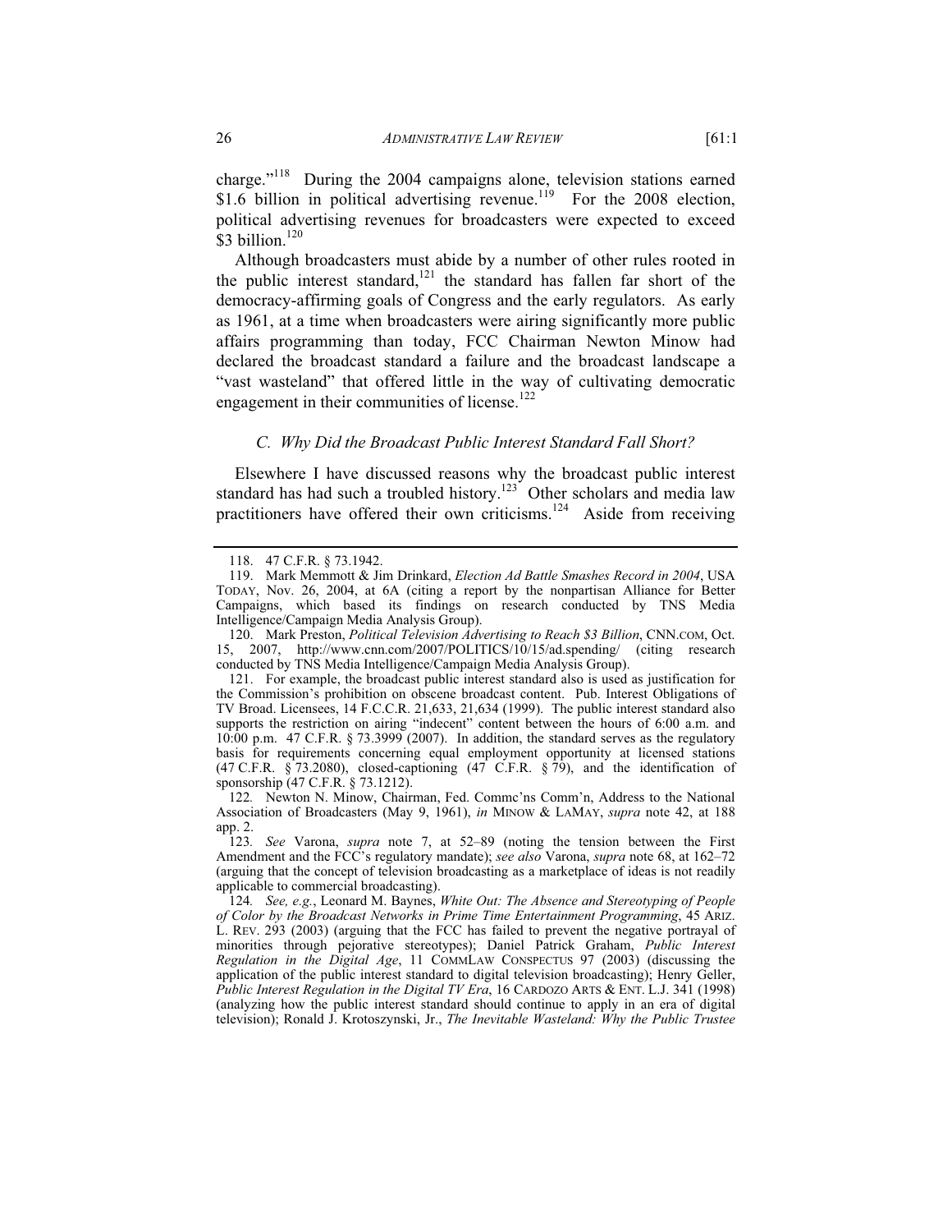charge."[118] During the 2004 campaigns alone, television stations earned $1.6 billion in political advertising revenue.[119] For the 2008 election, political advertising revenues for broadcasters were expected to exceed $3 billion.[120]

Although broadcasters must abide by a number of other rules rooted in the public interest standard,[121] the standard has fallen far short of the democracy-affirming goals of Congress and the early regulators. As early as 1961, at a time when broadcasters were airing significantly more public affairs programming than today, FCC Chairman Newton Minow had declared the broadcast standard a failure and the broadcast landscape a "vast wasteland" that offered little in the way of cultivating democratic engagement in their communities of license.[122]

### *C. Why Did the Broadcast Public Interest Standard Fall Short?*

Elsewhere I have discussed reasons why the broadcast public interest standard has had such a troubled history.[123] Other scholars and media law practitioners have offered their own criticisms.[124] Aside from receiving

---

118. 47 C.F.R. § 73.1942.

119. Mark Memmott & Jim Drinkard, *Election Ad Battle Smashes Record in 2004*, USA TODAY, Nov. 26, 2004, at 6A (citing a report by the nonpartisan Alliance for Better Campaigns, which based its findings on research conducted by TNS Media Intelligence/Campaign Media Analysis Group).

120. Mark Preston, *Political Television Advertising to Reach $3 Billion*, CNN.COM, Oct. 15, 2007, http://www.cnn.com/2007/POLITICS/10/15/ad.spending/ (citing research conducted by TNS Media Intelligence/Campaign Media Analysis Group).

121. For example, the broadcast public interest standard also is used as justification for the Commission's prohibition on obscene broadcast content. Pub. Interest Obligations of TV Broad. Licensees, 14 F.C.C.R. 21,633, 21,634 (1999). The public interest standard also supports the restriction on airing "indecent" content between the hours of 6:00 a.m. and 10:00 p.m. 47 C.F.R. § 73.3999 (2007). In addition, the standard serves as the regulatory basis for requirements concerning equal employment opportunity at licensed stations (47 C.F.R. § 73.2080), closed-captioning (47 C.F.R. § 79), and the identification of sponsorship (47 C.F.R. § 73.1212).

122. Newton N. Minow, Chairman, Fed. Commc'ns Comm'n, Address to the National Association of Broadcasters (May 9, 1961), *in* MINOW & LAMAY, *supra* note 42, at 188 app. 2.

123. *See* Varona, *supra* note 7, at 52–89 (noting the tension between the First Amendment and the FCC's regulatory mandate); *see also* Varona, *supra* note 68, at 162–72 (arguing that the concept of television broadcasting as a marketplace of ideas is not readily applicable to commercial broadcasting).

124. *See, e.g.*, Leonard M. Baynes, *White Out: The Absence and Stereotyping of People of Color by the Broadcast Networks in Prime Time Entertainment Programming*, 45 ARIZ. L. REV. 293 (2003) (arguing that the FCC has failed to prevent the negative portrayal of minorities through pejorative stereotypes); Daniel Patrick Graham, *Public Interest Regulation in the Digital Age*, 11 COMMLAW CONSPECTUS 97 (2003) (discussing the application of the public interest standard to digital television broadcasting); Henry Geller, *Public Interest Regulation in the Digital TV Era*, 16 CARDOZO ARTS & ENT. L.J. 341 (1998) (analyzing how the public interest standard should continue to apply in an era of digital television); Ronald J. Krotoszynski, Jr., *The Inevitable Wasteland: Why the Public Trustee*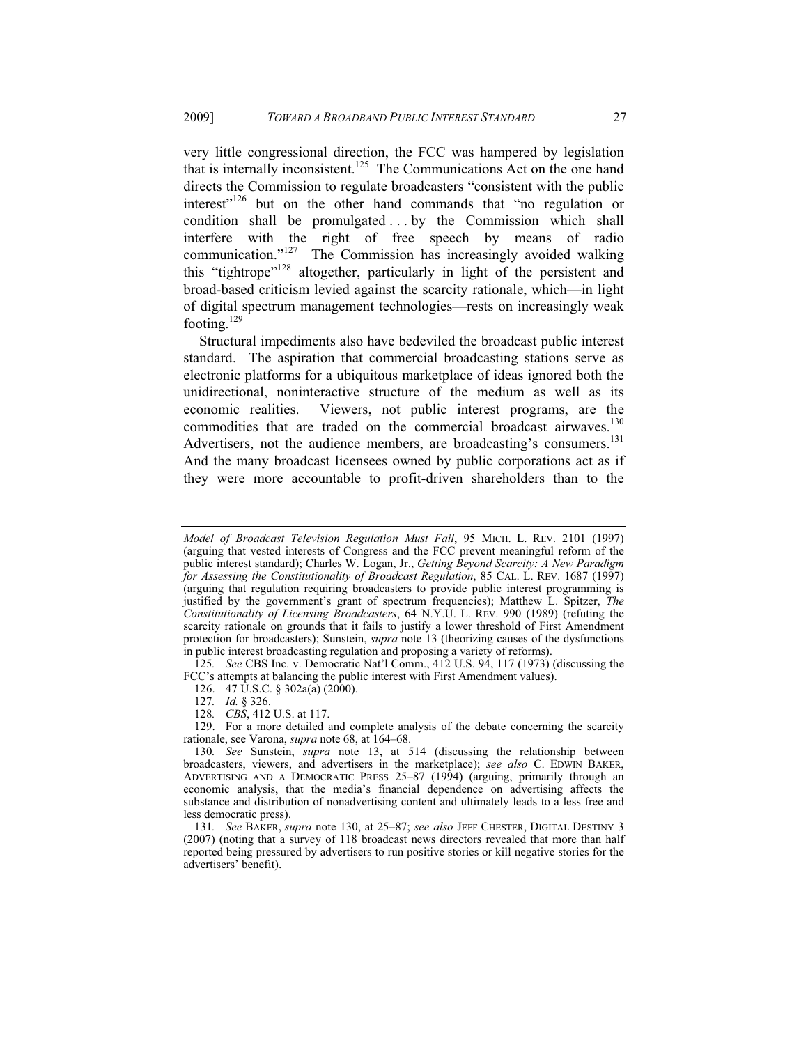very little congressional direction, the FCC was hampered by legislation that is internally inconsistent.[125] The Communications Act on the one hand directs the Commission to regulate broadcasters "consistent with the public interest"[126] but on the other hand commands that "no regulation or condition shall be promulgated . . . by the Commission which shall interfere with the right of free speech by means of radio communication."[127] The Commission has increasingly avoided walking this "tightrope"[128] altogether, particularly in light of the persistent and broad-based criticism levied against the scarcity rationale, which—in light of digital spectrum management technologies—rests on increasingly weak footing.[129]

Structural impediments also have bedeviled the broadcast public interest standard. The aspiration that commercial broadcasting stations serve as electronic platforms for a ubiquitous marketplace of ideas ignored both the unidirectional, noninteractive structure of the medium as well as its economic realities. Viewers, not public interest programs, are the commodities that are traded on the commercial broadcast airwaves.[130] Advertisers, not the audience members, are broadcasting's consumers.[131] And the many broadcast licensees owned by public corporations act as if they were more accountable to profit-driven shareholders than to the

---

*Model of Broadcast Television Regulation Must Fail*, 95 MICH. L. REV. 2101 (1997) (arguing that vested interests of Congress and the FCC prevent meaningful reform of the public interest standard); Charles W. Logan, Jr., *Getting Beyond Scarcity: A New Paradigm for Assessing the Constitutionality of Broadcast Regulation*, 85 CAL. L. REV. 1687 (1997) (arguing that regulation requiring broadcasters to provide public interest programming is justified by the government's grant of spectrum frequencies); Matthew L. Spitzer, *The Constitutionality of Licensing Broadcasters*, 64 N.Y.U. L. REV. 990 (1989) (refuting the scarcity rationale on grounds that it fails to justify a lower threshold of First Amendment protection for broadcasters); Sunstein, *supra* note 13 (theorizing causes of the dysfunctions in public interest broadcasting regulation and proposing a variety of reforms).

125. *See* CBS Inc. v. Democratic Nat'l Comm., 412 U.S. 94, 117 (1973) (discussing the FCC's attempts at balancing the public interest with First Amendment values).

126. 47 U.S.C. § 302a(a) (2000).

127. *Id.* § 326.

128. *CBS*, 412 U.S. at 117.

129. For a more detailed and complete analysis of the debate concerning the scarcity rationale, see Varona, *supra* note 68, at 164–68.

130. *See* Sunstein, *supra* note 13, at 514 (discussing the relationship between broadcasters, viewers, and advertisers in the marketplace); *see also* C. EDWIN BAKER, ADVERTISING AND A DEMOCRATIC PRESS 25–87 (1994) (arguing, primarily through an economic analysis, that the media's financial dependence on advertising affects the substance and distribution of nonadvertising content and ultimately leads to a less free and less democratic press).

131. *See* BAKER, *supra* note 130, at 25–87; *see also* JEFF CHESTER, DIGITAL DESTINY 3 (2007) (noting that a survey of 118 broadcast news directors revealed that more than half reported being pressured by advertisers to run positive stories or kill negative stories for the advertisers' benefit).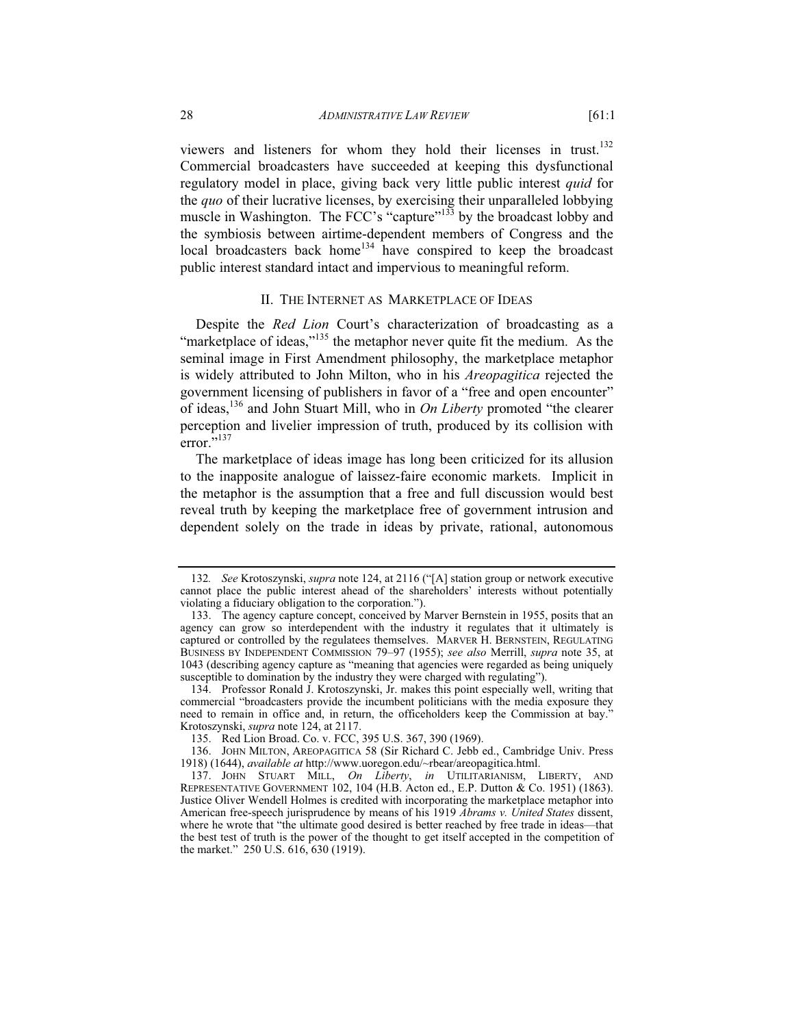viewers and listeners for whom they hold their licenses in trust.[132] Commercial broadcasters have succeeded at keeping this dysfunctional regulatory model in place, giving back very little public interest *quid* for the *quo* of their lucrative licenses, by exercising their unparalleled lobbying muscle in Washington. The FCC's "capture"[133] by the broadcast lobby and the symbiosis between airtime-dependent members of Congress and the local broadcasters back home[134] have conspired to keep the broadcast public interest standard intact and impervious to meaningful reform.

## II. THE INTERNET AS MARKETPLACE OF IDEAS

Despite the *Red Lion* Court's characterization of broadcasting as a "marketplace of ideas,"[135] the metaphor never quite fit the medium. As the seminal image in First Amendment philosophy, the marketplace metaphor is widely attributed to John Milton, who in his *Areopagitica* rejected the government licensing of publishers in favor of a "free and open encounter" of ideas,[136] and John Stuart Mill, who in *On Liberty* promoted "the clearer perception and livelier impression of truth, produced by its collision with error."[137]

The marketplace of ideas image has long been criticized for its allusion to the inapposite analogue of laissez-faire economic markets. Implicit in the metaphor is the assumption that a free and full discussion would best reveal truth by keeping the marketplace free of government intrusion and dependent solely on the trade in ideas by private, rational, autonomous

---

132. *See* Krotoszynski, *supra* note 124, at 2116 ("[A] station group or network executive cannot place the public interest ahead of the shareholders' interests without potentially violating a fiduciary obligation to the corporation.").

133. The agency capture concept, conceived by Marver Bernstein in 1955, posits that an agency can grow so interdependent with the industry it regulates that it ultimately is captured or controlled by the regulatees themselves. MARVER H. BERNSTEIN, REGULATING BUSINESS BY INDEPENDENT COMMISSION 79–97 (1955); *see also* Merrill, *supra* note 35, at 1043 (describing agency capture as "meaning that agencies were regarded as being uniquely susceptible to domination by the industry they were charged with regulating").

134. Professor Ronald J. Krotoszynski, Jr. makes this point especially well, writing that commercial "broadcasters provide the incumbent politicians with the media exposure they need to remain in office and, in return, the officeholders keep the Commission at bay." Krotoszynski, *supra* note 124, at 2117.

135. Red Lion Broad. Co. v. FCC, 395 U.S. 367, 390 (1969).

136. JOHN MILTON, AREOPAGITICA 58 (Sir Richard C. Jebb ed., Cambridge Univ. Press 1918) (1644), *available at* http://www.uoregon.edu/~rbear/areopagitica.html.

137. JOHN STUART MILL, *On Liberty*, *in* UTILITARIANISM, LIBERTY, AND REPRESENTATIVE GOVERNMENT 102, 104 (H.B. Acton ed., E.P. Dutton & Co. 1951) (1863). Justice Oliver Wendell Holmes is credited with incorporating the marketplace metaphor into American free-speech jurisprudence by means of his 1919 *Abrams v. United States* dissent, where he wrote that "the ultimate good desired is better reached by free trade in ideas—that the best test of truth is the power of the thought to get itself accepted in the competition of the market." 250 U.S. 616, 630 (1919).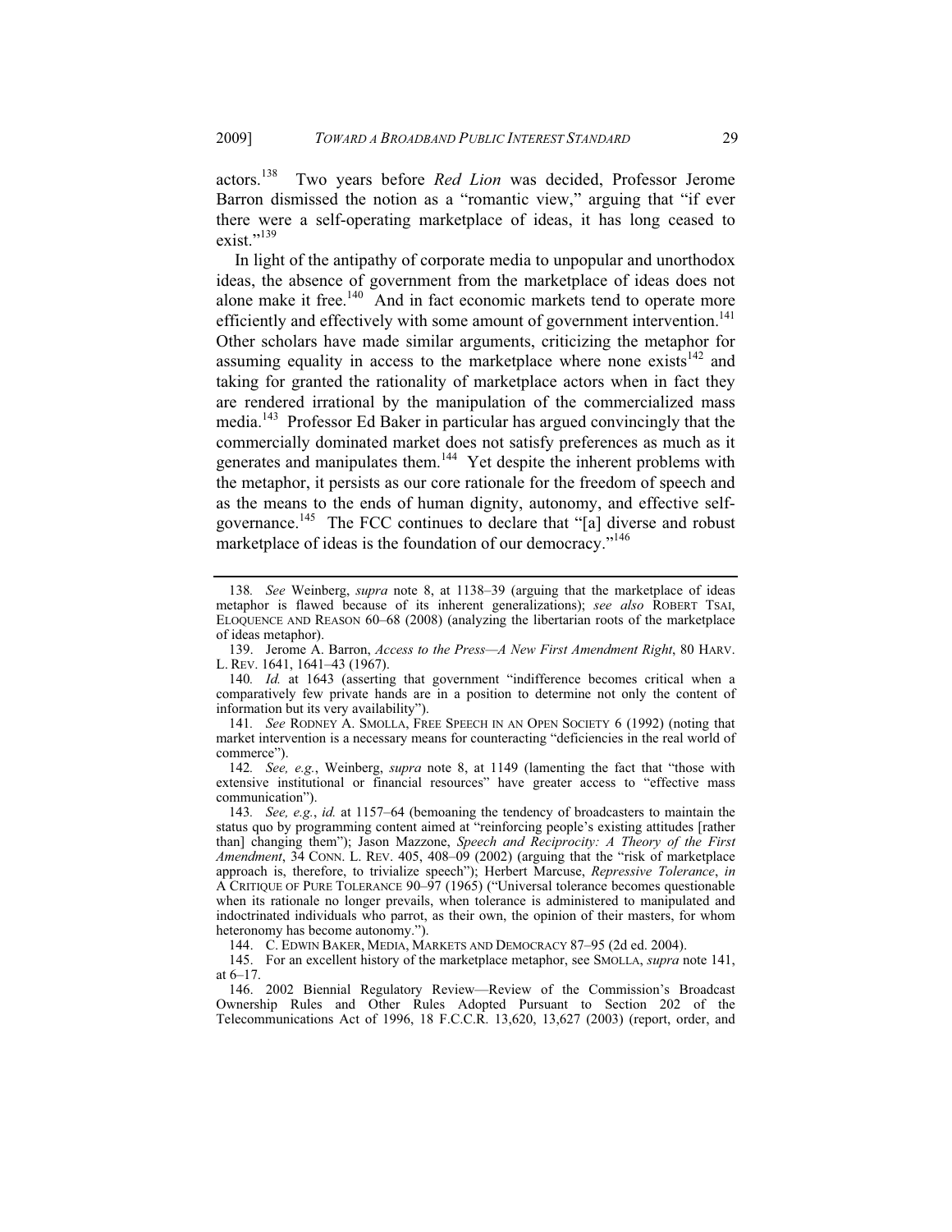actors.[138] Two years before *Red Lion* was decided, Professor Jerome Barron dismissed the notion as a "romantic view," arguing that "if ever there were a self-operating marketplace of ideas, it has long ceased to exist."[139]

In light of the antipathy of corporate media to unpopular and unorthodox ideas, the absence of government from the marketplace of ideas does not alone make it free.[140] And in fact economic markets tend to operate more efficiently and effectively with some amount of government intervention.[141] Other scholars have made similar arguments, criticizing the metaphor for assuming equality in access to the marketplace where none exists[142] and taking for granted the rationality of marketplace actors when in fact they are rendered irrational by the manipulation of the commercialized mass media.[143] Professor Ed Baker in particular has argued convincingly that the commercially dominated market does not satisfy preferences as much as it generates and manipulates them.[144] Yet despite the inherent problems with the metaphor, it persists as our core rationale for the freedom of speech and as the means to the ends of human dignity, autonomy, and effective self-governance.[145] The FCC continues to declare that "[a] diverse and robust marketplace of ideas is the foundation of our democracy."[146]

---

138. *See* Weinberg, *supra* note 8, at 1138–39 (arguing that the marketplace of ideas metaphor is flawed because of its inherent generalizations); *see also* ROBERT TSAI, ELOQUENCE AND REASON 60–68 (2008) (analyzing the libertarian roots of the marketplace of ideas metaphor).

139. Jerome A. Barron, *Access to the Press—A New First Amendment Right*, 80 HARV. L. REV. 1641, 1641–43 (1967).

140. *Id.* at 1643 (asserting that government "indifference becomes critical when a comparatively few private hands are in a position to determine not only the content of information but its very availability").

141. *See* RODNEY A. SMOLLA, FREE SPEECH IN AN OPEN SOCIETY 6 (1992) (noting that market intervention is a necessary means for counteracting "deficiencies in the real world of commerce").

142. *See, e.g.*, Weinberg, *supra* note 8, at 1149 (lamenting the fact that "those with extensive institutional or financial resources" have greater access to "effective mass communication").

143. *See, e.g.*, *id.* at 1157–64 (bemoaning the tendency of broadcasters to maintain the status quo by programming content aimed at "reinforcing people's existing attitudes [rather than] changing them"); Jason Mazzone, *Speech and Reciprocity: A Theory of the First Amendment*, 34 CONN. L. REV. 405, 408–09 (2002) (arguing that the "risk of marketplace approach is, therefore, to trivialize speech"); Herbert Marcuse, *Repressive Tolerance*, *in* A CRITIQUE OF PURE TOLERANCE 90–97 (1965) ("Universal tolerance becomes questionable when its rationale no longer prevails, when tolerance is administered to manipulated and indoctrinated individuals who parrot, as their own, the opinion of their masters, for whom heteronomy has become autonomy.").

144. C. EDWIN BAKER, MEDIA, MARKETS AND DEMOCRACY 87–95 (2d ed. 2004).

145. For an excellent history of the marketplace metaphor, see SMOLLA, *supra* note 141, at 6–17.

146. 2002 Biennial Regulatory Review—Review of the Commission's Broadcast Ownership Rules and Other Rules Adopted Pursuant to Section 202 of the Telecommunications Act of 1996, 18 F.C.C.R. 13,620, 13,627 (2003) (report, order, and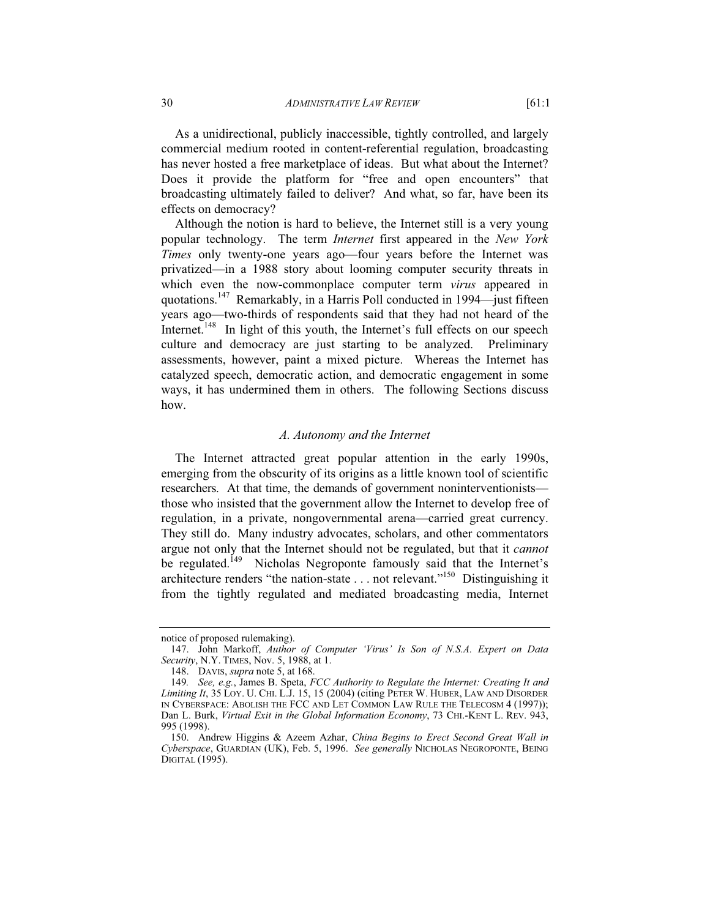As a unidirectional, publicly inaccessible, tightly controlled, and largely commercial medium rooted in content-referential regulation, broadcasting has never hosted a free marketplace of ideas. But what about the Internet? Does it provide the platform for "free and open encounters" that broadcasting ultimately failed to deliver? And what, so far, have been its effects on democracy?

Although the notion is hard to believe, the Internet still is a very young popular technology. The term *Internet* first appeared in the *New York Times* only twenty-one years ago—four years before the Internet was privatized—in a 1988 story about looming computer security threats in which even the now-commonplace computer term *virus* appeared in quotations.[147] Remarkably, in a Harris Poll conducted in 1994—just fifteen years ago—two-thirds of respondents said that they had not heard of the Internet.[148] In light of this youth, the Internet's full effects on our speech culture and democracy are just starting to be analyzed. Preliminary assessments, however, paint a mixed picture. Whereas the Internet has catalyzed speech, democratic action, and democratic engagement in some ways, it has undermined them in others. The following Sections discuss how.

### *A. Autonomy and the Internet*

The Internet attracted great popular attention in the early 1990s, emerging from the obscurity of its origins as a little known tool of scientific researchers. At that time, the demands of government noninterventionists—those who insisted that the government allow the Internet to develop free of regulation, in a private, nongovernmental arena—carried great currency. They still do. Many industry advocates, scholars, and other commentators argue not only that the Internet should not be regulated, but that it *cannot* be regulated.[149] Nicholas Negroponte famously said that the Internet's architecture renders "the nation-state . . . not relevant."[150] Distinguishing it from the tightly regulated and mediated broadcasting media, Internet

---

notice of proposed rulemaking).

147. John Markoff, *Author of Computer 'Virus' Is Son of N.S.A. Expert on Data Security*, N.Y. TIMES, Nov. 5, 1988, at 1.

148. DAVIS, *supra* note 5, at 168.

149. *See, e.g.*, James B. Speta, *FCC Authority to Regulate the Internet: Creating It and Limiting It*, 35 LOY. U. CHI. L.J. 15, 15 (2004) (citing PETER W. HUBER, LAW AND DISORDER IN CYBERSPACE: ABOLISH THE FCC AND LET COMMON LAW RULE THE TELECOSM 4 (1997)); Dan L. Burk, *Virtual Exit in the Global Information Economy*, 73 CHI.-KENT L. REV. 943, 995 (1998).

150. Andrew Higgins & Azeem Azhar, *China Begins to Erect Second Great Wall in Cyberspace*, GUARDIAN (UK), Feb. 5, 1996. *See generally* NICHOLAS NEGROPONTE, BEING DIGITAL (1995).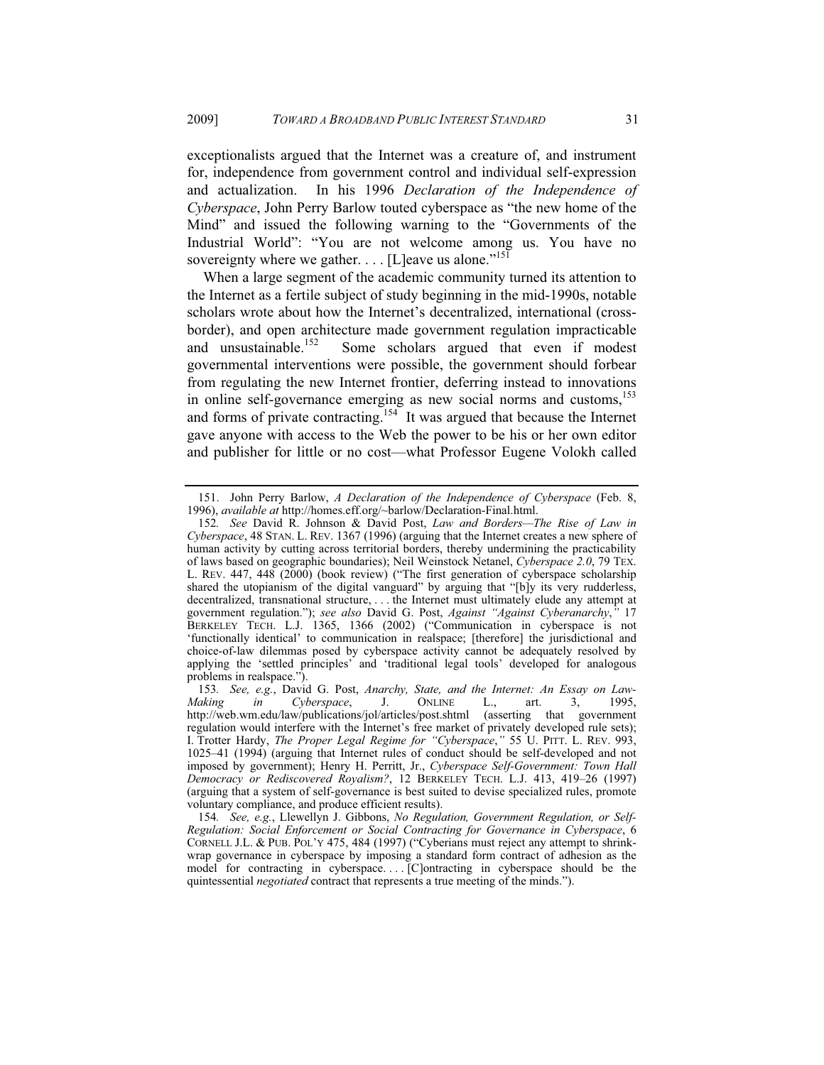exceptionalists argued that the Internet was a creature of, and instrument for, independence from government control and individual self-expression and actualization. In his 1996 *Declaration of the Independence of Cyberspace*, John Perry Barlow touted cyberspace as "the new home of the Mind" and issued the following warning to the "Governments of the Industrial World": "You are not welcome among us. You have no sovereignty where we gather. . . . [L]eave us alone."[151]

When a large segment of the academic community turned its attention to the Internet as a fertile subject of study beginning in the mid-1990s, notable scholars wrote about how the Internet's decentralized, international (cross-border), and open architecture made government regulation impracticable and unsustainable.[152] Some scholars argued that even if modest governmental interventions were possible, the government should forbear from regulating the new Internet frontier, deferring instead to innovations in online self-governance emerging as new social norms and customs,[153] and forms of private contracting.[154] It was argued that because the Internet gave anyone with access to the Web the power to be his or her own editor and publisher for little or no cost—what Professor Eugene Volokh called

---

151. John Perry Barlow, *A Declaration of the Independence of Cyberspace* (Feb. 8, 1996), *available at* http://homes.eff.org/~barlow/Declaration-Final.html.

152. *See* David R. Johnson & David Post, *Law and Borders—The Rise of Law in Cyberspace*, 48 STAN. L. REV. 1367 (1996) (arguing that the Internet creates a new sphere of human activity by cutting across territorial borders, thereby undermining the practicability of laws based on geographic boundaries); Neil Weinstock Netanel, *Cyberspace 2.0*, 79 TEX. L. REV. 447, 448 (2000) (book review) ("The first generation of cyberspace scholarship shared the utopianism of the digital vanguard" by arguing that "[b]y its very rudderless, decentralized, transnational structure, . . . the Internet must ultimately elude any attempt at government regulation."); *see also* David G. Post, *Against "Against Cyberanarchy*,*"* 17 BERKELEY TECH. L.J. 1365, 1366 (2002) ("Communication in cyberspace is not 'functionally identical' to communication in realspace; [therefore] the jurisdictional and choice-of-law dilemmas posed by cyberspace activity cannot be adequately resolved by applying the 'settled principles' and 'traditional legal tools' developed for analogous problems in realspace.").

153. *See, e.g.*, David G. Post, *Anarchy, State, and the Internet: An Essay on Law-Making in Cyberspace*, J. ONLINE L., art. 3, 1995, http://web.wm.edu/law/publications/jol/articles/post.shtml (asserting that government regulation would interfere with the Internet's free market of privately developed rule sets); I. Trotter Hardy, *The Proper Legal Regime for "Cyberspace*,*"* 55 U. PITT. L. REV. 993, 1025–41 (1994) (arguing that Internet rules of conduct should be self-developed and not imposed by government); Henry H. Perritt, Jr., *Cyberspace Self-Government: Town Hall Democracy or Rediscovered Royalism?*, 12 BERKELEY TECH. L.J. 413, 419–26 (1997) (arguing that a system of self-governance is best suited to devise specialized rules, promote voluntary compliance, and produce efficient results).

154. *See, e.g.*, Llewellyn J. Gibbons, *No Regulation, Government Regulation, or Self-Regulation: Social Enforcement or Social Contracting for Governance in Cyberspace*, 6 CORNELL J.L. & PUB. POL'Y 475, 484 (1997) ("Cyberians must reject any attempt to shrink-wrap governance in cyberspace by imposing a standard form contract of adhesion as the model for contracting in cyberspace. . . . [C]ontracting in cyberspace should be the quintessential *negotiated* contract that represents a true meeting of the minds.").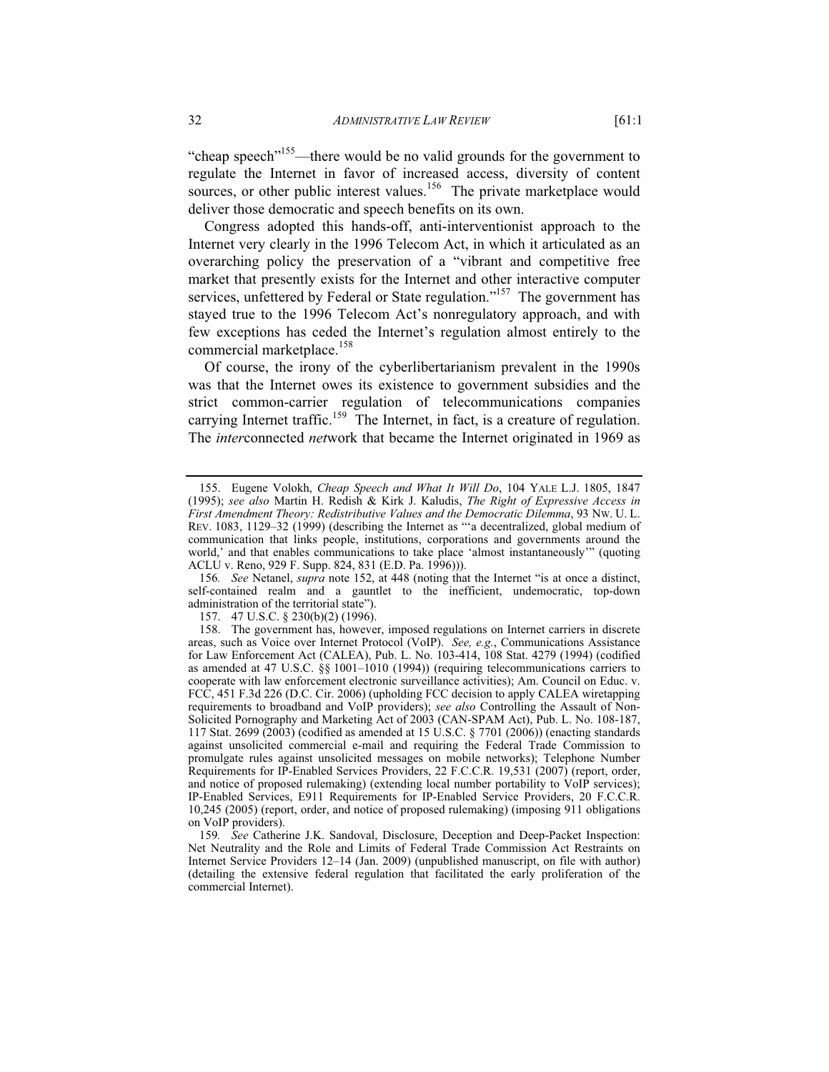"cheap speech"[155]—there would be no valid grounds for the government to regulate the Internet in favor of increased access, diversity of content sources, or other public interest values.[156] The private marketplace would deliver those democratic and speech benefits on its own.

Congress adopted this hands-off, anti-interventionist approach to the Internet very clearly in the 1996 Telecom Act, in which it articulated as an overarching policy the preservation of a "vibrant and competitive free market that presently exists for the Internet and other interactive computer services, unfettered by Federal or State regulation."[157] The government has stayed true to the 1996 Telecom Act's nonregulatory approach, and with few exceptions has ceded the Internet's regulation almost entirely to the commercial marketplace.[158]

Of course, the irony of the cyberlibertarianism prevalent in the 1990s was that the Internet owes its existence to government subsidies and the strict common-carrier regulation of telecommunications companies carrying Internet traffic.[159] The Internet, in fact, is a creature of regulation. The *inter*connected *net*work that became the Internet originated in 1969 as

---

155. Eugene Volokh, *Cheap Speech and What It Will Do*, 104 YALE L.J. 1805, 1847 (1995); *see also* Martin H. Redish & Kirk J. Kaludis, *The Right of Expressive Access in First Amendment Theory: Redistributive Values and the Democratic Dilemma*, 93 NW. U. L. REV. 1083, 1129–32 (1999) (describing the Internet as "'a decentralized, global medium of communication that links people, institutions, corporations and governments around the world,' and that enables communications to take place 'almost instantaneously'" (quoting ACLU v. Reno, 929 F. Supp. 824, 831 (E.D. Pa. 1996))).

156. *See* Netanel, *supra* note 152, at 448 (noting that the Internet "is at once a distinct, self-contained realm and a gauntlet to the inefficient, undemocratic, top-down administration of the territorial state").

157. 47 U.S.C. § 230(b)(2) (1996).

158. The government has, however, imposed regulations on Internet carriers in discrete areas, such as Voice over Internet Protocol (VoIP). *See, e.g.*, Communications Assistance for Law Enforcement Act (CALEA), Pub. L. No. 103-414, 108 Stat. 4279 (1994) (codified as amended at 47 U.S.C. §§ 1001–1010 (1994)) (requiring telecommunications carriers to cooperate with law enforcement electronic surveillance activities); Am. Council on Educ. v. FCC, 451 F.3d 226 (D.C. Cir. 2006) (upholding FCC decision to apply CALEA wiretapping requirements to broadband and VoIP providers); *see also* Controlling the Assault of Non-Solicited Pornography and Marketing Act of 2003 (CAN-SPAM Act), Pub. L. No. 108-187, 117 Stat. 2699 (2003) (codified as amended at 15 U.S.C. § 7701 (2006)) (enacting standards against unsolicited commercial e-mail and requiring the Federal Trade Commission to promulgate rules against unsolicited messages on mobile networks); Telephone Number Requirements for IP-Enabled Services Providers, 22 F.C.C.R. 19,531 (2007) (report, order, and notice of proposed rulemaking) (extending local number portability to VoIP services); IP-Enabled Services, E911 Requirements for IP-Enabled Service Providers, 20 F.C.C.R. 10,245 (2005) (report, order, and notice of proposed rulemaking) (imposing 911 obligations on VoIP providers).

159. *See* Catherine J.K. Sandoval, Disclosure, Deception and Deep-Packet Inspection: Net Neutrality and the Role and Limits of Federal Trade Commission Act Restraints on Internet Service Providers 12–14 (Jan. 2009) (unpublished manuscript, on file with author) (detailing the extensive federal regulation that facilitated the early proliferation of the commercial Internet).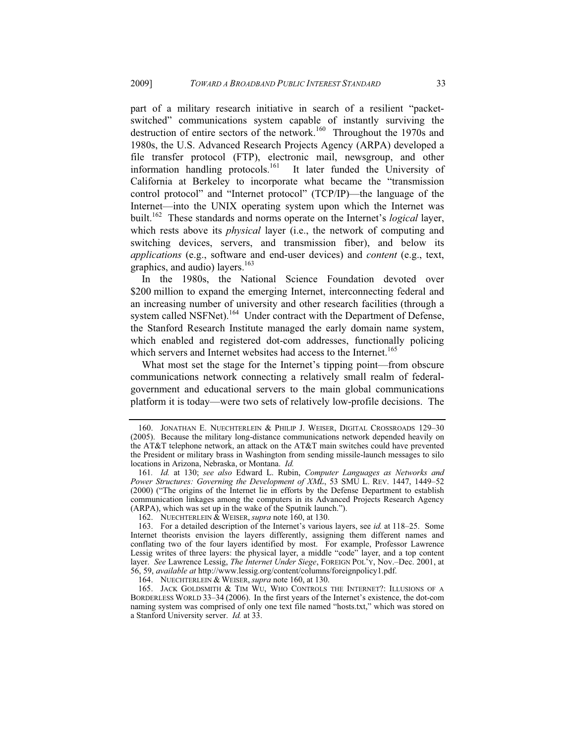part of a military research initiative in search of a resilient "packet-switched" communications system capable of instantly surviving the destruction of entire sectors of the network.[160] Throughout the 1970s and 1980s, the U.S. Advanced Research Projects Agency (ARPA) developed a file transfer protocol (FTP), electronic mail, newsgroup, and other information handling protocols.[161] It later funded the University of California at Berkeley to incorporate what became the "transmission control protocol" and "Internet protocol" (TCP/IP)—the language of the Internet—into the UNIX operating system upon which the Internet was built.[162] These standards and norms operate on the Internet's *logical* layer, which rests above its *physical* layer (i.e., the network of computing and switching devices, servers, and transmission fiber), and below its *applications* (e.g., software and end-user devices) and *content* (e.g., text, graphics, and audio) layers.[163]

In the 1980s, the National Science Foundation devoted over $200 million to expand the emerging Internet, interconnecting federal and an increasing number of university and other research facilities (through a system called NSFNet).[164] Under contract with the Department of Defense, the Stanford Research Institute managed the early domain name system, which enabled and registered dot-com addresses, functionally policing which servers and Internet websites had access to the Internet.[165]

What most set the stage for the Internet's tipping point—from obscure communications network connecting a relatively small realm of federal-government and educational servers to the main global communications platform it is today—were two sets of relatively low-profile decisions. The

---

160. JONATHAN E. NUECHTERLEIN & PHILIP J. WEISER, DIGITAL CROSSROADS 129–30 (2005). Because the military long-distance communications network depended heavily on the AT&T telephone network, an attack on the AT&T main switches could have prevented the President or military brass in Washington from sending missile-launch messages to silo locations in Arizona, Nebraska, or Montana. *Id.*

161. *Id.* at 130; *see also* Edward L. Rubin, *Computer Languages as Networks and Power Structures: Governing the Development of XML*, 53 SMU L. REV. 1447, 1449–52 (2000) ("The origins of the Internet lie in efforts by the Defense Department to establish communication linkages among the computers in its Advanced Projects Research Agency (ARPA), which was set up in the wake of the Sputnik launch.").

162. NUECHTERLEIN & WEISER, *supra* note 160, at 130.

163. For a detailed description of the Internet's various layers, see *id.* at 118–25. Some Internet theorists envision the layers differently, assigning them different names and conflating two of the four layers identified by most. For example, Professor Lawrence Lessig writes of three layers: the physical layer, a middle "code" layer, and a top content layer. *See* Lawrence Lessig, *The Internet Under Siege*, FOREIGN POL'Y, Nov.–Dec. 2001, at 56, 59, *available at* http://www.lessig.org/content/columns/foreignpolicy1.pdf.

164. NUECHTERLEIN & WEISER, *supra* note 160, at 130.

165. JACK GOLDSMITH & TIM WU, WHO CONTROLS THE INTERNET?: ILLUSIONS OF A BORDERLESS WORLD 33–34 (2006). In the first years of the Internet's existence, the dot-com naming system was comprised of only one text file named "hosts.txt," which was stored on a Stanford University server. *Id.* at 33.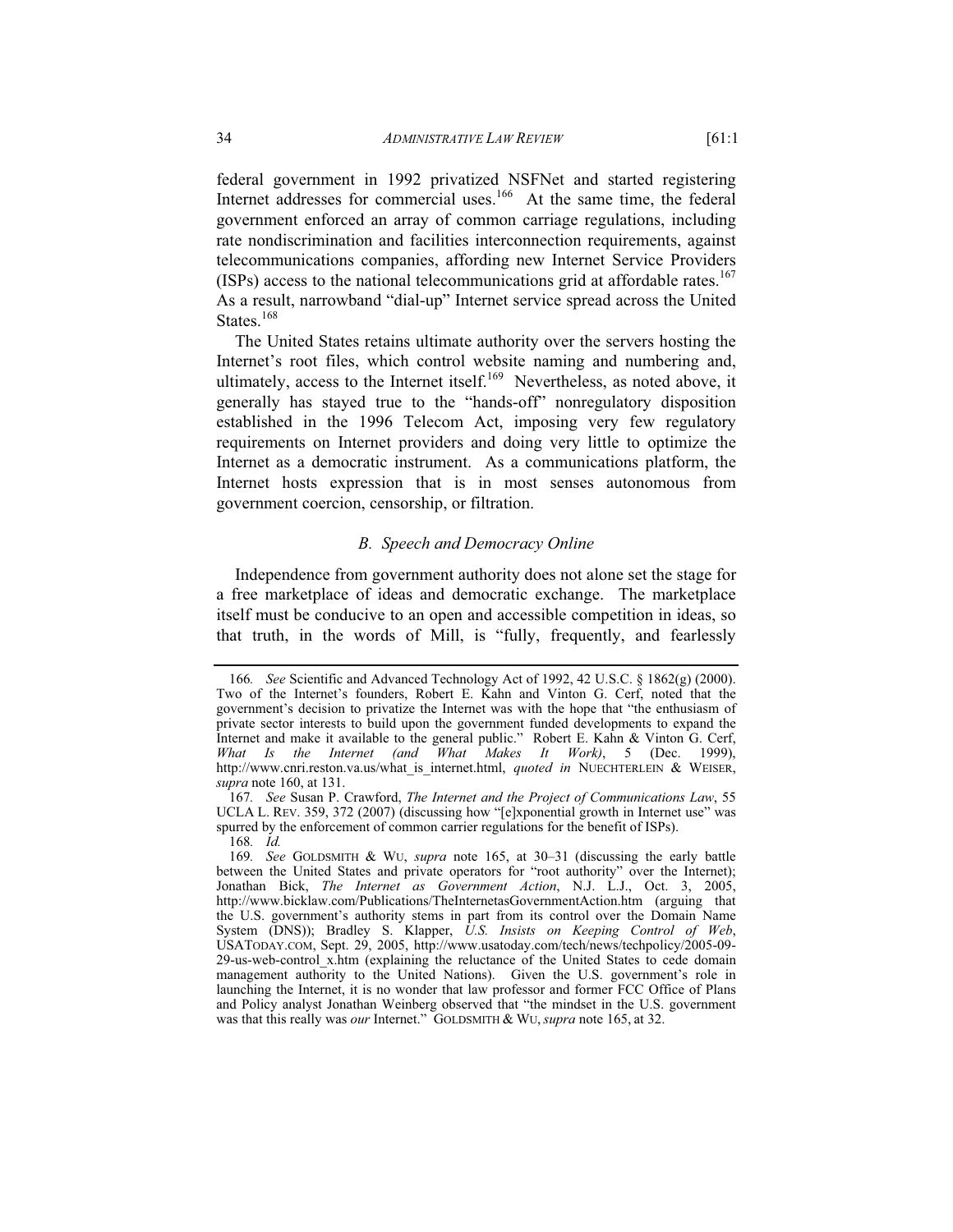federal government in 1992 privatized NSFNet and started registering Internet addresses for commercial uses.[166] At the same time, the federal government enforced an array of common carriage regulations, including rate nondiscrimination and facilities interconnection requirements, against telecommunications companies, affording new Internet Service Providers (ISPs) access to the national telecommunications grid at affordable rates.[167] As a result, narrowband "dial-up" Internet service spread across the United States.[168]

The United States retains ultimate authority over the servers hosting the Internet's root files, which control website naming and numbering and, ultimately, access to the Internet itself.[169] Nevertheless, as noted above, it generally has stayed true to the "hands-off" nonregulatory disposition established in the 1996 Telecom Act, imposing very few regulatory requirements on Internet providers and doing very little to optimize the Internet as a democratic instrument. As a communications platform, the Internet hosts expression that is in most senses autonomous from government coercion, censorship, or filtration.

### *B. Speech and Democracy Online*

Independence from government authority does not alone set the stage for a free marketplace of ideas and democratic exchange. The marketplace itself must be conducive to an open and accessible competition in ideas, so that truth, in the words of Mill, is "fully, frequently, and fearlessly

---

166. *See* Scientific and Advanced Technology Act of 1992, 42 U.S.C. § 1862(g) (2000). Two of the Internet's founders, Robert E. Kahn and Vinton G. Cerf, noted that the government's decision to privatize the Internet was with the hope that "the enthusiasm of private sector interests to build upon the government funded developments to expand the Internet and make it available to the general public." Robert E. Kahn & Vinton G. Cerf, *What Is the Internet (and What Makes It Work)*, 5 (Dec. 1999), http://www.cnri.reston.va.us/what_is_internet.html, *quoted in* NUECHTERLEIN & WEISER, *supra* note 160, at 131.

167. *See* Susan P. Crawford, *The Internet and the Project of Communications Law*, 55 UCLA L. REV. 359, 372 (2007) (discussing how "[e]xponential growth in Internet use" was spurred by the enforcement of common carrier regulations for the benefit of ISPs).

168. *Id.*

169. *See* GOLDSMITH & WU, *supra* note 165, at 30–31 (discussing the early battle between the United States and private operators for "root authority" over the Internet); Jonathan Bick, *The Internet as Government Action*, N.J. L.J., Oct. 3, 2005, http://www.bicklaw.com/Publications/TheInternetasGovernmentAction.htm (arguing that the U.S. government's authority stems in part from its control over the Domain Name System (DNS)); Bradley S. Klapper, *U.S. Insists on Keeping Control of Web*, USATODAY.COM, Sept. 29, 2005, http://www.usatoday.com/tech/news/techpolicy/2005-09-29-us-web-control_x.htm (explaining the reluctance of the United States to cede domain management authority to the United Nations). Given the U.S. government's role in launching the Internet, it is no wonder that law professor and former FCC Office of Plans and Policy analyst Jonathan Weinberg observed that "the mindset in the U.S. government was that this really was *our* Internet." GOLDSMITH & WU, *supra* note 165, at 32.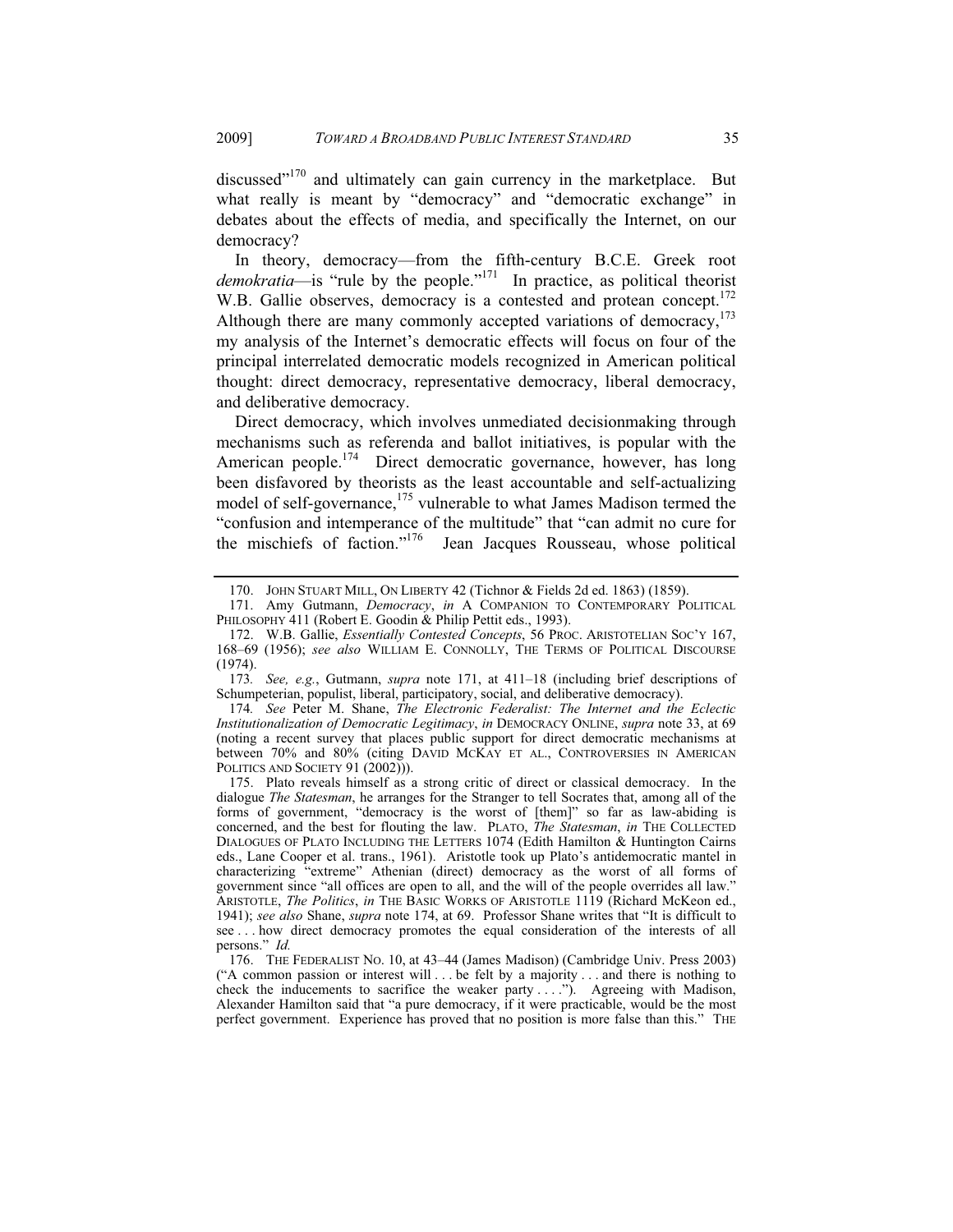discussed"[170] and ultimately can gain currency in the marketplace. But what really is meant by "democracy" and "democratic exchange" in debates about the effects of media, and specifically the Internet, on our democracy?

In theory, democracy—from the fifth-century B.C.E. Greek root *demokratia*—is "rule by the people."[171] In practice, as political theorist W.B. Gallie observes, democracy is a contested and protean concept.[172] Although there are many commonly accepted variations of democracy,[173] my analysis of the Internet's democratic effects will focus on four of the principal interrelated democratic models recognized in American political thought: direct democracy, representative democracy, liberal democracy, and deliberative democracy.

Direct democracy, which involves unmediated decisionmaking through mechanisms such as referenda and ballot initiatives, is popular with the American people.[174] Direct democratic governance, however, has long been disfavored by theorists as the least accountable and self-actualizing model of self-governance,[175] vulnerable to what James Madison termed the "confusion and intemperance of the multitude" that "can admit no cure for the mischiefs of faction."[176] Jean Jacques Rousseau, whose political

---

170. JOHN STUART MILL, ON LIBERTY 42 (Tichnor & Fields 2d ed. 1863) (1859).

171. Amy Gutmann, *Democracy*, *in* A COMPANION TO CONTEMPORARY POLITICAL PHILOSOPHY 411 (Robert E. Goodin & Philip Pettit eds., 1993).

172. W.B. Gallie, *Essentially Contested Concepts*, 56 PROC. ARISTOTELIAN SOC'Y 167, 168–69 (1956); *see also* WILLIAM E. CONNOLLY, THE TERMS OF POLITICAL DISCOURSE (1974).

173. *See, e.g.*, Gutmann, *supra* note 171, at 411–18 (including brief descriptions of Schumpeterian, populist, liberal, participatory, social, and deliberative democracy).

174. *See* Peter M. Shane, *The Electronic Federalist: The Internet and the Eclectic Institutionalization of Democratic Legitimacy*, *in* DEMOCRACY ONLINE, *supra* note 33, at 69 (noting a recent survey that places public support for direct democratic mechanisms at between 70% and 80% (citing DAVID MCKAY ET AL., CONTROVERSIES IN AMERICAN POLITICS AND SOCIETY 91 (2002))).

175. Plato reveals himself as a strong critic of direct or classical democracy. In the dialogue *The Statesman*, he arranges for the Stranger to tell Socrates that, among all of the forms of government, "democracy is the worst of [them]" so far as law-abiding is concerned, and the best for flouting the law. PLATO, *The Statesman*, *in* THE COLLECTED DIALOGUES OF PLATO INCLUDING THE LETTERS 1074 (Edith Hamilton & Huntington Cairns eds., Lane Cooper et al. trans., 1961). Aristotle took up Plato's antidemocratic mantel in characterizing "extreme" Athenian (direct) democracy as the worst of all forms of government since "all offices are open to all, and the will of the people overrides all law." ARISTOTLE, *The Politics*, *in* THE BASIC WORKS OF ARISTOTLE 1119 (Richard McKeon ed., 1941); *see also* Shane, *supra* note 174, at 69. Professor Shane writes that "It is difficult to see . . . how direct democracy promotes the equal consideration of the interests of all persons." *Id.*

176. THE FEDERALIST NO. 10, at 43–44 (James Madison) (Cambridge Univ. Press 2003) ("A common passion or interest will . . . be felt by a majority . . . and there is nothing to check the inducements to sacrifice the weaker party . . . ."). Agreeing with Madison, Alexander Hamilton said that "a pure democracy, if it were practicable, would be the most perfect government. Experience has proved that no position is more false than this." THE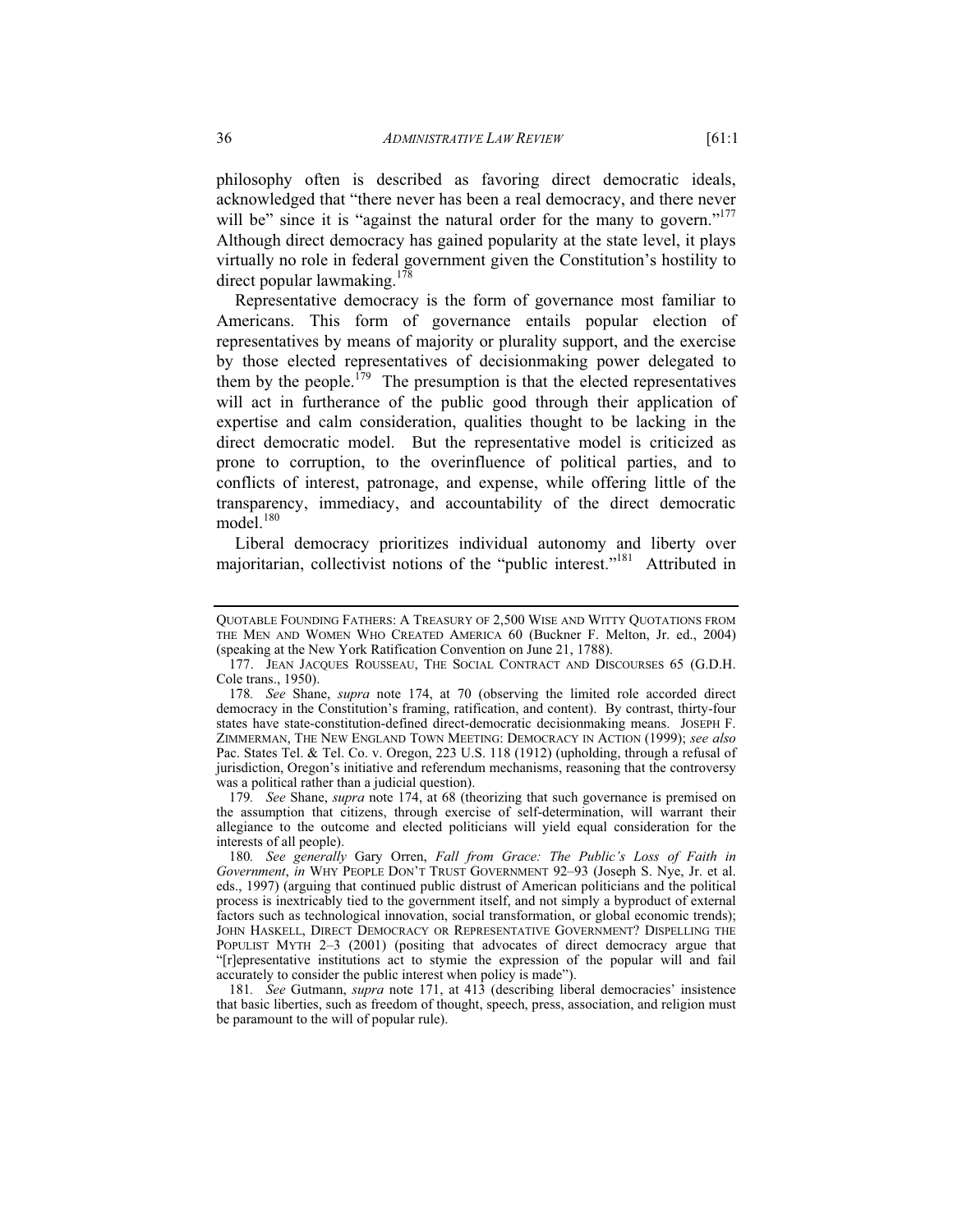philosophy often is described as favoring direct democratic ideals, acknowledged that "there never has been a real democracy, and there never will be" since it is "against the natural order for the many to govern."[177] Although direct democracy has gained popularity at the state level, it plays virtually no role in federal government given the Constitution's hostility to direct popular lawmaking.[178]

Representative democracy is the form of governance most familiar to Americans. This form of governance entails popular election of representatives by means of majority or plurality support, and the exercise by those elected representatives of decisionmaking power delegated to them by the people.[179] The presumption is that the elected representatives will act in furtherance of the public good through their application of expertise and calm consideration, qualities thought to be lacking in the direct democratic model. But the representative model is criticized as prone to corruption, to the overinfluence of political parties, and to conflicts of interest, patronage, and expense, while offering little of the transparency, immediacy, and accountability of the direct democratic model.[180]

Liberal democracy prioritizes individual autonomy and liberty over majoritarian, collectivist notions of the "public interest."[181] Attributed in

---

QUOTABLE FOUNDING FATHERS: A TREASURY OF 2,500 WISE AND WITTY QUOTATIONS FROM THE MEN AND WOMEN WHO CREATED AMERICA 60 (Buckner F. Melton, Jr. ed., 2004) (speaking at the New York Ratification Convention on June 21, 1788).

177. JEAN JACQUES ROUSSEAU, THE SOCIAL CONTRACT AND DISCOURSES 65 (G.D.H. Cole trans., 1950).

178. *See* Shane, *supra* note 174, at 70 (observing the limited role accorded direct democracy in the Constitution's framing, ratification, and content). By contrast, thirty-four states have state-constitution-defined direct-democratic decisionmaking means. JOSEPH F. ZIMMERMAN, THE NEW ENGLAND TOWN MEETING: DEMOCRACY IN ACTION (1999); *see also* Pac. States Tel. & Tel. Co. v. Oregon, 223 U.S. 118 (1912) (upholding, through a refusal of jurisdiction, Oregon's initiative and referendum mechanisms, reasoning that the controversy was a political rather than a judicial question).

179. *See* Shane, *supra* note 174, at 68 (theorizing that such governance is premised on the assumption that citizens, through exercise of self-determination, will warrant their allegiance to the outcome and elected politicians will yield equal consideration for the interests of all people).

180. *See generally* Gary Orren, *Fall from Grace: The Public's Loss of Faith in Government*, *in* WHY PEOPLE DON'T TRUST GOVERNMENT 92–93 (Joseph S. Nye, Jr. et al. eds., 1997) (arguing that continued public distrust of American politicians and the political process is inextricably tied to the government itself, and not simply a byproduct of external factors such as technological innovation, social transformation, or global economic trends); JOHN HASKELL, DIRECT DEMOCRACY OR REPRESENTATIVE GOVERNMENT? DISPELLING THE POPULIST MYTH 2–3 (2001) (positing that advocates of direct democracy argue that "[r]epresentative institutions act to stymie the expression of the popular will and fail accurately to consider the public interest when policy is made").

181. *See* Gutmann, *supra* note 171, at 413 (describing liberal democracies' insistence that basic liberties, such as freedom of thought, speech, press, association, and religion must be paramount to the will of popular rule).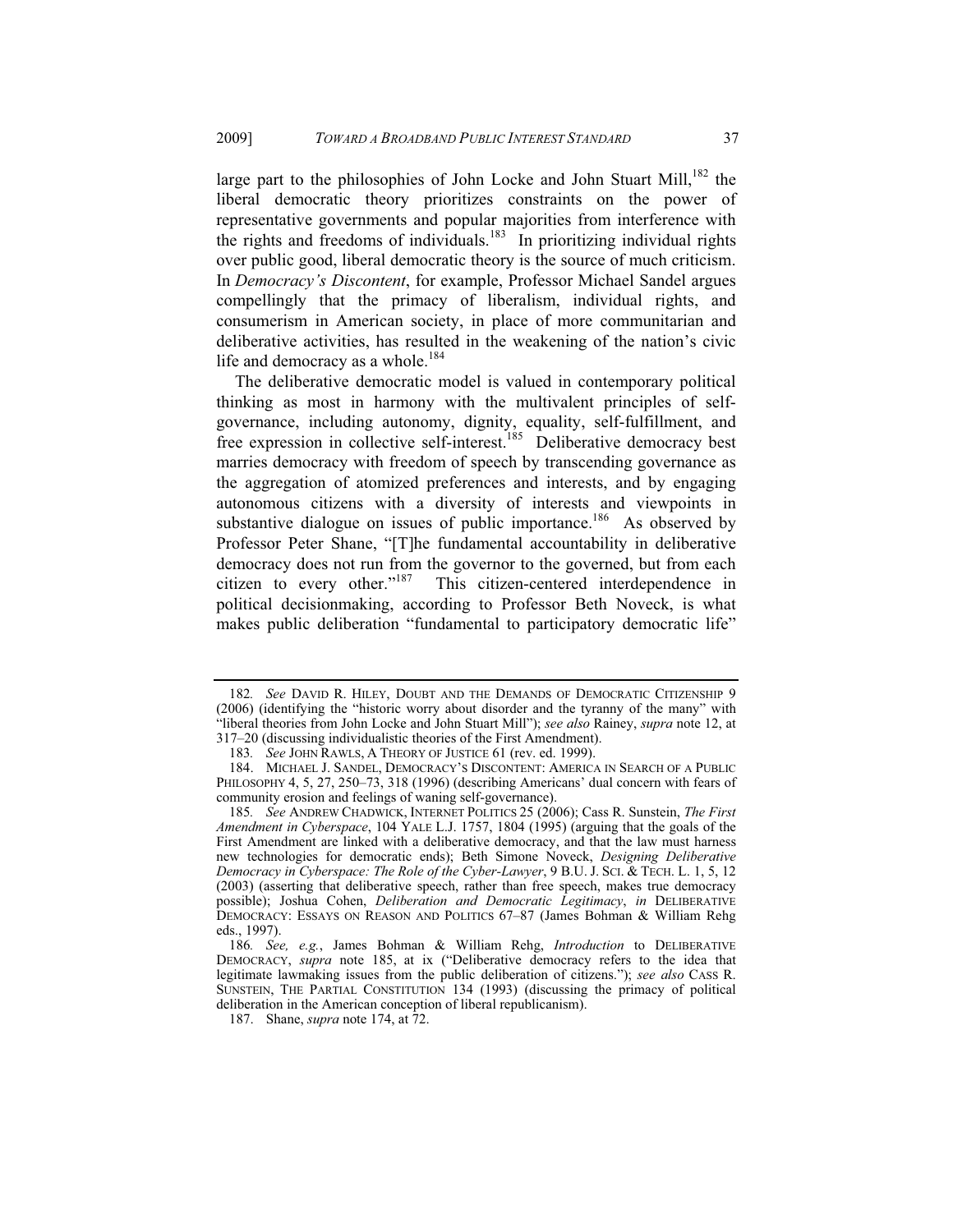large part to the philosophies of John Locke and John Stuart Mill,[182] the liberal democratic theory prioritizes constraints on the power of representative governments and popular majorities from interference with the rights and freedoms of individuals.[183] In prioritizing individual rights over public good, liberal democratic theory is the source of much criticism. In *Democracy's Discontent*, for example, Professor Michael Sandel argues compellingly that the primacy of liberalism, individual rights, and consumerism in American society, in place of more communitarian and deliberative activities, has resulted in the weakening of the nation's civic life and democracy as a whole.[184]

The deliberative democratic model is valued in contemporary political thinking as most in harmony with the multivalent principles of self-governance, including autonomy, dignity, equality, self-fulfillment, and free expression in collective self-interest.[185] Deliberative democracy best marries democracy with freedom of speech by transcending governance as the aggregation of atomized preferences and interests, and by engaging autonomous citizens with a diversity of interests and viewpoints in substantive dialogue on issues of public importance.[186] As observed by Professor Peter Shane, "[T]he fundamental accountability in deliberative democracy does not run from the governor to the governed, but from each citizen to every other."[187] This citizen-centered interdependence in political decisionmaking, according to Professor Beth Noveck, is what makes public deliberation "fundamental to participatory democratic life"

---

182. *See* DAVID R. HILEY, DOUBT AND THE DEMANDS OF DEMOCRATIC CITIZENSHIP 9 (2006) (identifying the "historic worry about disorder and the tyranny of the many" with "liberal theories from John Locke and John Stuart Mill"); *see also* Rainey, *supra* note 12, at 317–20 (discussing individualistic theories of the First Amendment).

183. *See* JOHN RAWLS, A THEORY OF JUSTICE 61 (rev. ed. 1999).

184. MICHAEL J. SANDEL, DEMOCRACY'S DISCONTENT: AMERICA IN SEARCH OF A PUBLIC PHILOSOPHY 4, 5, 27, 250–73, 318 (1996) (describing Americans' dual concern with fears of community erosion and feelings of waning self-governance).

185. *See* ANDREW CHADWICK, INTERNET POLITICS 25 (2006); Cass R. Sunstein, *The First Amendment in Cyberspace*, 104 YALE L.J. 1757, 1804 (1995) (arguing that the goals of the First Amendment are linked with a deliberative democracy, and that the law must harness new technologies for democratic ends); Beth Simone Noveck, *Designing Deliberative Democracy in Cyberspace: The Role of the Cyber-Lawyer*, 9 B.U. J. SCI. & TECH. L. 1, 5, 12 (2003) (asserting that deliberative speech, rather than free speech, makes true democracy possible); Joshua Cohen, *Deliberation and Democratic Legitimacy*, *in* DELIBERATIVE DEMOCRACY: ESSAYS ON REASON AND POLITICS 67–87 (James Bohman & William Rehg eds., 1997).

186. *See, e.g.*, James Bohman & William Rehg, *Introduction* to DELIBERATIVE DEMOCRACY, *supra* note 185, at ix ("Deliberative democracy refers to the idea that legitimate lawmaking issues from the public deliberation of citizens."); *see also* CASS R. SUNSTEIN, THE PARTIAL CONSTITUTION 134 (1993) (discussing the primacy of political deliberation in the American conception of liberal republicanism).

187. Shane, *supra* note 174, at 72.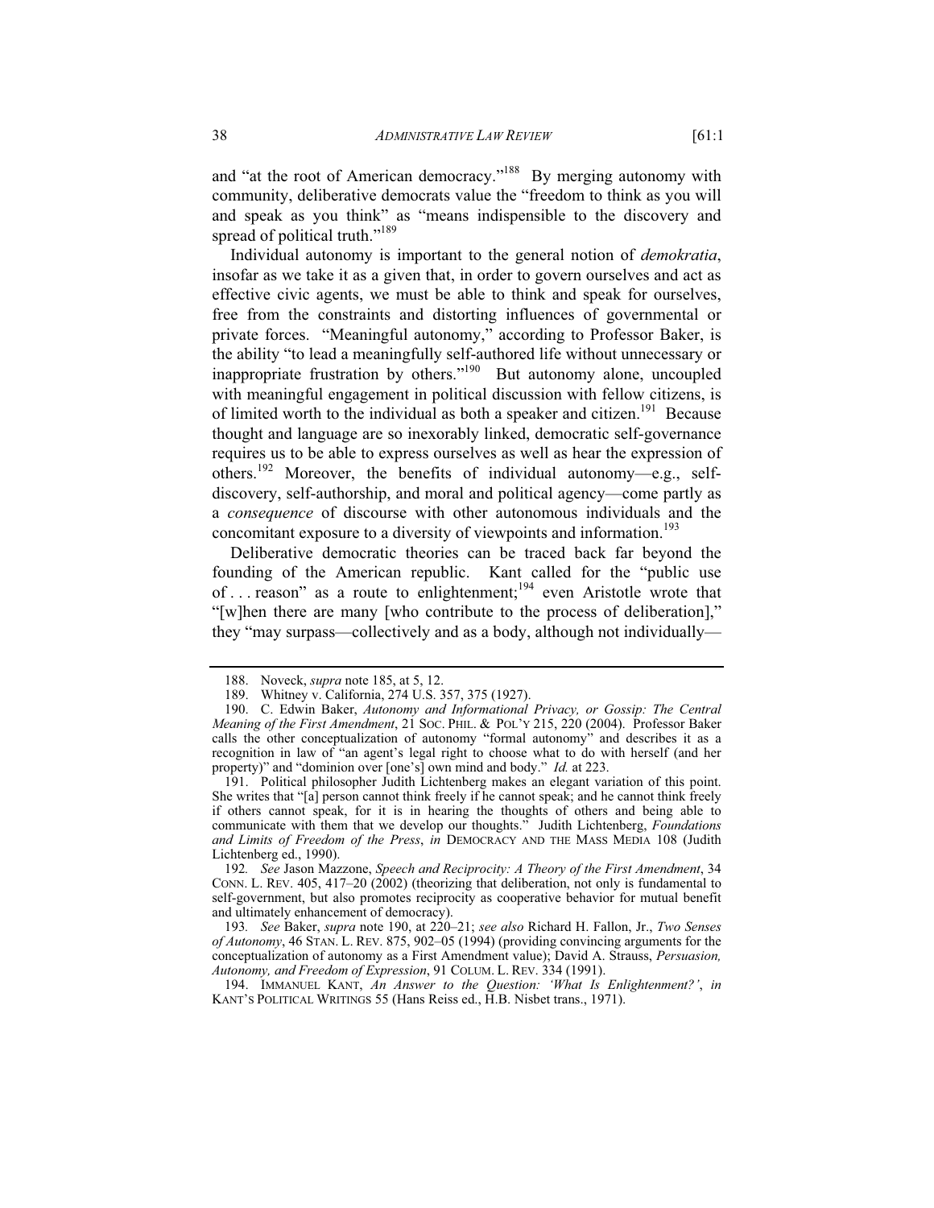and "at the root of American democracy."[188] By merging autonomy with community, deliberative democrats value the "freedom to think as you will and speak as you think" as "means indispensible to the discovery and spread of political truth."[189]

Individual autonomy is important to the general notion of *demokratia*, insofar as we take it as a given that, in order to govern ourselves and act as effective civic agents, we must be able to think and speak for ourselves, free from the constraints and distorting influences of governmental or private forces. "Meaningful autonomy," according to Professor Baker, is the ability "to lead a meaningfully self-authored life without unnecessary or inappropriate frustration by others."[190] But autonomy alone, uncoupled with meaningful engagement in political discussion with fellow citizens, is of limited worth to the individual as both a speaker and citizen.[191] Because thought and language are so inexorably linked, democratic self-governance requires us to be able to express ourselves as well as hear the expression of others.[192] Moreover, the benefits of individual autonomy—e.g., self-discovery, self-authorship, and moral and political agency—come partly as a *consequence* of discourse with other autonomous individuals and the concomitant exposure to a diversity of viewpoints and information.[193]

Deliberative democratic theories can be traced back far beyond the founding of the American republic. Kant called for the "public use of . . . reason" as a route to enlightenment;[194] even Aristotle wrote that "[w]hen there are many [who contribute to the process of deliberation]," they "may surpass—collectively and as a body, although not individually—

---

188. Noveck, *supra* note 185, at 5, 12.

189. Whitney v. California, 274 U.S. 357, 375 (1927).

190. C. Edwin Baker, *Autonomy and Informational Privacy, or Gossip: The Central Meaning of the First Amendment*, 21 SOC. PHIL. & POL'Y 215, 220 (2004). Professor Baker calls the other conceptualization of autonomy "formal autonomy" and describes it as a recognition in law of "an agent's legal right to choose what to do with herself (and her property)" and "dominion over [one's] own mind and body." *Id.* at 223.

191. Political philosopher Judith Lichtenberg makes an elegant variation of this point. She writes that "[a] person cannot think freely if he cannot speak; and he cannot think freely if others cannot speak, for it is in hearing the thoughts of others and being able to communicate with them that we develop our thoughts." Judith Lichtenberg, *Foundations and Limits of Freedom of the Press*, *in* DEMOCRACY AND THE MASS MEDIA 108 (Judith Lichtenberg ed., 1990).

192. *See* Jason Mazzone, *Speech and Reciprocity: A Theory of the First Amendment*, 34 CONN. L. REV. 405, 417–20 (2002) (theorizing that deliberation, not only is fundamental to self-government, but also promotes reciprocity as cooperative behavior for mutual benefit and ultimately enhancement of democracy).

193. *See* Baker, *supra* note 190, at 220–21; *see also* Richard H. Fallon, Jr., *Two Senses of Autonomy*, 46 STAN. L. REV. 875, 902–05 (1994) (providing convincing arguments for the conceptualization of autonomy as a First Amendment value); David A. Strauss, *Persuasion, Autonomy, and Freedom of Expression*, 91 COLUM. L. REV. 334 (1991).

194. IMMANUEL KANT, *An Answer to the Question: 'What Is Enlightenment?'*, *in* KANT'S POLITICAL WRITINGS 55 (Hans Reiss ed., H.B. Nisbet trans., 1971).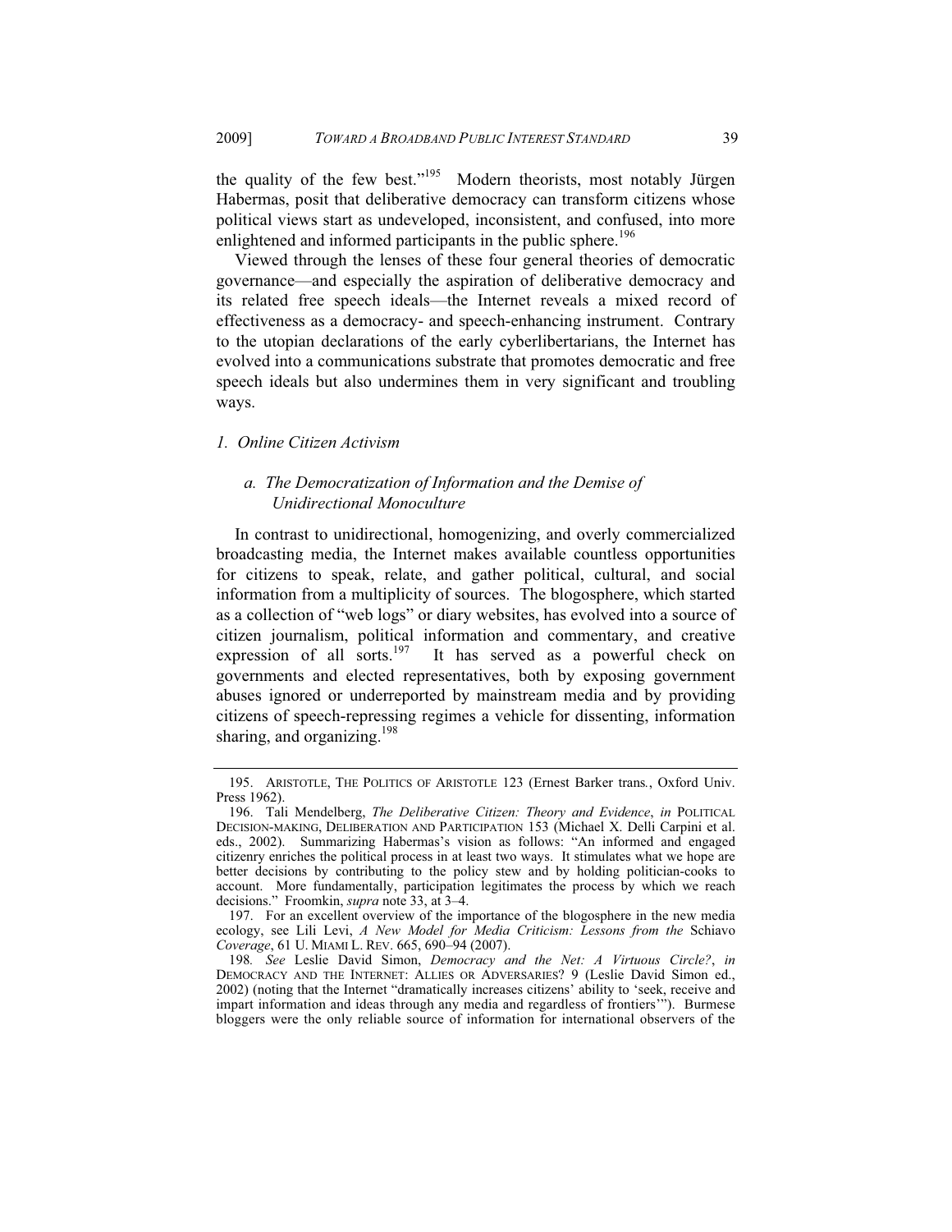the quality of the few best."[195] Modern theorists, most notably Jürgen Habermas, posit that deliberative democracy can transform citizens whose political views start as undeveloped, inconsistent, and confused, into more enlightened and informed participants in the public sphere.[196]

Viewed through the lenses of these four general theories of democratic governance—and especially the aspiration of deliberative democracy and its related free speech ideals—the Internet reveals a mixed record of effectiveness as a democracy- and speech-enhancing instrument. Contrary to the utopian declarations of the early cyberlibertarians, the Internet has evolved into a communications substrate that promotes democratic and free speech ideals but also undermines them in very significant and troubling ways.

### *1. Online Citizen Activism*

#### *a. The Democratization of Information and the Demise of Unidirectional Monoculture*

In contrast to unidirectional, homogenizing, and overly commercialized broadcasting media, the Internet makes available countless opportunities for citizens to speak, relate, and gather political, cultural, and social information from a multiplicity of sources. The blogosphere, which started as a collection of "web logs" or diary websites, has evolved into a source of citizen journalism, political information and commentary, and creative expression of all sorts.[197] It has served as a powerful check on governments and elected representatives, both by exposing government abuses ignored or underreported by mainstream media and by providing citizens of speech-repressing regimes a vehicle for dissenting, information sharing, and organizing.[198]

---

195. ARISTOTLE, THE POLITICS OF ARISTOTLE 123 (Ernest Barker trans., Oxford Univ. Press 1962).

196. Tali Mendelberg, *The Deliberative Citizen: Theory and Evidence*, *in* POLITICAL DECISION-MAKING, DELIBERATION AND PARTICIPATION 153 (Michael X. Delli Carpini et al. eds., 2002). Summarizing Habermas's vision as follows: "An informed and engaged citizenry enriches the political process in at least two ways. It stimulates what we hope are better decisions by contributing to the policy stew and by holding politician-cooks to account. More fundamentally, participation legitimates the process by which we reach decisions." Froomkin, *supra* note 33, at 3–4.

197. For an excellent overview of the importance of the blogosphere in the new media ecology, see Lili Levi, *A New Model for Media Criticism: Lessons from the* Schiavo *Coverage*, 61 U. MIAMI L. REV. 665, 690–94 (2007).

198. *See* Leslie David Simon, *Democracy and the Net: A Virtuous Circle?*, *in* DEMOCRACY AND THE INTERNET: ALLIES OR ADVERSARIES? 9 (Leslie David Simon ed., 2002) (noting that the Internet "dramatically increases citizens' ability to 'seek, receive and impart information and ideas through any media and regardless of frontiers'"). Burmese bloggers were the only reliable source of information for international observers of the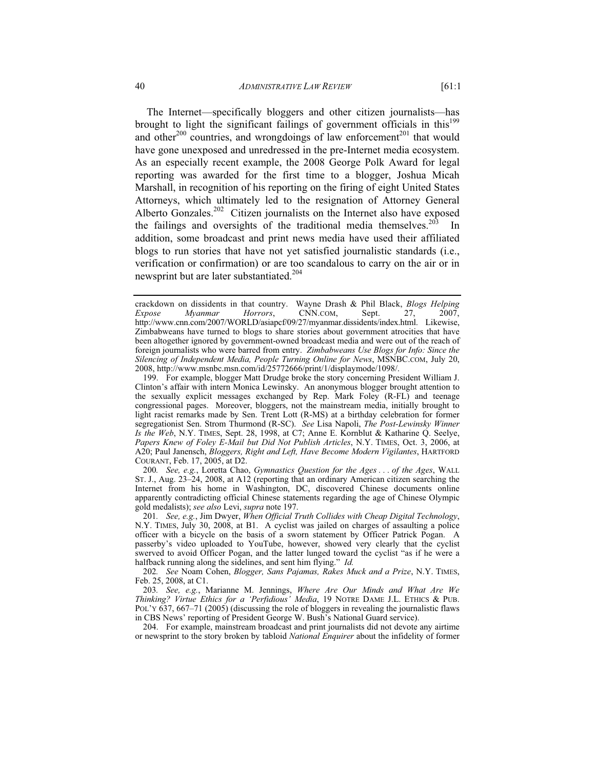The Internet—specifically bloggers and other citizen journalists—has brought to light the significant failings of government officials in this[199] and other[200] countries, and wrongdoings of law enforcement[201] that would have gone unexposed and unredressed in the pre-Internet media ecosystem. As an especially recent example, the 2008 George Polk Award for legal reporting was awarded for the first time to a blogger, Joshua Micah Marshall, in recognition of his reporting on the firing of eight United States Attorneys, which ultimately led to the resignation of Attorney General Alberto Gonzales.[202] Citizen journalists on the Internet also have exposed the failings and oversights of the traditional media themselves.[203] In addition, some broadcast and print news media have used their affiliated blogs to run stories that have not yet satisfied journalistic standards (i.e., verification or confirmation) or are too scandalous to carry on the air or in newsprint but are later substantiated.[204]

---

crackdown on dissidents in that country. Wayne Drash & Phil Black, *Blogs Helping Expose Myanmar Horrors*, CNN.COM, Sept. 27, 2007, http://www.cnn.com/2007/WORLD/asiapcf/09/27/myanmar.dissidents/index.html. Likewise, Zimbabweans have turned to blogs to share stories about government atrocities that have been altogether ignored by government-owned broadcast media and were out of the reach of foreign journalists who were barred from entry. *Zimbabweans Use Blogs for Info: Since the Silencing of Independent Media, People Turning Online for News*, MSNBC.COM, July 20, 2008, http://www.msnbc.msn.com/id/25772666/print/1/displaymode/1098/.

199. For example, blogger Matt Drudge broke the story concerning President William J. Clinton's affair with intern Monica Lewinsky. An anonymous blogger brought attention to the sexually explicit messages exchanged by Rep. Mark Foley (R-FL) and teenage congressional pages. Moreover, bloggers, not the mainstream media, initially brought to light racist remarks made by Sen. Trent Lott (R-MS) at a birthday celebration for former segregationist Sen. Strom Thurmond (R-SC). *See* Lisa Napoli, *The Post-Lewinsky Winner Is the Web*, N.Y. TIMES, Sept. 28, 1998, at C7; Anne E. Kornblut & Katharine Q. Seelye, *Papers Knew of Foley E-Mail but Did Not Publish Articles*, N.Y. TIMES, Oct. 3, 2006, at A20; Paul Janensch, *Bloggers, Right and Left, Have Become Modern Vigilantes*, HARTFORD COURANT, Feb. 17, 2005, at D2.

200. *See, e.g.*, Loretta Chao, *Gymnastics Question for the Ages . . . of the Ages*, WALL ST. J., Aug. 23–24, 2008, at A12 (reporting that an ordinary American citizen searching the Internet from his home in Washington, DC, discovered Chinese documents online apparently contradicting official Chinese statements regarding the age of Chinese Olympic gold medalists); *see also* Levi, *supra* note 197.

201. *See, e.g.*, Jim Dwyer, *When Official Truth Collides with Cheap Digital Technology*, N.Y. TIMES, July 30, 2008, at B1. A cyclist was jailed on charges of assaulting a police officer with a bicycle on the basis of a sworn statement by Officer Patrick Pogan. A passerby's video uploaded to YouTube, however, showed very clearly that the cyclist swerved to avoid Officer Pogan, and the latter lunged toward the cyclist "as if he were a halfback running along the sidelines, and sent him flying." *Id.*

202. *See* Noam Cohen, *Blogger, Sans Pajamas, Rakes Muck and a Prize*, N.Y. TIMES, Feb. 25, 2008, at C1.

203. *See, e.g.*, Marianne M. Jennings, *Where Are Our Minds and What Are We Thinking? Virtue Ethics for a 'Perfidious' Media*, 19 NOTRE DAME J.L. ETHICS & PUB. POL'Y 637, 667–71 (2005) (discussing the role of bloggers in revealing the journalistic flaws in CBS News' reporting of President George W. Bush's National Guard service).

204. For example, mainstream broadcast and print journalists did not devote any airtime or newsprint to the story broken by tabloid *National Enquirer* about the infidelity of former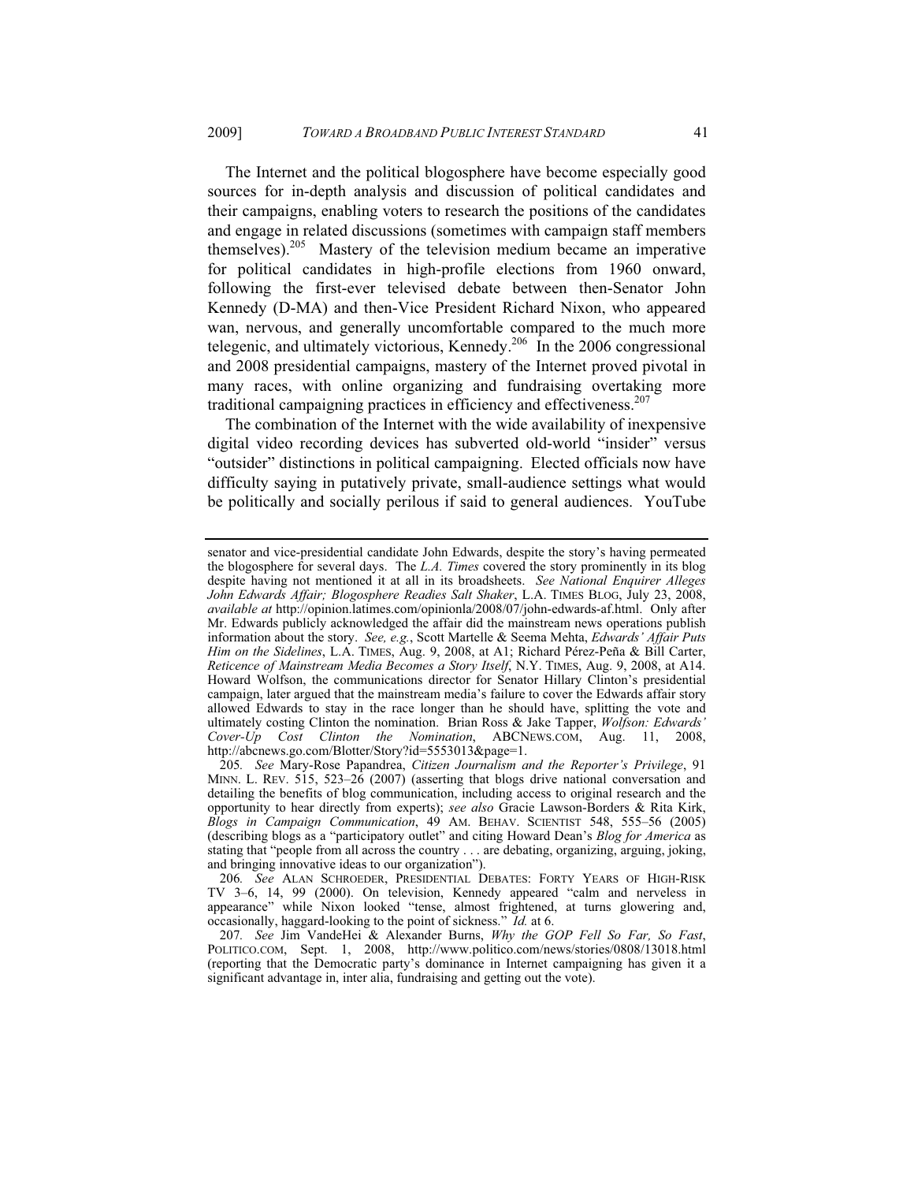The Internet and the political blogosphere have become especially good sources for in-depth analysis and discussion of political candidates and their campaigns, enabling voters to research the positions of the candidates and engage in related discussions (sometimes with campaign staff members themselves).[205] Mastery of the television medium became an imperative for political candidates in high-profile elections from 1960 onward, following the first-ever televised debate between then-Senator John Kennedy (D-MA) and then-Vice President Richard Nixon, who appeared wan, nervous, and generally uncomfortable compared to the much more telegenic, and ultimately victorious, Kennedy.[206] In the 2006 congressional and 2008 presidential campaigns, mastery of the Internet proved pivotal in many races, with online organizing and fundraising overtaking more traditional campaigning practices in efficiency and effectiveness.[207]

The combination of the Internet with the wide availability of inexpensive digital video recording devices has subverted old-world "insider" versus "outsider" distinctions in political campaigning. Elected officials now have difficulty saying in putatively private, small-audience settings what would be politically and socially perilous if said to general audiences. YouTube

---

senator and vice-presidential candidate John Edwards, despite the story's having permeated the blogosphere for several days. The *L.A. Times* covered the story prominently in its blog despite having not mentioned it at all in its broadsheets. *See National Enquirer Alleges John Edwards Affair; Blogosphere Readies Salt Shaker*, L.A. TIMES BLOG, July 23, 2008, *available at* http://opinion.latimes.com/opinionla/2008/07/john-edwards-af.html. Only after Mr. Edwards publicly acknowledged the affair did the mainstream news operations publish information about the story. *See, e.g.*, Scott Martelle & Seema Mehta, *Edwards' Affair Puts Him on the Sidelines*, L.A. TIMES, Aug. 9, 2008, at A1; Richard Pérez-Peña & Bill Carter, *Reticence of Mainstream Media Becomes a Story Itself*, N.Y. TIMES, Aug. 9, 2008, at A14. Howard Wolfson, the communications director for Senator Hillary Clinton's presidential campaign, later argued that the mainstream media's failure to cover the Edwards affair story allowed Edwards to stay in the race longer than he should have, splitting the vote and ultimately costing Clinton the nomination. Brian Ross & Jake Tapper, *Wolfson: Edwards' Cover-Up Cost Clinton the Nomination*, ABCNEWS.COM, Aug. 11, 2008, http://abcnews.go.com/Blotter/Story?id=5553013&page=1.

205. *See* Mary-Rose Papandrea, *Citizen Journalism and the Reporter's Privilege*, 91 MINN. L. REV. 515, 523–26 (2007) (asserting that blogs drive national conversation and detailing the benefits of blog communication, including access to original research and the opportunity to hear directly from experts); *see also* Gracie Lawson-Borders & Rita Kirk, *Blogs in Campaign Communication*, 49 AM. BEHAV. SCIENTIST 548, 555–56 (2005) (describing blogs as a "participatory outlet" and citing Howard Dean's *Blog for America* as stating that "people from all across the country . . . are debating, organizing, arguing, joking, and bringing innovative ideas to our organization").

206. *See* ALAN SCHROEDER, PRESIDENTIAL DEBATES: FORTY YEARS OF HIGH-RISK TV 3–6, 14, 99 (2000). On television, Kennedy appeared "calm and nerveless in appearance" while Nixon looked "tense, almost frightened, at turns glowering and, occasionally, haggard-looking to the point of sickness." *Id.* at 6.

207. *See* Jim VandeHei & Alexander Burns, *Why the GOP Fell So Far, So Fast*, POLITICO.COM, Sept. 1, 2008, http://www.politico.com/news/stories/0808/13018.html (reporting that the Democratic party's dominance in Internet campaigning has given it a significant advantage in, inter alia, fundraising and getting out the vote).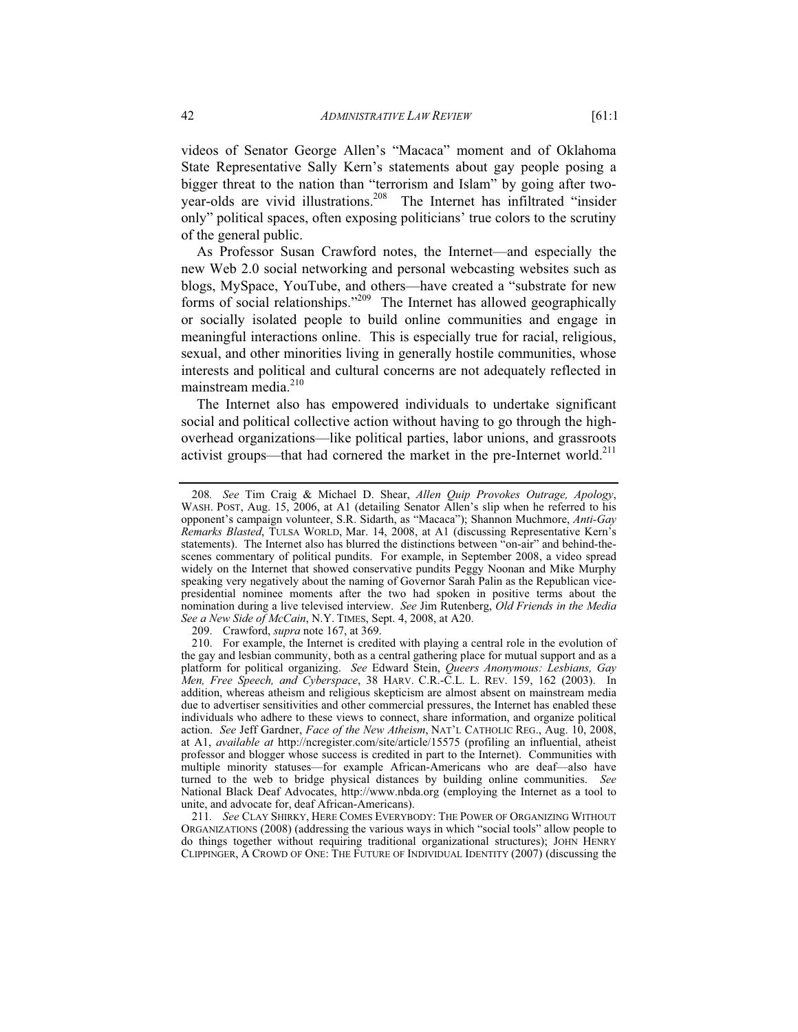videos of Senator George Allen's "Macaca" moment and of Oklahoma State Representative Sally Kern's statements about gay people posing a bigger threat to the nation than "terrorism and Islam" by going after two-year-olds are vivid illustrations.[208] The Internet has infiltrated "insider only" political spaces, often exposing politicians' true colors to the scrutiny of the general public.

As Professor Susan Crawford notes, the Internet—and especially the new Web 2.0 social networking and personal webcasting websites such as blogs, MySpace, YouTube, and others—have created a "substrate for new forms of social relationships."[209] The Internet has allowed geographically or socially isolated people to build online communities and engage in meaningful interactions online. This is especially true for racial, religious, sexual, and other minorities living in generally hostile communities, whose interests and political and cultural concerns are not adequately reflected in mainstream media.[210]

The Internet also has empowered individuals to undertake significant social and political collective action without having to go through the high-overhead organizations—like political parties, labor unions, and grassroots activist groups—that had cornered the market in the pre-Internet world.[211]

---

208. *See* Tim Craig & Michael D. Shear, *Allen Quip Provokes Outrage, Apology*, WASH. POST, Aug. 15, 2006, at A1 (detailing Senator Allen's slip when he referred to his opponent's campaign volunteer, S.R. Sidarth, as "Macaca"); Shannon Muchmore, *Anti-Gay Remarks Blasted*, TULSA WORLD, Mar. 14, 2008, at A1 (discussing Representative Kern's statements). The Internet also has blurred the distinctions between "on-air" and behind-the-scenes commentary of political pundits. For example, in September 2008, a video spread widely on the Internet that showed conservative pundits Peggy Noonan and Mike Murphy speaking very negatively about the naming of Governor Sarah Palin as the Republican vice-presidential nominee moments after the two had spoken in positive terms about the nomination during a live televised interview. *See* Jim Rutenberg, *Old Friends in the Media See a New Side of McCain*, N.Y. TIMES, Sept. 4, 2008, at A20.

209. Crawford, *supra* note 167, at 369.

210. For example, the Internet is credited with playing a central role in the evolution of the gay and lesbian community, both as a central gathering place for mutual support and as a platform for political organizing. *See* Edward Stein, *Queers Anonymous: Lesbians, Gay Men, Free Speech, and Cyberspace*, 38 HARV. C.R.-C.L. L. REV. 159, 162 (2003). In addition, whereas atheism and religious skepticism are almost absent on mainstream media due to advertiser sensitivities and other commercial pressures, the Internet has enabled these individuals who adhere to these views to connect, share information, and organize political action. *See* Jeff Gardner, *Face of the New Atheism*, NAT'L CATHOLIC REG., Aug. 10, 2008, at A1, *available at* http://ncregister.com/site/article/15575 (profiling an influential, atheist professor and blogger whose success is credited in part to the Internet). Communities with multiple minority statuses—for example African-Americans who are deaf—also have turned to the web to bridge physical distances by building online communities. *See* National Black Deaf Advocates, http://www.nbda.org (employing the Internet as a tool to unite, and advocate for, deaf African-Americans).

211. *See* CLAY SHIRKY, HERE COMES EVERYBODY: THE POWER OF ORGANIZING WITHOUT ORGANIZATIONS (2008) (addressing the various ways in which "social tools" allow people to do things together without requiring traditional organizational structures); JOHN HENRY CLIPPINGER, A CROWD OF ONE: THE FUTURE OF INDIVIDUAL IDENTITY (2007) (discussing the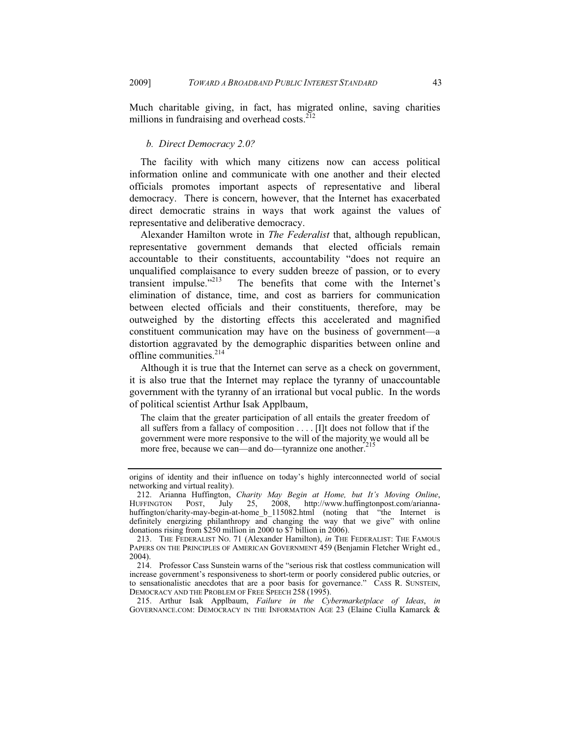Much charitable giving, in fact, has migrated online, saving charities millions in fundraising and overhead costs.[212]

*b. Direct Democracy 2.0?*

The facility with which many citizens now can access political information online and communicate with one another and their elected officials promotes important aspects of representative and liberal democracy. There is concern, however, that the Internet has exacerbated direct democratic strains in ways that work against the values of representative and deliberative democracy.

Alexander Hamilton wrote in *The Federalist* that, although republican, representative government demands that elected officials remain accountable to their constituents, accountability "does not require an unqualified complaisance to every sudden breeze of passion, or to every transient impulse."[213] The benefits that come with the Internet's elimination of distance, time, and cost as barriers for communication between elected officials and their constituents, therefore, may be outweighed by the distorting effects this accelerated and magnified constituent communication may have on the business of government—a distortion aggravated by the demographic disparities between online and offline communities.[214]

Although it is true that the Internet can serve as a check on government, it is also true that the Internet may replace the tyranny of unaccountable government with the tyranny of an irrational but vocal public. In the words of political scientist Arthur Isak Applbaum,

> The claim that the greater participation of all entails the greater freedom of all suffers from a fallacy of composition . . . . [I]t does not follow that if the government were more responsive to the will of the majority we would all be more free, because we can—and do—tyrannize one another.[215]

---

origins of identity and their influence on today's highly interconnected world of social networking and virtual reality).

212. Arianna Huffington, *Charity May Begin at Home, but It's Moving Online*, HUFFINGTON POST, July 25, 2008, http://www.huffingtonpost.com/arianna-huffington/charity-may-begin-at-home_b_115082.html (noting that "the Internet is definitely energizing philanthropy and changing the way that we give" with online donations rising from $250 million in 2000 to $7 billion in 2006).

213. THE FEDERALIST NO. 71 (Alexander Hamilton), *in* THE FEDERALIST: THE FAMOUS PAPERS ON THE PRINCIPLES OF AMERICAN GOVERNMENT 459 (Benjamin Fletcher Wright ed., 2004).

214. Professor Cass Sunstein warns of the "serious risk that costless communication will increase government's responsiveness to short-term or poorly considered public outcries, or to sensationalistic anecdotes that are a poor basis for governance." CASS R. SUNSTEIN, DEMOCRACY AND THE PROBLEM OF FREE SPEECH 258 (1995).

215. Arthur Isak Applbaum, *Failure in the Cybermarketplace of Ideas*, *in* GOVERNANCE.COM: DEMOCRACY IN THE INFORMATION AGE 23 (Elaine Ciulla Kamarck &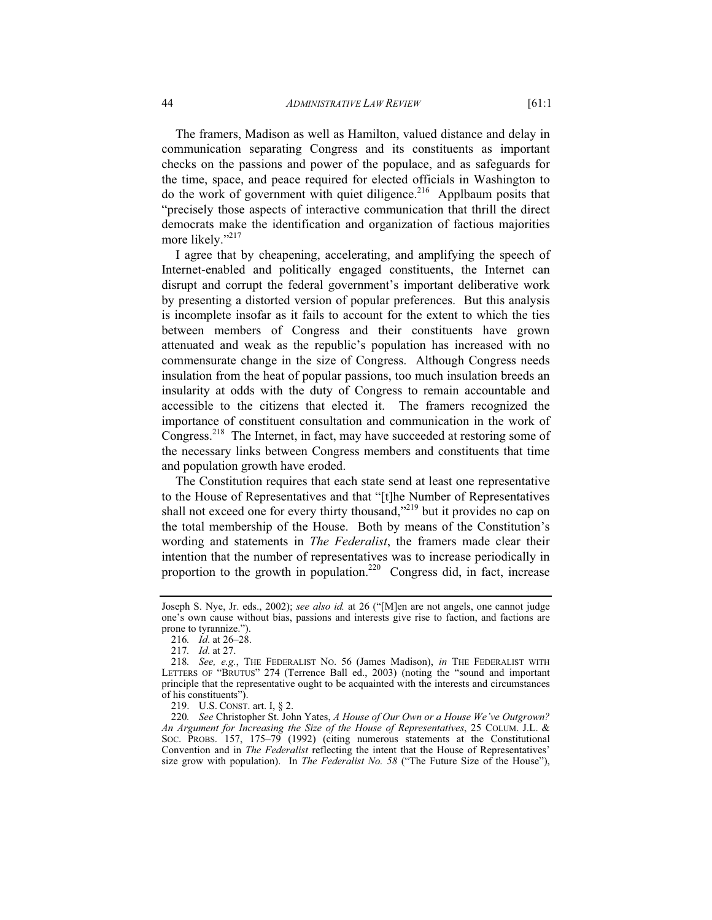The framers, Madison as well as Hamilton, valued distance and delay in communication separating Congress and its constituents as important checks on the passions and power of the populace, and as safeguards for the time, space, and peace required for elected officials in Washington to do the work of government with quiet diligence.[216] Applbaum posits that "precisely those aspects of interactive communication that thrill the direct democrats make the identification and organization of factious majorities more likely."[217]

I agree that by cheapening, accelerating, and amplifying the speech of Internet-enabled and politically engaged constituents, the Internet can disrupt and corrupt the federal government's important deliberative work by presenting a distorted version of popular preferences. But this analysis is incomplete insofar as it fails to account for the extent to which the ties between members of Congress and their constituents have grown attenuated and weak as the republic's population has increased with no commensurate change in the size of Congress. Although Congress needs insulation from the heat of popular passions, too much insulation breeds an insularity at odds with the duty of Congress to remain accountable and accessible to the citizens that elected it. The framers recognized the importance of constituent consultation and communication in the work of Congress.[218] The Internet, in fact, may have succeeded at restoring some of the necessary links between Congress members and constituents that time and population growth have eroded.

The Constitution requires that each state send at least one representative to the House of Representatives and that "[t]he Number of Representatives shall not exceed one for every thirty thousand,"[219] but it provides no cap on the total membership of the House. Both by means of the Constitution's wording and statements in *The Federalist*, the framers made clear their intention that the number of representatives was to increase periodically in proportion to the growth in population.[220] Congress did, in fact, increase

---

Joseph S. Nye, Jr. eds., 2002); *see also id.* at 26 ("[M]en are not angels, one cannot judge one's own cause without bias, passions and interests give rise to faction, and factions are prone to tyrannize.").

216. *Id.* at 26–28.

217. *Id.* at 27.

218. *See, e.g.*, THE FEDERALIST NO. 56 (James Madison), *in* THE FEDERALIST WITH LETTERS OF "BRUTUS" 274 (Terrence Ball ed., 2003) (noting the "sound and important principle that the representative ought to be acquainted with the interests and circumstances of his constituents").

219. U.S. CONST. art. I, § 2.

220. *See* Christopher St. John Yates, *A House of Our Own or a House We've Outgrown? An Argument for Increasing the Size of the House of Representatives*, 25 COLUM. J.L. & SOC. PROBS. 157, 175–79 (1992) (citing numerous statements at the Constitutional Convention and in *The Federalist* reflecting the intent that the House of Representatives' size grow with population). In *The Federalist No. 58* ("The Future Size of the House"),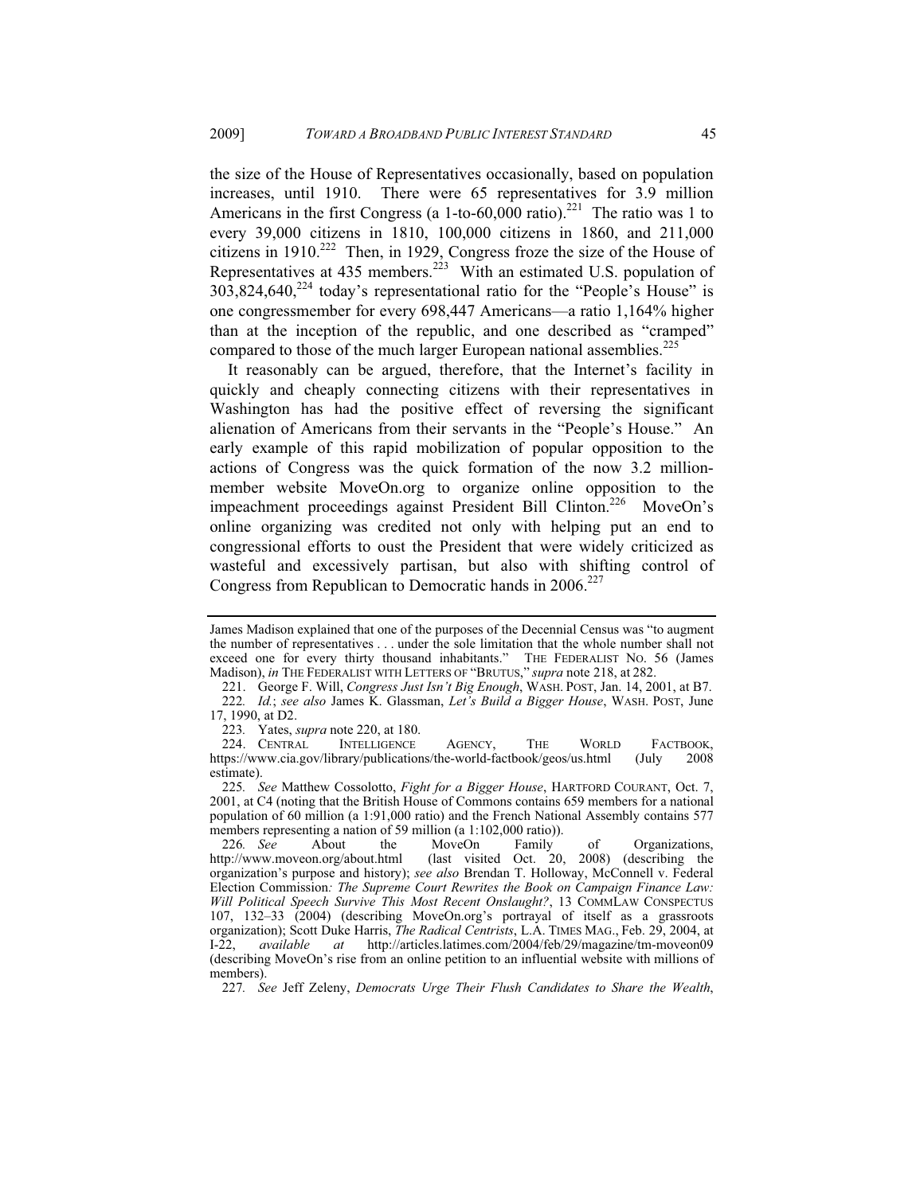the size of the House of Representatives occasionally, based on population increases, until 1910. There were 65 representatives for 3.9 million Americans in the first Congress (a 1-to-60,000 ratio).[221] The ratio was 1 to every 39,000 citizens in 1810, 100,000 citizens in 1860, and 211,000 citizens in 1910.[222] Then, in 1929, Congress froze the size of the House of Representatives at 435 members.[223] With an estimated U.S. population of 303,824,640,[224] today's representational ratio for the "People's House" is one congressmember for every 698,447 Americans—a ratio 1,164% higher than at the inception of the republic, and one described as "cramped" compared to those of the much larger European national assemblies.[225]

It reasonably can be argued, therefore, that the Internet's facility in quickly and cheaply connecting citizens with their representatives in Washington has had the positive effect of reversing the significant alienation of Americans from their servants in the "People's House." An early example of this rapid mobilization of popular opposition to the actions of Congress was the quick formation of the now 3.2 million-member website MoveOn.org to organize online opposition to the impeachment proceedings against President Bill Clinton.[226] MoveOn's online organizing was credited not only with helping put an end to congressional efforts to oust the President that were widely criticized as wasteful and excessively partisan, but also with shifting control of Congress from Republican to Democratic hands in 2006.[227]

---

James Madison explained that one of the purposes of the Decennial Census was "to augment the number of representatives . . . under the sole limitation that the whole number shall not exceed one for every thirty thousand inhabitants." THE FEDERALIST NO. 56 (James Madison), *in* THE FEDERALIST WITH LETTERS OF "BRUTUS," *supra* note 218, at 282.

221. George F. Will, *Congress Just Isn't Big Enough*, WASH. POST, Jan. 14, 2001, at B7.

222. *Id.*; *see also* James K. Glassman, *Let's Build a Bigger House*, WASH. POST, June 17, 1990, at D2.

223. Yates, *supra* note 220, at 180.

224. CENTRAL INTELLIGENCE AGENCY, THE WORLD FACTBOOK, https://www.cia.gov/library/publications/the-world-factbook/geos/us.html (July 2008 estimate).

225. *See* Matthew Cossolotto, *Fight for a Bigger House*, HARTFORD COURANT, Oct. 7, 2001, at C4 (noting that the British House of Commons contains 659 members for a national population of 60 million (a 1:91,000 ratio) and the French National Assembly contains 577 members representing a nation of 59 million (a 1:102,000 ratio)).

226. *See* About the MoveOn Family of Organizations, http://www.moveon.org/about.html (last visited Oct. 20, 2008) (describing the organization's purpose and history); *see also* Brendan T. Holloway, McConnell v. Federal Election Commission*: The Supreme Court Rewrites the Book on Campaign Finance Law: Will Political Speech Survive This Most Recent Onslaught?*, 13 COMMLAW CONSPECTUS 107, 132–33 (2004) (describing MoveOn.org's portrayal of itself as a grassroots organization); Scott Duke Harris, *The Radical Centrists*, L.A. TIMES MAG., Feb. 29, 2004, at I-22, *available at* http://articles.latimes.com/2004/feb/29/magazine/tm-moveon09 (describing MoveOn's rise from an online petition to an influential website with millions of members).

227. *See* Jeff Zeleny, *Democrats Urge Their Flush Candidates to Share the Wealth*,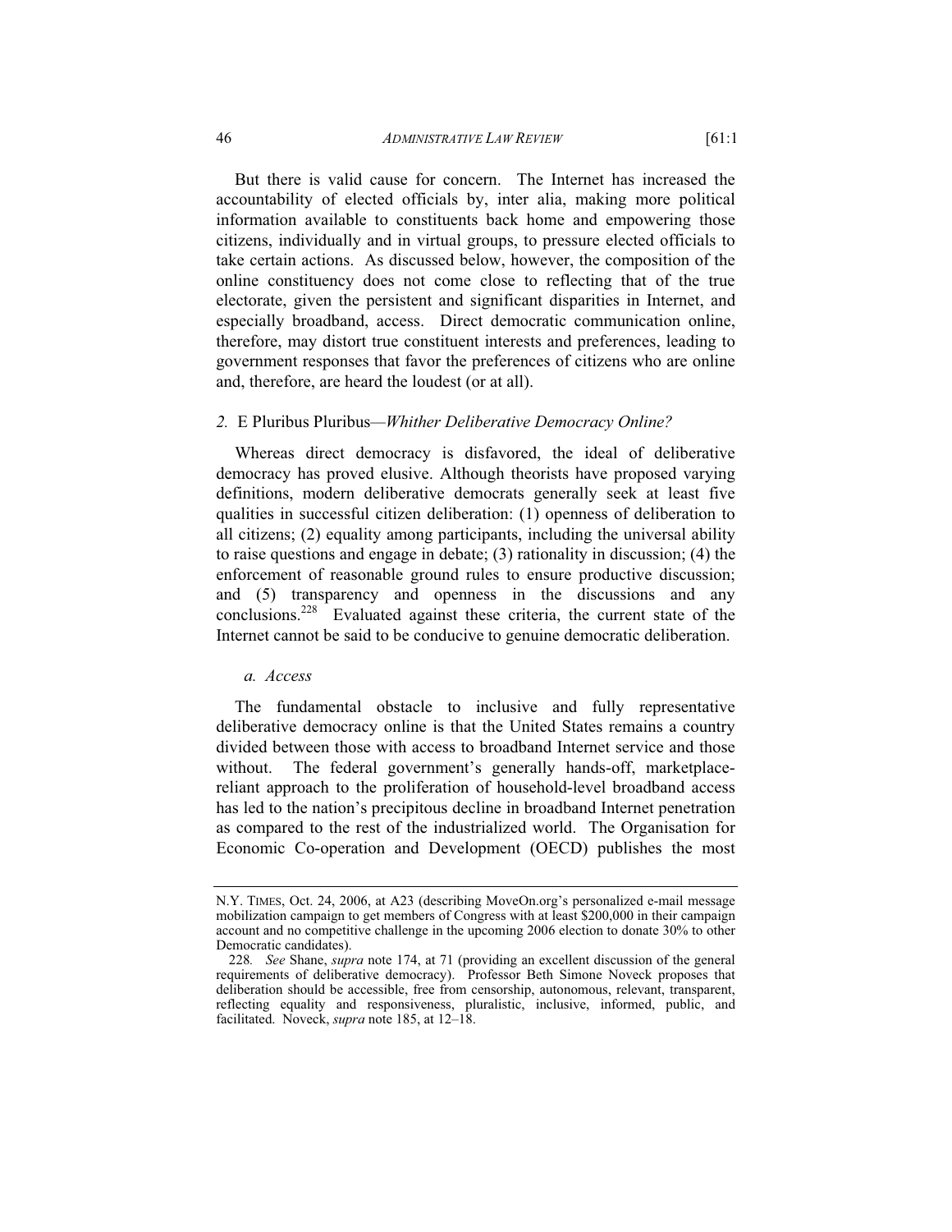But there is valid cause for concern. The Internet has increased the accountability of elected officials by, inter alia, making more political information available to constituents back home and empowering those citizens, individually and in virtual groups, to pressure elected officials to take certain actions. As discussed below, however, the composition of the online constituency does not come close to reflecting that of the true electorate, given the persistent and significant disparities in Internet, and especially broadband, access. Direct democratic communication online, therefore, may distort true constituent interests and preferences, leading to government responses that favor the preferences of citizens who are online and, therefore, are heard the loudest (or at all).

### *2.* E Pluribus Pluribus—*Whither Deliberative Democracy Online?*

Whereas direct democracy is disfavored, the ideal of deliberative democracy has proved elusive. Although theorists have proposed varying definitions, modern deliberative democrats generally seek at least five qualities in successful citizen deliberation: (1) openness of deliberation to all citizens; (2) equality among participants, including the universal ability to raise questions and engage in debate; (3) rationality in discussion; (4) the enforcement of reasonable ground rules to ensure productive discussion; and (5) transparency and openness in the discussions and any conclusions.[228] Evaluated against these criteria, the current state of the Internet cannot be said to be conducive to genuine democratic deliberation.

#### *a. Access*

The fundamental obstacle to inclusive and fully representative deliberative democracy online is that the United States remains a country divided between those with access to broadband Internet service and those without. The federal government's generally hands-off, marketplace-reliant approach to the proliferation of household-level broadband access has led to the nation's precipitous decline in broadband Internet penetration as compared to the rest of the industrialized world. The Organisation for Economic Co-operation and Development (OECD) publishes the most

---

N.Y. TIMES, Oct. 24, 2006, at A23 (describing MoveOn.org's personalized e-mail message mobilization campaign to get members of Congress with at least $200,000 in their campaign account and no competitive challenge in the upcoming 2006 election to donate 30% to other Democratic candidates).

228. *See* Shane, *supra* note 174, at 71 (providing an excellent discussion of the general requirements of deliberative democracy). Professor Beth Simone Noveck proposes that deliberation should be accessible, free from censorship, autonomous, relevant, transparent, reflecting equality and responsiveness, pluralistic, inclusive, informed, public, and facilitated. Noveck, *supra* note 185, at 12–18.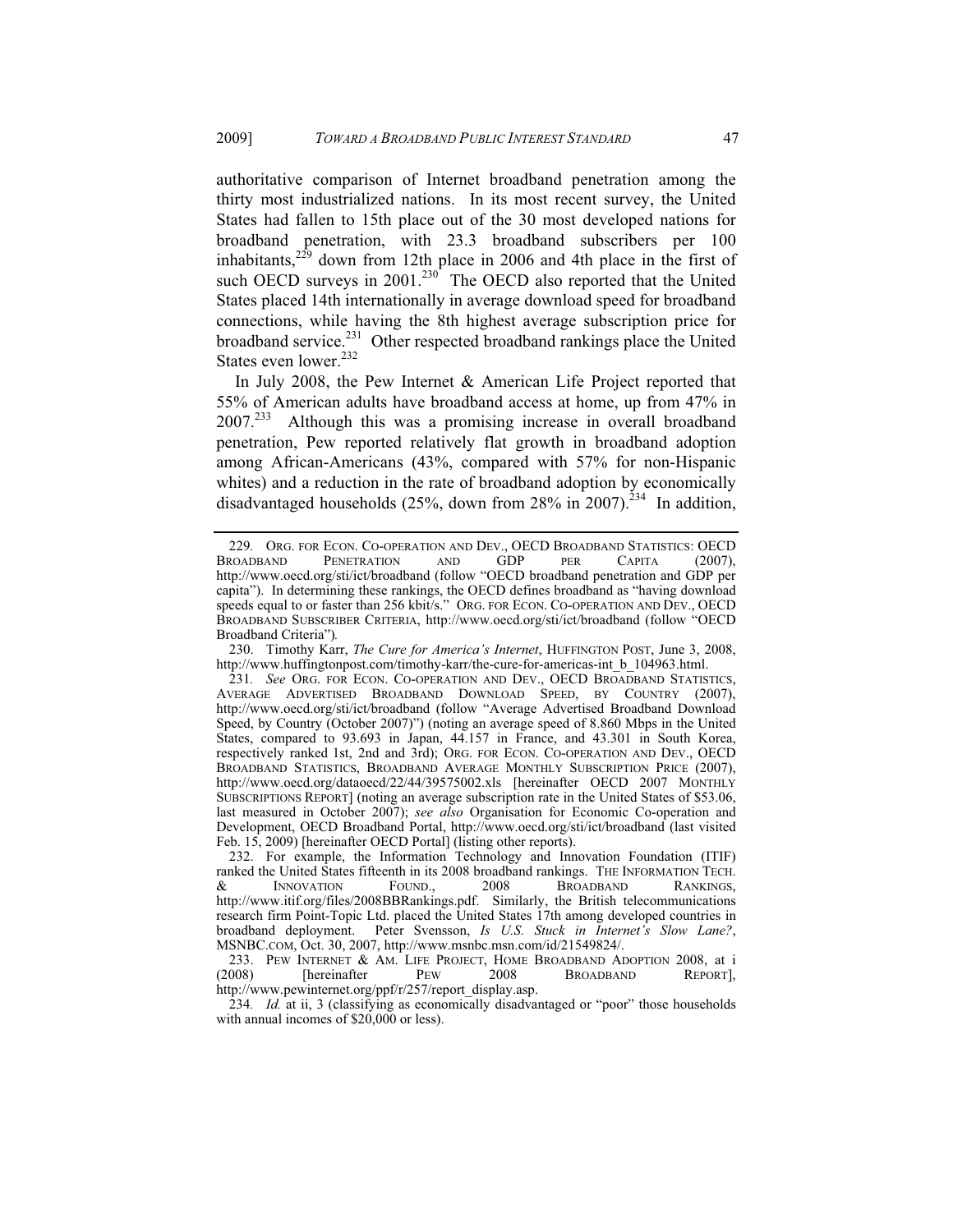authoritative comparison of Internet broadband penetration among the thirty most industrialized nations. In its most recent survey, the United States had fallen to 15th place out of the 30 most developed nations for broadband penetration, with 23.3 broadband subscribers per 100 inhabitants,[229] down from 12th place in 2006 and 4th place in the first of such OECD surveys in 2001.[230] The OECD also reported that the United States placed 14th internationally in average download speed for broadband connections, while having the 8th highest average subscription price for broadband service.[231] Other respected broadband rankings place the United States even lower.[232]

In July 2008, the Pew Internet & American Life Project reported that 55% of American adults have broadband access at home, up from 47% in 2007.[233] Although this was a promising increase in overall broadband penetration, Pew reported relatively flat growth in broadband adoption among African-Americans (43%, compared with 57% for non-Hispanic whites) and a reduction in the rate of broadband adoption by economically disadvantaged households (25%, down from 28% in 2007).[234] In addition,

---

229. ORG. FOR ECON. CO-OPERATION AND DEV., OECD BROADBAND STATISTICS: OECD BROADBAND PENETRATION AND GDP PER CAPITA (2007), http://www.oecd.org/sti/ict/broadband (follow "OECD broadband penetration and GDP per capita"). In determining these rankings, the OECD defines broadband as "having download speeds equal to or faster than 256 kbit/s." ORG. FOR ECON. CO-OPERATION AND DEV., OECD BROADBAND SUBSCRIBER CRITERIA, http://www.oecd.org/sti/ict/broadband (follow "OECD Broadband Criteria").

230. Timothy Karr, *The Cure for America's Internet*, HUFFINGTON POST, June 3, 2008, http://www.huffingtonpost.com/timothy-karr/the-cure-for-americas-int_b_104963.html.

231. *See* ORG. FOR ECON. CO-OPERATION AND DEV., OECD BROADBAND STATISTICS, AVERAGE ADVERTISED BROADBAND DOWNLOAD SPEED, BY COUNTRY (2007), http://www.oecd.org/sti/ict/broadband (follow "Average Advertised Broadband Download Speed, by Country (October 2007)") (noting an average speed of 8.860 Mbps in the United States, compared to 93.693 in Japan, 44.157 in France, and 43.301 in South Korea, respectively ranked 1st, 2nd and 3rd); ORG. FOR ECON. CO-OPERATION AND DEV., OECD BROADBAND STATISTICS, BROADBAND AVERAGE MONTHLY SUBSCRIPTION PRICE (2007), http://www.oecd.org/dataoecd/22/44/39575002.xls [hereinafter OECD 2007 MONTHLY SUBSCRIPTIONS REPORT] (noting an average subscription rate in the United States of $53.06, last measured in October 2007); *see also* Organisation for Economic Co-operation and Development, OECD Broadband Portal, http://www.oecd.org/sti/ict/broadband (last visited Feb. 15, 2009) [hereinafter OECD Portal] (listing other reports).

232. For example, the Information Technology and Innovation Foundation (ITIF) ranked the United States fifteenth in its 2008 broadband rankings. THE INFORMATION TECH. & INNOVATION FOUND., 2008 BROADBAND RANKINGS, http://www.itif.org/files/2008BBRankings.pdf. Similarly, the British telecommunications research firm Point-Topic Ltd. placed the United States 17th among developed countries in broadband deployment. Peter Svensson, *Is U.S. Stuck in Internet's Slow Lane?*, MSNBC.COM, Oct. 30, 2007, http://www.msnbc.msn.com/id/21549824/.

233. PEW INTERNET & AM. LIFE PROJECT, HOME BROADBAND ADOPTION 2008, at i (2008) [hereinafter PEW 2008 BROADBAND REPORT], http://www.pewinternet.org/ppf/r/257/report_display.asp.

234. *Id.* at ii, 3 (classifying as economically disadvantaged or "poor" those households with annual incomes of $20,000 or less).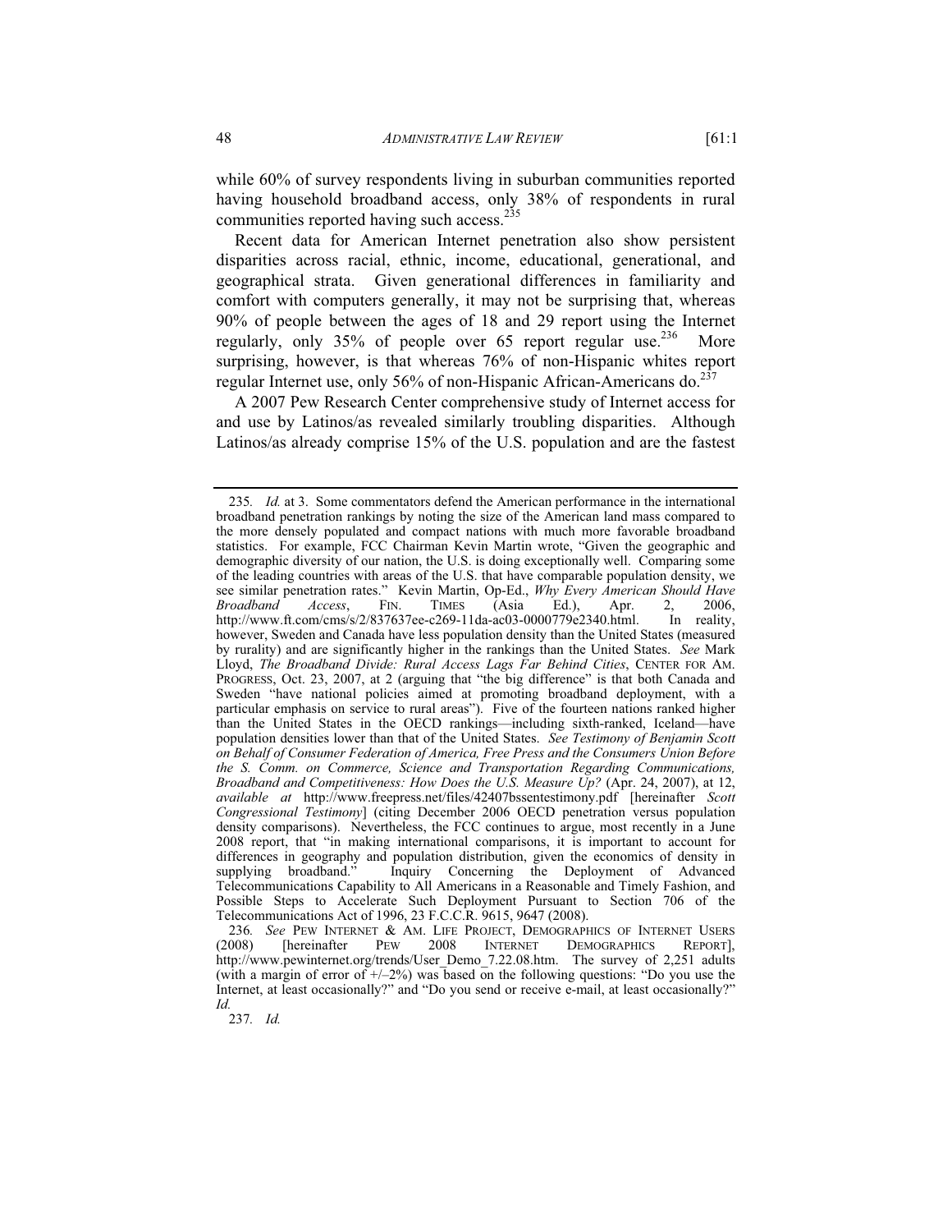while 60% of survey respondents living in suburban communities reported having household broadband access, only 38% of respondents in rural communities reported having such access.[235]

Recent data for American Internet penetration also show persistent disparities across racial, ethnic, income, educational, generational, and geographical strata. Given generational differences in familiarity and comfort with computers generally, it may not be surprising that, whereas 90% of people between the ages of 18 and 29 report using the Internet regularly, only 35% of people over 65 report regular use.[236] More surprising, however, is that whereas 76% of non-Hispanic whites report regular Internet use, only 56% of non-Hispanic African-Americans do.[237]

A 2007 Pew Research Center comprehensive study of Internet access for and use by Latinos/as revealed similarly troubling disparities. Although Latinos/as already comprise 15% of the U.S. population and are the fastest

---

235. *Id.* at 3. Some commentators defend the American performance in the international broadband penetration rankings by noting the size of the American land mass compared to the more densely populated and compact nations with much more favorable broadband statistics. For example, FCC Chairman Kevin Martin wrote, "Given the geographic and demographic diversity of our nation, the U.S. is doing exceptionally well. Comparing some of the leading countries with areas of the U.S. that have comparable population density, we see similar penetration rates." Kevin Martin, Op-Ed., *Why Every American Should Have Broadband Access*, FIN. TIMES (Asia Ed.), Apr. 2, 2006, http://www.ft.com/cms/s/2/837637ee-c269-11da-ac03-0000779e2340.html. In reality, however, Sweden and Canada have less population density than the United States (measured by rurality) and are significantly higher in the rankings than the United States. *See* Mark Lloyd, *The Broadband Divide: Rural Access Lags Far Behind Cities*, CENTER FOR AM. PROGRESS, Oct. 23, 2007, at 2 (arguing that "the big difference" is that both Canada and Sweden "have national policies aimed at promoting broadband deployment, with a particular emphasis on service to rural areas"). Five of the fourteen nations ranked higher than the United States in the OECD rankings—including sixth-ranked, Iceland—have population densities lower than that of the United States. *See Testimony of Benjamin Scott on Behalf of Consumer Federation of America, Free Press and the Consumers Union Before the S. Comm. on Commerce, Science and Transportation Regarding Communications, Broadband and Competitiveness: How Does the U.S. Measure Up?* (Apr. 24, 2007), at 12, *available at* http://www.freepress.net/files/42407bssentestimony.pdf [hereinafter *Scott Congressional Testimony*] (citing December 2006 OECD penetration versus population density comparisons). Nevertheless, the FCC continues to argue, most recently in a June 2008 report, that "in making international comparisons, it is important to account for differences in geography and population distribution, given the economics of density in supplying broadband." Inquiry Concerning the Deployment of Advanced Telecommunications Capability to All Americans in a Reasonable and Timely Fashion, and Possible Steps to Accelerate Such Deployment Pursuant to Section 706 of the Telecommunications Act of 1996, 23 F.C.C.R. 9615, 9647 (2008).

236. *See* PEW INTERNET & AM. LIFE PROJECT, DEMOGRAPHICS OF INTERNET USERS (2008) [hereinafter PEW 2008 INTERNET DEMOGRAPHICS REPORT], http://www.pewinternet.org/trends/User_Demo_7.22.08.htm. The survey of 2,251 adults (with a margin of error of +/–2%) was based on the following questions: "Do you use the Internet, at least occasionally?" and "Do you send or receive e-mail, at least occasionally?" *Id.*

237. *Id.*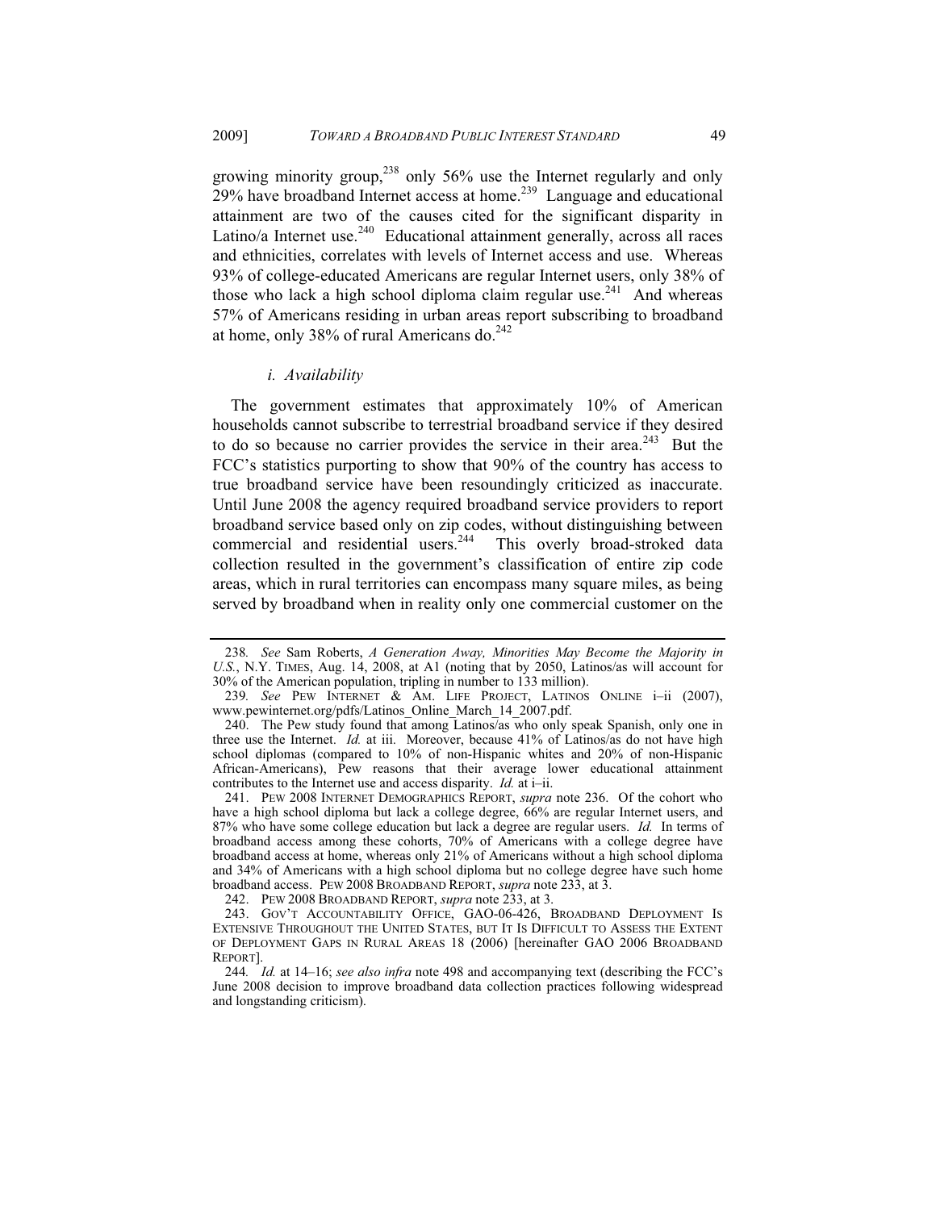growing minority group,[238] only 56% use the Internet regularly and only 29% have broadband Internet access at home.[239] Language and educational attainment are two of the causes cited for the significant disparity in Latino/a Internet use.[240] Educational attainment generally, across all races and ethnicities, correlates with levels of Internet access and use. Whereas 93% of college-educated Americans are regular Internet users, only 38% of those who lack a high school diploma claim regular use.[241] And whereas 57% of Americans residing in urban areas report subscribing to broadband at home, only 38% of rural Americans do.[242]

#### *i. Availability*

The government estimates that approximately 10% of American households cannot subscribe to terrestrial broadband service if they desired to do so because no carrier provides the service in their area.[243] But the FCC's statistics purporting to show that 90% of the country has access to true broadband service have been resoundingly criticized as inaccurate. Until June 2008 the agency required broadband service providers to report broadband service based only on zip codes, without distinguishing between commercial and residential users.[244] This overly broad-stroked data collection resulted in the government's classification of entire zip code areas, which in rural territories can encompass many square miles, as being served by broadband when in reality only one commercial customer on the

---

238. *See* Sam Roberts, *A Generation Away, Minorities May Become the Majority in U.S.*, N.Y. TIMES, Aug. 14, 2008, at A1 (noting that by 2050, Latinos/as will account for 30% of the American population, tripling in number to 133 million).

239. *See* PEW INTERNET & AM. LIFE PROJECT, LATINOS ONLINE i–ii (2007), www.pewinternet.org/pdfs/Latinos_Online_March_14_2007.pdf.

240. The Pew study found that among Latinos/as who only speak Spanish, only one in three use the Internet. *Id.* at iii. Moreover, because 41% of Latinos/as do not have high school diplomas (compared to 10% of non-Hispanic whites and 20% of non-Hispanic African-Americans), Pew reasons that their average lower educational attainment contributes to the Internet use and access disparity. *Id.* at i–ii.

241. PEW 2008 INTERNET DEMOGRAPHICS REPORT, *supra* note 236. Of the cohort who have a high school diploma but lack a college degree, 66% are regular Internet users, and 87% who have some college education but lack a degree are regular users. *Id.* In terms of broadband access among these cohorts, 70% of Americans with a college degree have broadband access at home, whereas only 21% of Americans without a high school diploma and 34% of Americans with a high school diploma but no college degree have such home broadband access. PEW 2008 BROADBAND REPORT, *supra* note 233, at 3.

242. PEW 2008 BROADBAND REPORT, *supra* note 233, at 3.

243. GOV'T ACCOUNTABILITY OFFICE, GAO-06-426, BROADBAND DEPLOYMENT IS EXTENSIVE THROUGHOUT THE UNITED STATES, BUT IT IS DIFFICULT TO ASSESS THE EXTENT OF DEPLOYMENT GAPS IN RURAL AREAS 18 (2006) [hereinafter GAO 2006 BROADBAND REPORT].

244. *Id.* at 14–16; *see also infra* note 498 and accompanying text (describing the FCC's June 2008 decision to improve broadband data collection practices following widespread and longstanding criticism).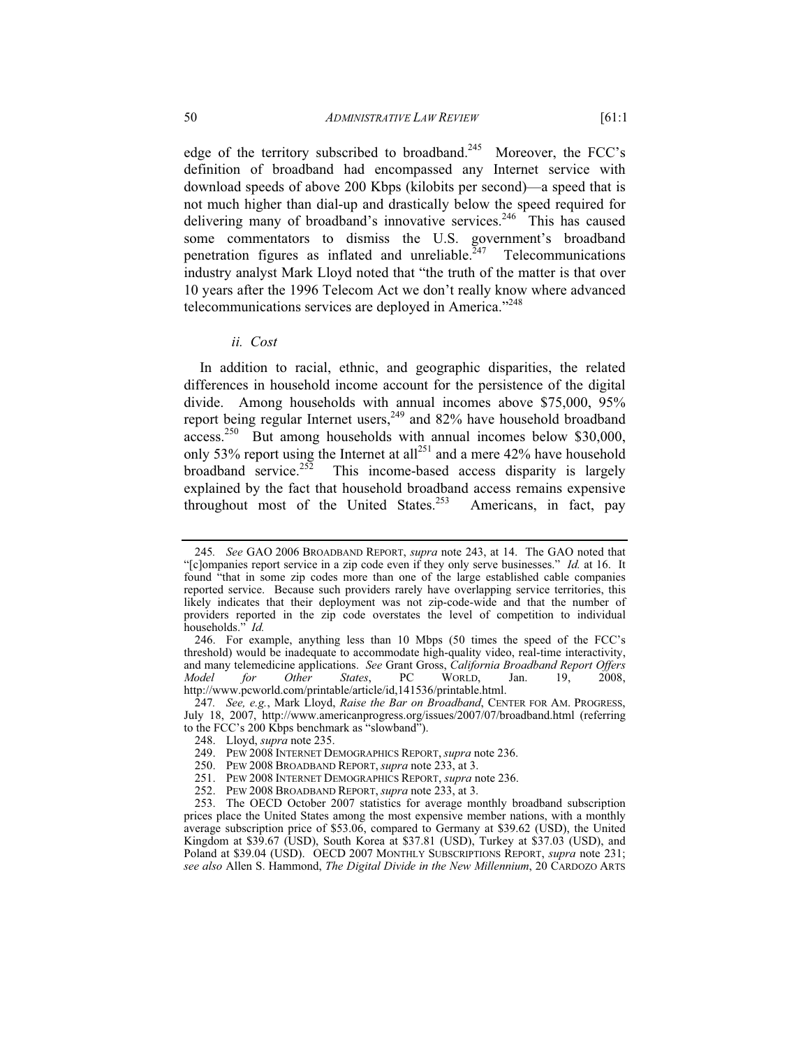edge of the territory subscribed to broadband.[245] Moreover, the FCC's definition of broadband had encompassed any Internet service with download speeds of above 200 Kbps (kilobits per second)—a speed that is not much higher than dial-up and drastically below the speed required for delivering many of broadband's innovative services.[246] This has caused some commentators to dismiss the U.S. government's broadband penetration figures as inflated and unreliable.[247] Telecommunications industry analyst Mark Lloyd noted that "the truth of the matter is that over 10 years after the 1996 Telecom Act we don't really know where advanced telecommunications services are deployed in America."[248]

### *ii. Cost*

In addition to racial, ethnic, and geographic disparities, the related differences in household income account for the persistence of the digital divide. Among households with annual incomes above \$75,000, 95% report being regular Internet users,[249] and 82% have household broadband access.[250] But among households with annual incomes below \$30,000, only 53% report using the Internet at all[251] and a mere 42% have household broadband service.[252] This income-based access disparity is largely explained by the fact that household broadband access remains expensive throughout most of the United States.[253] Americans, in fact, pay

---

245. *See* GAO 2006 BROADBAND REPORT, *supra* note 243, at 14. The GAO noted that "[c]ompanies report service in a zip code even if they only serve businesses." *Id.* at 16. It found "that in some zip codes more than one of the large established cable companies reported service. Because such providers rarely have overlapping service territories, this likely indicates that their deployment was not zip-code-wide and that the number of providers reported in the zip code overstates the level of competition to individual households." *Id.*

246. For example, anything less than 10 Mbps (50 times the speed of the FCC's threshold) would be inadequate to accommodate high-quality video, real-time interactivity, and many telemedicine applications. *See* Grant Gross, *California Broadband Report Offers Model for Other States*, PC WORLD, Jan. 19, 2008, http://www.pcworld.com/printable/article/id,141536/printable.html.

247. *See, e.g.*, Mark Lloyd, *Raise the Bar on Broadband*, CENTER FOR AM. PROGRESS, July 18, 2007, http://www.americanprogress.org/issues/2007/07/broadband.html (referring to the FCC's 200 Kbps benchmark as "slowband").

248. Lloyd, *supra* note 235.

249. PEW 2008 INTERNET DEMOGRAPHICS REPORT, *supra* note 236.

250. PEW 2008 BROADBAND REPORT, *supra* note 233, at 3.

251. PEW 2008 INTERNET DEMOGRAPHICS REPORT, *supra* note 236.

252. PEW 2008 BROADBAND REPORT, *supra* note 233, at 3.

253. The OECD October 2007 statistics for average monthly broadband subscription prices place the United States among the most expensive member nations, with a monthly average subscription price of \$53.06, compared to Germany at \$39.62 (USD), the United Kingdom at \$39.67 (USD), South Korea at \$37.81 (USD), Turkey at \$37.03 (USD), and Poland at \$39.04 (USD). OECD 2007 MONTHLY SUBSCRIPTIONS REPORT, *supra* note 231; *see also* Allen S. Hammond, *The Digital Divide in the New Millennium*, 20 CARDOZO ARTS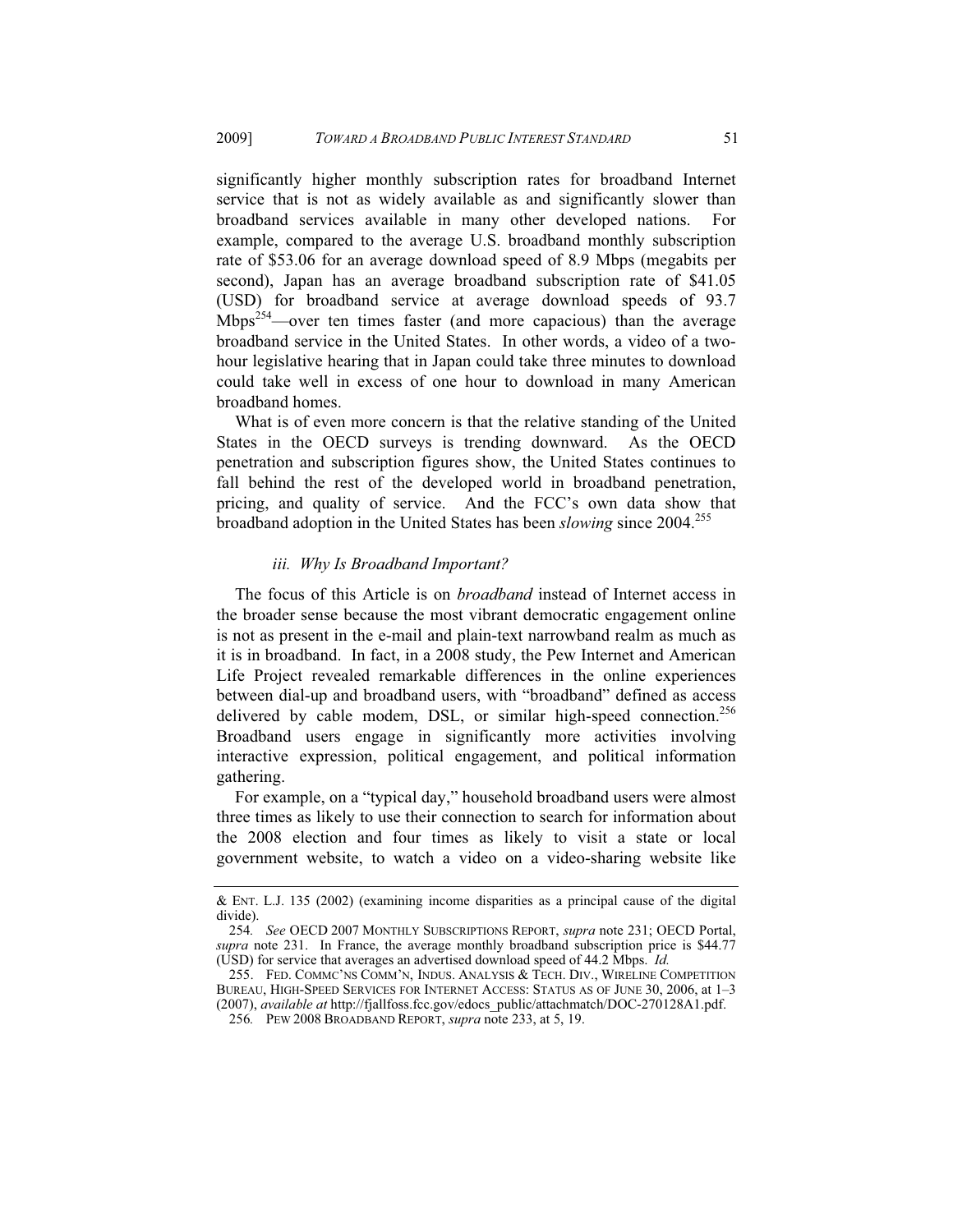significantly higher monthly subscription rates for broadband Internet service that is not as widely available as and significantly slower than broadband services available in many other developed nations. For example, compared to the average U.S. broadband monthly subscription rate of $53.06 for an average download speed of 8.9 Mbps (megabits per second), Japan has an average broadband subscription rate of $41.05 (USD) for broadband service at average download speeds of 93.7 Mbps[254]—over ten times faster (and more capacious) than the average broadband service in the United States. In other words, a video of a two-hour legislative hearing that in Japan could take three minutes to download could take well in excess of one hour to download in many American broadband homes.

What is of even more concern is that the relative standing of the United States in the OECD surveys is trending downward. As the OECD penetration and subscription figures show, the United States continues to fall behind the rest of the developed world in broadband penetration, pricing, and quality of service. And the FCC's own data show that broadband adoption in the United States has been *slowing* since 2004.[255]

#### *iii. Why Is Broadband Important?*

The focus of this Article is on *broadband* instead of Internet access in the broader sense because the most vibrant democratic engagement online is not as present in the e-mail and plain-text narrowband realm as much as it is in broadband. In fact, in a 2008 study, the Pew Internet and American Life Project revealed remarkable differences in the online experiences between dial-up and broadband users, with "broadband" defined as access delivered by cable modem, DSL, or similar high-speed connection.[256] Broadband users engage in significantly more activities involving interactive expression, political engagement, and political information gathering.

For example, on a "typical day," household broadband users were almost three times as likely to use their connection to search for information about the 2008 election and four times as likely to visit a state or local government website, to watch a video on a video-sharing website like

---

& ENT. L.J. 135 (2002) (examining income disparities as a principal cause of the digital divide).

254. *See* OECD 2007 MONTHLY SUBSCRIPTIONS REPORT, *supra* note 231; OECD Portal, *supra* note 231. In France, the average monthly broadband subscription price is $44.77 (USD) for service that averages an advertised download speed of 44.2 Mbps. *Id.*

255. FED. COMMC'NS COMM'N, INDUS. ANALYSIS & TECH. DIV., WIRELINE COMPETITION BUREAU, HIGH-SPEED SERVICES FOR INTERNET ACCESS: STATUS AS OF JUNE 30, 2006, at 1–3 (2007), *available at* http://fjallfoss.fcc.gov/edocs_public/attachmatch/DOC-270128A1.pdf.

256. PEW 2008 BROADBAND REPORT, *supra* note 233, at 5, 19.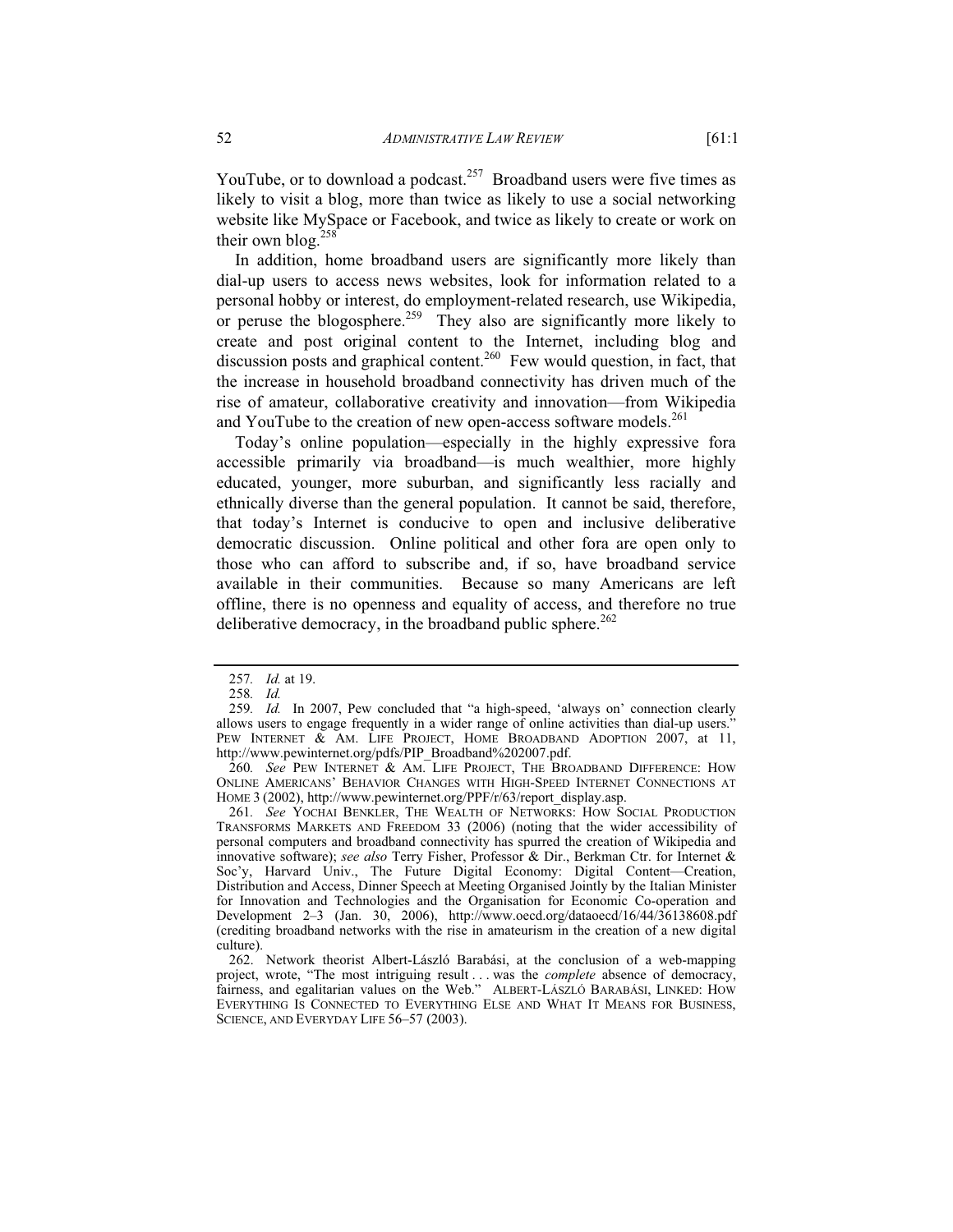YouTube, or to download a podcast.[257] Broadband users were five times as likely to visit a blog, more than twice as likely to use a social networking website like MySpace or Facebook, and twice as likely to create or work on their own blog.[258]

In addition, home broadband users are significantly more likely than dial-up users to access news websites, look for information related to a personal hobby or interest, do employment-related research, use Wikipedia, or peruse the blogosphere.[259] They also are significantly more likely to create and post original content to the Internet, including blog and discussion posts and graphical content.[260] Few would question, in fact, that the increase in household broadband connectivity has driven much of the rise of amateur, collaborative creativity and innovation—from Wikipedia and YouTube to the creation of new open-access software models.[261]

Today's online population—especially in the highly expressive fora accessible primarily via broadband—is much wealthier, more highly educated, younger, more suburban, and significantly less racially and ethnically diverse than the general population. It cannot be said, therefore, that today's Internet is conducive to open and inclusive deliberative democratic discussion. Online political and other fora are open only to those who can afford to subscribe and, if so, have broadband service available in their communities. Because so many Americans are left offline, there is no openness and equality of access, and therefore no true deliberative democracy, in the broadband public sphere.[262]

---

257. *Id.* at 19.

258. *Id.*

259. *Id.* In 2007, Pew concluded that "a high-speed, 'always on' connection clearly allows users to engage frequently in a wider range of online activities than dial-up users." PEW INTERNET & AM. LIFE PROJECT, HOME BROADBAND ADOPTION 2007, at 11, http://www.pewinternet.org/pdfs/PIP_Broadband%202007.pdf.

260. *See* PEW INTERNET & AM. LIFE PROJECT, THE BROADBAND DIFFERENCE: HOW ONLINE AMERICANS' BEHAVIOR CHANGES WITH HIGH-SPEED INTERNET CONNECTIONS AT HOME 3 (2002), http://www.pewinternet.org/PPF/r/63/report_display.asp.

261. *See* YOCHAI BENKLER, THE WEALTH OF NETWORKS: HOW SOCIAL PRODUCTION TRANSFORMS MARKETS AND FREEDOM 33 (2006) (noting that the wider accessibility of personal computers and broadband connectivity has spurred the creation of Wikipedia and innovative software); *see also* Terry Fisher, Professor & Dir., Berkman Ctr. for Internet & Soc'y, Harvard Univ., The Future Digital Economy: Digital Content—Creation, Distribution and Access, Dinner Speech at Meeting Organised Jointly by the Italian Minister for Innovation and Technologies and the Organisation for Economic Co-operation and Development 2–3 (Jan. 30, 2006), http://www.oecd.org/dataoecd/16/44/36138608.pdf (crediting broadband networks with the rise in amateurism in the creation of a new digital culture).

262. Network theorist Albert-László Barabási, at the conclusion of a web-mapping project, wrote, "The most intriguing result . . . was the *complete* absence of democracy, fairness, and egalitarian values on the Web." ALBERT-LÁSZLÓ BARABÁSI, LINKED: HOW EVERYTHING IS CONNECTED TO EVERYTHING ELSE AND WHAT IT MEANS FOR BUSINESS, SCIENCE, AND EVERYDAY LIFE 56–57 (2003).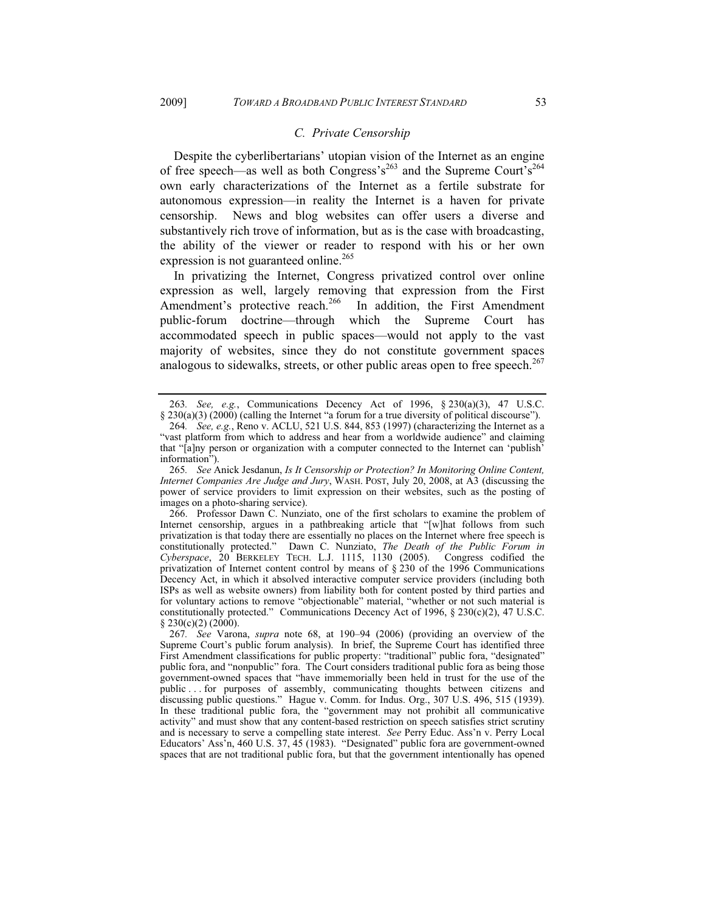### C. Private Censorship

Despite the cyberlibertarians' utopian vision of the Internet as an engine of free speech—as well as both Congress's[263] and the Supreme Court's[264] own early characterizations of the Internet as a fertile substrate for autonomous expression—in reality the Internet is a haven for private censorship. News and blog websites can offer users a diverse and substantively rich trove of information, but as is the case with broadcasting, the ability of the viewer or reader to respond with his or her own expression is not guaranteed online.[265]

In privatizing the Internet, Congress privatized control over online expression as well, largely removing that expression from the First Amendment's protective reach.[266] In addition, the First Amendment public-forum doctrine—through which the Supreme Court has accommodated speech in public spaces—would not apply to the vast majority of websites, since they do not constitute government spaces analogous to sidewalks, streets, or other public areas open to free speech.[267]

---

263. *See, e.g.*, Communications Decency Act of 1996, § 230(a)(3), 47 U.S.C. § 230(a)(3) (2000) (calling the Internet "a forum for a true diversity of political discourse").

264. *See, e.g.*, Reno v. ACLU, 521 U.S. 844, 853 (1997) (characterizing the Internet as a "vast platform from which to address and hear from a worldwide audience" and claiming that "[a]ny person or organization with a computer connected to the Internet can 'publish' information").

265. *See* Anick Jesdanun, *Is It Censorship or Protection? In Monitoring Online Content, Internet Companies Are Judge and Jury*, WASH. POST, July 20, 2008, at A3 (discussing the power of service providers to limit expression on their websites, such as the posting of images on a photo-sharing service).

266. Professor Dawn C. Nunziato, one of the first scholars to examine the problem of Internet censorship, argues in a pathbreaking article that "[w]hat follows from such privatization is that today there are essentially no places on the Internet where free speech is constitutionally protected." Dawn C. Nunziato, *The Death of the Public Forum in Cyberspace*, 20 BERKELEY TECH. L.J. 1115, 1130 (2005). Congress codified the privatization of Internet content control by means of § 230 of the 1996 Communications Decency Act, in which it absolved interactive computer service providers (including both ISPs as well as website owners) from liability both for content posted by third parties and for voluntary actions to remove "objectionable" material, "whether or not such material is constitutionally protected." Communications Decency Act of 1996, § 230(c)(2), 47 U.S.C. § 230(c)(2) (2000).

267. *See* Varona, *supra* note 68, at 190–94 (2006) (providing an overview of the Supreme Court's public forum analysis). In brief, the Supreme Court has identified three First Amendment classifications for public property: "traditional" public fora, "designated" public fora, and "nonpublic" fora. The Court considers traditional public fora as being those government-owned spaces that "have immemorially been held in trust for the use of the public . . . for purposes of assembly, communicating thoughts between citizens and discussing public questions." Hague v. Comm. for Indus. Org., 307 U.S. 496, 515 (1939). In these traditional public fora, the "government may not prohibit all communicative activity" and must show that any content-based restriction on speech satisfies strict scrutiny and is necessary to serve a compelling state interest. *See* Perry Educ. Ass'n v. Perry Local Educators' Ass'n, 460 U.S. 37, 45 (1983). "Designated" public fora are government-owned spaces that are not traditional public fora, but that the government intentionally has opened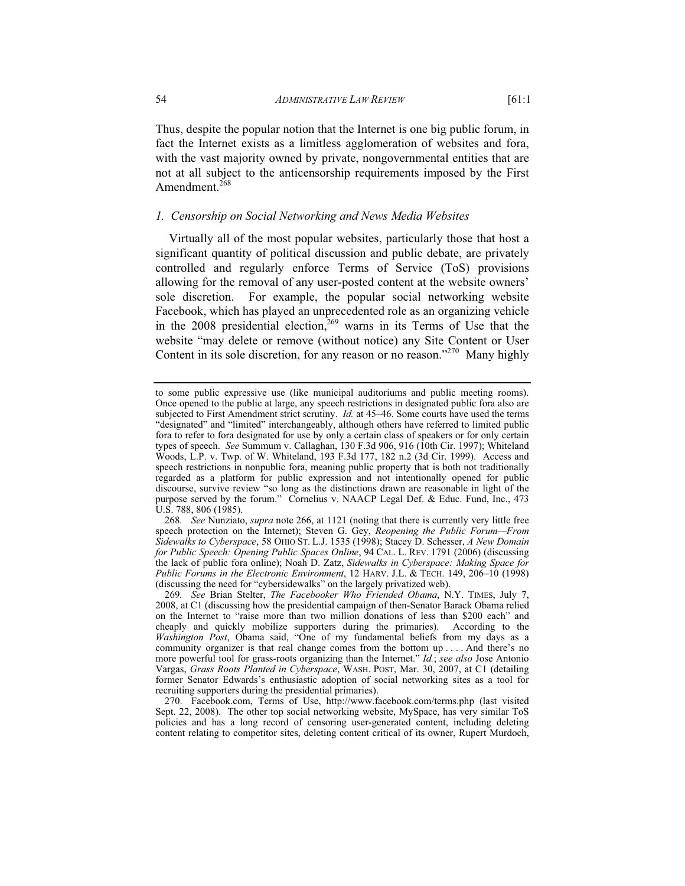Thus, despite the popular notion that the Internet is one big public forum, in fact the Internet exists as a limitless agglomeration of websites and fora, with the vast majority owned by private, nongovernmental entities that are not at all subject to the anticensorship requirements imposed by the First Amendment.[268]

### *1. Censorship on Social Networking and News Media Websites*

Virtually all of the most popular websites, particularly those that host a significant quantity of political discussion and public debate, are privately controlled and regularly enforce Terms of Service (ToS) provisions allowing for the removal of any user-posted content at the website owners' sole discretion. For example, the popular social networking website Facebook, which has played an unprecedented role as an organizing vehicle in the 2008 presidential election,[269] warns in its Terms of Use that the website "may delete or remove (without notice) any Site Content or User Content in its sole discretion, for any reason or no reason."[270] Many highly

---

to some public expressive use (like municipal auditoriums and public meeting rooms). Once opened to the public at large, any speech restrictions in designated public fora also are subjected to First Amendment strict scrutiny. *Id.* at 45–46. Some courts have used the terms "designated" and "limited" interchangeably, although others have referred to limited public fora to refer to fora designated for use by only a certain class of speakers or for only certain types of speech. *See* Summum v. Callaghan, 130 F.3d 906, 916 (10th Cir. 1997); Whiteland Woods, L.P. v. Twp. of W. Whiteland, 193 F.3d 177, 182 n.2 (3d Cir. 1999). Access and speech restrictions in nonpublic fora, meaning public property that is both not traditionally regarded as a platform for public expression and not intentionally opened for public discourse, survive review "so long as the distinctions drawn are reasonable in light of the purpose served by the forum." Cornelius v. NAACP Legal Def. & Educ. Fund, Inc., 473 U.S. 788, 806 (1985).

268. *See* Nunziato, *supra* note 266, at 1121 (noting that there is currently very little free speech protection on the Internet); Steven G. Gey, *Reopening the Public Forum—From Sidewalks to Cyberspace*, 58 OHIO ST. L.J. 1535 (1998); Stacey D. Schesser, *A New Domain for Public Speech: Opening Public Spaces Online*, 94 CAL. L. REV. 1791 (2006) (discussing the lack of public fora online); Noah D. Zatz, *Sidewalks in Cyberspace: Making Space for Public Forums in the Electronic Environment*, 12 HARV. J.L. & TECH. 149, 206–10 (1998) (discussing the need for "cybersidewalks" on the largely privatized web).

269. *See* Brian Stelter, *The Facebooker Who Friended Obama*, N.Y. TIMES, July 7, 2008, at C1 (discussing how the presidential campaign of then-Senator Barack Obama relied on the Internet to "raise more than two million donations of less than $200 each" and cheaply and quickly mobilize supporters during the primaries). According to the *Washington Post*, Obama said, "One of my fundamental beliefs from my days as a community organizer is that real change comes from the bottom up . . . . And there's no more powerful tool for grass-roots organizing than the Internet." *Id.*; *see also* Jose Antonio Vargas, *Grass Roots Planted in Cyberspace*, WASH. POST, Mar. 30, 2007, at C1 (detailing former Senator Edwards's enthusiastic adoption of social networking sites as a tool for recruiting supporters during the presidential primaries).

270. Facebook.com, Terms of Use, http://www.facebook.com/terms.php (last visited Sept. 22, 2008). The other top social networking website, MySpace, has very similar ToS policies and has a long record of censoring user-generated content, including deleting content relating to competitor sites, deleting content critical of its owner, Rupert Murdoch,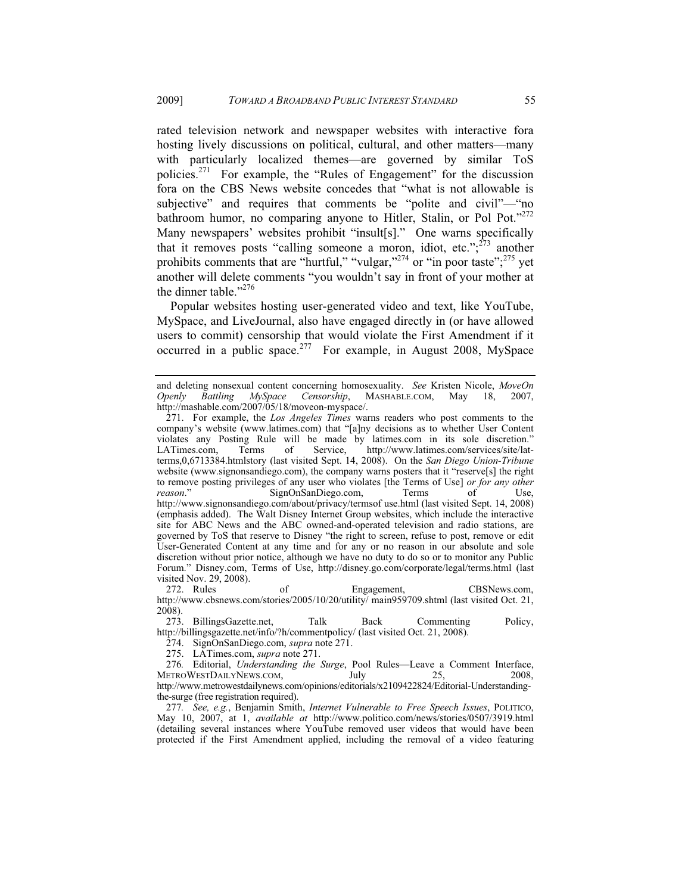rated television network and newspaper websites with interactive fora hosting lively discussions on political, cultural, and other matters—many with particularly localized themes—are governed by similar ToS policies.[271] For example, the "Rules of Engagement" for the discussion fora on the CBS News website concedes that "what is not allowable is subjective" and requires that comments be "polite and civil"—"no bathroom humor, no comparing anyone to Hitler, Stalin, or Pol Pot."[272] Many newspapers' websites prohibit "insult[s]." One warns specifically that it removes posts "calling someone a moron, idiot, etc.";[273] another prohibits comments that are "hurtful," "vulgar,"[274] or "in poor taste";[275] yet another will delete comments "you wouldn't say in front of your mother at the dinner table."[276]

Popular websites hosting user-generated video and text, like YouTube, MySpace, and LiveJournal, also have engaged directly in (or have allowed users to commit) censorship that would violate the First Amendment if it occurred in a public space.[277] For example, in August 2008, MySpace

---

and deleting nonsexual content concerning homosexuality. *See* Kristen Nicole, *MoveOn Openly Battling MySpace Censorship*, MASHABLE.COM, May 18, 2007, http://mashable.com/2007/05/18/moveon-myspace/.

271. For example, the *Los Angeles Times* warns readers who post comments to the company's website (www.latimes.com) that "[a]ny decisions as to whether User Content violates any Posting Rule will be made by latimes.com in its sole discretion." LATimes.com, Terms of Service, http://www.latimes.com/services/site/lat-terms,0,6713384.htmlstory (last visited Sept. 14, 2008). On the *San Diego Union-Tribune* website (www.signonsandiego.com), the company warns posters that it "reserve[s] the right to remove posting privileges of any user who violates [the Terms of Use] *or for any other reason*." SignOnSanDiego.com, Terms of Use, http://www.signonsandiego.com/about/privacy/termsof use.html (last visited Sept. 14, 2008) (emphasis added). The Walt Disney Internet Group websites, which include the interactive site for ABC News and the ABC owned-and-operated television and radio stations, are governed by ToS that reserve to Disney "the right to screen, refuse to post, remove or edit User-Generated Content at any time and for any or no reason in our absolute and sole discretion without prior notice, although we have no duty to do so or to monitor any Public Forum." Disney.com, Terms of Use, http://disney.go.com/corporate/legal/terms.html (last visited Nov. 29, 2008).

272. Rules of Engagement, CBSNews.com, http://www.cbsnews.com/stories/2005/10/20/utility/ main959709.shtml (last visited Oct. 21, 2008).

273. BillingsGazette.net, Talk Back Commenting Policy, http://billingsgazette.net/info/?h/commentpolicy/ (last visited Oct. 21, 2008).

274. SignOnSanDiego.com, *supra* note 271.

275. LATimes.com, *supra* note 271.

276. Editorial, *Understanding the Surge*, Pool Rules—Leave a Comment Interface, METROWESTDAILYNEWS.COM, July 25, 2008, http://www.metrowestdailynews.com/opinions/editorials/x2109422824/Editorial-Understanding-the-surge (free registration required).

277. *See, e.g.*, Benjamin Smith, *Internet Vulnerable to Free Speech Issues*, POLITICO, May 10, 2007, at 1, *available at* http://www.politico.com/news/stories/0507/3919.html (detailing several instances where YouTube removed user videos that would have been protected if the First Amendment applied, including the removal of a video featuring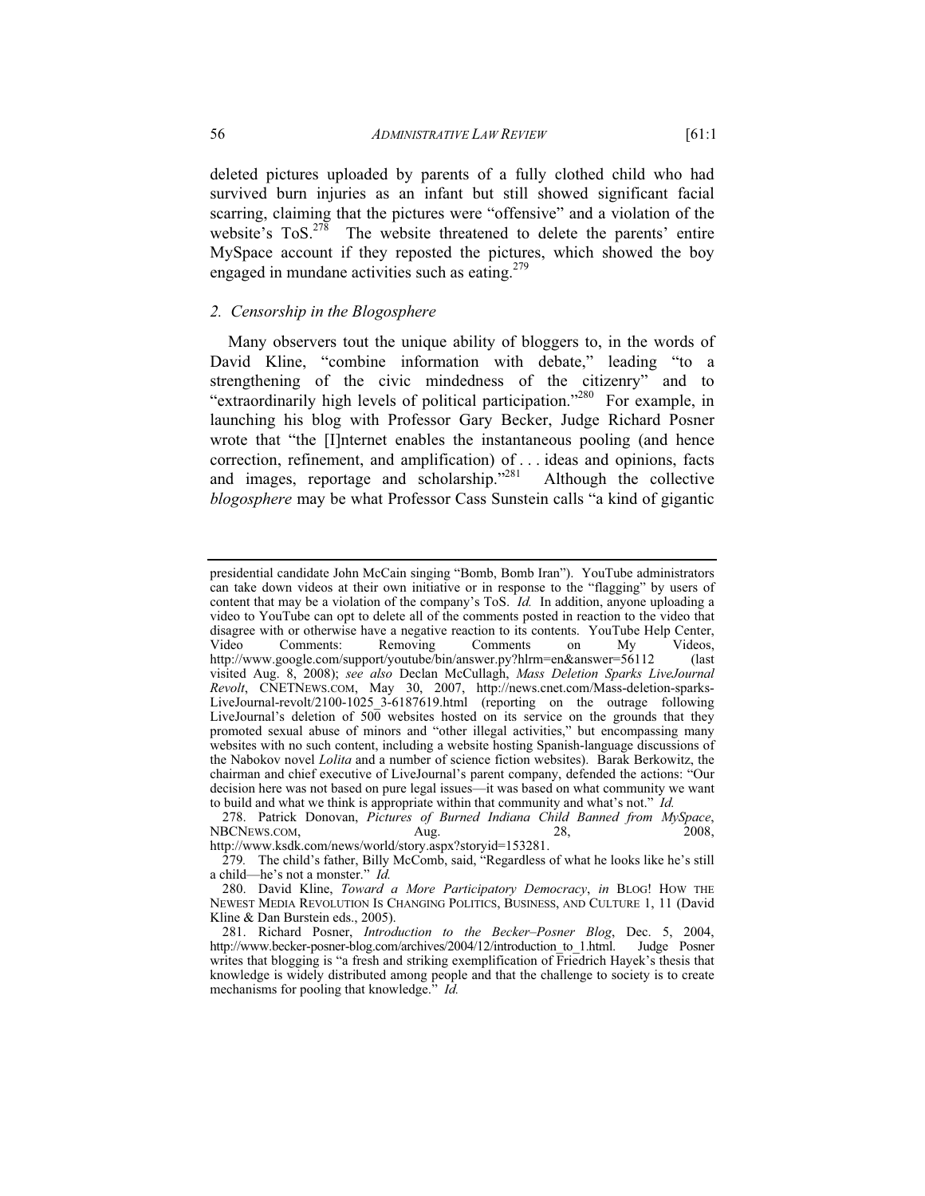deleted pictures uploaded by parents of a fully clothed child who had survived burn injuries as an infant but still showed significant facial scarring, claiming that the pictures were "offensive" and a violation of the website's ToS.[278] The website threatened to delete the parents' entire MySpace account if they reposted the pictures, which showed the boy engaged in mundane activities such as eating.[279]

### *2. Censorship in the Blogosphere*

Many observers tout the unique ability of bloggers to, in the words of David Kline, "combine information with debate," leading "to a strengthening of the civic mindedness of the citizenry" and to "extraordinarily high levels of political participation."[280] For example, in launching his blog with Professor Gary Becker, Judge Richard Posner wrote that "the [I]nternet enables the instantaneous pooling (and hence correction, refinement, and amplification) of . . . ideas and opinions, facts and images, reportage and scholarship."[281] Although the collective *blogosphere* may be what Professor Cass Sunstein calls "a kind of gigantic

---

presidential candidate John McCain singing "Bomb, Bomb Iran"). YouTube administrators can take down videos at their own initiative or in response to the "flagging" by users of content that may be a violation of the company's ToS. *Id.* In addition, anyone uploading a video to YouTube can opt to delete all of the comments posted in reaction to the video that disagree with or otherwise have a negative reaction to its contents. YouTube Help Center, Video Comments: Removing Comments on My Videos, http://www.google.com/support/youtube/bin/answer.py?hlrm=en&answer=56112 (last visited Aug. 8, 2008); *see also* Declan McCullagh, *Mass Deletion Sparks LiveJournal Revolt*, CNETNEWS.COM, May 30, 2007, http://news.cnet.com/Mass-deletion-sparks-LiveJournal-revolt/2100-1025_3-6187619.html (reporting on the outrage following LiveJournal's deletion of 500 websites hosted on its service on the grounds that they promoted sexual abuse of minors and "other illegal activities," but encompassing many websites with no such content, including a website hosting Spanish-language discussions of the Nabokov novel *Lolita* and a number of science fiction websites). Barak Berkowitz, the chairman and chief executive of LiveJournal's parent company, defended the actions: "Our decision here was not based on pure legal issues—it was based on what community we want to build and what we think is appropriate within that community and what's not." *Id.*

278. Patrick Donovan, *Pictures of Burned Indiana Child Banned from MySpace*, NBCNEWS.COM, Aug. 28, 2008, http://www.ksdk.com/news/world/story.aspx?storyid=153281.

279. The child's father, Billy McComb, said, "Regardless of what he looks like he's still a child—he's not a monster." *Id.*

280. David Kline, *Toward a More Participatory Democracy*, *in* BLOG! HOW THE NEWEST MEDIA REVOLUTION IS CHANGING POLITICS, BUSINESS, AND CULTURE 1, 11 (David Kline & Dan Burstein eds., 2005).

281. Richard Posner, *Introduction to the Becker–Posner Blog*, Dec. 5, 2004, http://www.becker-posner-blog.com/archives/2004/12/introduction_to_1.html. Judge Posner writes that blogging is "a fresh and striking exemplification of Friedrich Hayek's thesis that knowledge is widely distributed among people and that the challenge to society is to create mechanisms for pooling that knowledge." *Id.*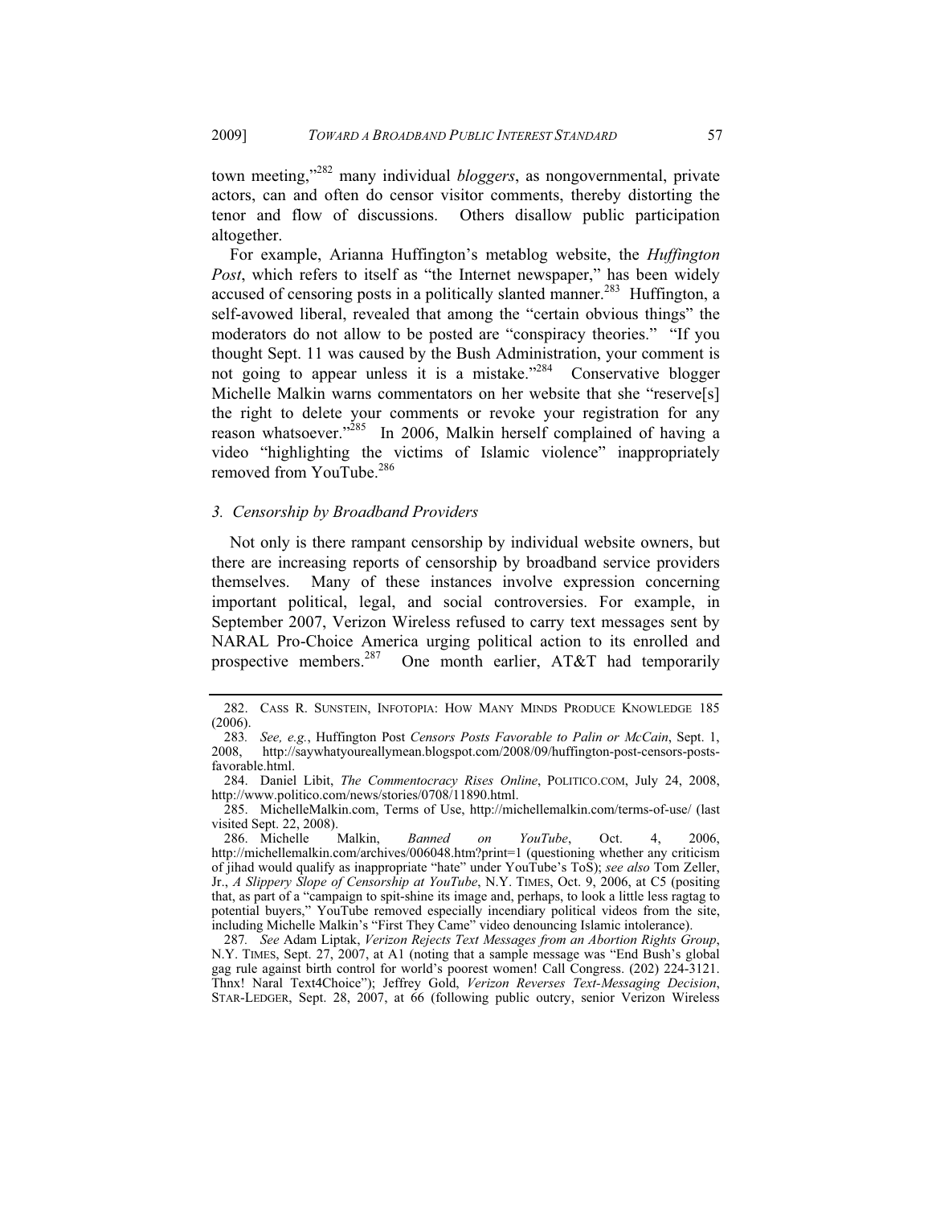town meeting,"[282] many individual *bloggers*, as nongovernmental, private actors, can and often do censor visitor comments, thereby distorting the tenor and flow of discussions. Others disallow public participation altogether.

For example, Arianna Huffington's metablog website, the *Huffington Post*, which refers to itself as "the Internet newspaper," has been widely accused of censoring posts in a politically slanted manner.[283] Huffington, a self-avowed liberal, revealed that among the "certain obvious things" the moderators do not allow to be posted are "conspiracy theories." "If you thought Sept. 11 was caused by the Bush Administration, your comment is not going to appear unless it is a mistake."[284] Conservative blogger Michelle Malkin warns commentators on her website that she "reserve[s] the right to delete your comments or revoke your registration for any reason whatsoever."[285] In 2006, Malkin herself complained of having a video "highlighting the victims of Islamic violence" inappropriately removed from YouTube.[286]

### *3. Censorship by Broadband Providers*

Not only is there rampant censorship by individual website owners, but there are increasing reports of censorship by broadband service providers themselves. Many of these instances involve expression concerning important political, legal, and social controversies. For example, in September 2007, Verizon Wireless refused to carry text messages sent by NARAL Pro-Choice America urging political action to its enrolled and prospective members.[287] One month earlier, AT&T had temporarily

---

282. CASS R. SUNSTEIN, INFOTOPIA: HOW MANY MINDS PRODUCE KNOWLEDGE 185 (2006).

283. *See, e.g.*, Huffington Post *Censors Posts Favorable to Palin or McCain*, Sept. 1, 2008, http://saywhatyoureallymean.blogspot.com/2008/09/huffington-post-censors-posts-favorable.html.

284. Daniel Libit, *The Commentocracy Rises Online*, POLITICO.COM, July 24, 2008, http://www.politico.com/news/stories/0708/11890.html.

285. MichelleMalkin.com, Terms of Use, http://michellemalkin.com/terms-of-use/ (last visited Sept. 22, 2008).

286. Michelle Malkin, *Banned on YouTube*, Oct. 4, 2006, http://michellemalkin.com/archives/006048.htm?print=1 (questioning whether any criticism of jihad would qualify as inappropriate "hate" under YouTube's ToS); *see also* Tom Zeller, Jr., *A Slippery Slope of Censorship at YouTube*, N.Y. TIMES, Oct. 9, 2006, at C5 (positing that, as part of a "campaign to spit-shine its image and, perhaps, to look a little less ragtag to potential buyers," YouTube removed especially incendiary political videos from the site, including Michelle Malkin's "First They Came" video denouncing Islamic intolerance).

287. *See* Adam Liptak, *Verizon Rejects Text Messages from an Abortion Rights Group*, N.Y. TIMES, Sept. 27, 2007, at A1 (noting that a sample message was "End Bush's global gag rule against birth control for world's poorest women! Call Congress. (202) 224-3121. Thnx! Naral Text4Choice"); Jeffrey Gold, *Verizon Reverses Text-Messaging Decision*, STAR-LEDGER, Sept. 28, 2007, at 66 (following public outcry, senior Verizon Wireless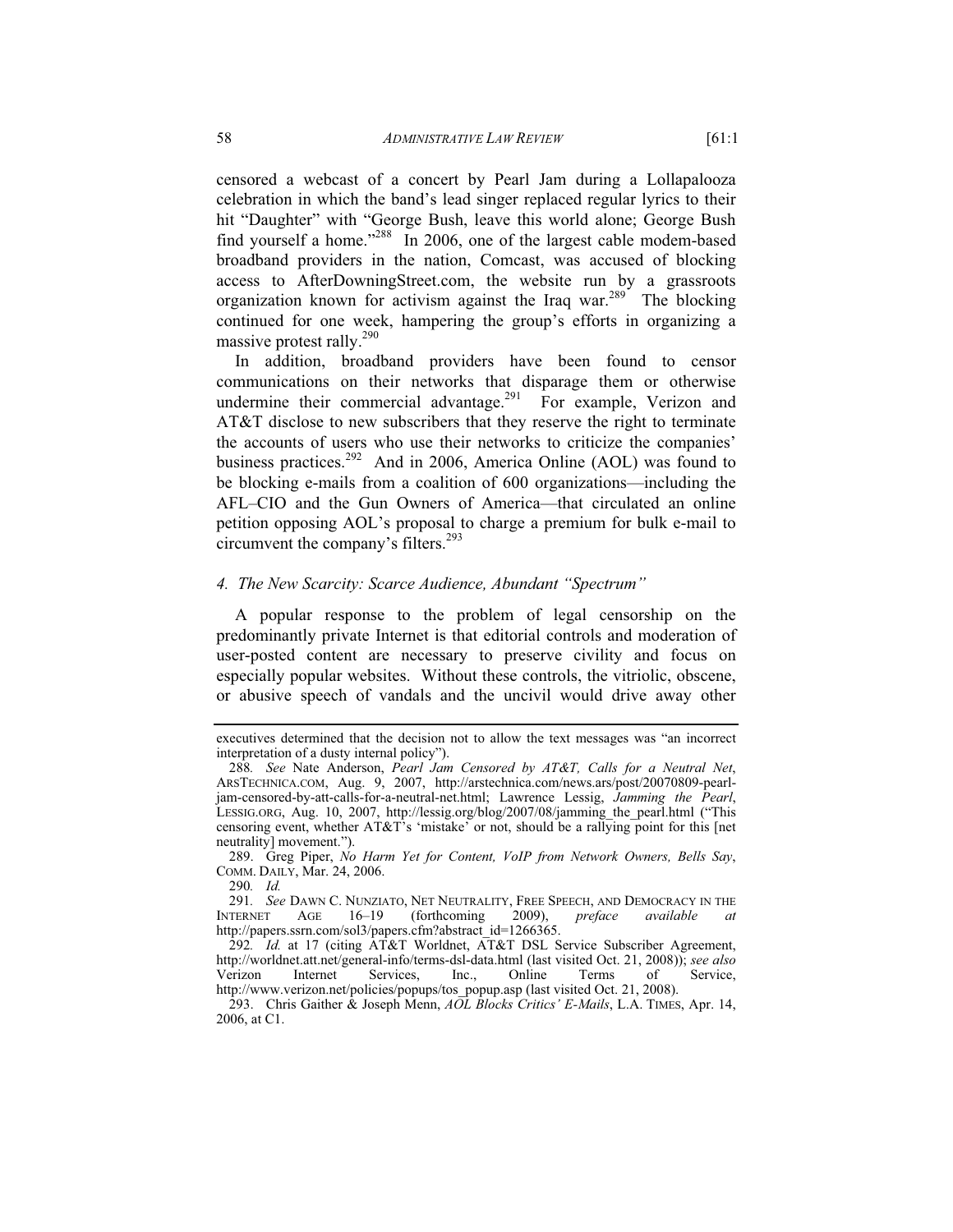censored a webcast of a concert by Pearl Jam during a Lollapalooza celebration in which the band's lead singer replaced regular lyrics to their hit "Daughter" with "George Bush, leave this world alone; George Bush find yourself a home."[288] In 2006, one of the largest cable modem-based broadband providers in the nation, Comcast, was accused of blocking access to AfterDowningStreet.com, the website run by a grassroots organization known for activism against the Iraq war.[289] The blocking continued for one week, hampering the group's efforts in organizing a massive protest rally.[290]

In addition, broadband providers have been found to censor communications on their networks that disparage them or otherwise undermine their commercial advantage.[291] For example, Verizon and AT&T disclose to new subscribers that they reserve the right to terminate the accounts of users who use their networks to criticize the companies' business practices.[292] And in 2006, America Online (AOL) was found to be blocking e-mails from a coalition of 600 organizations—including the AFL–CIO and the Gun Owners of America—that circulated an online petition opposing AOL's proposal to charge a premium for bulk e-mail to circumvent the company's filters.[293]

#### *4. The New Scarcity: Scarce Audience, Abundant "Spectrum"*

A popular response to the problem of legal censorship on the predominantly private Internet is that editorial controls and moderation of user-posted content are necessary to preserve civility and focus on especially popular websites. Without these controls, the vitriolic, obscene, or abusive speech of vandals and the uncivil would drive away other

---

executives determined that the decision not to allow the text messages was "an incorrect interpretation of a dusty internal policy").

288. *See* Nate Anderson, *Pearl Jam Censored by AT&T, Calls for a Neutral Net*, ARSTECHNICA.COM, Aug. 9, 2007, http://arstechnica.com/news.ars/post/20070809-pearl-jam-censored-by-att-calls-for-a-neutral-net.html; Lawrence Lessig, *Jamming the Pearl*, LESSIG.ORG, Aug. 10, 2007, http://lessig.org/blog/2007/08/jamming_the_pearl.html ("This censoring event, whether AT&T's 'mistake' or not, should be a rallying point for this [net neutrality] movement.").

289. Greg Piper, *No Harm Yet for Content, VoIP from Network Owners, Bells Say*, COMM. DAILY, Mar. 24, 2006.

290. *Id.*

291. *See* DAWN C. NUNZIATO, NET NEUTRALITY, FREE SPEECH, AND DEMOCRACY IN THE INTERNET AGE 16–19 (forthcoming 2009), *preface available at* http://papers.ssrn.com/sol3/papers.cfm?abstract_id=1266365.

292. *Id.* at 17 (citing AT&T Worldnet, AT&T DSL Service Subscriber Agreement, http://worldnet.att.net/general-info/terms-dsl-data.html (last visited Oct. 21, 2008)); *see also* Verizon Internet Services, Inc., Online Terms of Service, http://www.verizon.net/policies/popups/tos_popup.asp (last visited Oct. 21, 2008).

293. Chris Gaither & Joseph Menn, *AOL Blocks Critics' E-Mails*, L.A. TIMES, Apr. 14, 2006, at C1.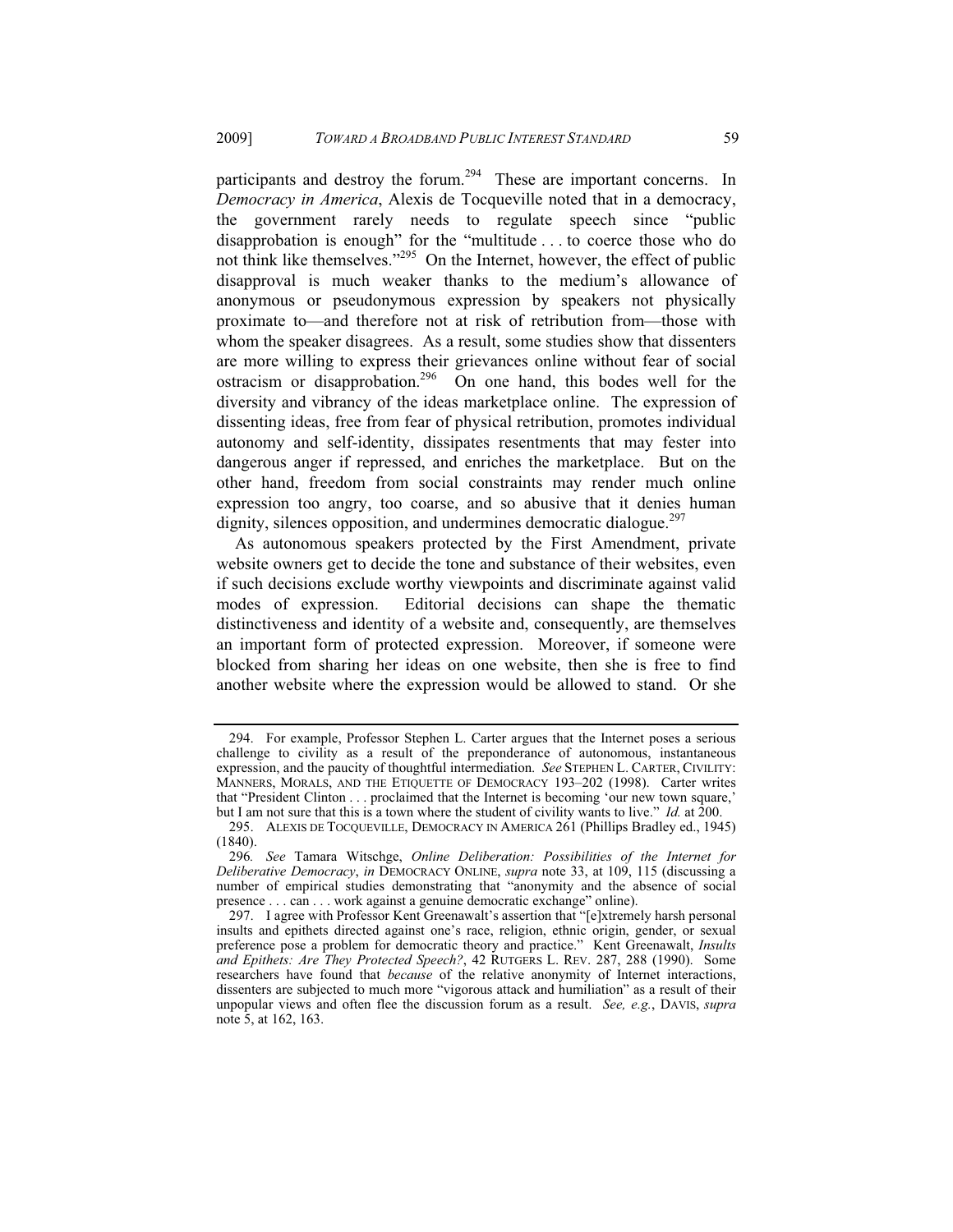participants and destroy the forum.[294] These are important concerns. In *Democracy in America*, Alexis de Tocqueville noted that in a democracy, the government rarely needs to regulate speech since "public disapprobation is enough" for the "multitude . . . to coerce those who do not think like themselves."[295] On the Internet, however, the effect of public disapproval is much weaker thanks to the medium's allowance of anonymous or pseudonymous expression by speakers not physically proximate to—and therefore not at risk of retribution from—those with whom the speaker disagrees. As a result, some studies show that dissenters are more willing to express their grievances online without fear of social ostracism or disapprobation.[296] On one hand, this bodes well for the diversity and vibrancy of the ideas marketplace online. The expression of dissenting ideas, free from fear of physical retribution, promotes individual autonomy and self-identity, dissipates resentments that may fester into dangerous anger if repressed, and enriches the marketplace. But on the other hand, freedom from social constraints may render much online expression too angry, too coarse, and so abusive that it denies human dignity, silences opposition, and undermines democratic dialogue.[297]

As autonomous speakers protected by the First Amendment, private website owners get to decide the tone and substance of their websites, even if such decisions exclude worthy viewpoints and discriminate against valid modes of expression. Editorial decisions can shape the thematic distinctiveness and identity of a website and, consequently, are themselves an important form of protected expression. Moreover, if someone were blocked from sharing her ideas on one website, then she is free to find another website where the expression would be allowed to stand. Or she

---

294. For example, Professor Stephen L. Carter argues that the Internet poses a serious challenge to civility as a result of the preponderance of autonomous, instantaneous expression, and the paucity of thoughtful intermediation. *See* STEPHEN L. CARTER, CIVILITY: MANNERS, MORALS, AND THE ETIQUETTE OF DEMOCRACY 193–202 (1998). Carter writes that "President Clinton . . . proclaimed that the Internet is becoming 'our new town square,' but I am not sure that this is a town where the student of civility wants to live." *Id.* at 200.

295. ALEXIS DE TOCQUEVILLE, DEMOCRACY IN AMERICA 261 (Phillips Bradley ed., 1945) (1840).

296. *See* Tamara Witschge, *Online Deliberation: Possibilities of the Internet for Deliberative Democracy*, *in* DEMOCRACY ONLINE, *supra* note 33, at 109, 115 (discussing a number of empirical studies demonstrating that "anonymity and the absence of social presence . . . can . . . work against a genuine democratic exchange" online).

297. I agree with Professor Kent Greenawalt's assertion that "[e]xtremely harsh personal insults and epithets directed against one's race, religion, ethnic origin, gender, or sexual preference pose a problem for democratic theory and practice." Kent Greenawalt, *Insults and Epithets: Are They Protected Speech?*, 42 RUTGERS L. REV. 287, 288 (1990). Some researchers have found that *because* of the relative anonymity of Internet interactions, dissenters are subjected to much more "vigorous attack and humiliation" as a result of their unpopular views and often flee the discussion forum as a result. *See, e.g.*, DAVIS, *supra* note 5, at 162, 163.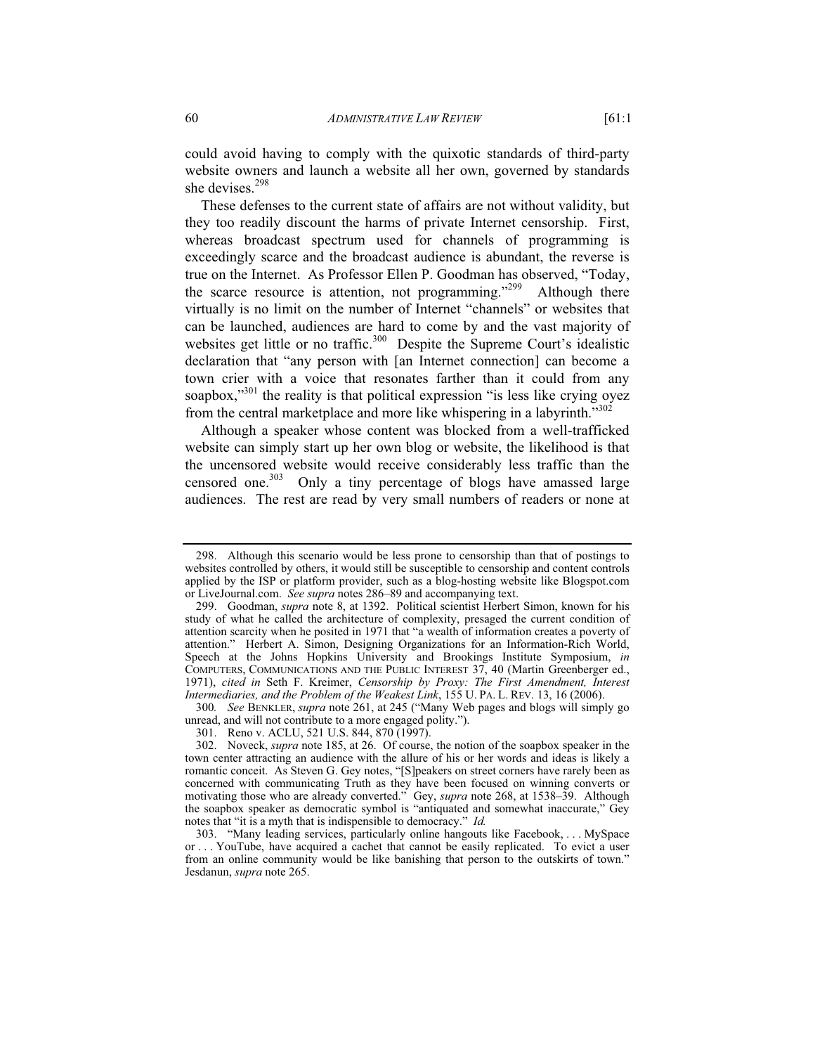could avoid having to comply with the quixotic standards of third-party website owners and launch a website all her own, governed by standards she devises.[298]

These defenses to the current state of affairs are not without validity, but they too readily discount the harms of private Internet censorship. First, whereas broadcast spectrum used for channels of programming is exceedingly scarce and the broadcast audience is abundant, the reverse is true on the Internet. As Professor Ellen P. Goodman has observed, "Today, the scarce resource is attention, not programming."[299] Although there virtually is no limit on the number of Internet "channels" or websites that can be launched, audiences are hard to come by and the vast majority of websites get little or no traffic.[300] Despite the Supreme Court's idealistic declaration that "any person with [an Internet connection] can become a town crier with a voice that resonates farther than it could from any soapbox,"[301] the reality is that political expression "is less like crying oyez from the central marketplace and more like whispering in a labyrinth."[302]

Although a speaker whose content was blocked from a well-trafficked website can simply start up her own blog or website, the likelihood is that the uncensored website would receive considerably less traffic than the censored one.[303] Only a tiny percentage of blogs have amassed large audiences. The rest are read by very small numbers of readers or none at

---

298. Although this scenario would be less prone to censorship than that of postings to websites controlled by others, it would still be susceptible to censorship and content controls applied by the ISP or platform provider, such as a blog-hosting website like Blogspot.com or LiveJournal.com. *See supra* notes 286–89 and accompanying text.

299. Goodman, *supra* note 8, at 1392. Political scientist Herbert Simon, known for his study of what he called the architecture of complexity, presaged the current condition of attention scarcity when he posited in 1971 that "a wealth of information creates a poverty of attention." Herbert A. Simon, Designing Organizations for an Information-Rich World, Speech at the Johns Hopkins University and Brookings Institute Symposium, *in* COMPUTERS, COMMUNICATIONS AND THE PUBLIC INTEREST 37, 40 (Martin Greenberger ed., 1971), *cited in* Seth F. Kreimer, *Censorship by Proxy: The First Amendment, Interest Intermediaries, and the Problem of the Weakest Link*, 155 U. PA. L. REV. 13, 16 (2006).

300. *See* BENKLER, *supra* note 261, at 245 ("Many Web pages and blogs will simply go unread, and will not contribute to a more engaged polity.").

301. Reno v. ACLU, 521 U.S. 844, 870 (1997).

302. Noveck, *supra* note 185, at 26. Of course, the notion of the soapbox speaker in the town center attracting an audience with the allure of his or her words and ideas is likely a romantic conceit. As Steven G. Gey notes, "[S]peakers on street corners have rarely been as concerned with communicating Truth as they have been focused on winning converts or motivating those who are already converted." Gey, *supra* note 268, at 1538–39. Although the soapbox speaker as democratic symbol is "antiquated and somewhat inaccurate," Gey notes that "it is a myth that is indispensible to democracy." *Id.*

303. "Many leading services, particularly online hangouts like Facebook, . . . MySpace or . . . YouTube, have acquired a cachet that cannot be easily replicated. To evict a user from an online community would be like banishing that person to the outskirts of town." Jesdanun, *supra* note 265.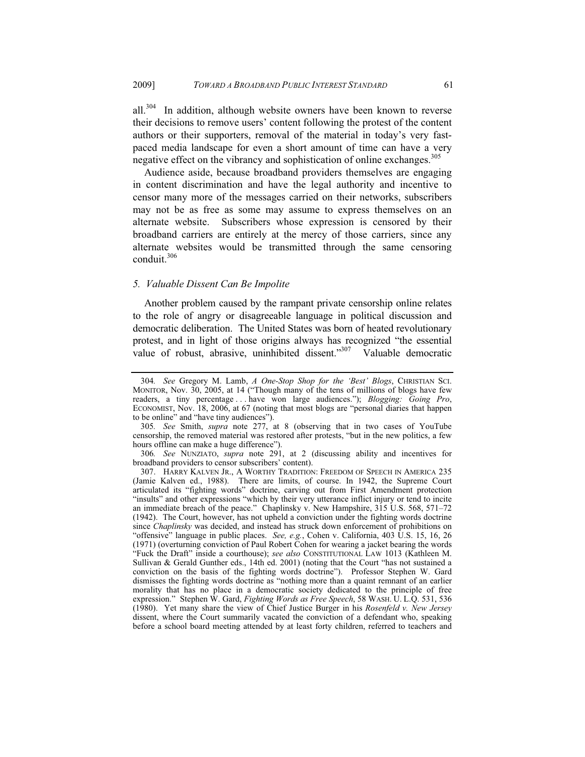all.[304] In addition, although website owners have been known to reverse their decisions to remove users' content following the protest of the content authors or their supporters, removal of the material in today's very fast-paced media landscape for even a short amount of time can have a very negative effect on the vibrancy and sophistication of online exchanges.[305]

Audience aside, because broadband providers themselves are engaging in content discrimination and have the legal authority and incentive to censor many more of the messages carried on their networks, subscribers may not be as free as some may assume to express themselves on an alternate website. Subscribers whose expression is censored by their broadband carriers are entirely at the mercy of those carriers, since any alternate websites would be transmitted through the same censoring conduit.[306]

### *5. Valuable Dissent Can Be Impolite*

Another problem caused by the rampant private censorship online relates to the role of angry or disagreeable language in political discussion and democratic deliberation. The United States was born of heated revolutionary protest, and in light of those origins always has recognized "the essential value of robust, abrasive, uninhibited dissent."[307] Valuable democratic

---

304. *See* Gregory M. Lamb, *A One-Stop Shop for the 'Best' Blogs*, CHRISTIAN SCI. MONITOR, Nov. 30, 2005, at 14 ("Though many of the tens of millions of blogs have few readers, a tiny percentage . . . have won large audiences."); *Blogging: Going Pro*, ECONOMIST, Nov. 18, 2006, at 67 (noting that most blogs are "personal diaries that happen to be online" and "have tiny audiences").

305. *See* Smith, *supra* note 277, at 8 (observing that in two cases of YouTube censorship, the removed material was restored after protests, "but in the new politics, a few hours offline can make a huge difference").

306. *See* NUNZIATO, *supra* note 291, at 2 (discussing ability and incentives for broadband providers to censor subscribers' content).

307. HARRY KALVEN JR., A WORTHY TRADITION: FREEDOM OF SPEECH IN AMERICA 235 (Jamie Kalven ed., 1988). There are limits, of course. In 1942, the Supreme Court articulated its "fighting words" doctrine, carving out from First Amendment protection "insults" and other expressions "which by their very utterance inflict injury or tend to incite an immediate breach of the peace." Chaplinsky v. New Hampshire, 315 U.S. 568, 571–72 (1942). The Court, however, has not upheld a conviction under the fighting words doctrine since *Chaplinsky* was decided, and instead has struck down enforcement of prohibitions on "offensive" language in public places. *See, e.g.*, Cohen v. California, 403 U.S. 15, 16, 26 (1971) (overturning conviction of Paul Robert Cohen for wearing a jacket bearing the words "Fuck the Draft" inside a courthouse); *see also* CONSTITUTIONAL LAW 1013 (Kathleen M. Sullivan & Gerald Gunther eds., 14th ed. 2001) (noting that the Court "has not sustained a conviction on the basis of the fighting words doctrine"). Professor Stephen W. Gard dismisses the fighting words doctrine as "nothing more than a quaint remnant of an earlier morality that has no place in a democratic society dedicated to the principle of free expression." Stephen W. Gard, *Fighting Words as Free Speech*, 58 WASH. U. L.Q. 531, 536 (1980). Yet many share the view of Chief Justice Burger in his *Rosenfeld v. New Jersey* dissent, where the Court summarily vacated the conviction of a defendant who, speaking before a school board meeting attended by at least forty children, referred to teachers and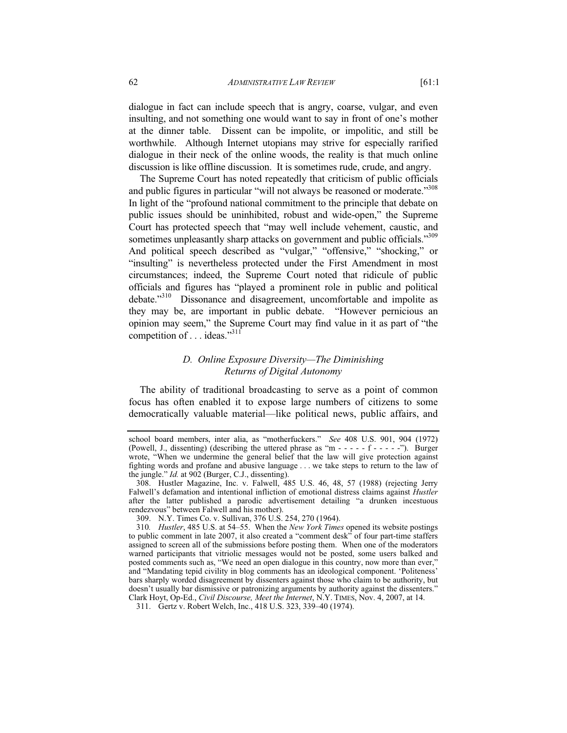dialogue in fact can include speech that is angry, coarse, vulgar, and even insulting, and not something one would want to say in front of one's mother at the dinner table. Dissent can be impolite, or impolitic, and still be worthwhile. Although Internet utopians may strive for especially rarified dialogue in their neck of the online woods, the reality is that much online discussion is like offline discussion. It is sometimes rude, crude, and angry.

The Supreme Court has noted repeatedly that criticism of public officials and public figures in particular "will not always be reasoned or moderate."[308] In light of the "profound national commitment to the principle that debate on public issues should be uninhibited, robust and wide-open," the Supreme Court has protected speech that "may well include vehement, caustic, and sometimes unpleasantly sharp attacks on government and public officials."[309] And political speech described as "vulgar," "offensive," "shocking," or "insulting" is nevertheless protected under the First Amendment in most circumstances; indeed, the Supreme Court noted that ridicule of public officials and figures has "played a prominent role in public and political debate."[310] Dissonance and disagreement, uncomfortable and impolite as they may be, are important in public debate. "However pernicious an opinion may seem," the Supreme Court may find value in it as part of "the competition of . . . ideas."[311]

### *D. Online Exposure Diversity—The Diminishing Returns of Digital Autonomy*

The ability of traditional broadcasting to serve as a point of common focus has often enabled it to expose large numbers of citizens to some democratically valuable material—like political news, public affairs, and

---

school board members, inter alia, as "motherfuckers." *See* 408 U.S. 901, 904 (1972) (Powell, J., dissenting) (describing the uttered phrase as "m - - - - - f - - - - -"). Burger wrote, "When we undermine the general belief that the law will give protection against fighting words and profane and abusive language . . . we take steps to return to the law of the jungle." *Id.* at 902 (Burger, C.J., dissenting).

308. Hustler Magazine, Inc. v. Falwell, 485 U.S. 46, 48, 57 (1988) (rejecting Jerry Falwell's defamation and intentional infliction of emotional distress claims against *Hustler* after the latter published a parodic advertisement detailing "a drunken incestuous rendezvous" between Falwell and his mother).

309. N.Y. Times Co. v. Sullivan, 376 U.S. 254, 270 (1964).

310. *Hustler*, 485 U.S. at 54–55. When the *New York Times* opened its website postings to public comment in late 2007, it also created a "comment desk" of four part-time staffers assigned to screen all of the submissions before posting them. When one of the moderators warned participants that vitriolic messages would not be posted, some users balked and posted comments such as, "We need an open dialogue in this country, now more than ever," and "Mandating tepid civility in blog comments has an ideological component. 'Politeness' bars sharply worded disagreement by dissenters against those who claim to be authority, but doesn't usually bar dismissive or patronizing arguments by authority against the dissenters." Clark Hoyt, Op-Ed., *Civil Discourse, Meet the Internet*, N.Y. TIMES, Nov. 4, 2007, at 14.

311. Gertz v. Robert Welch, Inc., 418 U.S. 323, 339–40 (1974).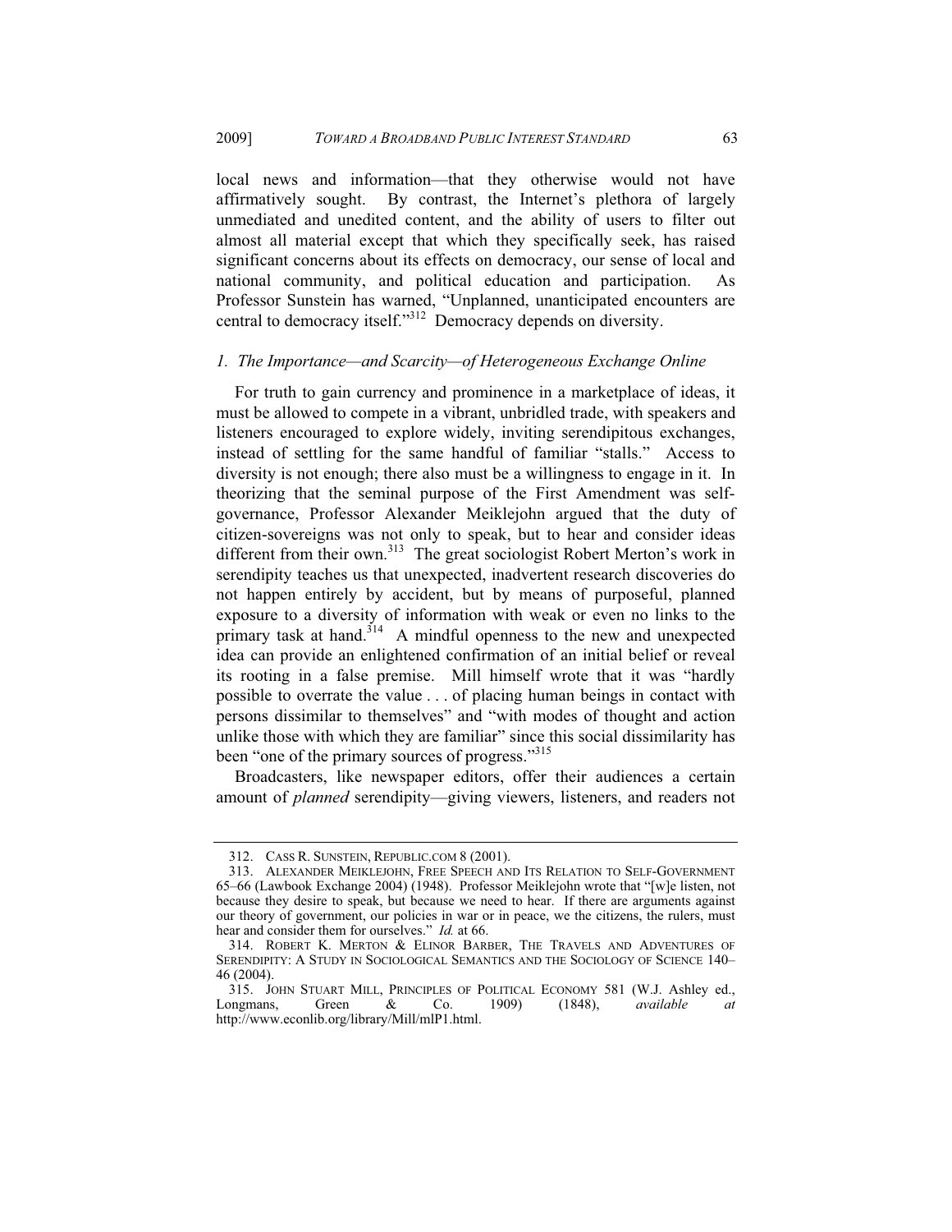local news and information—that they otherwise would not have affirmatively sought. By contrast, the Internet's plethora of largely unmediated and unedited content, and the ability of users to filter out almost all material except that which they specifically seek, has raised significant concerns about its effects on democracy, our sense of local and national community, and political education and participation. As Professor Sunstein has warned, "Unplanned, unanticipated encounters are central to democracy itself."[312] Democracy depends on diversity.

### *1. The Importance—and Scarcity—of Heterogeneous Exchange Online*

For truth to gain currency and prominence in a marketplace of ideas, it must be allowed to compete in a vibrant, unbridled trade, with speakers and listeners encouraged to explore widely, inviting serendipitous exchanges, instead of settling for the same handful of familiar "stalls." Access to diversity is not enough; there also must be a willingness to engage in it. In theorizing that the seminal purpose of the First Amendment was self-governance, Professor Alexander Meiklejohn argued that the duty of citizen-sovereigns was not only to speak, but to hear and consider ideas different from their own.[313] The great sociologist Robert Merton's work in serendipity teaches us that unexpected, inadvertent research discoveries do not happen entirely by accident, but by means of purposeful, planned exposure to a diversity of information with weak or even no links to the primary task at hand.[314] A mindful openness to the new and unexpected idea can provide an enlightened confirmation of an initial belief or reveal its rooting in a false premise. Mill himself wrote that it was "hardly possible to overrate the value . . . of placing human beings in contact with persons dissimilar to themselves" and "with modes of thought and action unlike those with which they are familiar" since this social dissimilarity has been "one of the primary sources of progress."[315]

Broadcasters, like newspaper editors, offer their audiences a certain amount of *planned* serendipity—giving viewers, listeners, and readers not

---

312. CASS R. SUNSTEIN, REPUBLIC.COM 8 (2001).

313. ALEXANDER MEIKLEJOHN, FREE SPEECH AND ITS RELATION TO SELF-GOVERNMENT 65–66 (Lawbook Exchange 2004) (1948). Professor Meiklejohn wrote that "[w]e listen, not because they desire to speak, but because we need to hear. If there are arguments against our theory of government, our policies in war or in peace, we the citizens, the rulers, must hear and consider them for ourselves." *Id.* at 66.

314. ROBERT K. MERTON & ELINOR BARBER, THE TRAVELS AND ADVENTURES OF SERENDIPITY: A STUDY IN SOCIOLOGICAL SEMANTICS AND THE SOCIOLOGY OF SCIENCE 140–46 (2004).

315. JOHN STUART MILL, PRINCIPLES OF POLITICAL ECONOMY 581 (W.J. Ashley ed., Longmans, Green & Co. 1909) (1848), *available at* http://www.econlib.org/library/Mill/mlP1.html.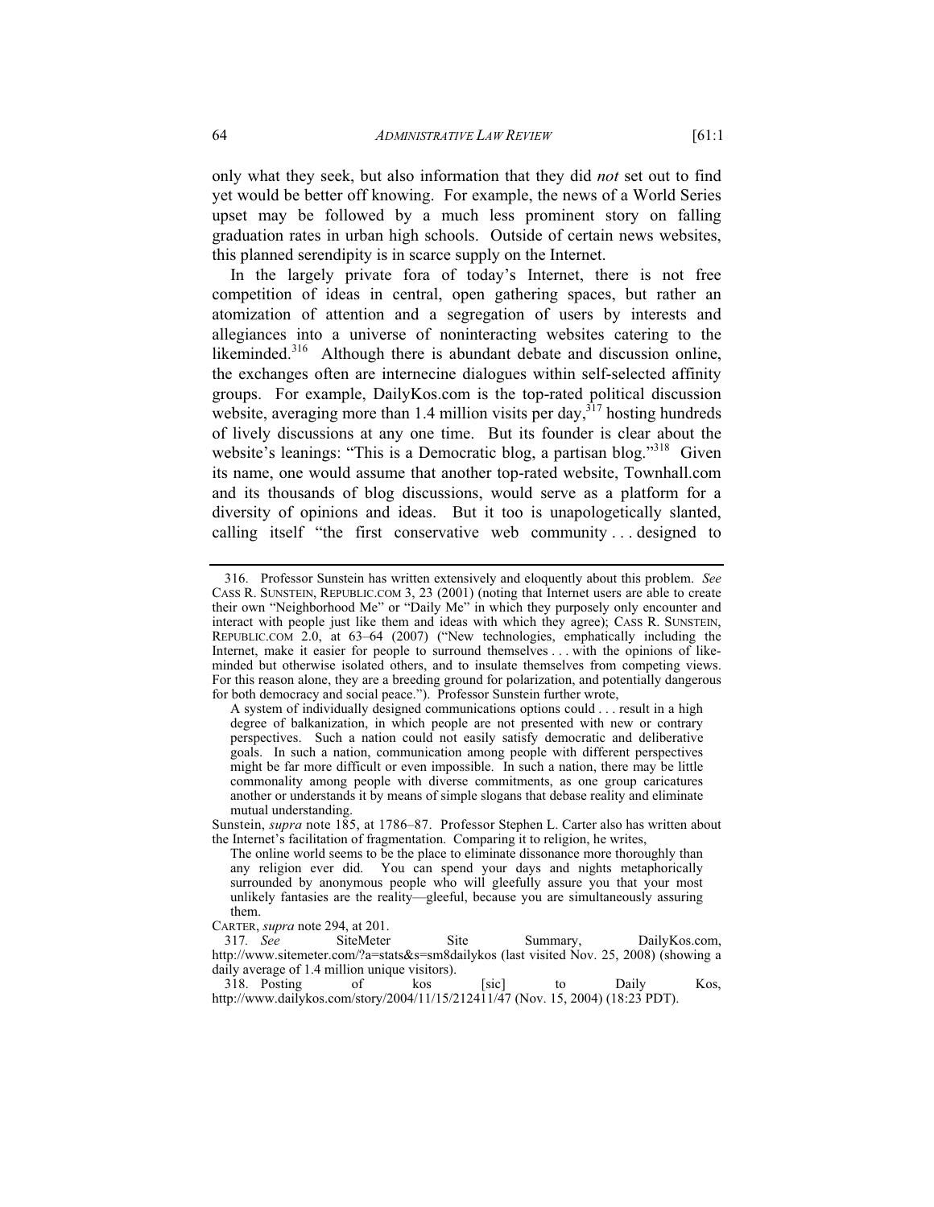only what they seek, but also information that they did *not* set out to find yet would be better off knowing. For example, the news of a World Series upset may be followed by a much less prominent story on falling graduation rates in urban high schools. Outside of certain news websites, this planned serendipity is in scarce supply on the Internet.

In the largely private fora of today's Internet, there is not free competition of ideas in central, open gathering spaces, but rather an atomization of attention and a segregation of users by interests and allegiances into a universe of noninteracting websites catering to the likeminded.[316] Although there is abundant debate and discussion online, the exchanges often are internecine dialogues within self-selected affinity groups. For example, DailyKos.com is the top-rated political discussion website, averaging more than 1.4 million visits per day,[317] hosting hundreds of lively discussions at any one time. But its founder is clear about the website's leanings: "This is a Democratic blog, a partisan blog."[318] Given its name, one would assume that another top-rated website, Townhall.com and its thousands of blog discussions, would serve as a platform for a diversity of opinions and ideas. But it too is unapologetically slanted, calling itself "the first conservative web community . . . designed to

---

316. Professor Sunstein has written extensively and eloquently about this problem. *See* CASS R. SUNSTEIN, REPUBLIC.COM 3, 23 (2001) (noting that Internet users are able to create their own "Neighborhood Me" or "Daily Me" in which they purposely only encounter and interact with people just like them and ideas with which they agree); CASS R. SUNSTEIN, REPUBLIC.COM 2.0, at 63–64 (2007) ("New technologies, emphatically including the Internet, make it easier for people to surround themselves . . . with the opinions of like-minded but otherwise isolated others, and to insulate themselves from competing views. For this reason alone, they are a breeding ground for polarization, and potentially dangerous for both democracy and social peace."). Professor Sunstein further wrote,

> A system of individually designed communications options could . . . result in a high degree of balkanization, in which people are not presented with new or contrary perspectives. Such a nation could not easily satisfy democratic and deliberative goals. In such a nation, communication among people with different perspectives might be far more difficult or even impossible. In such a nation, there may be little commonality among people with diverse commitments, as one group caricatures another or understands it by means of simple slogans that debase reality and eliminate mutual understanding.

Sunstein, *supra* note 185, at 1786–87. Professor Stephen L. Carter also has written about the Internet's facilitation of fragmentation. Comparing it to religion, he writes,

> The online world seems to be the place to eliminate dissonance more thoroughly than any religion ever did. You can spend your days and nights metaphorically surrounded by anonymous people who will gleefully assure you that your most unlikely fantasies are the reality—gleeful, because you are simultaneously assuring them.

CARTER, *supra* note 294, at 201.

317. *See* SiteMeter Site Summary, DailyKos.com, http://www.sitemeter.com/?a=stats&s=sm8dailykos (last visited Nov. 25, 2008) (showing a daily average of 1.4 million unique visitors).

318. Posting of kos [sic] to Daily Kos, http://www.dailykos.com/story/2004/11/15/212411/47 (Nov. 15, 2004) (18:23 PDT).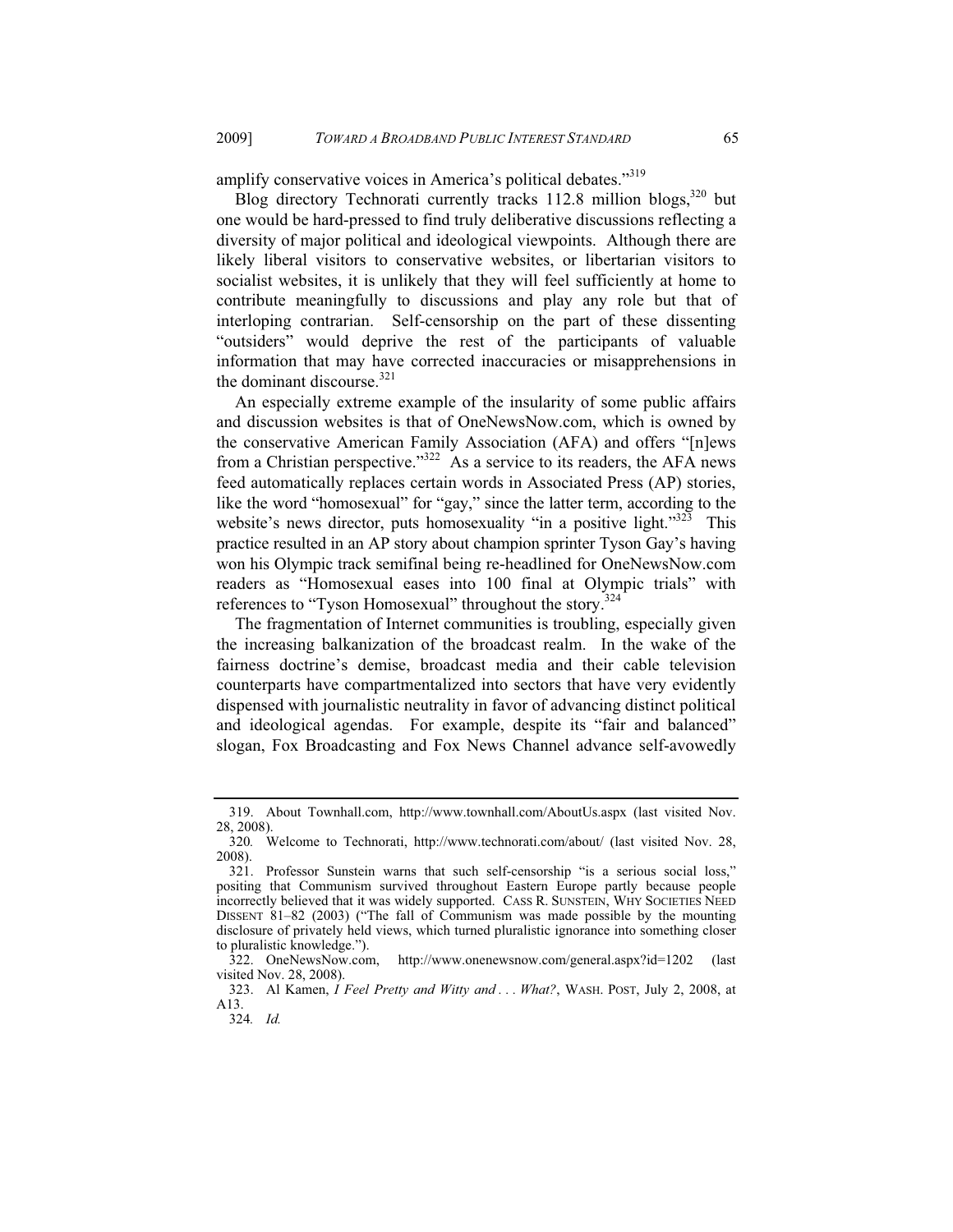amplify conservative voices in America's political debates."[319]

Blog directory Technorati currently tracks 112.8 million blogs,[320] but one would be hard-pressed to find truly deliberative discussions reflecting a diversity of major political and ideological viewpoints. Although there are likely liberal visitors to conservative websites, or libertarian visitors to socialist websites, it is unlikely that they will feel sufficiently at home to contribute meaningfully to discussions and play any role but that of interloping contrarian. Self-censorship on the part of these dissenting "outsiders" would deprive the rest of the participants of valuable information that may have corrected inaccuracies or misapprehensions in the dominant discourse.[321]

An especially extreme example of the insularity of some public affairs and discussion websites is that of OneNewsNow.com, which is owned by the conservative American Family Association (AFA) and offers "[n]ews from a Christian perspective."[322] As a service to its readers, the AFA news feed automatically replaces certain words in Associated Press (AP) stories, like the word "homosexual" for "gay," since the latter term, according to the website's news director, puts homosexuality "in a positive light."[323] This practice resulted in an AP story about champion sprinter Tyson Gay's having won his Olympic track semifinal being re-headlined for OneNewsNow.com readers as "Homosexual eases into 100 final at Olympic trials" with references to "Tyson Homosexual" throughout the story.[324]

The fragmentation of Internet communities is troubling, especially given the increasing balkanization of the broadcast realm. In the wake of the fairness doctrine's demise, broadcast media and their cable television counterparts have compartmentalized into sectors that have very evidently dispensed with journalistic neutrality in favor of advancing distinct political and ideological agendas. For example, despite its "fair and balanced" slogan, Fox Broadcasting and Fox News Channel advance self-avowedly

---

319. About Townhall.com, http://www.townhall.com/AboutUs.aspx (last visited Nov. 28, 2008).

320. Welcome to Technorati, http://www.technorati.com/about/ (last visited Nov. 28, 2008).

321. Professor Sunstein warns that such self-censorship "is a serious social loss," positing that Communism survived throughout Eastern Europe partly because people incorrectly believed that it was widely supported. CASS R. SUNSTEIN, WHY SOCIETIES NEED DISSENT 81–82 (2003) ("The fall of Communism was made possible by the mounting disclosure of privately held views, which turned pluralistic ignorance into something closer to pluralistic knowledge.").

322. OneNewsNow.com, http://www.onenewsnow.com/general.aspx?id=1202 (last visited Nov. 28, 2008).

323. Al Kamen, *I Feel Pretty and Witty and . . . What?*, WASH. POST, July 2, 2008, at A13.

324. *Id.*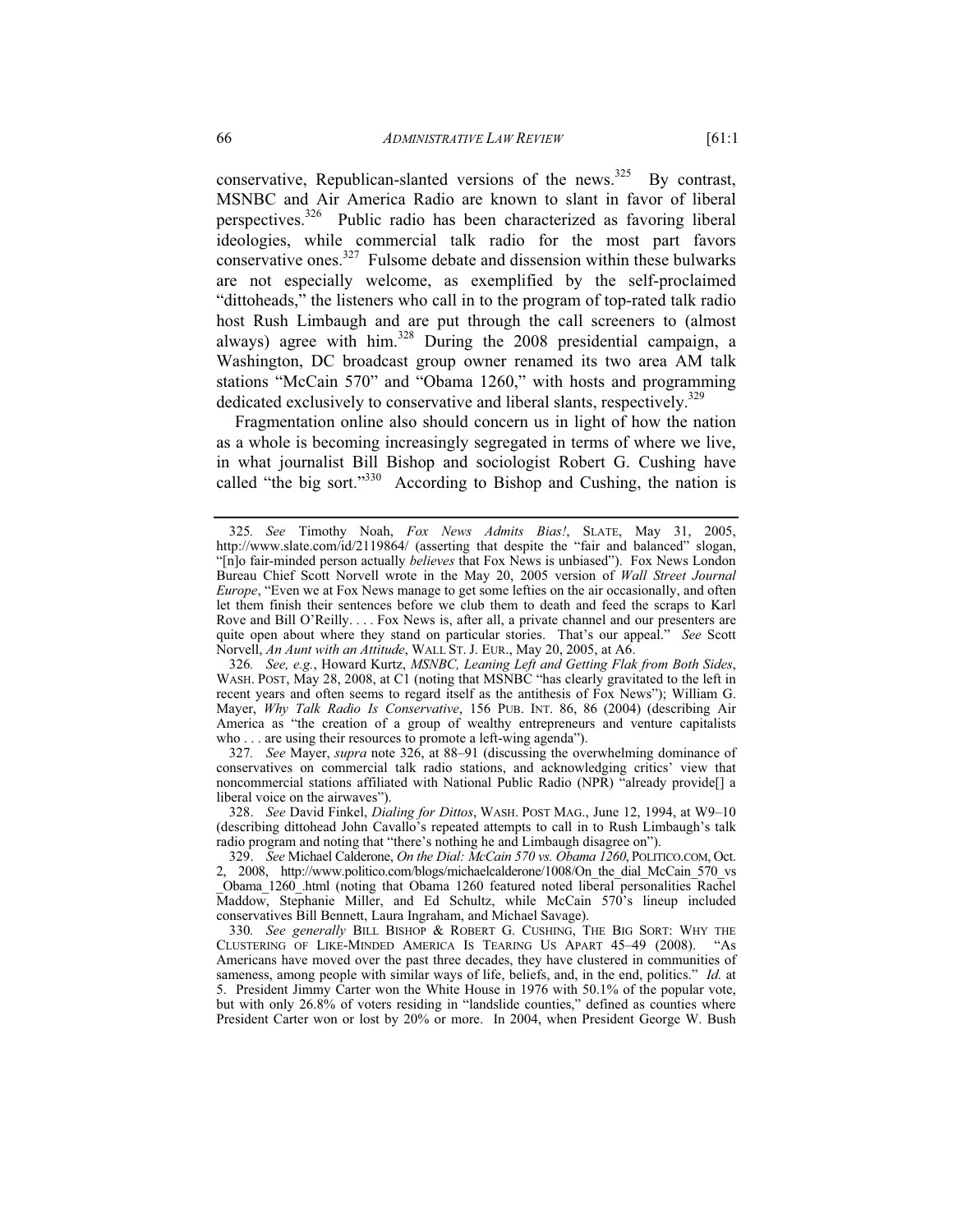conservative, Republican-slanted versions of the news.[325] By contrast, MSNBC and Air America Radio are known to slant in favor of liberal perspectives.[326] Public radio has been characterized as favoring liberal ideologies, while commercial talk radio for the most part favors conservative ones.[327] Fulsome debate and dissension within these bulwarks are not especially welcome, as exemplified by the self-proclaimed "dittoheads," the listeners who call in to the program of top-rated talk radio host Rush Limbaugh and are put through the call screeners to (almost always) agree with him.[328] During the 2008 presidential campaign, a Washington, DC broadcast group owner renamed its two area AM talk stations "McCain 570" and "Obama 1260," with hosts and programming dedicated exclusively to conservative and liberal slants, respectively.[329]

Fragmentation online also should concern us in light of how the nation as a whole is becoming increasingly segregated in terms of where we live, in what journalist Bill Bishop and sociologist Robert G. Cushing have called "the big sort."[330] According to Bishop and Cushing, the nation is

---

325. *See* Timothy Noah, *Fox News Admits Bias!*, SLATE, May 31, 2005, http://www.slate.com/id/2119864/ (asserting that despite the "fair and balanced" slogan, "[n]o fair-minded person actually *believes* that Fox News is unbiased"). Fox News London Bureau Chief Scott Norvell wrote in the May 20, 2005 version of *Wall Street Journal Europe*, "Even we at Fox News manage to get some lefties on the air occasionally, and often let them finish their sentences before we club them to death and feed the scraps to Karl Rove and Bill O'Reilly. . . . Fox News is, after all, a private channel and our presenters are quite open about where they stand on particular stories. That's our appeal." *See* Scott Norvell, *An Aunt with an Attitude*, WALL ST. J. EUR., May 20, 2005, at A6.

326. *See, e.g.*, Howard Kurtz, *MSNBC, Leaning Left and Getting Flak from Both Sides*, WASH. POST, May 28, 2008, at C1 (noting that MSNBC "has clearly gravitated to the left in recent years and often seems to regard itself as the antithesis of Fox News"); William G. Mayer, *Why Talk Radio Is Conservative*, 156 PUB. INT. 86, 86 (2004) (describing Air America as "the creation of a group of wealthy entrepreneurs and venture capitalists who . . . are using their resources to promote a left-wing agenda").

327. *See* Mayer, *supra* note 326, at 88–91 (discussing the overwhelming dominance of conservatives on commercial talk radio stations, and acknowledging critics' view that noncommercial stations affiliated with National Public Radio (NPR) "already provide[] a liberal voice on the airwaves").

328. *See* David Finkel, *Dialing for Dittos*, WASH. POST MAG., June 12, 1994, at W9–10 (describing dittohead John Cavallo's repeated attempts to call in to Rush Limbaugh's talk radio program and noting that "there's nothing he and Limbaugh disagree on").

329. *See* Michael Calderone, *On the Dial: McCain 570 vs. Obama 1260*, POLITICO.COM, Oct. 2, 2008, http://www.politico.com/blogs/michaelcalderone/1008/On_the_dial_McCain_570_vs_Obama_1260_.html (noting that Obama 1260 featured noted liberal personalities Rachel Maddow, Stephanie Miller, and Ed Schultz, while McCain 570's lineup included conservatives Bill Bennett, Laura Ingraham, and Michael Savage).

330. *See generally* BILL BISHOP & ROBERT G. CUSHING, THE BIG SORT: WHY THE CLUSTERING OF LIKE-MINDED AMERICA IS TEARING US APART 45–49 (2008). "As Americans have moved over the past three decades, they have clustered in communities of sameness, among people with similar ways of life, beliefs, and, in the end, politics." *Id.* at 5. President Jimmy Carter won the White House in 1976 with 50.1% of the popular vote, but with only 26.8% of voters residing in "landslide counties," defined as counties where President Carter won or lost by 20% or more. In 2004, when President George W. Bush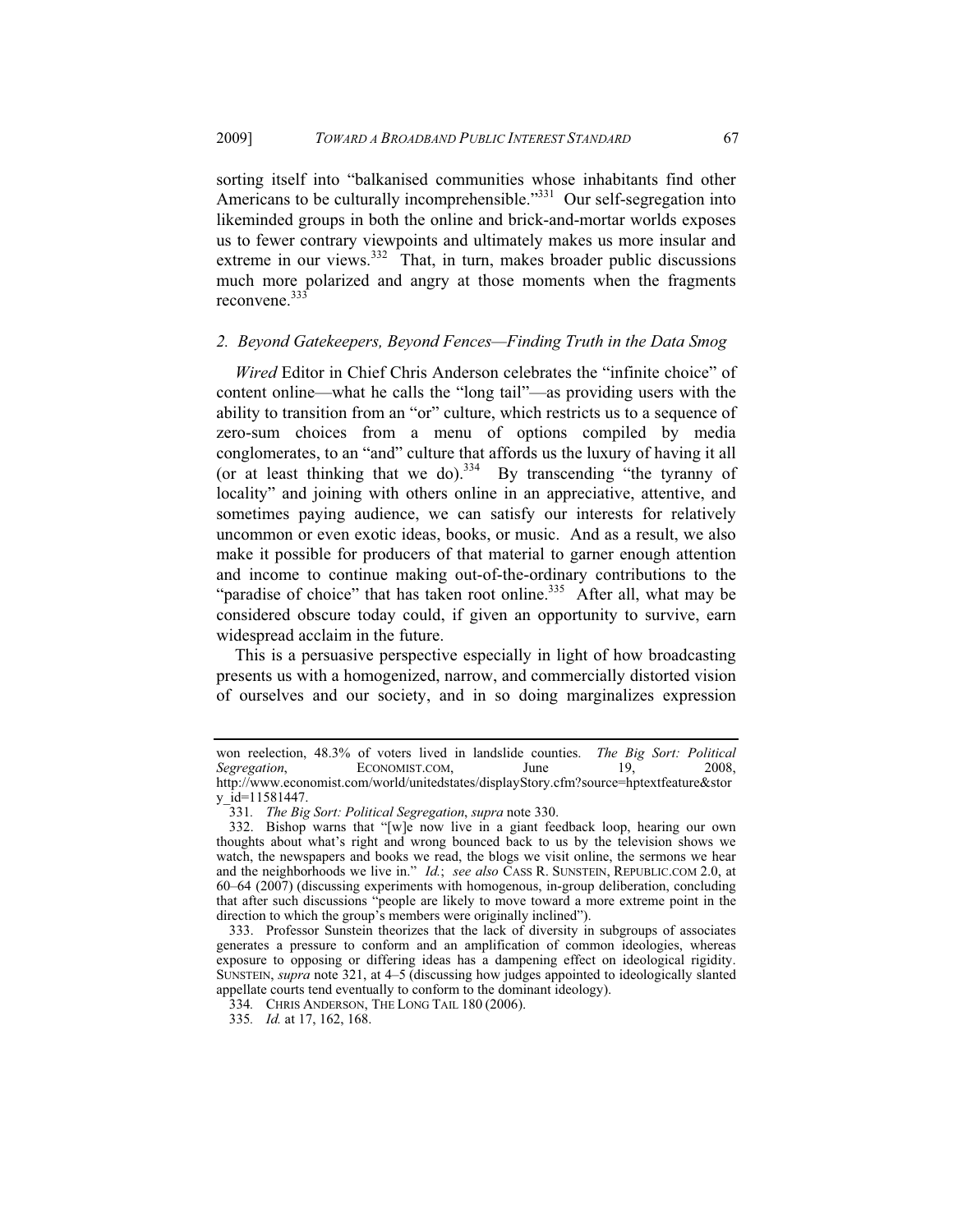sorting itself into "balkanised communities whose inhabitants find other Americans to be culturally incomprehensible."[331] Our self-segregation into likeminded groups in both the online and brick-and-mortar worlds exposes us to fewer contrary viewpoints and ultimately makes us more insular and extreme in our views.[332] That, in turn, makes broader public discussions much more polarized and angry at those moments when the fragments reconvene.[333]

### 2. *Beyond Gatekeepers, Beyond Fences—Finding Truth in the Data Smog*

*Wired* Editor in Chief Chris Anderson celebrates the "infinite choice" of content online—what he calls the "long tail"—as providing users with the ability to transition from an "or" culture, which restricts us to a sequence of zero-sum choices from a menu of options compiled by media conglomerates, to an "and" culture that affords us the luxury of having it all (or at least thinking that we do).[334] By transcending "the tyranny of locality" and joining with others online in an appreciative, attentive, and sometimes paying audience, we can satisfy our interests for relatively uncommon or even exotic ideas, books, or music. And as a result, we also make it possible for producers of that material to garner enough attention and income to continue making out-of-the-ordinary contributions to the "paradise of choice" that has taken root online.[335] After all, what may be considered obscure today could, if given an opportunity to survive, earn widespread acclaim in the future.

This is a persuasive perspective especially in light of how broadcasting presents us with a homogenized, narrow, and commercially distorted vision of ourselves and our society, and in so doing marginalizes expression

---

won reelection, 48.3% of voters lived in landslide counties. *The Big Sort: Political Segregation*, ECONOMIST.COM, June 19, 2008, http://www.economist.com/world/unitedstates/displayStory.cfm?source=hptextfeature&story_id=11581447.

331. *The Big Sort: Political Segregation*, *supra* note 330.

332. Bishop warns that "[w]e now live in a giant feedback loop, hearing our own thoughts about what's right and wrong bounced back to us by the television shows we watch, the newspapers and books we read, the blogs we visit online, the sermons we hear and the neighborhoods we live in." *Id.*; *see also* CASS R. SUNSTEIN, REPUBLIC.COM 2.0, at 60–64 (2007) (discussing experiments with homogenous, in-group deliberation, concluding that after such discussions "people are likely to move toward a more extreme point in the direction to which the group's members were originally inclined").

333. Professor Sunstein theorizes that the lack of diversity in subgroups of associates generates a pressure to conform and an amplification of common ideologies, whereas exposure to opposing or differing ideas has a dampening effect on ideological rigidity. SUNSTEIN, *supra* note 321, at 4–5 (discussing how judges appointed to ideologically slanted appellate courts tend eventually to conform to the dominant ideology).

334. CHRIS ANDERSON, THE LONG TAIL 180 (2006).

335. *Id.* at 17, 162, 168.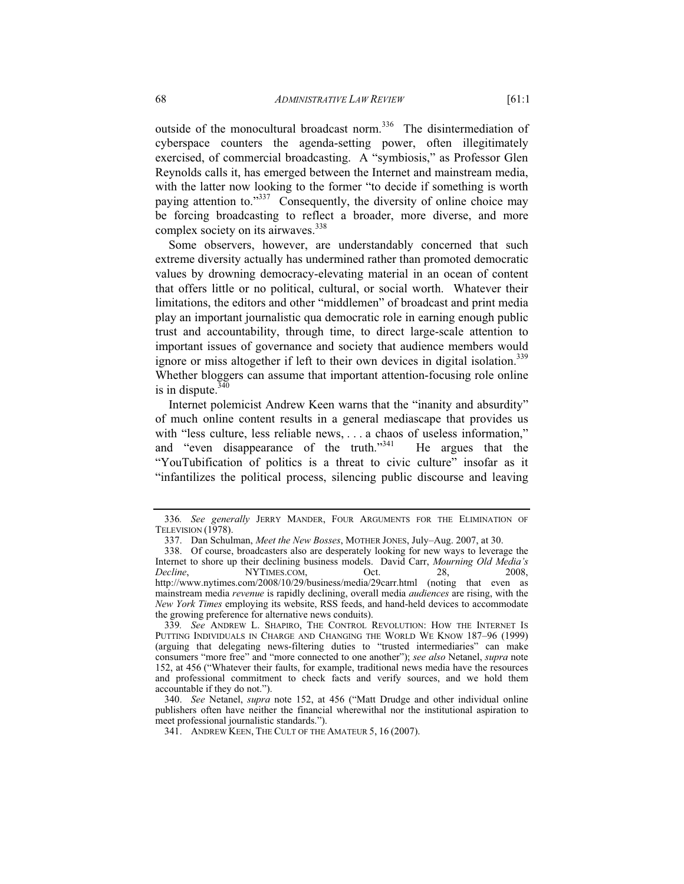outside of the monocultural broadcast norm.[336] The disintermediation of cyberspace counters the agenda-setting power, often illegitimately exercised, of commercial broadcasting. A "symbiosis," as Professor Glen Reynolds calls it, has emerged between the Internet and mainstream media, with the latter now looking to the former "to decide if something is worth paying attention to."[337] Consequently, the diversity of online choice may be forcing broadcasting to reflect a broader, more diverse, and more complex society on its airwaves.[338]

Some observers, however, are understandably concerned that such extreme diversity actually has undermined rather than promoted democratic values by drowning democracy-elevating material in an ocean of content that offers little or no political, cultural, or social worth. Whatever their limitations, the editors and other "middlemen" of broadcast and print media play an important journalistic qua democratic role in earning enough public trust and accountability, through time, to direct large-scale attention to important issues of governance and society that audience members would ignore or miss altogether if left to their own devices in digital isolation.[339] Whether bloggers can assume that important attention-focusing role online is in dispute.[340]

Internet polemicist Andrew Keen warns that the "inanity and absurdity" of much online content results in a general mediascape that provides us with "less culture, less reliable news, . . . a chaos of useless information," and "even disappearance of the truth."[341] He argues that the "YouTubification of politics is a threat to civic culture" insofar as it "infantilizes the political process, silencing public discourse and leaving

---

336. *See generally* JERRY MANDER, FOUR ARGUMENTS FOR THE ELIMINATION OF TELEVISION (1978).

337. Dan Schulman, *Meet the New Bosses*, MOTHER JONES, July–Aug. 2007, at 30.

338. Of course, broadcasters also are desperately looking for new ways to leverage the Internet to shore up their declining business models. David Carr, *Mourning Old Media's Decline*, NYTIMES.COM, Oct. 28, 2008, http://www.nytimes.com/2008/10/29/business/media/29carr.html (noting that even as mainstream media *revenue* is rapidly declining, overall media *audiences* are rising, with the *New York Times* employing its website, RSS feeds, and hand-held devices to accommodate the growing preference for alternative news conduits).

339. *See* ANDREW L. SHAPIRO, THE CONTROL REVOLUTION: HOW THE INTERNET IS PUTTING INDIVIDUALS IN CHARGE AND CHANGING THE WORLD WE KNOW 187–96 (1999) (arguing that delegating news-filtering duties to "trusted intermediaries" can make consumers "more free" and "more connected to one another"); *see also* Netanel, *supra* note 152, at 456 ("Whatever their faults, for example, traditional news media have the resources and professional commitment to check facts and verify sources, and we hold them accountable if they do not.").

340. *See* Netanel, *supra* note 152, at 456 ("Matt Drudge and other individual online publishers often have neither the financial wherewithal nor the institutional aspiration to meet professional journalistic standards.").

341. ANDREW KEEN, THE CULT OF THE AMATEUR 5, 16 (2007).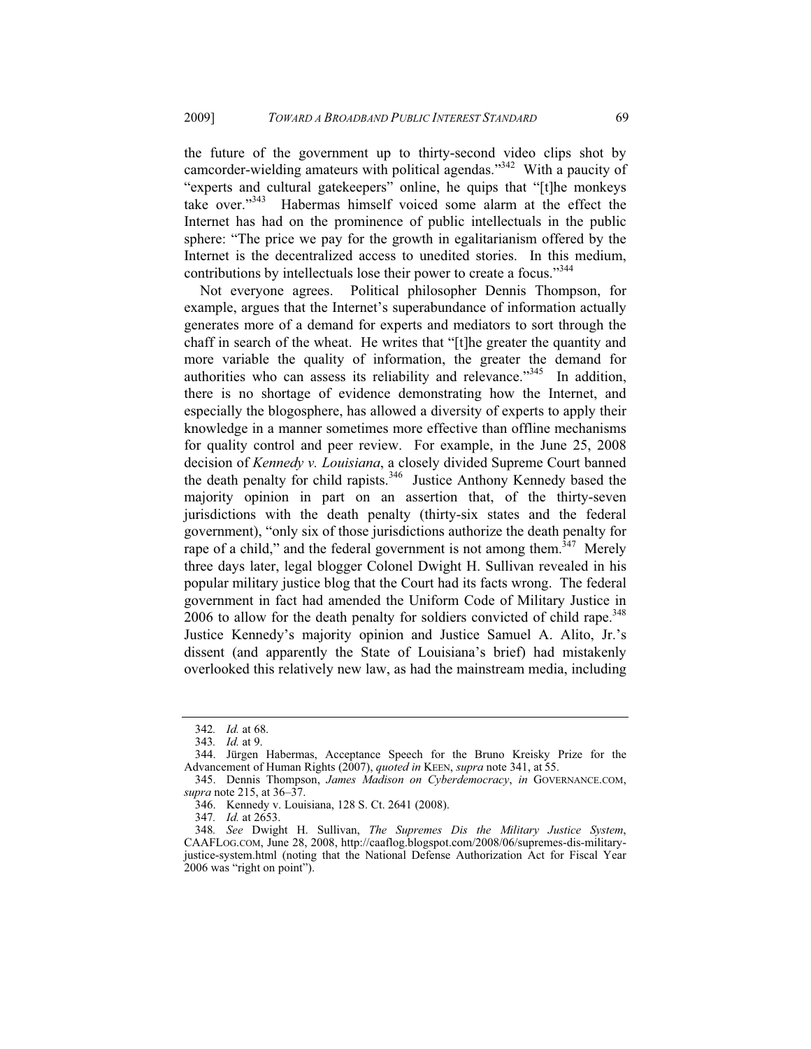the future of the government up to thirty-second video clips shot by camcorder-wielding amateurs with political agendas."[342] With a paucity of "experts and cultural gatekeepers" online, he quips that "[t]he monkeys take over."[343] Habermas himself voiced some alarm at the effect the Internet has had on the prominence of public intellectuals in the public sphere: "The price we pay for the growth in egalitarianism offered by the Internet is the decentralized access to unedited stories. In this medium, contributions by intellectuals lose their power to create a focus."[344]

Not everyone agrees. Political philosopher Dennis Thompson, for example, argues that the Internet's superabundance of information actually generates more of a demand for experts and mediators to sort through the chaff in search of the wheat. He writes that "[t]he greater the quantity and more variable the quality of information, the greater the demand for authorities who can assess its reliability and relevance."[345] In addition, there is no shortage of evidence demonstrating how the Internet, and especially the blogosphere, has allowed a diversity of experts to apply their knowledge in a manner sometimes more effective than offline mechanisms for quality control and peer review. For example, in the June 25, 2008 decision of *Kennedy v. Louisiana*, a closely divided Supreme Court banned the death penalty for child rapists.[346] Justice Anthony Kennedy based the majority opinion in part on an assertion that, of the thirty-seven jurisdictions with the death penalty (thirty-six states and the federal government), "only six of those jurisdictions authorize the death penalty for rape of a child," and the federal government is not among them.[347] Merely three days later, legal blogger Colonel Dwight H. Sullivan revealed in his popular military justice blog that the Court had its facts wrong. The federal government in fact had amended the Uniform Code of Military Justice in 2006 to allow for the death penalty for soldiers convicted of child rape.[348] Justice Kennedy's majority opinion and Justice Samuel A. Alito, Jr.'s dissent (and apparently the State of Louisiana's brief) had mistakenly overlooked this relatively new law, as had the mainstream media, including

---

342. *Id.* at 68.

343. *Id.* at 9.

344. Jürgen Habermas, Acceptance Speech for the Bruno Kreisky Prize for the Advancement of Human Rights (2007), *quoted in* KEEN, *supra* note 341, at 55.

345. Dennis Thompson, *James Madison on Cyberdemocracy*, *in* GOVERNANCE.COM, *supra* note 215, at 36–37.

346. Kennedy v. Louisiana, 128 S. Ct. 2641 (2008).

347. *Id.* at 2653.

348. *See* Dwight H. Sullivan, *The Supremes Dis the Military Justice System*, CAAFLOG.COM, June 28, 2008, http://caaflog.blogspot.com/2008/06/supremes-dis-military-justice-system.html (noting that the National Defense Authorization Act for Fiscal Year 2006 was "right on point").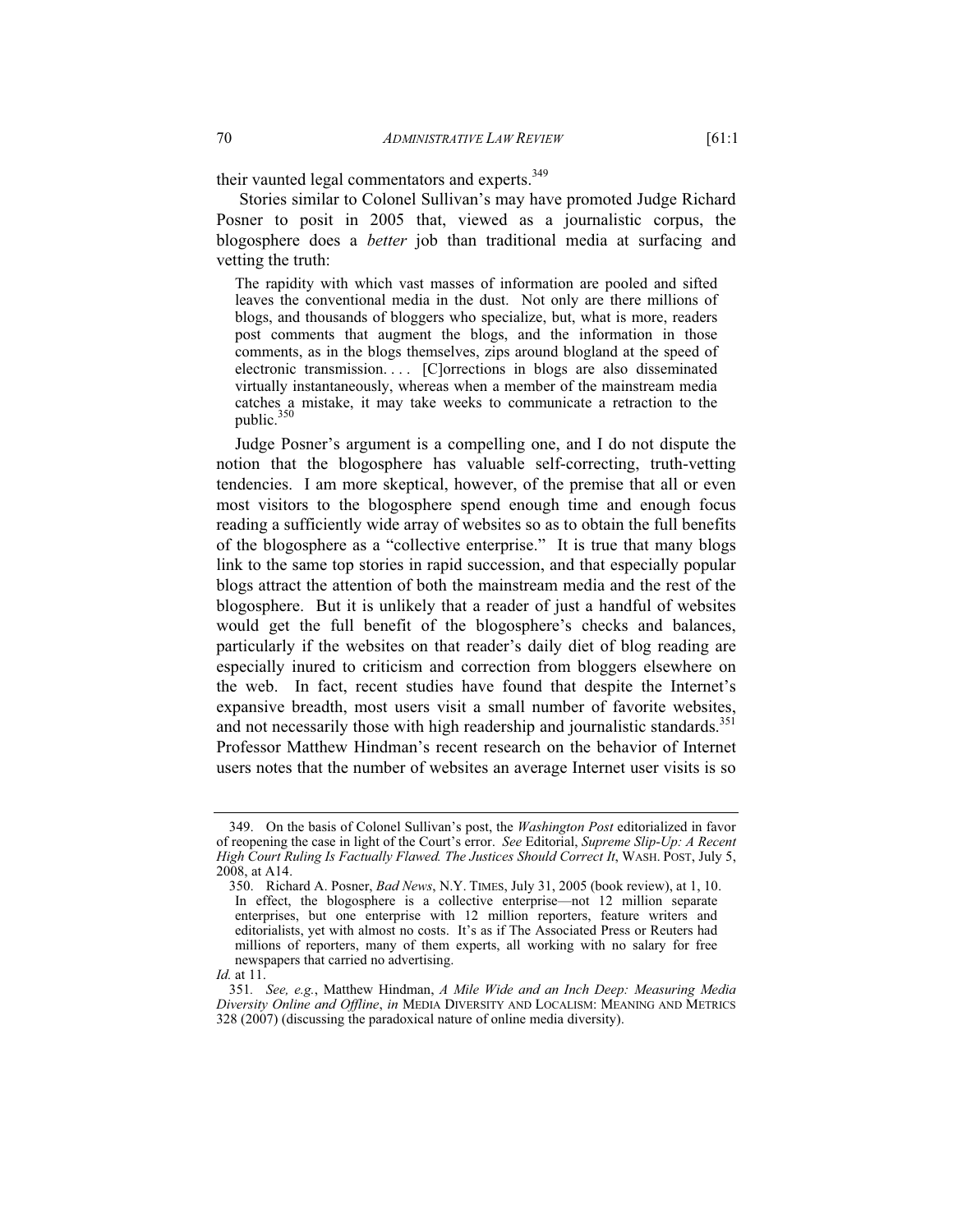their vaunted legal commentators and experts.[349]

Stories similar to Colonel Sullivan's may have promoted Judge Richard Posner to posit in 2005 that, viewed as a journalistic corpus, the blogosphere does a *better* job than traditional media at surfacing and vetting the truth:

> The rapidity with which vast masses of information are pooled and sifted leaves the conventional media in the dust. Not only are there millions of blogs, and thousands of bloggers who specialize, but, what is more, readers post comments that augment the blogs, and the information in those comments, as in the blogs themselves, zips around blogland at the speed of electronic transmission. . . . [C]orrections in blogs are also disseminated virtually instantaneously, whereas when a member of the mainstream media catches a mistake, it may take weeks to communicate a retraction to the public.[350]

Judge Posner's argument is a compelling one, and I do not dispute the notion that the blogosphere has valuable self-correcting, truth-vetting tendencies. I am more skeptical, however, of the premise that all or even most visitors to the blogosphere spend enough time and enough focus reading a sufficiently wide array of websites so as to obtain the full benefits of the blogosphere as a "collective enterprise." It is true that many blogs link to the same top stories in rapid succession, and that especially popular blogs attract the attention of both the mainstream media and the rest of the blogosphere. But it is unlikely that a reader of just a handful of websites would get the full benefit of the blogosphere's checks and balances, particularly if the websites on that reader's daily diet of blog reading are especially inured to criticism and correction from bloggers elsewhere on the web. In fact, recent studies have found that despite the Internet's expansive breadth, most users visit a small number of favorite websites, and not necessarily those with high readership and journalistic standards.[351] Professor Matthew Hindman's recent research on the behavior of Internet users notes that the number of websites an average Internet user visits is so

---

349. On the basis of Colonel Sullivan's post, the *Washington Post* editorialized in favor of reopening the case in light of the Court's error. *See* Editorial, *Supreme Slip-Up: A Recent High Court Ruling Is Factually Flawed. The Justices Should Correct It*, WASH. POST, July 5, 2008, at A14.

350. Richard A. Posner, *Bad News*, N.Y. TIMES, July 31, 2005 (book review), at 1, 10.

> In effect, the blogosphere is a collective enterprise—not 12 million separate enterprises, but one enterprise with 12 million reporters, feature writers and editorialists, yet with almost no costs. It's as if The Associated Press or Reuters had millions of reporters, many of them experts, all working with no salary for free newspapers that carried no advertising.

*Id.* at 11.

351. *See, e.g.*, Matthew Hindman, *A Mile Wide and an Inch Deep: Measuring Media Diversity Online and Offline*, *in* MEDIA DIVERSITY AND LOCALISM: MEANING AND METRICS 328 (2007) (discussing the paradoxical nature of online media diversity).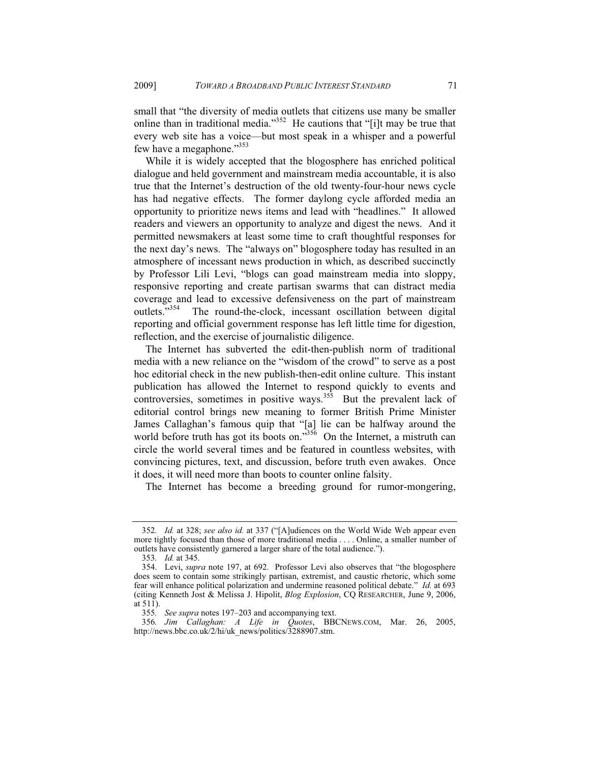small that "the diversity of media outlets that citizens use many be smaller online than in traditional media."[352] He cautions that "[i]t may be true that every web site has a voice—but most speak in a whisper and a powerful few have a megaphone."[353]

While it is widely accepted that the blogosphere has enriched political dialogue and held government and mainstream media accountable, it is also true that the Internet's destruction of the old twenty-four-hour news cycle has had negative effects. The former daylong cycle afforded media an opportunity to prioritize news items and lead with "headlines." It allowed readers and viewers an opportunity to analyze and digest the news. And it permitted newsmakers at least some time to craft thoughtful responses for the next day's news. The "always on" blogosphere today has resulted in an atmosphere of incessant news production in which, as described succinctly by Professor Lili Levi, "blogs can goad mainstream media into sloppy, responsive reporting and create partisan swarms that can distract media coverage and lead to excessive defensiveness on the part of mainstream outlets."[354] The round-the-clock, incessant oscillation between digital reporting and official government response has left little time for digestion, reflection, and the exercise of journalistic diligence.

The Internet has subverted the edit-then-publish norm of traditional media with a new reliance on the "wisdom of the crowd" to serve as a post hoc editorial check in the new publish-then-edit online culture. This instant publication has allowed the Internet to respond quickly to events and controversies, sometimes in positive ways.[355] But the prevalent lack of editorial control brings new meaning to former British Prime Minister James Callaghan's famous quip that "[a] lie can be halfway around the world before truth has got its boots on."[356] On the Internet, a mistruth can circle the world several times and be featured in countless websites, with convincing pictures, text, and discussion, before truth even awakes. Once it does, it will need more than boots to counter online falsity.

The Internet has become a breeding ground for rumor-mongering,

---

352. *Id.* at 328; *see also id.* at 337 ("[A]udiences on the World Wide Web appear even more tightly focused than those of more traditional media . . . . Online, a smaller number of outlets have consistently garnered a larger share of the total audience.").

353. *Id.* at 345.

354. Levi, *supra* note 197, at 692. Professor Levi also observes that "the blogosphere does seem to contain some strikingly partisan, extremist, and caustic rhetoric, which some fear will enhance political polarization and undermine reasoned political debate." *Id.* at 693 (citing Kenneth Jost & Melissa J. Hipolit, *Blog Explosion*, CQ RESEARCHER, June 9, 2006, at 511).

355. *See supra* notes 197–203 and accompanying text.

356. *Jim Callaghan: A Life in Quotes*, BBCNEWS.COM, Mar. 26, 2005, http://news.bbc.co.uk/2/hi/uk_news/politics/3288907.stm.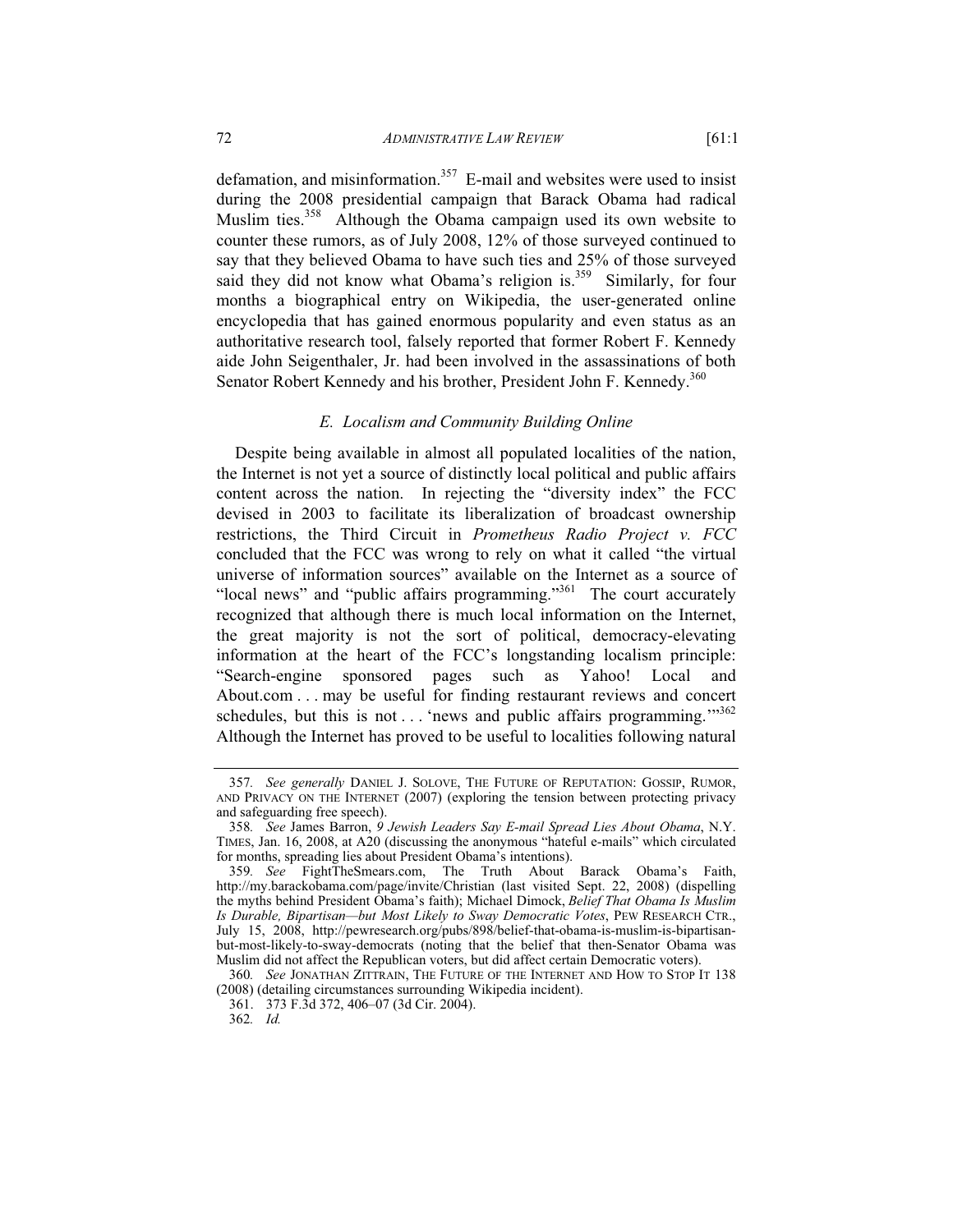defamation, and misinformation.[357] E-mail and websites were used to insist during the 2008 presidential campaign that Barack Obama had radical Muslim ties.[358] Although the Obama campaign used its own website to counter these rumors, as of July 2008, 12% of those surveyed continued to say that they believed Obama to have such ties and 25% of those surveyed said they did not know what Obama's religion is.[359] Similarly, for four months a biographical entry on Wikipedia, the user-generated online encyclopedia that has gained enormous popularity and even status as an authoritative research tool, falsely reported that former Robert F. Kennedy aide John Seigenthaler, Jr. had been involved in the assassinations of both Senator Robert Kennedy and his brother, President John F. Kennedy.[360]

### *E. Localism and Community Building Online*

Despite being available in almost all populated localities of the nation, the Internet is not yet a source of distinctly local political and public affairs content across the nation. In rejecting the "diversity index" the FCC devised in 2003 to facilitate its liberalization of broadcast ownership restrictions, the Third Circuit in *Prometheus Radio Project v. FCC* concluded that the FCC was wrong to rely on what it called "the virtual universe of information sources" available on the Internet as a source of "local news" and "public affairs programming."[361] The court accurately recognized that although there is much local information on the Internet, the great majority is not the sort of political, democracy-elevating information at the heart of the FCC's longstanding localism principle: "Search-engine sponsored pages such as Yahoo! Local and About.com . . . may be useful for finding restaurant reviews and concert schedules, but this is not . . . 'news and public affairs programming.'"[362] Although the Internet has proved to be useful to localities following natural

---

357. *See generally* DANIEL J. SOLOVE, THE FUTURE OF REPUTATION: GOSSIP, RUMOR, AND PRIVACY ON THE INTERNET (2007) (exploring the tension between protecting privacy and safeguarding free speech).

358. *See* James Barron, *9 Jewish Leaders Say E-mail Spread Lies About Obama*, N.Y. TIMES, Jan. 16, 2008, at A20 (discussing the anonymous "hateful e-mails" which circulated for months, spreading lies about President Obama's intentions).

359. *See* FightTheSmears.com, The Truth About Barack Obama's Faith, http://my.barackobama.com/page/invite/Christian (last visited Sept. 22, 2008) (dispelling the myths behind President Obama's faith); Michael Dimock, *Belief That Obama Is Muslim Is Durable, Bipartisan—but Most Likely to Sway Democratic Votes*, PEW RESEARCH CTR., July 15, 2008, http://pewresearch.org/pubs/898/belief-that-obama-is-muslim-is-bipartisan-but-most-likely-to-sway-democrats (noting that the belief that then-Senator Obama was Muslim did not affect the Republican voters, but did affect certain Democratic voters).

360. *See* JONATHAN ZITTRAIN, THE FUTURE OF THE INTERNET AND HOW TO STOP IT 138 (2008) (detailing circumstances surrounding Wikipedia incident).

361. 373 F.3d 372, 406–07 (3d Cir. 2004).

362. *Id.*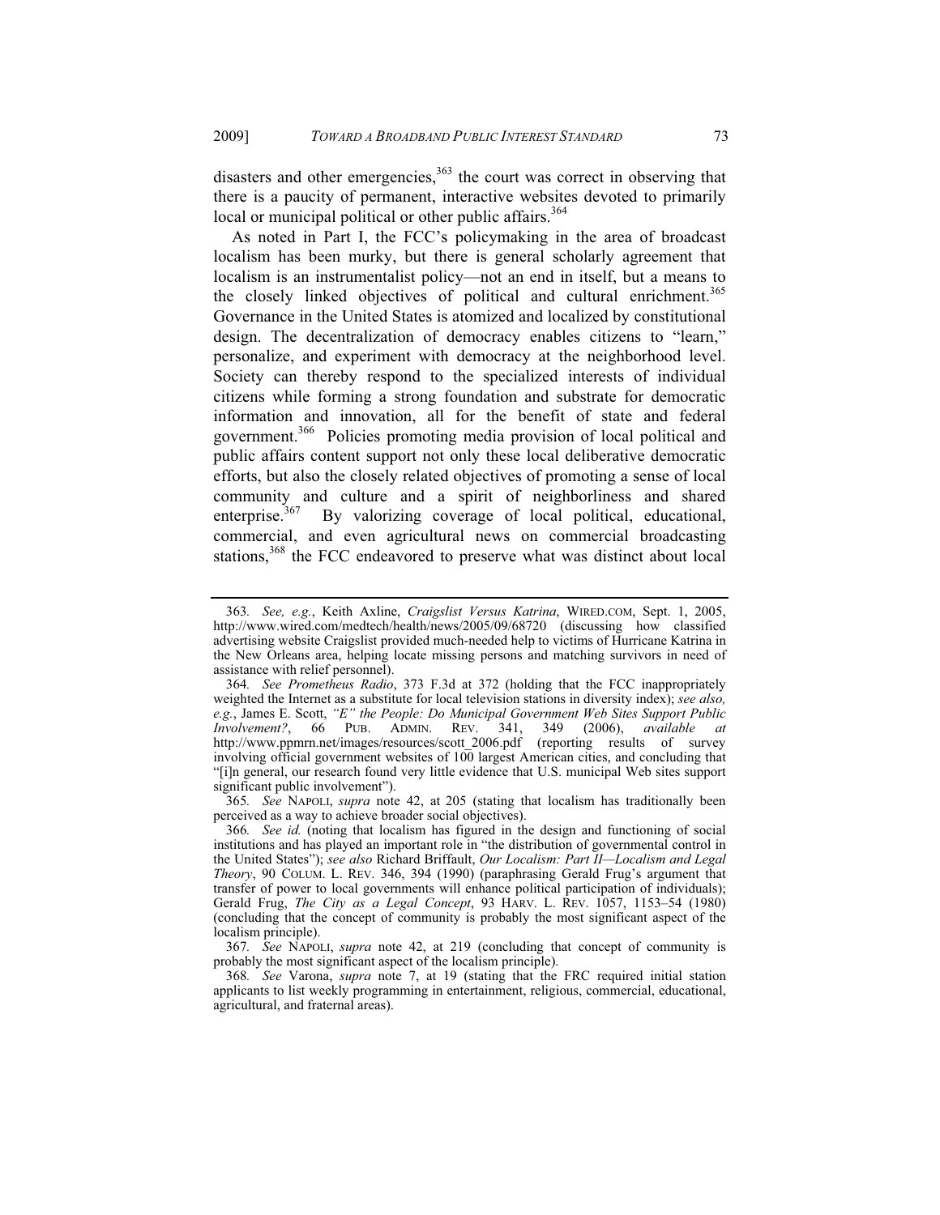disasters and other emergencies,[363] the court was correct in observing that there is a paucity of permanent, interactive websites devoted to primarily local or municipal political or other public affairs.[364]

As noted in Part I, the FCC's policymaking in the area of broadcast localism has been murky, but there is general scholarly agreement that localism is an instrumentalist policy—not an end in itself, but a means to the closely linked objectives of political and cultural enrichment.[365] Governance in the United States is atomized and localized by constitutional design. The decentralization of democracy enables citizens to "learn," personalize, and experiment with democracy at the neighborhood level. Society can thereby respond to the specialized interests of individual citizens while forming a strong foundation and substrate for democratic information and innovation, all for the benefit of state and federal government.[366] Policies promoting media provision of local political and public affairs content support not only these local deliberative democratic efforts, but also the closely related objectives of promoting a sense of local community and culture and a spirit of neighborliness and shared enterprise.[367] By valorizing coverage of local political, educational, commercial, and even agricultural news on commercial broadcasting stations,[368] the FCC endeavored to preserve what was distinct about local

---

363. *See, e.g.*, Keith Axline, *Craigslist Versus Katrina*, WIRED.COM, Sept. 1, 2005, http://www.wired.com/medtech/health/news/2005/09/68720 (discussing how classified advertising website Craigslist provided much-needed help to victims of Hurricane Katrina in the New Orleans area, helping locate missing persons and matching survivors in need of assistance with relief personnel).

364. *See Prometheus Radio*, 373 F.3d at 372 (holding that the FCC inappropriately weighted the Internet as a substitute for local television stations in diversity index); *see also, e.g.*, James E. Scott, *"E" the People: Do Municipal Government Web Sites Support Public Involvement?*, 66 PUB. ADMIN. REV. 341, 349 (2006), *available at* http://www.ppmrn.net/images/resources/scott_2006.pdf (reporting results of survey involving official government websites of 100 largest American cities, and concluding that "[i]n general, our research found very little evidence that U.S. municipal Web sites support significant public involvement").

365. *See* NAPOLI, *supra* note 42, at 205 (stating that localism has traditionally been perceived as a way to achieve broader social objectives).

366. *See id.* (noting that localism has figured in the design and functioning of social institutions and has played an important role in "the distribution of governmental control in the United States"); *see also* Richard Briffault, *Our Localism: Part II—Localism and Legal Theory*, 90 COLUM. L. REV. 346, 394 (1990) (paraphrasing Gerald Frug's argument that transfer of power to local governments will enhance political participation of individuals); Gerald Frug, *The City as a Legal Concept*, 93 HARV. L. REV. 1057, 1153–54 (1980) (concluding that the concept of community is probably the most significant aspect of the localism principle).

367. *See* NAPOLI, *supra* note 42, at 219 (concluding that concept of community is probably the most significant aspect of the localism principle).

368. *See* Varona, *supra* note 7, at 19 (stating that the FRC required initial station applicants to list weekly programming in entertainment, religious, commercial, educational, agricultural, and fraternal areas).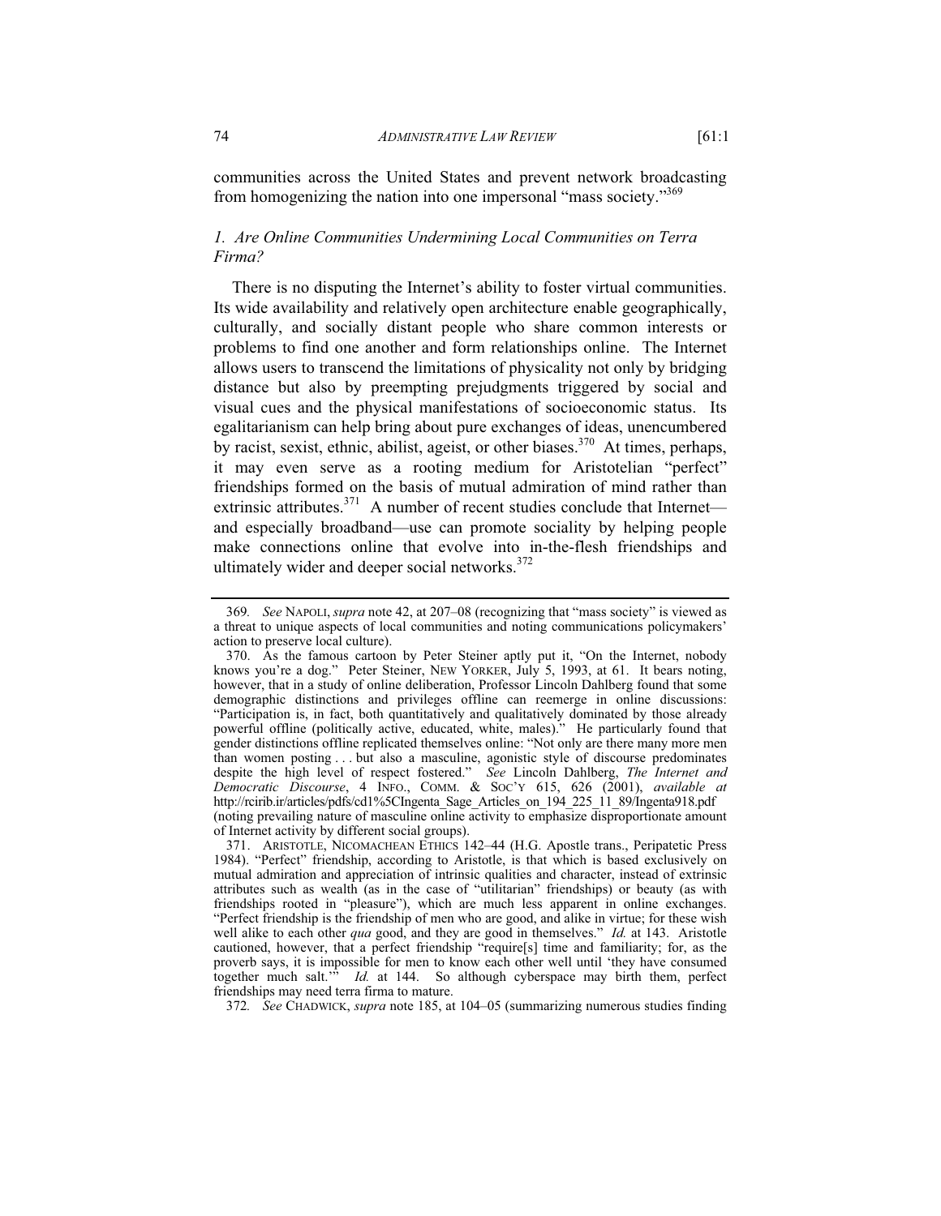communities across the United States and prevent network broadcasting from homogenizing the nation into one impersonal "mass society."[369]

### *1. Are Online Communities Undermining Local Communities on Terra Firma?*

There is no disputing the Internet's ability to foster virtual communities. Its wide availability and relatively open architecture enable geographically, culturally, and socially distant people who share common interests or problems to find one another and form relationships online. The Internet allows users to transcend the limitations of physicality not only by bridging distance but also by preempting prejudgments triggered by social and visual cues and the physical manifestations of socioeconomic status. Its egalitarianism can help bring about pure exchanges of ideas, unencumbered by racist, sexist, ethnic, abilist, ageist, or other biases.[370] At times, perhaps, it may even serve as a rooting medium for Aristotelian "perfect" friendships formed on the basis of mutual admiration of mind rather than extrinsic attributes.[371] A number of recent studies conclude that Internet—and especially broadband—use can promote sociality by helping people make connections online that evolve into in-the-flesh friendships and ultimately wider and deeper social networks.[372]

---

369. *See* NAPOLI, *supra* note 42, at 207–08 (recognizing that "mass society" is viewed as a threat to unique aspects of local communities and noting communications policymakers' action to preserve local culture).

370. As the famous cartoon by Peter Steiner aptly put it, "On the Internet, nobody knows you're a dog." Peter Steiner, NEW YORKER, July 5, 1993, at 61. It bears noting, however, that in a study of online deliberation, Professor Lincoln Dahlberg found that some demographic distinctions and privileges offline can reemerge in online discussions: "Participation is, in fact, both quantitatively and qualitatively dominated by those already powerful offline (politically active, educated, white, males)." He particularly found that gender distinctions offline replicated themselves online: "Not only are there many more men than women posting . . . but also a masculine, agonistic style of discourse predominates despite the high level of respect fostered." *See* Lincoln Dahlberg, *The Internet and Democratic Discourse*, 4 INFO., COMM. & SOC'Y 615, 626 (2001), *available at* http://rcirib.ir/articles/pdfs/cd1%5CIngenta_Sage_Articles_on_194_225_11_89/Ingenta918.pdf (noting prevailing nature of masculine online activity to emphasize disproportionate amount of Internet activity by different social groups).

371. ARISTOTLE, NICOMACHEAN ETHICS 142–44 (H.G. Apostle trans., Peripatetic Press 1984). "Perfect" friendship, according to Aristotle, is that which is based exclusively on mutual admiration and appreciation of intrinsic qualities and character, instead of extrinsic attributes such as wealth (as in the case of "utilitarian" friendships) or beauty (as with friendships rooted in "pleasure"), which are much less apparent in online exchanges. "Perfect friendship is the friendship of men who are good, and alike in virtue; for these wish well alike to each other *qua* good, and they are good in themselves." *Id.* at 143. Aristotle cautioned, however, that a perfect friendship "require[s] time and familiarity; for, as the proverb says, it is impossible for men to know each other well until 'they have consumed together much salt.'" *Id.* at 144. So although cyberspace may birth them, perfect friendships may need terra firma to mature.

372. *See* CHADWICK, *supra* note 185, at 104–05 (summarizing numerous studies finding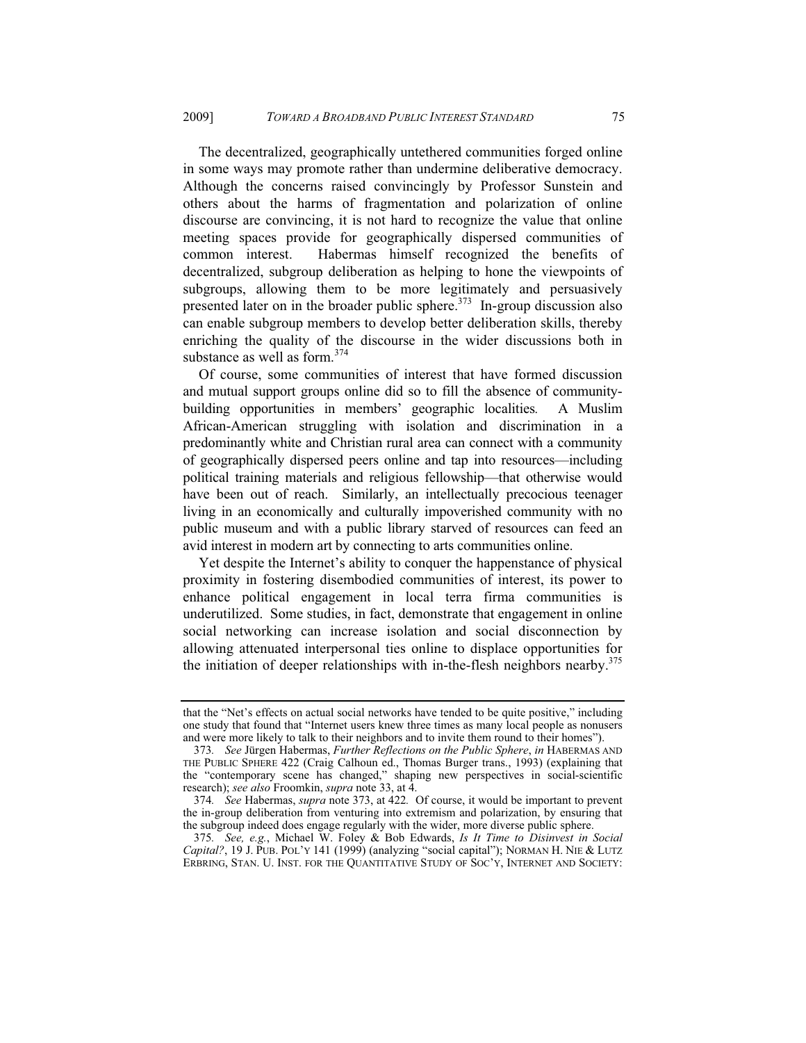The decentralized, geographically untethered communities forged online in some ways may promote rather than undermine deliberative democracy. Although the concerns raised convincingly by Professor Sunstein and others about the harms of fragmentation and polarization of online discourse are convincing, it is not hard to recognize the value that online meeting spaces provide for geographically dispersed communities of common interest. Habermas himself recognized the benefits of decentralized, subgroup deliberation as helping to hone the viewpoints of subgroups, allowing them to be more legitimately and persuasively presented later on in the broader public sphere.[373] In-group discussion also can enable subgroup members to develop better deliberation skills, thereby enriching the quality of the discourse in the wider discussions both in substance as well as form.[374]

Of course, some communities of interest that have formed discussion and mutual support groups online did so to fill the absence of community-building opportunities in members' geographic localities*.* A Muslim African-American struggling with isolation and discrimination in a predominantly white and Christian rural area can connect with a community of geographically dispersed peers online and tap into resources—including political training materials and religious fellowship—that otherwise would have been out of reach. Similarly, an intellectually precocious teenager living in an economically and culturally impoverished community with no public museum and with a public library starved of resources can feed an avid interest in modern art by connecting to arts communities online.

Yet despite the Internet's ability to conquer the happenstance of physical proximity in fostering disembodied communities of interest, its power to enhance political engagement in local terra firma communities is underutilized. Some studies, in fact, demonstrate that engagement in online social networking can increase isolation and social disconnection by allowing attenuated interpersonal ties online to displace opportunities for the initiation of deeper relationships with in-the-flesh neighbors nearby.[375]

---

that the "Net's effects on actual social networks have tended to be quite positive," including one study that found that "Internet users knew three times as many local people as nonusers and were more likely to talk to their neighbors and to invite them round to their homes").

373*. See* Jürgen Habermas, *Further Reflections on the Public Sphere*, *in* HABERMAS AND THE PUBLIC SPHERE 422 (Craig Calhoun ed., Thomas Burger trans., 1993) (explaining that the "contemporary scene has changed," shaping new perspectives in social-scientific research); *see also* Froomkin, *supra* note 33, at 4.

374*. See* Habermas, *supra* note 373, at 422. Of course, it would be important to prevent the in-group deliberation from venturing into extremism and polarization, by ensuring that the subgroup indeed does engage regularly with the wider, more diverse public sphere.

375*. See, e.g.*, Michael W. Foley & Bob Edwards, *Is It Time to Disinvest in Social Capital?*, 19 J. PUB. POL'Y 141 (1999) (analyzing "social capital"); NORMAN H. NIE & LUTZ ERBRING, STAN. U. INST. FOR THE QUANTITATIVE STUDY OF SOC'Y, INTERNET AND SOCIETY: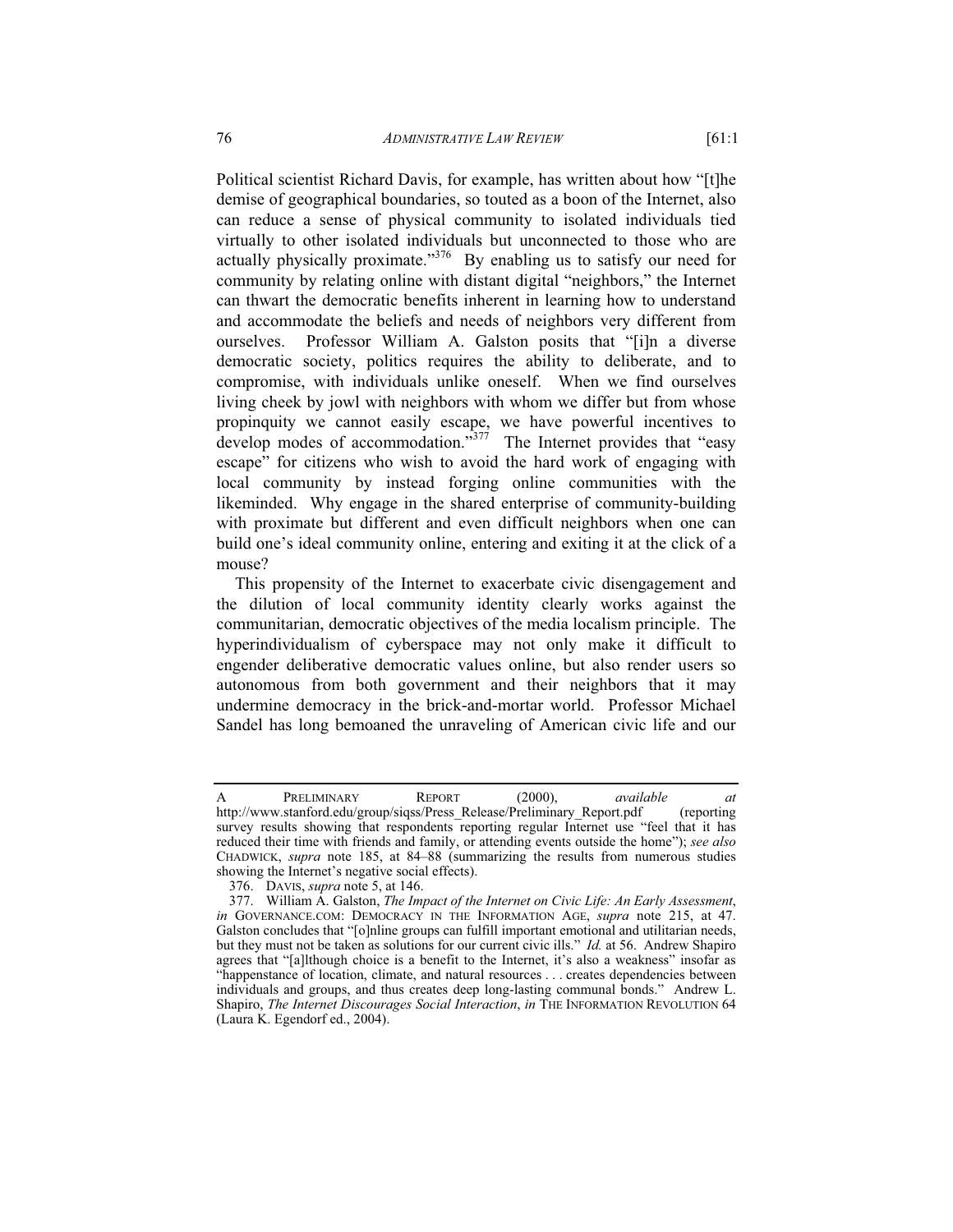Political scientist Richard Davis, for example, has written about how "[t]he demise of geographical boundaries, so touted as a boon of the Internet, also can reduce a sense of physical community to isolated individuals tied virtually to other isolated individuals but unconnected to those who are actually physically proximate."[376] By enabling us to satisfy our need for community by relating online with distant digital "neighbors," the Internet can thwart the democratic benefits inherent in learning how to understand and accommodate the beliefs and needs of neighbors very different from ourselves. Professor William A. Galston posits that "[i]n a diverse democratic society, politics requires the ability to deliberate, and to compromise, with individuals unlike oneself. When we find ourselves living cheek by jowl with neighbors with whom we differ but from whose propinquity we cannot easily escape, we have powerful incentives to develop modes of accommodation."[377] The Internet provides that "easy escape" for citizens who wish to avoid the hard work of engaging with local community by instead forging online communities with the likeminded. Why engage in the shared enterprise of community-building with proximate but different and even difficult neighbors when one can build one's ideal community online, entering and exiting it at the click of a mouse?

This propensity of the Internet to exacerbate civic disengagement and the dilution of local community identity clearly works against the communitarian, democratic objectives of the media localism principle. The hyperindividualism of cyberspace may not only make it difficult to engender deliberative democratic values online, but also render users so autonomous from both government and their neighbors that it may undermine democracy in the brick-and-mortar world. Professor Michael Sandel has long bemoaned the unraveling of American civic life and our

---

A PRELIMINARY REPORT (2000), *available at* http://www.stanford.edu/group/siqss/Press_Release/Preliminary_Report.pdf (reporting survey results showing that respondents reporting regular Internet use "feel that it has reduced their time with friends and family, or attending events outside the home"); *see also* CHADWICK, *supra* note 185, at 84–88 (summarizing the results from numerous studies showing the Internet's negative social effects).

376. DAVIS, *supra* note 5, at 146.

377. William A. Galston, *The Impact of the Internet on Civic Life: An Early Assessment*, *in* GOVERNANCE.COM: DEMOCRACY IN THE INFORMATION AGE, *supra* note 215, at 47. Galston concludes that "[o]nline groups can fulfill important emotional and utilitarian needs, but they must not be taken as solutions for our current civic ills." *Id.* at 56. Andrew Shapiro agrees that "[a]lthough choice is a benefit to the Internet, it's also a weakness" insofar as "happenstance of location, climate, and natural resources . . . creates dependencies between individuals and groups, and thus creates deep long-lasting communal bonds." Andrew L. Shapiro, *The Internet Discourages Social Interaction*, *in* THE INFORMATION REVOLUTION 64 (Laura K. Egendorf ed., 2004).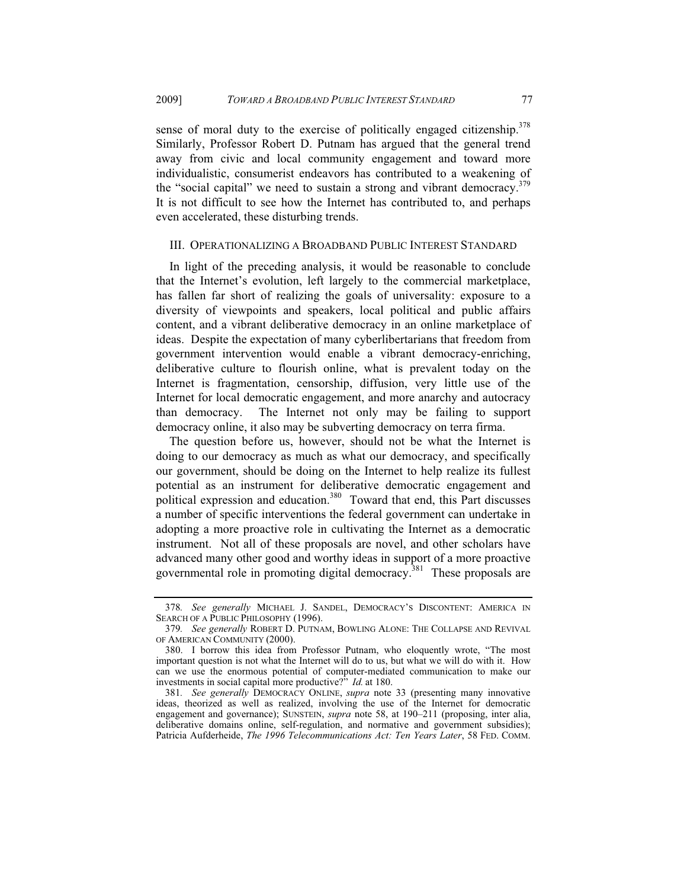sense of moral duty to the exercise of politically engaged citizenship.[378] Similarly, Professor Robert D. Putnam has argued that the general trend away from civic and local community engagement and toward more individualistic, consumerist endeavors has contributed to a weakening of the "social capital" we need to sustain a strong and vibrant democracy.[379] It is not difficult to see how the Internet has contributed to, and perhaps even accelerated, these disturbing trends.

## III. OPERATIONALIZING A BROADBAND PUBLIC INTEREST STANDARD

In light of the preceding analysis, it would be reasonable to conclude that the Internet's evolution, left largely to the commercial marketplace, has fallen far short of realizing the goals of universality: exposure to a diversity of viewpoints and speakers, local political and public affairs content, and a vibrant deliberative democracy in an online marketplace of ideas. Despite the expectation of many cyberlibertarians that freedom from government intervention would enable a vibrant democracy-enriching, deliberative culture to flourish online, what is prevalent today on the Internet is fragmentation, censorship, diffusion, very little use of the Internet for local democratic engagement, and more anarchy and autocracy than democracy. The Internet not only may be failing to support democracy online, it also may be subverting democracy on terra firma.

The question before us, however, should not be what the Internet is doing to our democracy as much as what our democracy, and specifically our government, should be doing on the Internet to help realize its fullest potential as an instrument for deliberative democratic engagement and political expression and education.[380] Toward that end, this Part discusses a number of specific interventions the federal government can undertake in adopting a more proactive role in cultivating the Internet as a democratic instrument. Not all of these proposals are novel, and other scholars have advanced many other good and worthy ideas in support of a more proactive governmental role in promoting digital democracy.[381] These proposals are

---

378. *See generally* MICHAEL J. SANDEL, DEMOCRACY'S DISCONTENT: AMERICA IN SEARCH OF A PUBLIC PHILOSOPHY (1996).

379. *See generally* ROBERT D. PUTNAM, BOWLING ALONE: THE COLLAPSE AND REVIVAL OF AMERICAN COMMUNITY (2000).

380. I borrow this idea from Professor Putnam, who eloquently wrote, "The most important question is not what the Internet will do to us, but what we will do with it. How can we use the enormous potential of computer-mediated communication to make our investments in social capital more productive?" *Id.* at 180.

381. *See generally* DEMOCRACY ONLINE, *supra* note 33 (presenting many innovative ideas, theorized as well as realized, involving the use of the Internet for democratic engagement and governance); SUNSTEIN, *supra* note 58, at 190–211 (proposing, inter alia, deliberative domains online, self-regulation, and normative and government subsidies); Patricia Aufderheide, *The 1996 Telecommunications Act: Ten Years Later*, 58 FED. COMM.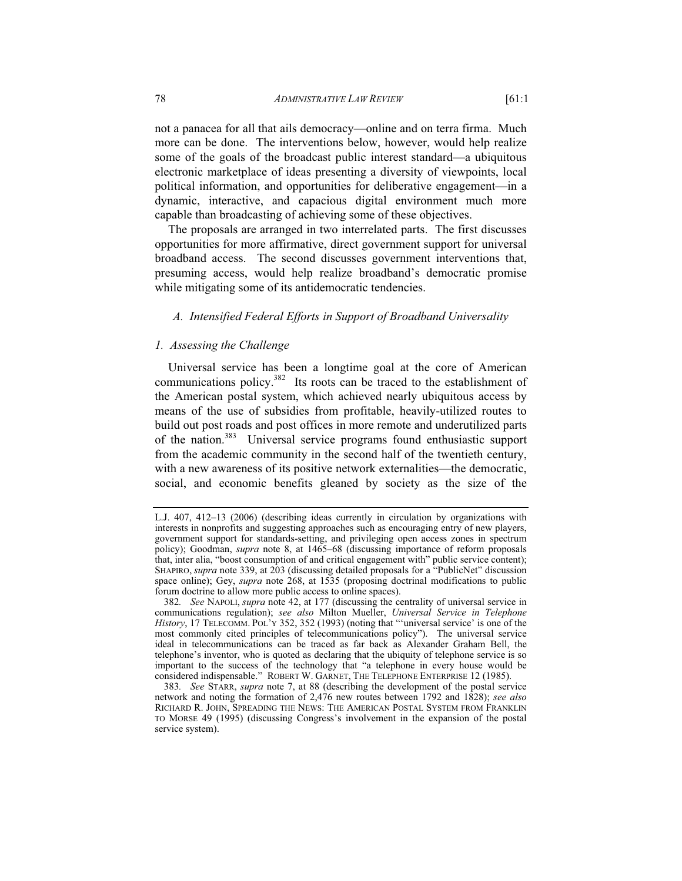not a panacea for all that ails democracy—online and on terra firma. Much more can be done. The interventions below, however, would help realize some of the goals of the broadcast public interest standard—a ubiquitous electronic marketplace of ideas presenting a diversity of viewpoints, local political information, and opportunities for deliberative engagement—in a dynamic, interactive, and capacious digital environment much more capable than broadcasting of achieving some of these objectives.

The proposals are arranged in two interrelated parts. The first discusses opportunities for more affirmative, direct government support for universal broadband access. The second discusses government interventions that, presuming access, would help realize broadband's democratic promise while mitigating some of its antidemocratic tendencies.

### *A. Intensified Federal Efforts in Support of Broadband Universality*

#### *1. Assessing the Challenge*

Universal service has been a longtime goal at the core of American communications policy.[382] Its roots can be traced to the establishment of the American postal system, which achieved nearly ubiquitous access by means of the use of subsidies from profitable, heavily-utilized routes to build out post roads and post offices in more remote and underutilized parts of the nation.[383] Universal service programs found enthusiastic support from the academic community in the second half of the twentieth century, with a new awareness of its positive network externalities—the democratic, social, and economic benefits gleaned by society as the size of the

---

L.J. 407, 412–13 (2006) (describing ideas currently in circulation by organizations with interests in nonprofits and suggesting approaches such as encouraging entry of new players, government support for standards-setting, and privileging open access zones in spectrum policy); Goodman, *supra* note 8, at 1465–68 (discussing importance of reform proposals that, inter alia, "boost consumption of and critical engagement with" public service content); SHAPIRO, *supra* note 339, at 203 (discussing detailed proposals for a "PublicNet" discussion space online); Gey, *supra* note 268, at 1535 (proposing doctrinal modifications to public forum doctrine to allow more public access to online spaces).

382. *See* NAPOLI, *supra* note 42, at 177 (discussing the centrality of universal service in communications regulation); *see also* Milton Mueller, *Universal Service in Telephone History*, 17 TELECOMM. POL'Y 352, 352 (1993) (noting that "'universal service' is one of the most commonly cited principles of telecommunications policy"). The universal service ideal in telecommunications can be traced as far back as Alexander Graham Bell, the telephone's inventor, who is quoted as declaring that the ubiquity of telephone service is so important to the success of the technology that "a telephone in every house would be considered indispensable." ROBERT W. GARNET, THE TELEPHONE ENTERPRISE 12 (1985).

383. *See* STARR, *supra* note 7, at 88 (describing the development of the postal service network and noting the formation of 2,476 new routes between 1792 and 1828); *see also* RICHARD R. JOHN, SPREADING THE NEWS: THE AMERICAN POSTAL SYSTEM FROM FRANKLIN TO MORSE 49 (1995) (discussing Congress's involvement in the expansion of the postal service system).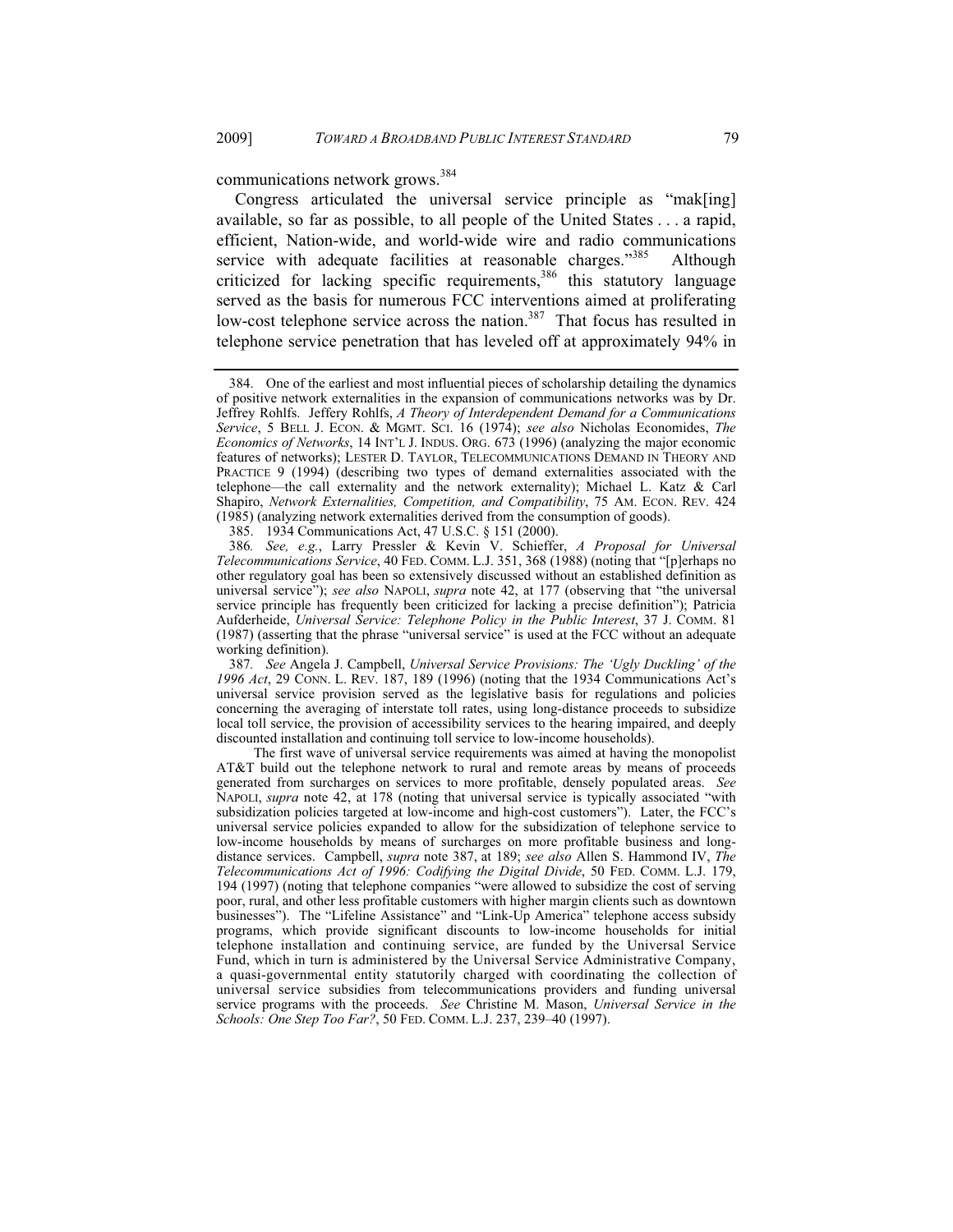communications network grows.[384]

Congress articulated the universal service principle as "mak[ing] available, so far as possible, to all people of the United States . . . a rapid, efficient, Nation-wide, and world-wide wire and radio communications service with adequate facilities at reasonable charges."[385] Although criticized for lacking specific requirements,[386] this statutory language served as the basis for numerous FCC interventions aimed at proliferating low-cost telephone service across the nation.[387] That focus has resulted in telephone service penetration that has leveled off at approximately 94% in

---

384. One of the earliest and most influential pieces of scholarship detailing the dynamics of positive network externalities in the expansion of communications networks was by Dr. Jeffrey Rohlfs. Jeffery Rohlfs, *A Theory of Interdependent Demand for a Communications Service*, 5 BELL J. ECON. & MGMT. SCI. 16 (1974); *see also* Nicholas Economides, *The Economics of Networks*, 14 INT'L J. INDUS. ORG. 673 (1996) (analyzing the major economic features of networks); LESTER D. TAYLOR, TELECOMMUNICATIONS DEMAND IN THEORY AND PRACTICE 9 (1994) (describing two types of demand externalities associated with the telephone—the call externality and the network externality); Michael L. Katz & Carl Shapiro, *Network Externalities, Competition, and Compatibility*, 75 AM. ECON. REV. 424 (1985) (analyzing network externalities derived from the consumption of goods).

385. 1934 Communications Act, 47 U.S.C. § 151 (2000).

386. *See, e.g.*, Larry Pressler & Kevin V. Schieffer, *A Proposal for Universal Telecommunications Service*, 40 FED. COMM. L.J. 351, 368 (1988) (noting that "[p]erhaps no other regulatory goal has been so extensively discussed without an established definition as universal service"); *see also* NAPOLI, *supra* note 42, at 177 (observing that "the universal service principle has frequently been criticized for lacking a precise definition"); Patricia Aufderheide, *Universal Service: Telephone Policy in the Public Interest*, 37 J. COMM. 81 (1987) (asserting that the phrase "universal service" is used at the FCC without an adequate working definition).

387. *See* Angela J. Campbell, *Universal Service Provisions: The 'Ugly Duckling' of the 1996 Act*, 29 CONN. L. REV. 187, 189 (1996) (noting that the 1934 Communications Act's universal service provision served as the legislative basis for regulations and policies concerning the averaging of interstate toll rates, using long-distance proceeds to subsidize local toll service, the provision of accessibility services to the hearing impaired, and deeply discounted installation and continuing toll service to low-income households).

The first wave of universal service requirements was aimed at having the monopolist AT&T build out the telephone network to rural and remote areas by means of proceeds generated from surcharges on services to more profitable, densely populated areas. *See* NAPOLI, *supra* note 42, at 178 (noting that universal service is typically associated "with subsidization policies targeted at low-income and high-cost customers"). Later, the FCC's universal service policies expanded to allow for the subsidization of telephone service to low-income households by means of surcharges on more profitable business and long-distance services. Campbell, *supra* note 387, at 189; *see also* Allen S. Hammond IV, *The Telecommunications Act of 1996: Codifying the Digital Divide*, 50 FED. COMM. L.J. 179, 194 (1997) (noting that telephone companies "were allowed to subsidize the cost of serving poor, rural, and other less profitable customers with higher margin clients such as downtown businesses"). The "Lifeline Assistance" and "Link-Up America" telephone access subsidy programs, which provide significant discounts to low-income households for initial telephone installation and continuing service, are funded by the Universal Service Fund, which in turn is administered by the Universal Service Administrative Company, a quasi-governmental entity statutorily charged with coordinating the collection of universal service subsidies from telecommunications providers and funding universal service programs with the proceeds. *See* Christine M. Mason, *Universal Service in the Schools: One Step Too Far?*, 50 FED. COMM. L.J. 237, 239–40 (1997).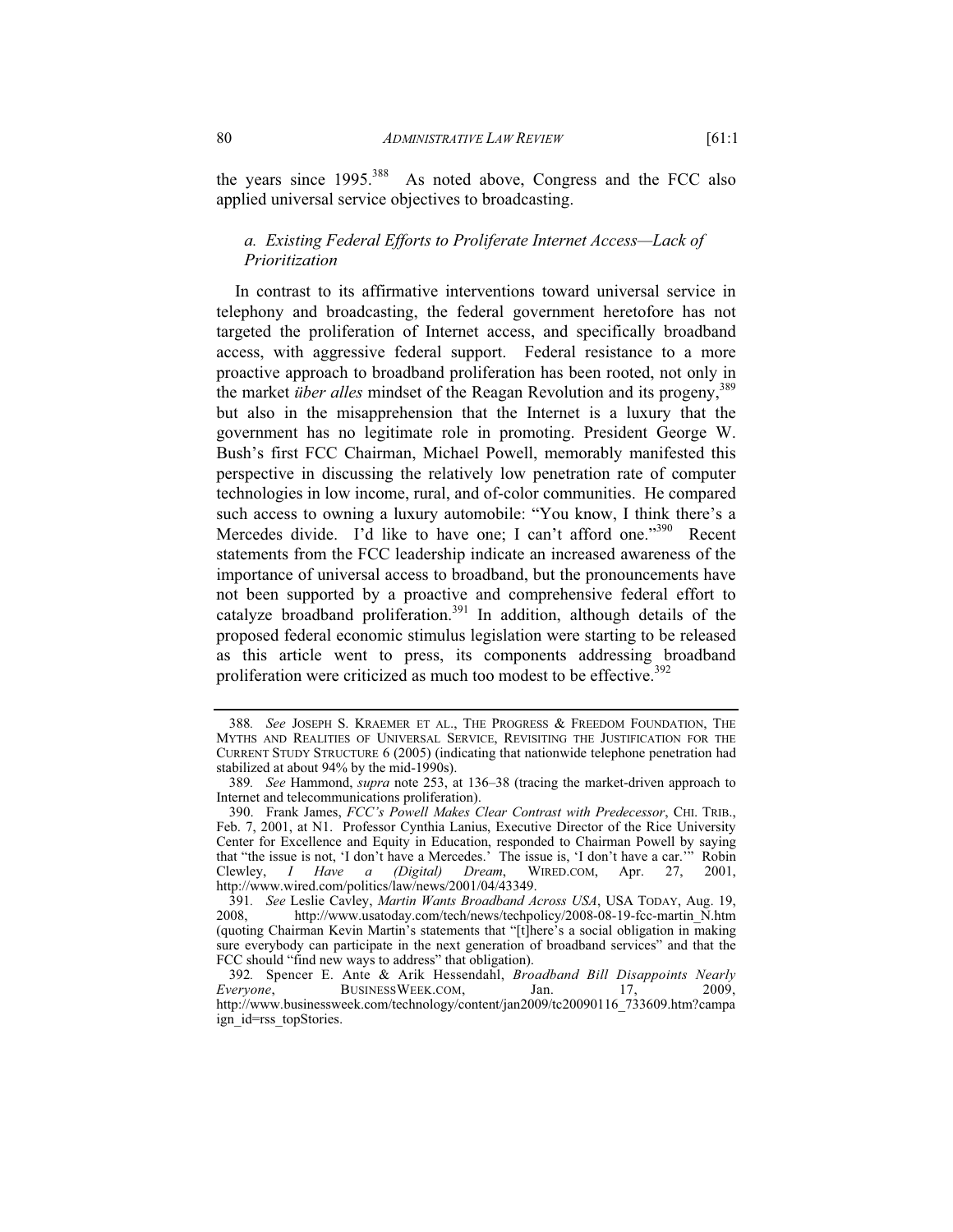the years since 1995.[388] As noted above, Congress and the FCC also applied universal service objectives to broadcasting.

### *a. Existing Federal Efforts to Proliferate Internet Access—Lack of Prioritization*

In contrast to its affirmative interventions toward universal service in telephony and broadcasting, the federal government heretofore has not targeted the proliferation of Internet access, and specifically broadband access, with aggressive federal support. Federal resistance to a more proactive approach to broadband proliferation has been rooted, not only in the market *über alles* mindset of the Reagan Revolution and its progeny,[389] but also in the misapprehension that the Internet is a luxury that the government has no legitimate role in promoting. President George W. Bush's first FCC Chairman, Michael Powell, memorably manifested this perspective in discussing the relatively low penetration rate of computer technologies in low income, rural, and of-color communities. He compared such access to owning a luxury automobile: "You know, I think there's a Mercedes divide. I'd like to have one; I can't afford one."[390] Recent statements from the FCC leadership indicate an increased awareness of the importance of universal access to broadband, but the pronouncements have not been supported by a proactive and comprehensive federal effort to catalyze broadband proliferation.[391] In addition, although details of the proposed federal economic stimulus legislation were starting to be released as this article went to press, its components addressing broadband proliferation were criticized as much too modest to be effective.[392]

---

388. *See* JOSEPH S. KRAEMER ET AL., THE PROGRESS & FREEDOM FOUNDATION, THE MYTHS AND REALITIES OF UNIVERSAL SERVICE, REVISITING THE JUSTIFICATION FOR THE CURRENT STUDY STRUCTURE 6 (2005) (indicating that nationwide telephone penetration had stabilized at about 94% by the mid-1990s).

389. *See* Hammond, *supra* note 253, at 136–38 (tracing the market-driven approach to Internet and telecommunications proliferation).

390. Frank James, *FCC's Powell Makes Clear Contrast with Predecessor*, CHI. TRIB., Feb. 7, 2001, at N1. Professor Cynthia Lanius, Executive Director of the Rice University Center for Excellence and Equity in Education, responded to Chairman Powell by saying that "the issue is not, 'I don't have a Mercedes.' The issue is, 'I don't have a car.'" Robin Clewley, *I Have a (Digital) Dream*, WIRED.COM, Apr. 27, 2001, http://www.wired.com/politics/law/news/2001/04/43349.

391. *See* Leslie Cavley, *Martin Wants Broadband Across USA*, USA TODAY, Aug. 19, 2008, http://www.usatoday.com/tech/news/techpolicy/2008-08-19-fcc-martin_N.htm (quoting Chairman Kevin Martin's statements that "[t]here's a social obligation in making sure everybody can participate in the next generation of broadband services" and that the FCC should "find new ways to address" that obligation).

392. Spencer E. Ante & Arik Hessendahl, *Broadband Bill Disappoints Nearly Everyone*, BUSINESSWEEK.COM, Jan. 17, 2009, http://www.businessweek.com/technology/content/jan2009/tc20090116_733609.htm?campaign_id=rss_topStories.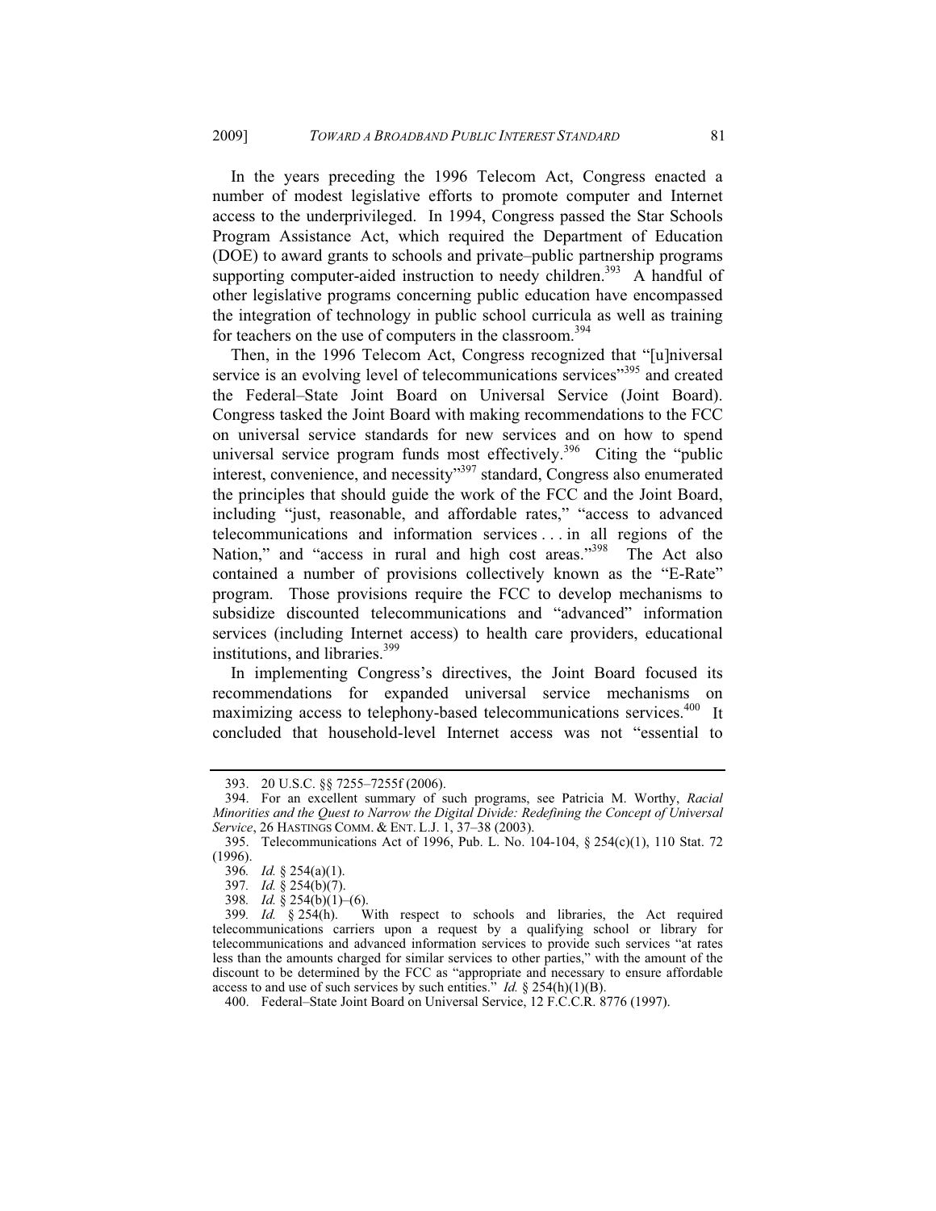In the years preceding the 1996 Telecom Act, Congress enacted a number of modest legislative efforts to promote computer and Internet access to the underprivileged. In 1994, Congress passed the Star Schools Program Assistance Act, which required the Department of Education (DOE) to award grants to schools and private–public partnership programs supporting computer-aided instruction to needy children.[393] A handful of other legislative programs concerning public education have encompassed the integration of technology in public school curricula as well as training for teachers on the use of computers in the classroom.[394]

Then, in the 1996 Telecom Act, Congress recognized that "[u]niversal service is an evolving level of telecommunications services"[395] and created the Federal–State Joint Board on Universal Service (Joint Board). Congress tasked the Joint Board with making recommendations to the FCC on universal service standards for new services and on how to spend universal service program funds most effectively.[396] Citing the "public interest, convenience, and necessity"[397] standard, Congress also enumerated the principles that should guide the work of the FCC and the Joint Board, including "just, reasonable, and affordable rates," "access to advanced telecommunications and information services . . . in all regions of the Nation," and "access in rural and high cost areas."[398] The Act also contained a number of provisions collectively known as the "E-Rate" program. Those provisions require the FCC to develop mechanisms to subsidize discounted telecommunications and "advanced" information services (including Internet access) to health care providers, educational institutions, and libraries.[399]

In implementing Congress's directives, the Joint Board focused its recommendations for expanded universal service mechanisms on maximizing access to telephony-based telecommunications services.[400] It concluded that household-level Internet access was not "essential to

---

393. 20 U.S.C. §§ 7255–7255f (2006).

394. For an excellent summary of such programs, see Patricia M. Worthy, *Racial Minorities and the Quest to Narrow the Digital Divide: Redefining the Concept of Universal Service*, 26 HASTINGS COMM. & ENT. L.J. 1, 37–38 (2003).

395. Telecommunications Act of 1996, Pub. L. No. 104-104, § 254(c)(1), 110 Stat. 72 (1996).

396. *Id.* § 254(a)(1).

397. *Id.* § 254(b)(7).

398. *Id.* § 254(b)(1)–(6).

399. *Id.* § 254(h). With respect to schools and libraries, the Act required telecommunications carriers upon a request by a qualifying school or library for telecommunications and advanced information services to provide such services "at rates less than the amounts charged for similar services to other parties," with the amount of the discount to be determined by the FCC as "appropriate and necessary to ensure affordable access to and use of such services by such entities." *Id.* § 254(h)(1)(B).

400. Federal–State Joint Board on Universal Service, 12 F.C.C.R. 8776 (1997).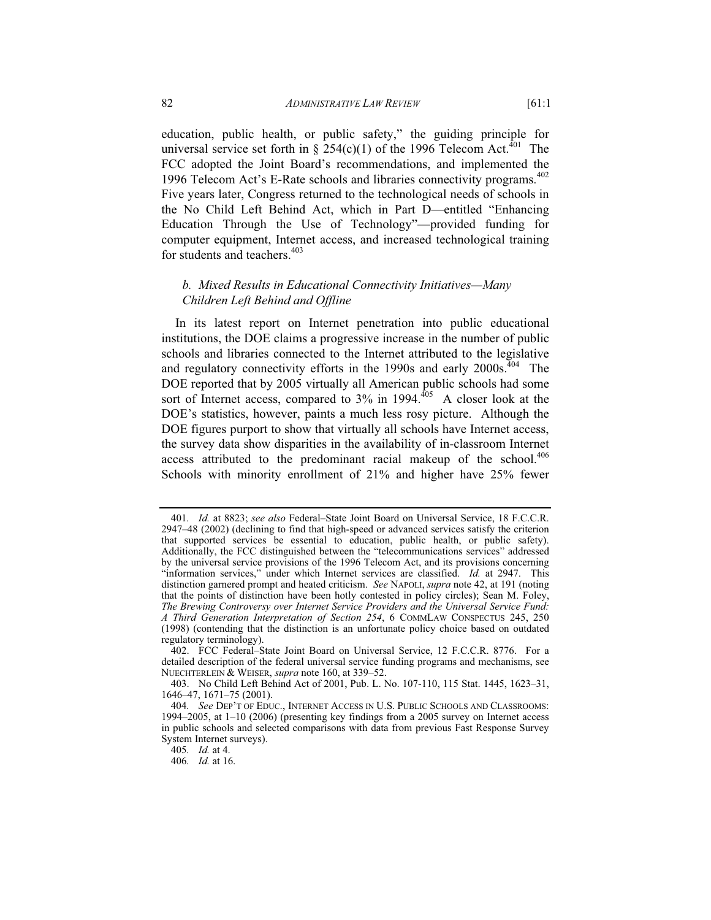education, public health, or public safety," the guiding principle for universal service set forth in § 254(c)(1) of the 1996 Telecom Act.[401] The FCC adopted the Joint Board's recommendations, and implemented the 1996 Telecom Act's E-Rate schools and libraries connectivity programs.[402] Five years later, Congress returned to the technological needs of schools in the No Child Left Behind Act, which in Part D—entitled "Enhancing Education Through the Use of Technology"—provided funding for computer equipment, Internet access, and increased technological training for students and teachers.[403]

### *b. Mixed Results in Educational Connectivity Initiatives—Many Children Left Behind and Offline*

In its latest report on Internet penetration into public educational institutions, the DOE claims a progressive increase in the number of public schools and libraries connected to the Internet attributed to the legislative and regulatory connectivity efforts in the 1990s and early 2000s.[404] The DOE reported that by 2005 virtually all American public schools had some sort of Internet access, compared to 3% in 1994.[405] A closer look at the DOE's statistics, however, paints a much less rosy picture. Although the DOE figures purport to show that virtually all schools have Internet access, the survey data show disparities in the availability of in-classroom Internet access attributed to the predominant racial makeup of the school.[406] Schools with minority enrollment of 21% and higher have 25% fewer

---

401. *Id.* at 8823; *see also* Federal–State Joint Board on Universal Service, 18 F.C.C.R. 2947–48 (2002) (declining to find that high-speed or advanced services satisfy the criterion that supported services be essential to education, public health, or public safety). Additionally, the FCC distinguished between the "telecommunications services" addressed by the universal service provisions of the 1996 Telecom Act, and its provisions concerning "information services," under which Internet services are classified. *Id.* at 2947. This distinction garnered prompt and heated criticism. *See* NAPOLI, *supra* note 42, at 191 (noting that the points of distinction have been hotly contested in policy circles); Sean M. Foley, *The Brewing Controversy over Internet Service Providers and the Universal Service Fund: A Third Generation Interpretation of Section 254*, 6 COMMLAW CONSPECTUS 245, 250 (1998) (contending that the distinction is an unfortunate policy choice based on outdated regulatory terminology).

402. FCC Federal–State Joint Board on Universal Service, 12 F.C.C.R. 8776. For a detailed description of the federal universal service funding programs and mechanisms, see NUECHTERLEIN & WEISER, *supra* note 160, at 339–52.

403. No Child Left Behind Act of 2001, Pub. L. No. 107-110, 115 Stat. 1445, 1623–31, 1646–47, 1671–75 (2001).

404. *See* DEP'T OF EDUC., INTERNET ACCESS IN U.S. PUBLIC SCHOOLS AND CLASSROOMS: 1994–2005, at 1–10 (2006) (presenting key findings from a 2005 survey on Internet access in public schools and selected comparisons with data from previous Fast Response Survey System Internet surveys).

405. *Id.* at 4.

406. *Id.* at 16.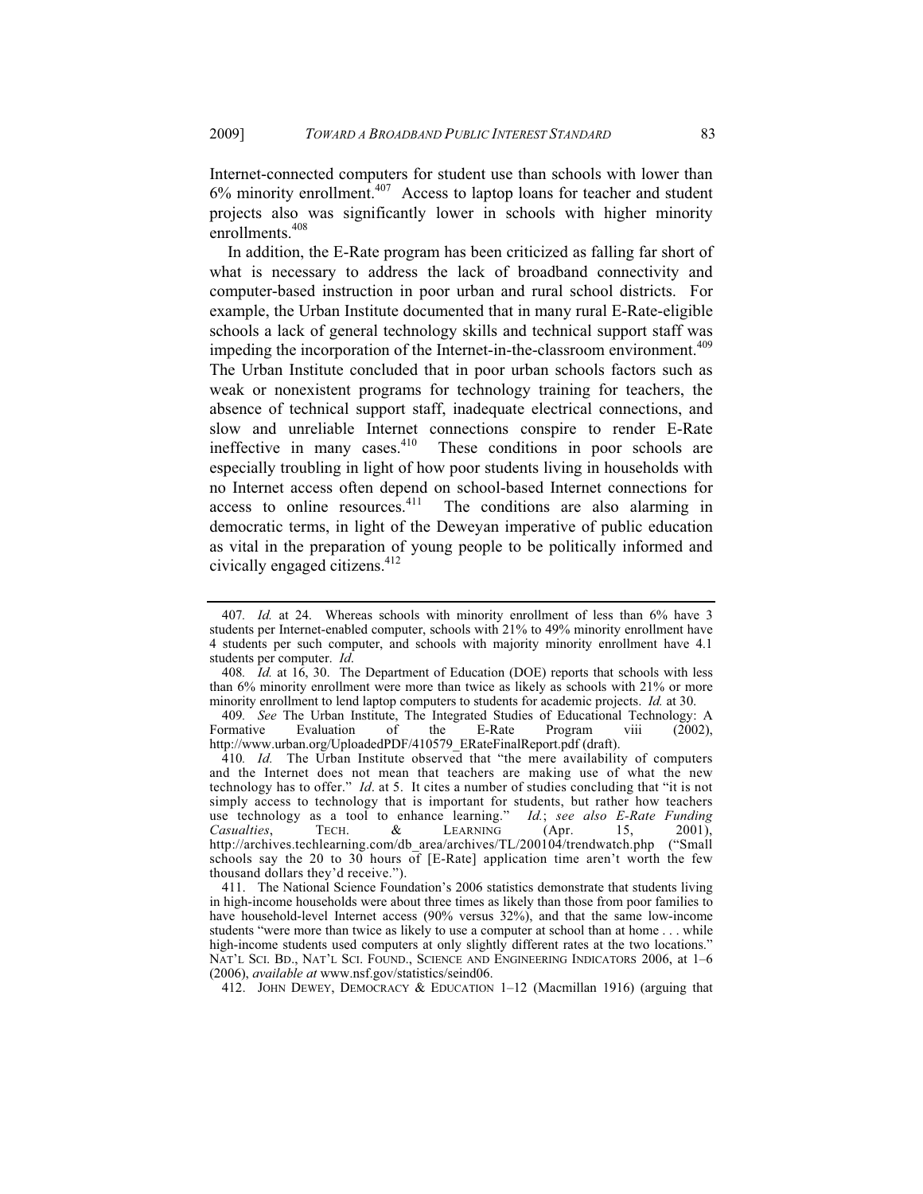Internet-connected computers for student use than schools with lower than 6% minority enrollment.[407] Access to laptop loans for teacher and student projects also was significantly lower in schools with higher minority enrollments.[408]

In addition, the E-Rate program has been criticized as falling far short of what is necessary to address the lack of broadband connectivity and computer-based instruction in poor urban and rural school districts. For example, the Urban Institute documented that in many rural E-Rate-eligible schools a lack of general technology skills and technical support staff was impeding the incorporation of the Internet-in-the-classroom environment.[409] The Urban Institute concluded that in poor urban schools factors such as weak or nonexistent programs for technology training for teachers, the absence of technical support staff, inadequate electrical connections, and slow and unreliable Internet connections conspire to render E-Rate ineffective in many cases.[410] These conditions in poor schools are especially troubling in light of how poor students living in households with no Internet access often depend on school-based Internet connections for access to online resources.[411] The conditions are also alarming in democratic terms, in light of the Deweyan imperative of public education as vital in the preparation of young people to be politically informed and civically engaged citizens.[412]

---

407. *Id.* at 24. Whereas schools with minority enrollment of less than 6% have 3 students per Internet-enabled computer, schools with 21% to 49% minority enrollment have 4 students per such computer, and schools with majority minority enrollment have 4.1 students per computer. *Id.*

408. *Id.* at 16, 30. The Department of Education (DOE) reports that schools with less than 6% minority enrollment were more than twice as likely as schools with 21% or more minority enrollment to lend laptop computers to students for academic projects. *Id.* at 30.

409. *See* The Urban Institute, The Integrated Studies of Educational Technology: A Formative Evaluation of the E-Rate Program viii (2002), http://www.urban.org/UploadedPDF/410579_ERateFinalReport.pdf (draft).

410. *Id.* The Urban Institute observed that "the mere availability of computers and the Internet does not mean that teachers are making use of what the new technology has to offer." *Id*. at 5. It cites a number of studies concluding that "it is not simply access to technology that is important for students, but rather how teachers use technology as a tool to enhance learning." *Id.*; *see also E-Rate Funding Casualties*, TECH. & LEARNING (Apr. 15, 2001), http://archives.techlearning.com/db_area/archives/TL/200104/trendwatch.php ("Small schools say the 20 to 30 hours of [E-Rate] application time aren't worth the few thousand dollars they'd receive.").

411. The National Science Foundation's 2006 statistics demonstrate that students living in high-income households were about three times as likely than those from poor families to have household-level Internet access (90% versus 32%), and that the same low-income students "were more than twice as likely to use a computer at school than at home . . . while high-income students used computers at only slightly different rates at the two locations." NAT'L SCI. BD., NAT'L SCI. FOUND., SCIENCE AND ENGINEERING INDICATORS 2006, at 1–6 (2006), *available at* www.nsf.gov/statistics/seind06.

412. JOHN DEWEY, DEMOCRACY & EDUCATION 1–12 (Macmillan 1916) (arguing that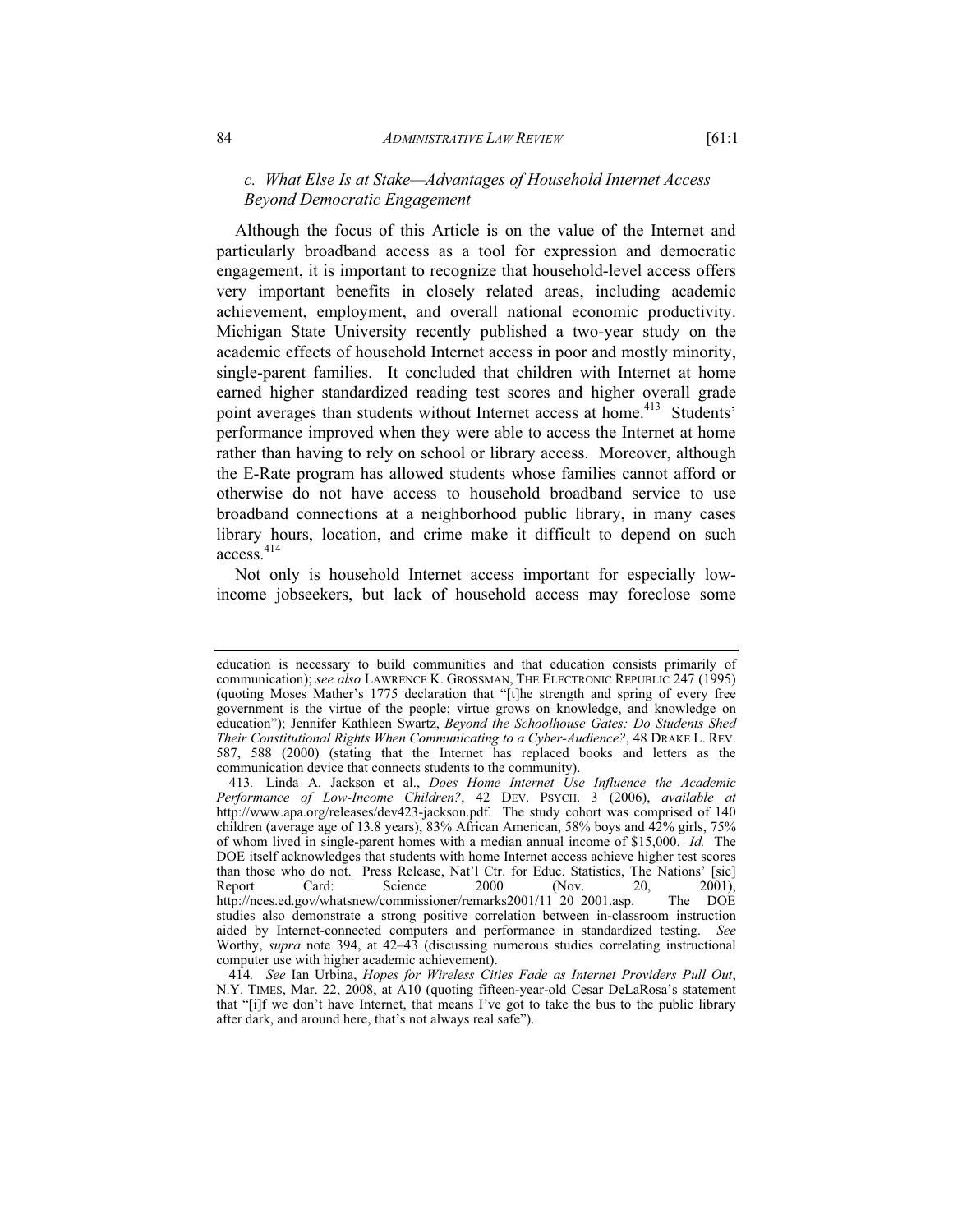### c. *What Else Is at Stake—Advantages of Household Internet Access Beyond Democratic Engagement*

Although the focus of this Article is on the value of the Internet and particularly broadband access as a tool for expression and democratic engagement, it is important to recognize that household-level access offers very important benefits in closely related areas, including academic achievement, employment, and overall national economic productivity. Michigan State University recently published a two-year study on the academic effects of household Internet access in poor and mostly minority, single-parent families. It concluded that children with Internet at home earned higher standardized reading test scores and higher overall grade point averages than students without Internet access at home.[413] Students' performance improved when they were able to access the Internet at home rather than having to rely on school or library access. Moreover, although the E-Rate program has allowed students whose families cannot afford or otherwise do not have access to household broadband service to use broadband connections at a neighborhood public library, in many cases library hours, location, and crime make it difficult to depend on such access.[414]

Not only is household Internet access important for especially low-income jobseekers, but lack of household access may foreclose some

---

education is necessary to build communities and that education consists primarily of communication); *see also* LAWRENCE K. GROSSMAN, THE ELECTRONIC REPUBLIC 247 (1995) (quoting Moses Mather's 1775 declaration that "[t]he strength and spring of every free government is the virtue of the people; virtue grows on knowledge, and knowledge on education"); Jennifer Kathleen Swartz, *Beyond the Schoolhouse Gates: Do Students Shed Their Constitutional Rights When Communicating to a Cyber-Audience?*, 48 DRAKE L. REV. 587, 588 (2000) (stating that the Internet has replaced books and letters as the communication device that connects students to the community).

413. Linda A. Jackson et al., *Does Home Internet Use Influence the Academic Performance of Low-Income Children?*, 42 DEV. PSYCH. 3 (2006), *available at* http://www.apa.org/releases/dev423-jackson.pdf. The study cohort was comprised of 140 children (average age of 13.8 years), 83% African American, 58% boys and 42% girls, 75% of whom lived in single-parent homes with a median annual income of $15,000. *Id.* The DOE itself acknowledges that students with home Internet access achieve higher test scores than those who do not. Press Release, Nat'l Ctr. for Educ. Statistics, The Nations' [sic] Report Card: Science 2000 (Nov. 20, 2001), http://nces.ed.gov/whatsnew/commissioner/remarks2001/11_20_2001.asp. The DOE studies also demonstrate a strong positive correlation between in-classroom instruction aided by Internet-connected computers and performance in standardized testing. *See* Worthy, *supra* note 394, at 42–43 (discussing numerous studies correlating instructional computer use with higher academic achievement).

414. *See* Ian Urbina, *Hopes for Wireless Cities Fade as Internet Providers Pull Out*, N.Y. TIMES, Mar. 22, 2008, at A10 (quoting fifteen-year-old Cesar DeLaRosa's statement that "[i]f we don't have Internet, that means I've got to take the bus to the public library after dark, and around here, that's not always real safe").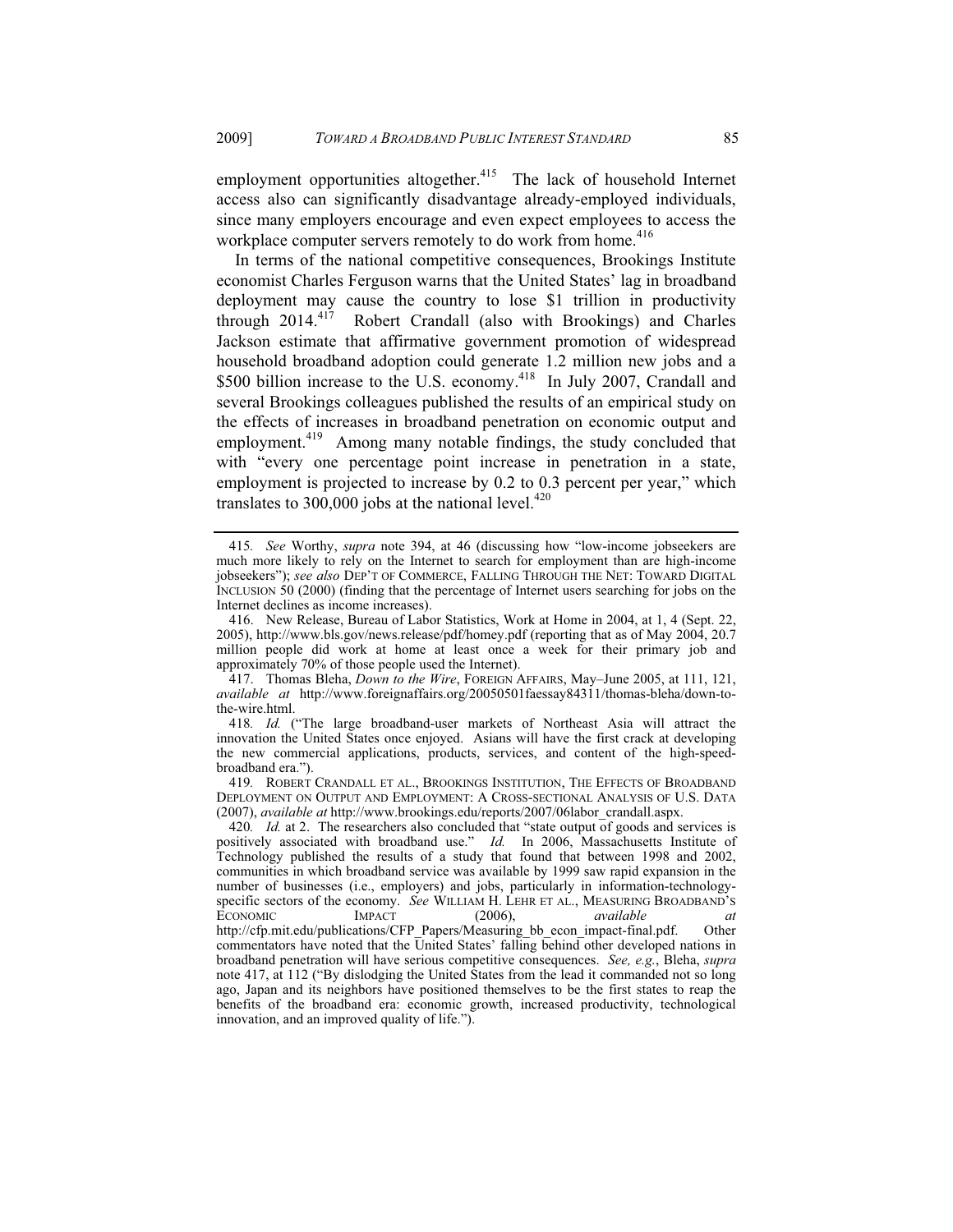employment opportunities altogether.[415] The lack of household Internet access also can significantly disadvantage already-employed individuals, since many employers encourage and even expect employees to access the workplace computer servers remotely to do work from home.[416]

In terms of the national competitive consequences, Brookings Institute economist Charles Ferguson warns that the United States' lag in broadband deployment may cause the country to lose $1 trillion in productivity through 2014.[417] Robert Crandall (also with Brookings) and Charles Jackson estimate that affirmative government promotion of widespread household broadband adoption could generate 1.2 million new jobs and a $500 billion increase to the U.S. economy.[418] In July 2007, Crandall and several Brookings colleagues published the results of an empirical study on the effects of increases in broadband penetration on economic output and employment.[419] Among many notable findings, the study concluded that with "every one percentage point increase in penetration in a state, employment is projected to increase by 0.2 to 0.3 percent per year," which translates to 300,000 jobs at the national level.[420]

---

415. *See* Worthy, *supra* note 394, at 46 (discussing how "low-income jobseekers are much more likely to rely on the Internet to search for employment than are high-income jobseekers"); *see also* DEP'T OF COMMERCE, FALLING THROUGH THE NET: TOWARD DIGITAL INCLUSION 50 (2000) (finding that the percentage of Internet users searching for jobs on the Internet declines as income increases).

416. New Release, Bureau of Labor Statistics, Work at Home in 2004, at 1, 4 (Sept. 22, 2005), http://www.bls.gov/news.release/pdf/homey.pdf (reporting that as of May 2004, 20.7 million people did work at home at least once a week for their primary job and approximately 70% of those people used the Internet).

417. Thomas Bleha, *Down to the Wire*, FOREIGN AFFAIRS, May–June 2005, at 111, 121, *available at* http://www.foreignaffairs.org/20050501faessay84311/thomas-bleha/down-to-the-wire.html.

418. *Id.* ("The large broadband-user markets of Northeast Asia will attract the innovation the United States once enjoyed. Asians will have the first crack at developing the new commercial applications, products, services, and content of the high-speed-broadband era.").

419. ROBERT CRANDALL ET AL., BROOKINGS INSTITUTION, THE EFFECTS OF BROADBAND DEPLOYMENT ON OUTPUT AND EMPLOYMENT: A CROSS-SECTIONAL ANALYSIS OF U.S. DATA (2007), *available at* http://www.brookings.edu/reports/2007/06labor_crandall.aspx.

420. *Id.* at 2. The researchers also concluded that "state output of goods and services is positively associated with broadband use." *Id.* In 2006, Massachusetts Institute of Technology published the results of a study that found that between 1998 and 2002, communities in which broadband service was available by 1999 saw rapid expansion in the number of businesses (i.e., employers) and jobs, particularly in information-technology-specific sectors of the economy. *See* WILLIAM H. LEHR ET AL., MEASURING BROADBAND'S ECONOMIC IMPACT (2006), *available at* http://cfp.mit.edu/publications/CFP_Papers/Measuring_bb_econ_impact-final.pdf. Other commentators have noted that the United States' falling behind other developed nations in broadband penetration will have serious competitive consequences. *See, e.g.*, Bleha, *supra* note 417, at 112 ("By dislodging the United States from the lead it commanded not so long ago, Japan and its neighbors have positioned themselves to be the first states to reap the benefits of the broadband era: economic growth, increased productivity, technological innovation, and an improved quality of life.").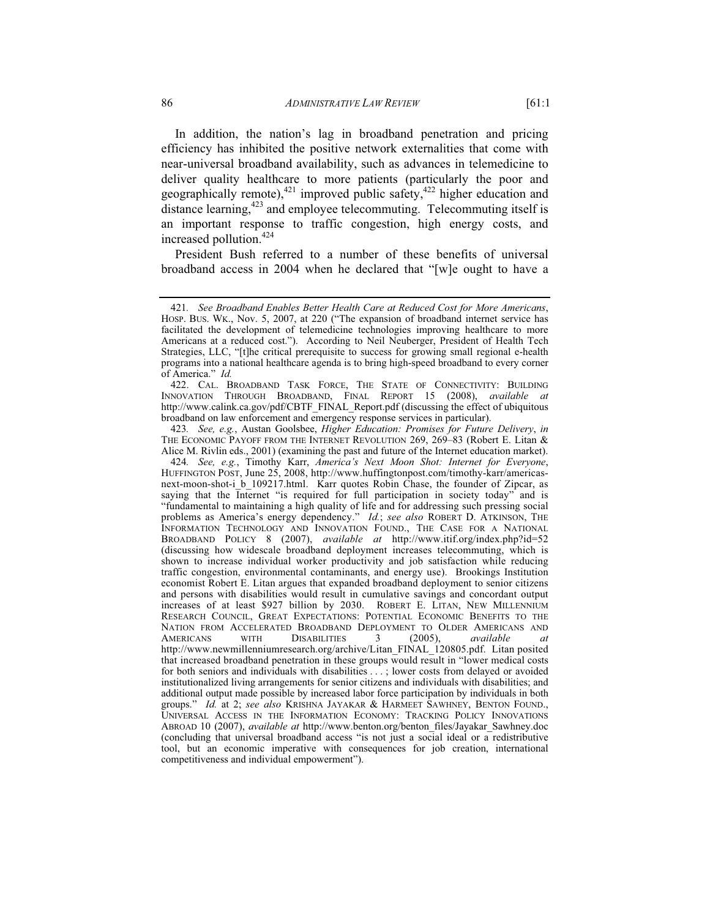In addition, the nation's lag in broadband penetration and pricing efficiency has inhibited the positive network externalities that come with near-universal broadband availability, such as advances in telemedicine to deliver quality healthcare to more patients (particularly the poor and geographically remote),[421] improved public safety,[422] higher education and distance learning,[423] and employee telecommuting. Telecommuting itself is an important response to traffic congestion, high energy costs, and increased pollution.[424]

President Bush referred to a number of these benefits of universal broadband access in 2004 when he declared that "[w]e ought to have a

---

421. *See Broadband Enables Better Health Care at Reduced Cost for More Americans*, HOSP. BUS. WK., Nov. 5, 2007, at 220 ("The expansion of broadband internet service has facilitated the development of telemedicine technologies improving healthcare to more Americans at a reduced cost."). According to Neil Neuberger, President of Health Tech Strategies, LLC, "[t]he critical prerequisite to success for growing small regional e-health programs into a national healthcare agenda is to bring high-speed broadband to every corner of America." *Id.*

422. CAL. BROADBAND TASK FORCE, THE STATE OF CONNECTIVITY: BUILDING INNOVATION THROUGH BROADBAND, FINAL REPORT 15 (2008), *available at* http://www.calink.ca.gov/pdf/CBTF_FINAL_Report.pdf (discussing the effect of ubiquitous broadband on law enforcement and emergency response services in particular).

423. *See, e.g.*, Austan Goolsbee, *Higher Education: Promises for Future Delivery*, *in* THE ECONOMIC PAYOFF FROM THE INTERNET REVOLUTION 269, 269–83 (Robert E. Litan & Alice M. Rivlin eds., 2001) (examining the past and future of the Internet education market).

424. *See, e.g.*, Timothy Karr, *America's Next Moon Shot: Internet for Everyone*, HUFFINGTON POST, June 25, 2008, http://www.huffingtonpost.com/timothy-karr/americas-next-moon-shot-i_b_109217.html. Karr quotes Robin Chase, the founder of Zipcar, as saying that the Internet "is required for full participation in society today" and is "fundamental to maintaining a high quality of life and for addressing such pressing social problems as America's energy dependency." *Id.*; *see also* ROBERT D. ATKINSON, THE INFORMATION TECHNOLOGY AND INNOVATION FOUND., THE CASE FOR A NATIONAL BROADBAND POLICY 8 (2007), *available at* http://www.itif.org/index.php?id=52 (discussing how widescale broadband deployment increases telecommuting, which is shown to increase individual worker productivity and job satisfaction while reducing traffic congestion, environmental contaminants, and energy use). Brookings Institution economist Robert E. Litan argues that expanded broadband deployment to senior citizens and persons with disabilities would result in cumulative savings and concordant output increases of at least $927 billion by 2030. ROBERT E. LITAN, NEW MILLENNIUM RESEARCH COUNCIL, GREAT EXPECTATIONS: POTENTIAL ECONOMIC BENEFITS TO THE NATION FROM ACCELERATED BROADBAND DEPLOYMENT TO OLDER AMERICANS AND AMERICANS WITH DISABILITIES 3 (2005), *available at* http://www.newmillenniumresearch.org/archive/Litan_FINAL_120805.pdf. Litan posited that increased broadband penetration in these groups would result in "lower medical costs for both seniors and individuals with disabilities . . . ; lower costs from delayed or avoided institutionalized living arrangements for senior citizens and individuals with disabilities; and additional output made possible by increased labor force participation by individuals in both groups." *Id.* at 2; *see also* KRISHNA JAYAKAR & HARMEET SAWHNEY, BENTON FOUND., UNIVERSAL ACCESS IN THE INFORMATION ECONOMY: TRACKING POLICY INNOVATIONS ABROAD 10 (2007), *available at* http://www.benton.org/benton_files/Jayakar_Sawhney.doc (concluding that universal broadband access "is not just a social ideal or a redistributive tool, but an economic imperative with consequences for job creation, international competitiveness and individual empowerment").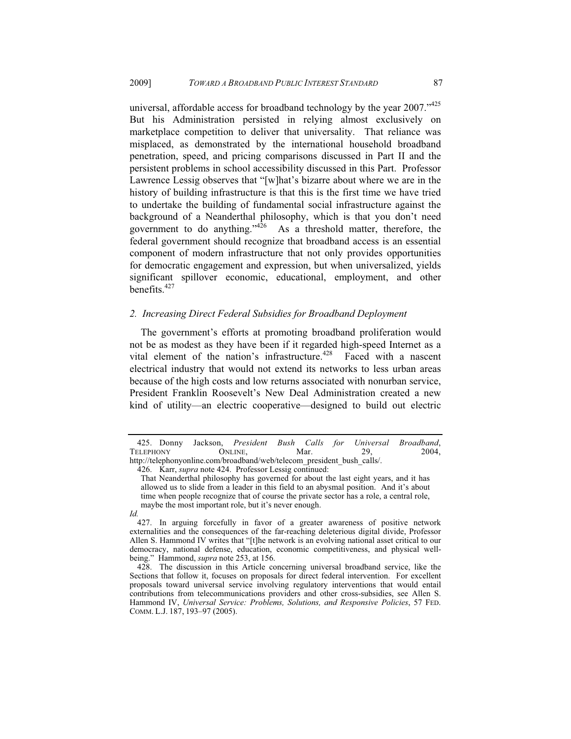universal, affordable access for broadband technology by the year 2007."[425] But his Administration persisted in relying almost exclusively on marketplace competition to deliver that universality. That reliance was misplaced, as demonstrated by the international household broadband penetration, speed, and pricing comparisons discussed in Part II and the persistent problems in school accessibility discussed in this Part. Professor Lawrence Lessig observes that "[w]hat's bizarre about where we are in the history of building infrastructure is that this is the first time we have tried to undertake the building of fundamental social infrastructure against the background of a Neanderthal philosophy, which is that you don't need government to do anything."[426] As a threshold matter, therefore, the federal government should recognize that broadband access is an essential component of modern infrastructure that not only provides opportunities for democratic engagement and expression, but when universalized, yields significant spillover economic, educational, employment, and other benefits.[427]

### 2. *Increasing Direct Federal Subsidies for Broadband Deployment*

The government's efforts at promoting broadband proliferation would not be as modest as they have been if it regarded high-speed Internet as a vital element of the nation's infrastructure.[428] Faced with a nascent electrical industry that would not extend its networks to less urban areas because of the high costs and low returns associated with nonurban service, President Franklin Roosevelt's New Deal Administration created a new kind of utility—an electric cooperative—designed to build out electric

---

425. Donny Jackson, *President Bush Calls for Universal Broadband*, TELEPHONY ONLINE, Mar. 29, 2004, http://telephonyonline.com/broadband/web/telecom_president_bush_calls/.

426. Karr, *supra* note 424. Professor Lessig continued:

> That Neanderthal philosophy has governed for about the last eight years, and it has allowed us to slide from a leader in this field to an abysmal position. And it's about time when people recognize that of course the private sector has a role, a central role, maybe the most important role, but it's never enough.

*Id.*

427. In arguing forcefully in favor of a greater awareness of positive network externalities and the consequences of the far-reaching deleterious digital divide, Professor Allen S. Hammond IV writes that "[t]he network is an evolving national asset critical to our democracy, national defense, education, economic competitiveness, and physical well-being." Hammond, *supra* note 253, at 156.

428. The discussion in this Article concerning universal broadband service, like the Sections that follow it, focuses on proposals for direct federal intervention. For excellent proposals toward universal service involving regulatory interventions that would entail contributions from telecommunications providers and other cross-subsidies, see Allen S. Hammond IV, *Universal Service: Problems, Solutions, and Responsive Policies*, 57 FED. COMM. L.J. 187, 193–97 (2005).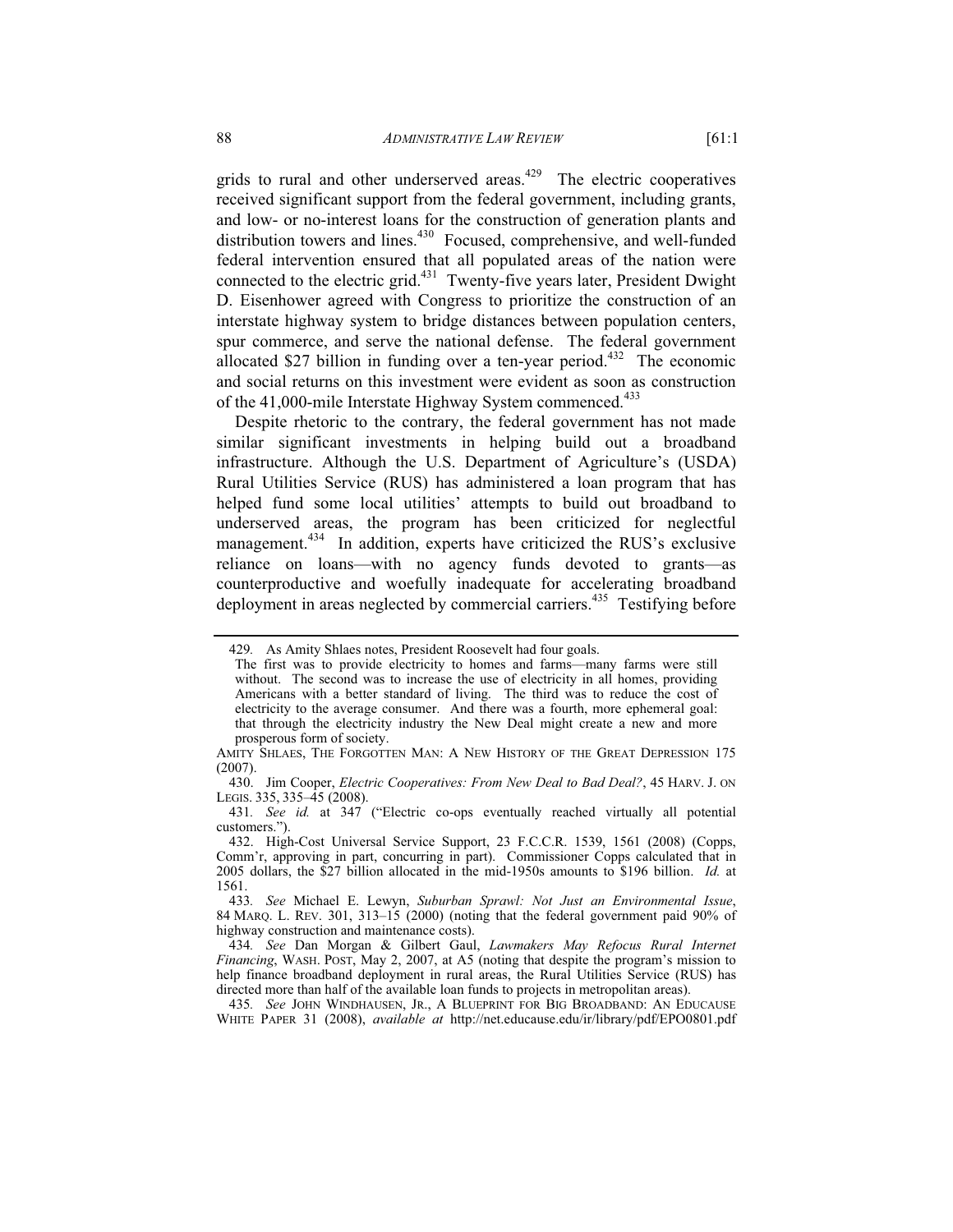grids to rural and other underserved areas.[429] The electric cooperatives received significant support from the federal government, including grants, and low- or no-interest loans for the construction of generation plants and distribution towers and lines.[430] Focused, comprehensive, and well-funded federal intervention ensured that all populated areas of the nation were connected to the electric grid.[431] Twenty-five years later, President Dwight D. Eisenhower agreed with Congress to prioritize the construction of an interstate highway system to bridge distances between population centers, spur commerce, and serve the national defense. The federal government allocated $27 billion in funding over a ten-year period.[432] The economic and social returns on this investment were evident as soon as construction of the 41,000-mile Interstate Highway System commenced.[433]

Despite rhetoric to the contrary, the federal government has not made similar significant investments in helping build out a broadband infrastructure. Although the U.S. Department of Agriculture's (USDA) Rural Utilities Service (RUS) has administered a loan program that has helped fund some local utilities' attempts to build out broadband to underserved areas, the program has been criticized for neglectful management.[434] In addition, experts have criticized the RUS's exclusive reliance on loans—with no agency funds devoted to grants—as counterproductive and woefully inadequate for accelerating broadband deployment in areas neglected by commercial carriers.[435] Testifying before

---

429. As Amity Shlaes notes, President Roosevelt had four goals.

> The first was to provide electricity to homes and farms—many farms were still without. The second was to increase the use of electricity in all homes, providing Americans with a better standard of living. The third was to reduce the cost of electricity to the average consumer. And there was a fourth, more ephemeral goal: that through the electricity industry the New Deal might create a new and more prosperous form of society.

AMITY SHLAES, THE FORGOTTEN MAN: A NEW HISTORY OF THE GREAT DEPRESSION 175 (2007).

430. Jim Cooper, *Electric Cooperatives: From New Deal to Bad Deal?*, 45 HARV. J. ON LEGIS. 335, 335–45 (2008).

431. *See id.* at 347 ("Electric co-ops eventually reached virtually all potential customers.").

432. High-Cost Universal Service Support, 23 F.C.C.R. 1539, 1561 (2008) (Copps, Comm'r, approving in part, concurring in part). Commissioner Copps calculated that in 2005 dollars, the $27 billion allocated in the mid-1950s amounts to $196 billion. *Id.* at 1561.

433. *See* Michael E. Lewyn, *Suburban Sprawl: Not Just an Environmental Issue*, 84 MARQ. L. REV. 301, 313–15 (2000) (noting that the federal government paid 90% of highway construction and maintenance costs).

434. *See* Dan Morgan & Gilbert Gaul, *Lawmakers May Refocus Rural Internet Financing*, WASH. POST, May 2, 2007, at A5 (noting that despite the program's mission to help finance broadband deployment in rural areas, the Rural Utilities Service (RUS) has directed more than half of the available loan funds to projects in metropolitan areas).

435. *See* JOHN WINDHAUSEN, JR., A BLUEPRINT FOR BIG BROADBAND: AN EDUCAUSE WHITE PAPER 31 (2008), *available at* http://net.educause.edu/ir/library/pdf/EPO0801.pdf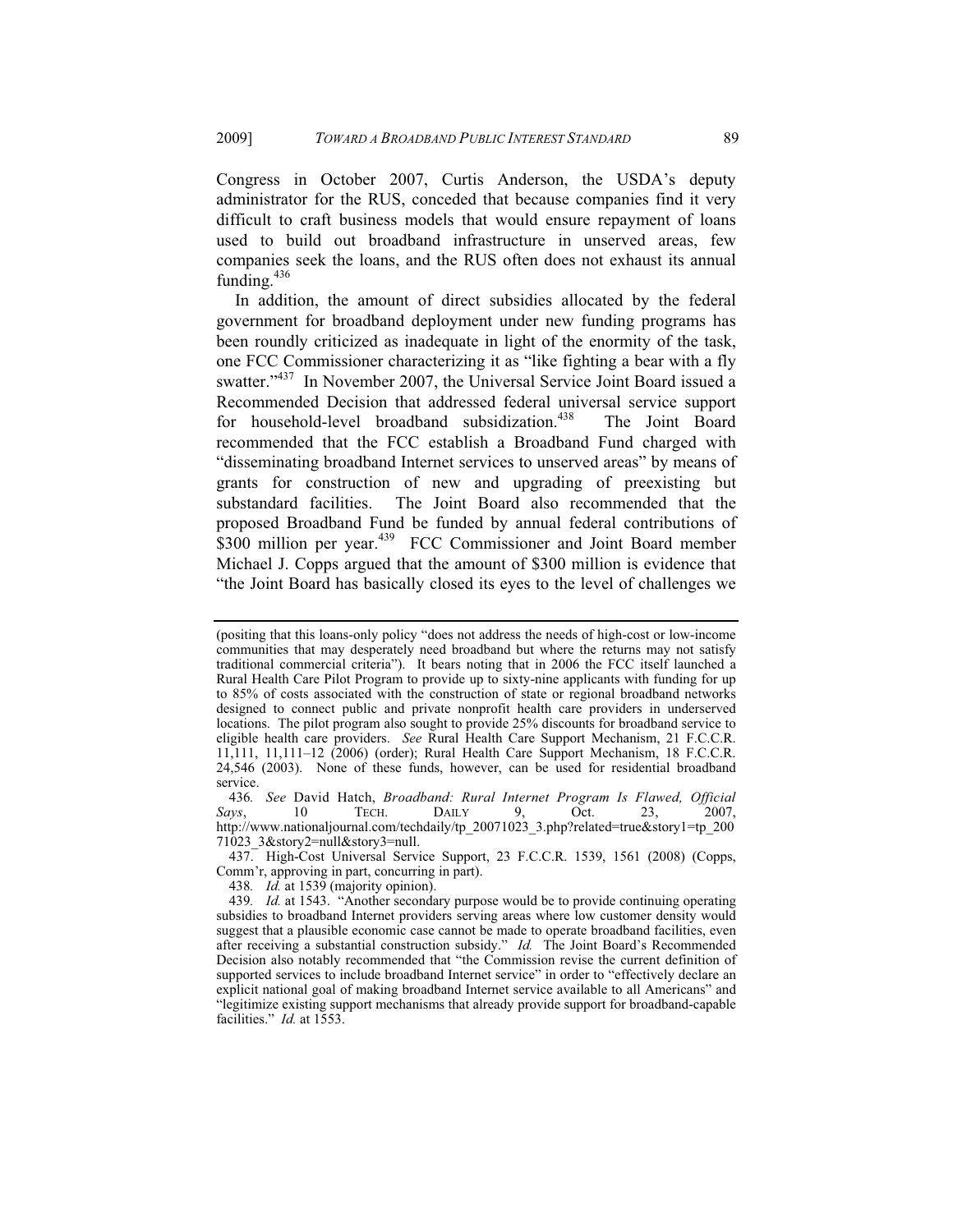Congress in October 2007, Curtis Anderson, the USDA's deputy administrator for the RUS, conceded that because companies find it very difficult to craft business models that would ensure repayment of loans used to build out broadband infrastructure in unserved areas, few companies seek the loans, and the RUS often does not exhaust its annual funding.[436]

In addition, the amount of direct subsidies allocated by the federal government for broadband deployment under new funding programs has been roundly criticized as inadequate in light of the enormity of the task, one FCC Commissioner characterizing it as "like fighting a bear with a fly swatter."[437] In November 2007, the Universal Service Joint Board issued a Recommended Decision that addressed federal universal service support for household-level broadband subsidization.[438] The Joint Board recommended that the FCC establish a Broadband Fund charged with "disseminating broadband Internet services to unserved areas" by means of grants for construction of new and upgrading of preexisting but substandard facilities. The Joint Board also recommended that the proposed Broadband Fund be funded by annual federal contributions of $300 million per year.[439] FCC Commissioner and Joint Board member Michael J. Copps argued that the amount of $300 million is evidence that "the Joint Board has basically closed its eyes to the level of challenges we

---

(positing that this loans-only policy "does not address the needs of high-cost or low-income communities that may desperately need broadband but where the returns may not satisfy traditional commercial criteria"). It bears noting that in 2006 the FCC itself launched a Rural Health Care Pilot Program to provide up to sixty-nine applicants with funding for up to 85% of costs associated with the construction of state or regional broadband networks designed to connect public and private nonprofit health care providers in underserved locations. The pilot program also sought to provide 25% discounts for broadband service to eligible health care providers. *See* Rural Health Care Support Mechanism, 21 F.C.C.R. 11,111, 11,111–12 (2006) (order); Rural Health Care Support Mechanism, 18 F.C.C.R. 24,546 (2003). None of these funds, however, can be used for residential broadband service.

436. *See* David Hatch, *Broadband: Rural Internet Program Is Flawed, Official Says*, 10 TECH. DAILY 9, Oct. 23, 2007, http://www.nationaljournal.com/techdaily/tp_20071023_3.php?related=true&story1=tp_20071023_3&story2=null&story3=null.

437. High-Cost Universal Service Support, 23 F.C.C.R. 1539, 1561 (2008) (Copps, Comm'r, approving in part, concurring in part).

438. *Id.* at 1539 (majority opinion).

439. *Id.* at 1543. "Another secondary purpose would be to provide continuing operating subsidies to broadband Internet providers serving areas where low customer density would suggest that a plausible economic case cannot be made to operate broadband facilities, even after receiving a substantial construction subsidy." *Id.* The Joint Board's Recommended Decision also notably recommended that "the Commission revise the current definition of supported services to include broadband Internet service" in order to "effectively declare an explicit national goal of making broadband Internet service available to all Americans" and "legitimize existing support mechanisms that already provide support for broadband-capable facilities." *Id.* at 1553.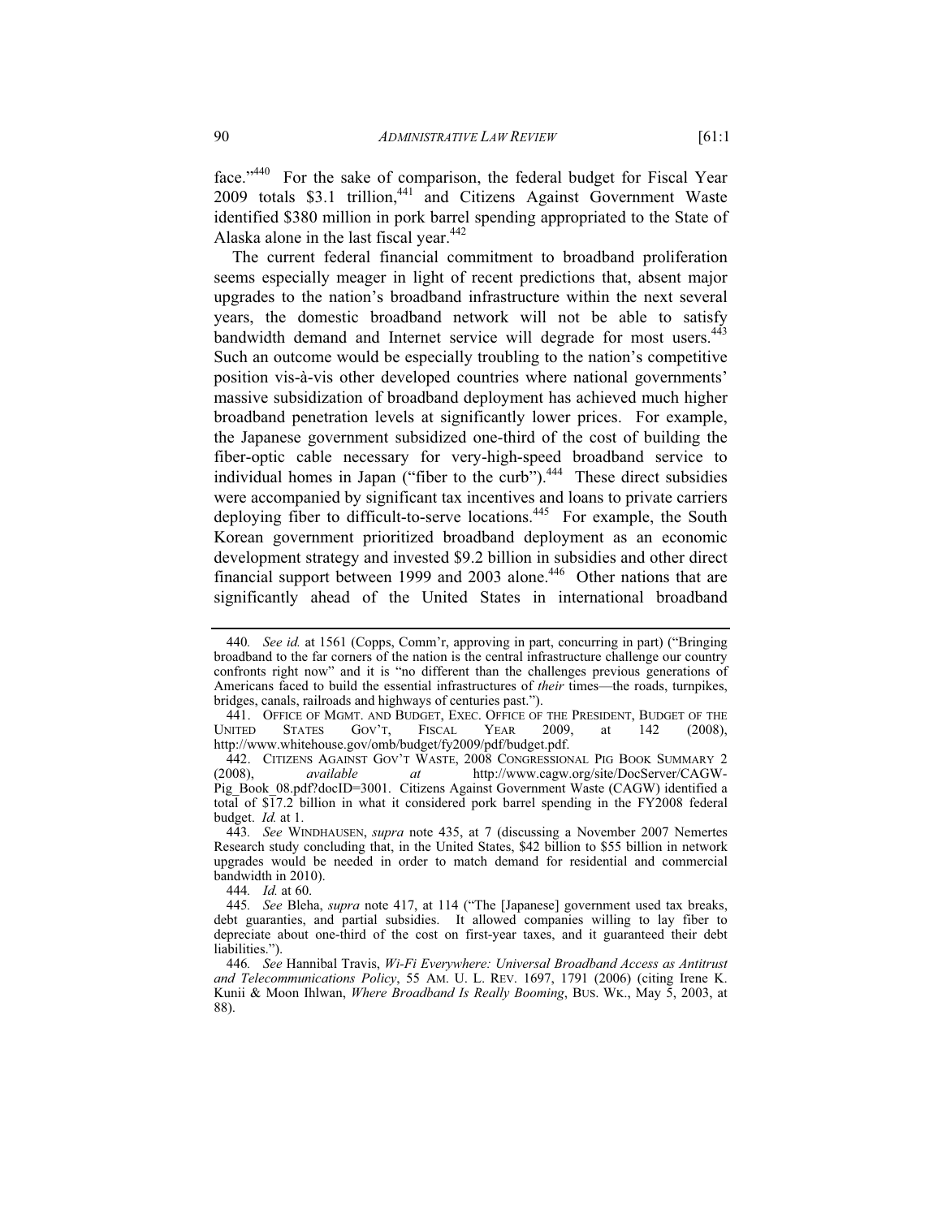face."[440] For the sake of comparison, the federal budget for Fiscal Year 2009 totals $3.1 trillion,[441] and Citizens Against Government Waste identified $380 million in pork barrel spending appropriated to the State of Alaska alone in the last fiscal year.[442]

The current federal financial commitment to broadband proliferation seems especially meager in light of recent predictions that, absent major upgrades to the nation's broadband infrastructure within the next several years, the domestic broadband network will not be able to satisfy bandwidth demand and Internet service will degrade for most users.[443] Such an outcome would be especially troubling to the nation's competitive position vis-à-vis other developed countries where national governments' massive subsidization of broadband deployment has achieved much higher broadband penetration levels at significantly lower prices. For example, the Japanese government subsidized one-third of the cost of building the fiber-optic cable necessary for very-high-speed broadband service to individual homes in Japan ("fiber to the curb").[444] These direct subsidies were accompanied by significant tax incentives and loans to private carriers deploying fiber to difficult-to-serve locations.[445] For example, the South Korean government prioritized broadband deployment as an economic development strategy and invested $9.2 billion in subsidies and other direct financial support between 1999 and 2003 alone.[446] Other nations that are significantly ahead of the United States in international broadband

---

440. *See id.* at 1561 (Copps, Comm'r, approving in part, concurring in part) ("Bringing broadband to the far corners of the nation is the central infrastructure challenge our country confronts right now" and it is "no different than the challenges previous generations of Americans faced to build the essential infrastructures of *their* times—the roads, turnpikes, bridges, canals, railroads and highways of centuries past.").

441. OFFICE OF MGMT. AND BUDGET, EXEC. OFFICE OF THE PRESIDENT, BUDGET OF THE UNITED STATES GOV'T, FISCAL YEAR 2009, at 142 (2008), http://www.whitehouse.gov/omb/budget/fy2009/pdf/budget.pdf.

442. CITIZENS AGAINST GOV'T WASTE, 2008 CONGRESSIONAL PIG BOOK SUMMARY 2 (2008), *available at* http://www.cagw.org/site/DocServer/CAGW-Pig_Book_08.pdf?docID=3001. Citizens Against Government Waste (CAGW) identified a total of $17.2 billion in what it considered pork barrel spending in the FY2008 federal budget. *Id.* at 1.

443. *See* WINDHAUSEN, *supra* note 435, at 7 (discussing a November 2007 Nemertes Research study concluding that, in the United States, $42 billion to $55 billion in network upgrades would be needed in order to match demand for residential and commercial bandwidth in 2010).

444. *Id.* at 60.

445. *See* Bleha, *supra* note 417, at 114 ("The [Japanese] government used tax breaks, debt guaranties, and partial subsidies. It allowed companies willing to lay fiber to depreciate about one-third of the cost on first-year taxes, and it guaranteed their debt liabilities.").

446. *See* Hannibal Travis, *Wi-Fi Everywhere: Universal Broadband Access as Antitrust and Telecommunications Policy*, 55 AM. U. L. REV. 1697, 1791 (2006) (citing Irene K. Kunii & Moon Ihlwan, *Where Broadband Is Really Booming*, BUS. WK., May 5, 2003, at 88).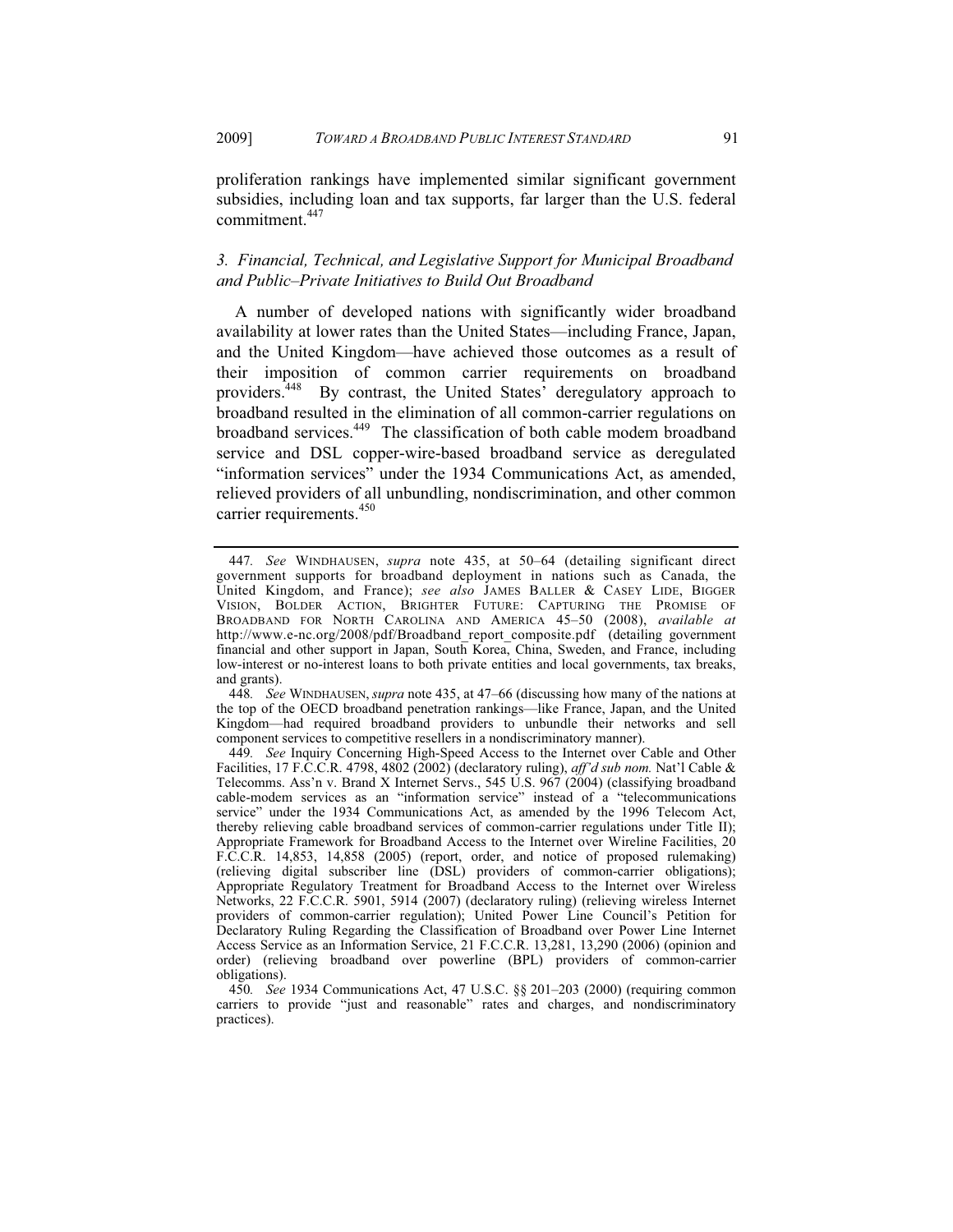proliferation rankings have implemented similar significant government subsidies, including loan and tax supports, far larger than the U.S. federal commitment.[447]

### 3. *Financial, Technical, and Legislative Support for Municipal Broadband and Public–Private Initiatives to Build Out Broadband*

A number of developed nations with significantly wider broadband availability at lower rates than the United States—including France, Japan, and the United Kingdom—have achieved those outcomes as a result of their imposition of common carrier requirements on broadband providers.[448] By contrast, the United States' deregulatory approach to broadband resulted in the elimination of all common-carrier regulations on broadband services.[449] The classification of both cable modem broadband service and DSL copper-wire-based broadband service as deregulated "information services" under the 1934 Communications Act, as amended, relieved providers of all unbundling, nondiscrimination, and other common carrier requirements.[450]

---

447. *See* WINDHAUSEN, *supra* note 435, at 50–64 (detailing significant direct government supports for broadband deployment in nations such as Canada, the United Kingdom, and France); *see also* JAMES BALLER & CASEY LIDE, BIGGER VISION, BOLDER ACTION, BRIGHTER FUTURE: CAPTURING THE PROMISE OF BROADBAND FOR NORTH CAROLINA AND AMERICA 45–50 (2008), *available at* http://www.e-nc.org/2008/pdf/Broadband_report_composite.pdf (detailing government financial and other support in Japan, South Korea, China, Sweden, and France, including low-interest or no-interest loans to both private entities and local governments, tax breaks, and grants).

448. *See* WINDHAUSEN, *supra* note 435, at 47–66 (discussing how many of the nations at the top of the OECD broadband penetration rankings—like France, Japan, and the United Kingdom—had required broadband providers to unbundle their networks and sell component services to competitive resellers in a nondiscriminatory manner).

449. *See* Inquiry Concerning High-Speed Access to the Internet over Cable and Other Facilities, 17 F.C.C.R. 4798, 4802 (2002) (declaratory ruling), *aff'd sub nom.* Nat'l Cable & Telecomms. Ass'n v. Brand X Internet Servs., 545 U.S. 967 (2004) (classifying broadband cable-modem services as an "information service" instead of a "telecommunications service" under the 1934 Communications Act, as amended by the 1996 Telecom Act, thereby relieving cable broadband services of common-carrier regulations under Title II); Appropriate Framework for Broadband Access to the Internet over Wireline Facilities, 20 F.C.C.R. 14,853, 14,858 (2005) (report, order, and notice of proposed rulemaking) (relieving digital subscriber line (DSL) providers of common-carrier obligations); Appropriate Regulatory Treatment for Broadband Access to the Internet over Wireless Networks, 22 F.C.C.R. 5901, 5914 (2007) (declaratory ruling) (relieving wireless Internet providers of common-carrier regulation); United Power Line Council's Petition for Declaratory Ruling Regarding the Classification of Broadband over Power Line Internet Access Service as an Information Service, 21 F.C.C.R. 13,281, 13,290 (2006) (opinion and order) (relieving broadband over powerline (BPL) providers of common-carrier obligations).

450. *See* 1934 Communications Act, 47 U.S.C. §§ 201–203 (2000) (requiring common carriers to provide "just and reasonable" rates and charges, and nondiscriminatory practices).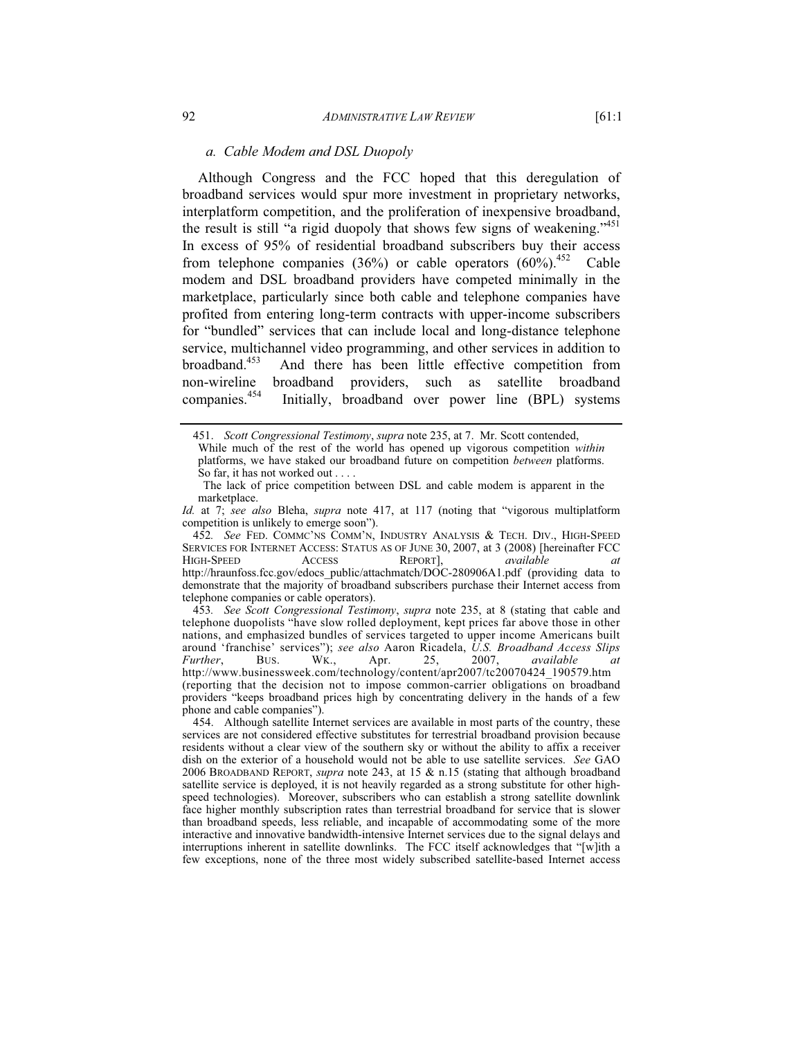### *a. Cable Modem and DSL Duopoly*

Although Congress and the FCC hoped that this deregulation of broadband services would spur more investment in proprietary networks, interplatform competition, and the proliferation of inexpensive broadband, the result is still "a rigid duopoly that shows few signs of weakening."[451] In excess of 95% of residential broadband subscribers buy their access from telephone companies (36%) or cable operators (60%).[452] Cable modem and DSL broadband providers have competed minimally in the marketplace, particularly since both cable and telephone companies have profited from entering long-term contracts with upper-income subscribers for "bundled" services that can include local and long-distance telephone service, multichannel video programming, and other services in addition to broadband.[453] And there has been little effective competition from non-wireline broadband providers, such as satellite broadband companies.[454] Initially, broadband over power line (BPL) systems

---

451. *Scott Congressional Testimony*, *supra* note 235, at 7. Mr. Scott contended,

> While much of the rest of the world has opened up vigorous competition *within* platforms, we have staked our broadband future on competition *between* platforms. So far, it has not worked out . . . .
>
> The lack of price competition between DSL and cable modem is apparent in the marketplace.

*Id.* at 7; *see also* Bleha, *supra* note 417, at 117 (noting that "vigorous multiplatform competition is unlikely to emerge soon").

452. *See* FED. COMMC'NS COMM'N, INDUSTRY ANALYSIS & TECH. DIV., HIGH-SPEED SERVICES FOR INTERNET ACCESS: STATUS AS OF JUNE 30, 2007, at 3 (2008) [hereinafter FCC HIGH-SPEED ACCESS REPORT], *available at* http://hraunfoss.fcc.gov/edocs_public/attachmatch/DOC-280906A1.pdf (providing data to demonstrate that the majority of broadband subscribers purchase their Internet access from telephone companies or cable operators).

453. *See Scott Congressional Testimony*, *supra* note 235, at 8 (stating that cable and telephone duopolists "have slow rolled deployment, kept prices far above those in other nations, and emphasized bundles of services targeted to upper income Americans built around 'franchise' services"); *see also* Aaron Ricadela, *U.S. Broadband Access Slips Further*, BUS. WK., Apr. 25, 2007, *available at* http://www.businessweek.com/technology/content/apr2007/tc20070424_190579.htm (reporting that the decision not to impose common-carrier obligations on broadband providers "keeps broadband prices high by concentrating delivery in the hands of a few phone and cable companies").

454. Although satellite Internet services are available in most parts of the country, these services are not considered effective substitutes for terrestrial broadband provision because residents without a clear view of the southern sky or without the ability to affix a receiver dish on the exterior of a household would not be able to use satellite services. *See* GAO 2006 BROADBAND REPORT, *supra* note 243, at 15 & n.15 (stating that although broadband satellite service is deployed, it is not heavily regarded as a strong substitute for other high-speed technologies). Moreover, subscribers who can establish a strong satellite downlink face higher monthly subscription rates than terrestrial broadband for service that is slower than broadband speeds, less reliable, and incapable of accommodating some of the more interactive and innovative bandwidth-intensive Internet services due to the signal delays and interruptions inherent in satellite downlinks. The FCC itself acknowledges that "[w]ith a few exceptions, none of the three most widely subscribed satellite-based Internet access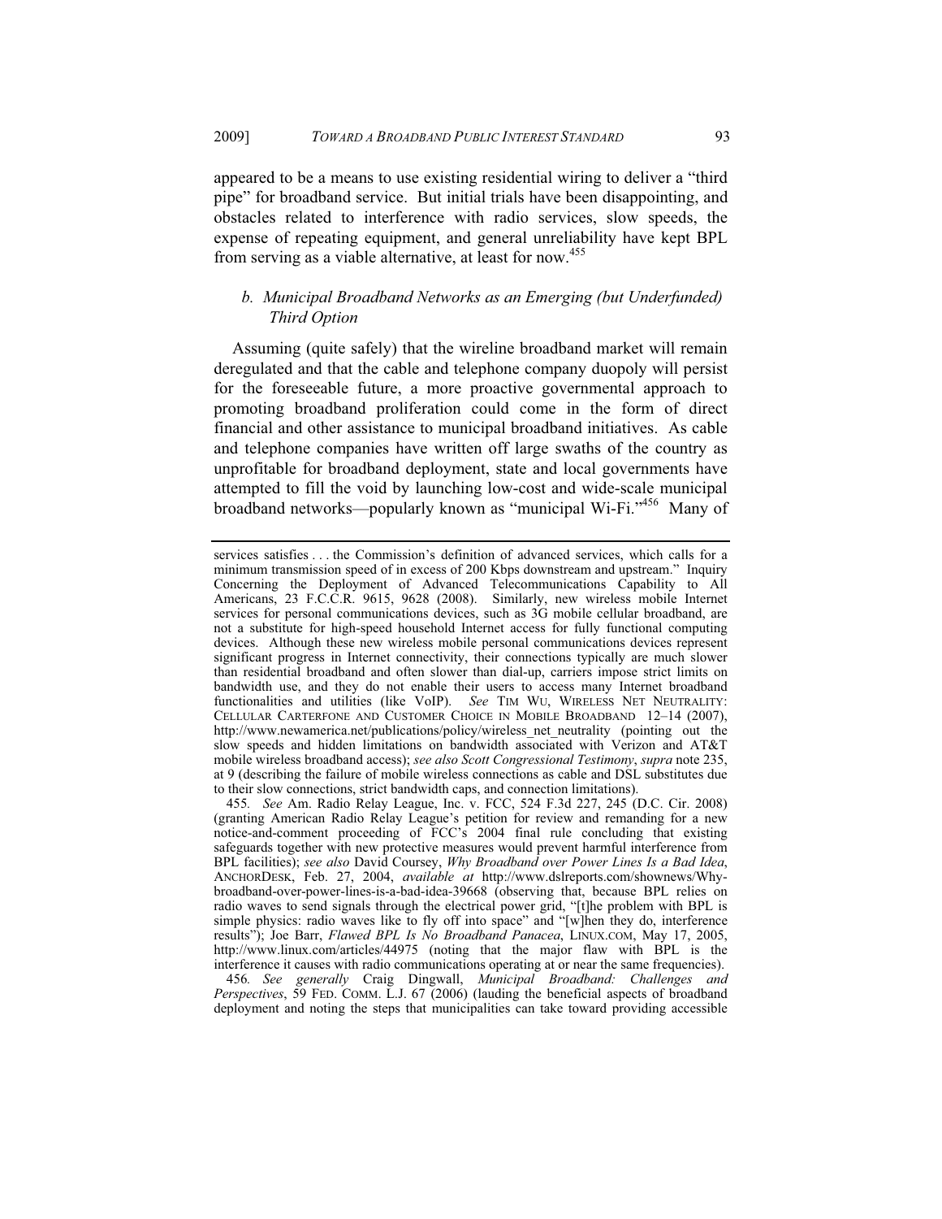appeared to be a means to use existing residential wiring to deliver a "third pipe" for broadband service. But initial trials have been disappointing, and obstacles related to interference with radio services, slow speeds, the expense of repeating equipment, and general unreliability have kept BPL from serving as a viable alternative, at least for now.[455]

### *b. Municipal Broadband Networks as an Emerging (but Underfunded) Third Option*

Assuming (quite safely) that the wireline broadband market will remain deregulated and that the cable and telephone company duopoly will persist for the foreseeable future, a more proactive governmental approach to promoting broadband proliferation could come in the form of direct financial and other assistance to municipal broadband initiatives. As cable and telephone companies have written off large swaths of the country as unprofitable for broadband deployment, state and local governments have attempted to fill the void by launching low-cost and wide-scale municipal broadband networks—popularly known as "municipal Wi-Fi."[456] Many of

---

services satisfies . . . the Commission's definition of advanced services, which calls for a minimum transmission speed of in excess of 200 Kbps downstream and upstream." Inquiry Concerning the Deployment of Advanced Telecommunications Capability to All Americans, 23 F.C.C.R. 9615, 9628 (2008). Similarly, new wireless mobile Internet services for personal communications devices, such as 3G mobile cellular broadband, are not a substitute for high-speed household Internet access for fully functional computing devices. Although these new wireless mobile personal communications devices represent significant progress in Internet connectivity, their connections typically are much slower than residential broadband and often slower than dial-up, carriers impose strict limits on bandwidth use, and they do not enable their users to access many Internet broadband functionalities and utilities (like VoIP). *See* TIM WU, WIRELESS NET NEUTRALITY: CELLULAR CARTERFONE AND CUSTOMER CHOICE IN MOBILE BROADBAND 12–14 (2007), http://www.newamerica.net/publications/policy/wireless_net_neutrality (pointing out the slow speeds and hidden limitations on bandwidth associated with Verizon and AT&T mobile wireless broadband access); *see also Scott Congressional Testimony*, *supra* note 235, at 9 (describing the failure of mobile wireless connections as cable and DSL substitutes due to their slow connections, strict bandwidth caps, and connection limitations).

455. *See* Am. Radio Relay League, Inc. v. FCC, 524 F.3d 227, 245 (D.C. Cir. 2008) (granting American Radio Relay League's petition for review and remanding for a new notice-and-comment proceeding of FCC's 2004 final rule concluding that existing safeguards together with new protective measures would prevent harmful interference from BPL facilities); *see also* David Coursey, *Why Broadband over Power Lines Is a Bad Idea*, ANCHORDESK, Feb. 27, 2004, *available at* http://www.dslreports.com/shownews/Why-broadband-over-power-lines-is-a-bad-idea-39668 (observing that, because BPL relies on radio waves to send signals through the electrical power grid, "[t]he problem with BPL is simple physics: radio waves like to fly off into space" and "[w]hen they do, interference results"); Joe Barr, *Flawed BPL Is No Broadband Panacea*, LINUX.COM, May 17, 2005, http://www.linux.com/articles/44975 (noting that the major flaw with BPL is the interference it causes with radio communications operating at or near the same frequencies).

456. *See generally* Craig Dingwall, *Municipal Broadband: Challenges and Perspectives*, 59 FED. COMM. L.J. 67 (2006) (lauding the beneficial aspects of broadband deployment and noting the steps that municipalities can take toward providing accessible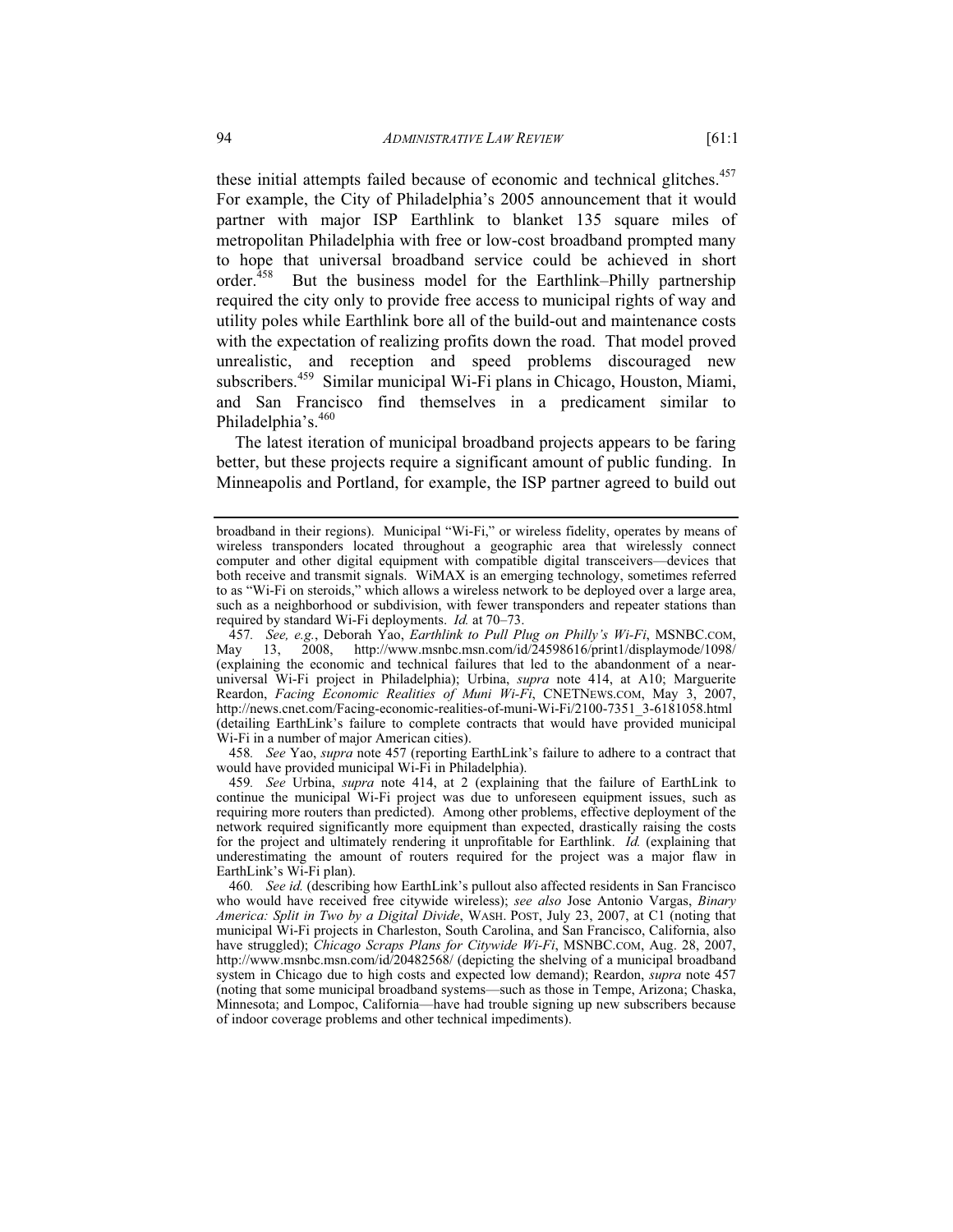these initial attempts failed because of economic and technical glitches.[457] For example, the City of Philadelphia's 2005 announcement that it would partner with major ISP Earthlink to blanket 135 square miles of metropolitan Philadelphia with free or low-cost broadband prompted many to hope that universal broadband service could be achieved in short order.[458] But the business model for the Earthlink–Philly partnership required the city only to provide free access to municipal rights of way and utility poles while Earthlink bore all of the build-out and maintenance costs with the expectation of realizing profits down the road. That model proved unrealistic, and reception and speed problems discouraged new subscribers.[459] Similar municipal Wi-Fi plans in Chicago, Houston, Miami, and San Francisco find themselves in a predicament similar to Philadelphia's.[460]

The latest iteration of municipal broadband projects appears to be faring better, but these projects require a significant amount of public funding. In Minneapolis and Portland, for example, the ISP partner agreed to build out

---

broadband in their regions). Municipal "Wi-Fi," or wireless fidelity, operates by means of wireless transponders located throughout a geographic area that wirelessly connect computer and other digital equipment with compatible digital transceivers—devices that both receive and transmit signals. WiMAX is an emerging technology, sometimes referred to as "Wi-Fi on steroids," which allows a wireless network to be deployed over a large area, such as a neighborhood or subdivision, with fewer transponders and repeater stations than required by standard Wi-Fi deployments. *Id.* at 70–73.

457. *See, e.g.*, Deborah Yao, *Earthlink to Pull Plug on Philly's Wi-Fi*, MSNBC.COM, May 13, 2008, http://www.msnbc.msn.com/id/24598616/print1/displaymode/1098/ (explaining the economic and technical failures that led to the abandonment of a near-universal Wi-Fi project in Philadelphia); Urbina, *supra* note 414, at A10; Marguerite Reardon, *Facing Economic Realities of Muni Wi-Fi*, CNETNEWS.COM, May 3, 2007, http://news.cnet.com/Facing-economic-realities-of-muni-Wi-Fi/2100-7351_3-6181058.html (detailing EarthLink's failure to complete contracts that would have provided municipal Wi-Fi in a number of major American cities).

458. *See* Yao, *supra* note 457 (reporting EarthLink's failure to adhere to a contract that would have provided municipal Wi-Fi in Philadelphia).

459. *See* Urbina, *supra* note 414, at 2 (explaining that the failure of EarthLink to continue the municipal Wi-Fi project was due to unforeseen equipment issues, such as requiring more routers than predicted). Among other problems, effective deployment of the network required significantly more equipment than expected, drastically raising the costs for the project and ultimately rendering it unprofitable for Earthlink. *Id.* (explaining that underestimating the amount of routers required for the project was a major flaw in EarthLink's Wi-Fi plan).

460. *See id.* (describing how EarthLink's pullout also affected residents in San Francisco who would have received free citywide wireless); *see also* Jose Antonio Vargas, *Binary America: Split in Two by a Digital Divide*, WASH. POST, July 23, 2007, at C1 (noting that municipal Wi-Fi projects in Charleston, South Carolina, and San Francisco, California, also have struggled); *Chicago Scraps Plans for Citywide Wi-Fi*, MSNBC.COM, Aug. 28, 2007, http://www.msnbc.msn.com/id/20482568/ (depicting the shelving of a municipal broadband system in Chicago due to high costs and expected low demand); Reardon, *supra* note 457 (noting that some municipal broadband systems—such as those in Tempe, Arizona; Chaska, Minnesota; and Lompoc, California—have had trouble signing up new subscribers because of indoor coverage problems and other technical impediments).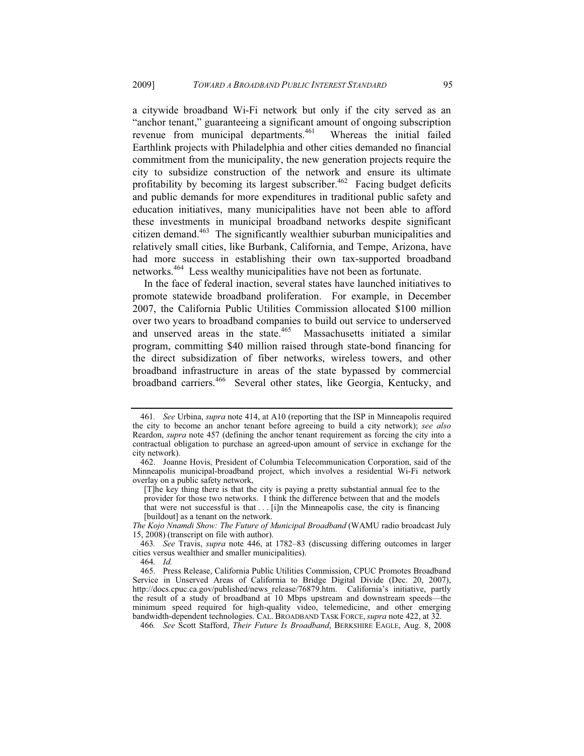a citywide broadband Wi-Fi network but only if the city served as an "anchor tenant," guaranteeing a significant amount of ongoing subscription revenue from municipal departments.[461] Whereas the initial failed Earthlink projects with Philadelphia and other cities demanded no financial commitment from the municipality, the new generation projects require the city to subsidize construction of the network and ensure its ultimate profitability by becoming its largest subscriber.[462] Facing budget deficits and public demands for more expenditures in traditional public safety and education initiatives, many municipalities have not been able to afford these investments in municipal broadband networks despite significant citizen demand.[463] The significantly wealthier suburban municipalities and relatively small cities, like Burbank, California, and Tempe, Arizona, have had more success in establishing their own tax-supported broadband networks.[464] Less wealthy municipalities have not been as fortunate.

In the face of federal inaction, several states have launched initiatives to promote statewide broadband proliferation. For example, in December 2007, the California Public Utilities Commission allocated $100 million over two years to broadband companies to build out service to underserved and unserved areas in the state.[465] Massachusetts initiated a similar program, committing $40 million raised through state-bond financing for the direct subsidization of fiber networks, wireless towers, and other broadband infrastructure in areas of the state bypassed by commercial broadband carriers.[466] Several other states, like Georgia, Kentucky, and

---

461. *See* Urbina, *supra* note 414, at A10 (reporting that the ISP in Minneapolis required the city to become an anchor tenant before agreeing to build a city network); *see also* Reardon, *supra* note 457 (defining the anchor tenant requirement as forcing the city into a contractual obligation to purchase an agreed-upon amount of service in exchange for the city network).

462. Joanne Hovis, President of Columbia Telecommunication Corporation, said of the Minneapolis municipal-broadband project, which involves a residential Wi-Fi network overlay on a public safety network,

> [T]he key thing there is that the city is paying a pretty substantial annual fee to the provider for those two networks. I think the difference between that and the models that were not successful is that . . . [i]n the Minneapolis case, the city is financing [buildout] as a tenant on the network.

*The Kojo Nnamdi Show: The Future of Municipal Broadband* (WAMU radio broadcast July 15, 2008) (transcript on file with author).

463. *See* Travis, *supra* note 446, at 1782–83 (discussing differing outcomes in larger cities versus wealthier and smaller municipalities).

464. *Id.*

465. Press Release, California Public Utilities Commission, CPUC Promotes Broadband Service in Unserved Areas of California to Bridge Digital Divide (Dec. 20, 2007), http://docs.cpuc.ca.gov/published/news_release/76879.htm. California's initiative, partly the result of a study of broadband at 10 Mbps upstream and downstream speeds—the minimum speed required for high-quality video, telemedicine, and other emerging bandwidth-dependent technologies. CAL. BROADBAND TASK FORCE, *supra* note 422, at 32.

466. *See* Scott Stafford, *Their Future Is Broadband*, BERKSHIRE EAGLE, Aug. 8, 2008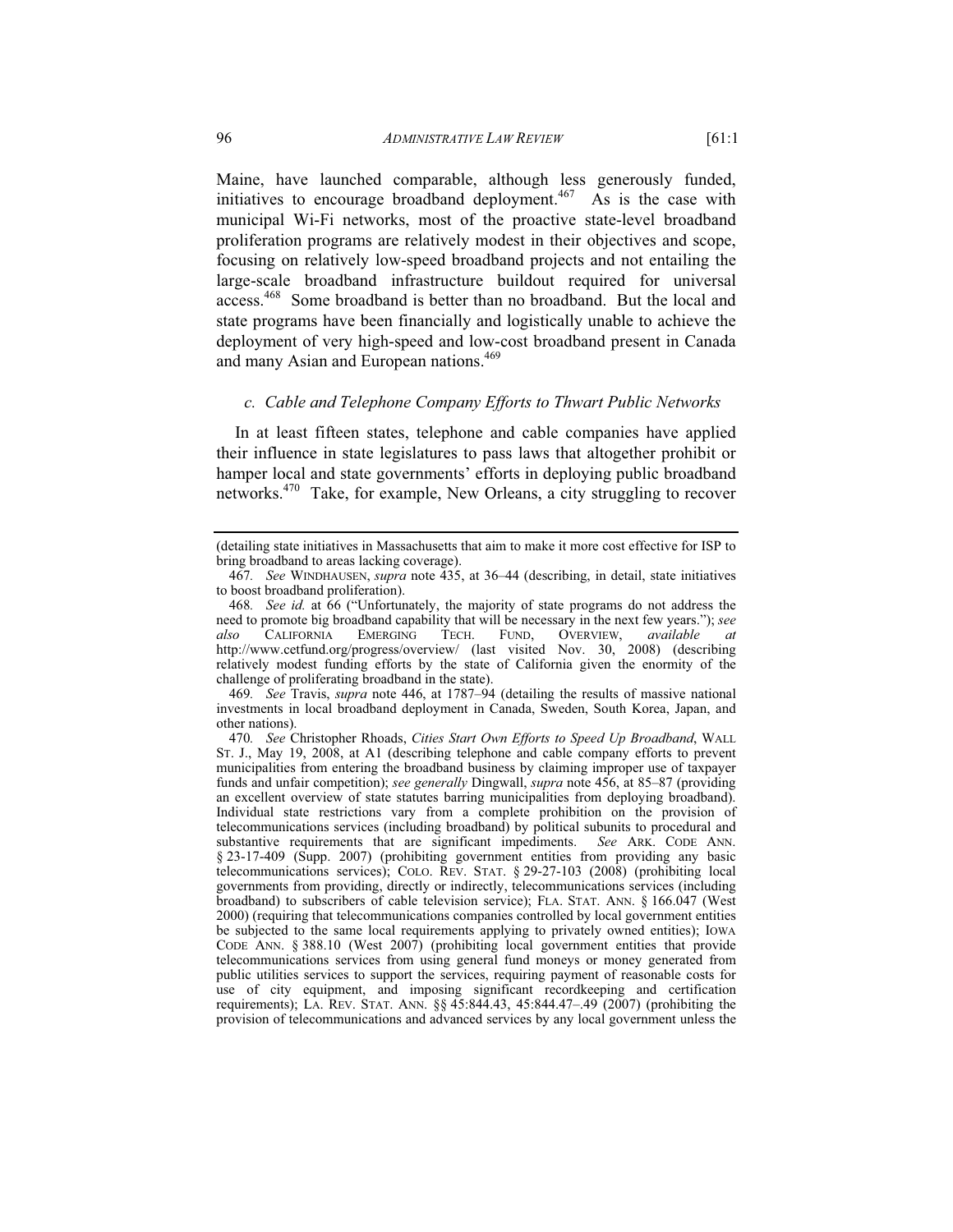Maine, have launched comparable, although less generously funded, initiatives to encourage broadband deployment.[467] As is the case with municipal Wi-Fi networks, most of the proactive state-level broadband proliferation programs are relatively modest in their objectives and scope, focusing on relatively low-speed broadband projects and not entailing the large-scale broadband infrastructure buildout required for universal access.[468] Some broadband is better than no broadband. But the local and state programs have been financially and logistically unable to achieve the deployment of very high-speed and low-cost broadband present in Canada and many Asian and European nations.[469]

#### *c. Cable and Telephone Company Efforts to Thwart Public Networks*

In at least fifteen states, telephone and cable companies have applied their influence in state legislatures to pass laws that altogether prohibit or hamper local and state governments' efforts in deploying public broadband networks.[470] Take, for example, New Orleans, a city struggling to recover

---

(detailing state initiatives in Massachusetts that aim to make it more cost effective for ISP to bring broadband to areas lacking coverage).

467. *See* WINDHAUSEN, *supra* note 435, at 36–44 (describing, in detail, state initiatives to boost broadband proliferation).

468. *See id.* at 66 ("Unfortunately, the majority of state programs do not address the need to promote big broadband capability that will be necessary in the next few years."); *see also* CALIFORNIA EMERGING TECH. FUND, OVERVIEW, *available at* http://www.cetfund.org/progress/overview/ (last visited Nov. 30, 2008) (describing relatively modest funding efforts by the state of California given the enormity of the challenge of proliferating broadband in the state).

469. *See* Travis, *supra* note 446, at 1787–94 (detailing the results of massive national investments in local broadband deployment in Canada, Sweden, South Korea, Japan, and other nations).

470. *See* Christopher Rhoads, *Cities Start Own Efforts to Speed Up Broadband*, WALL ST. J., May 19, 2008, at A1 (describing telephone and cable company efforts to prevent municipalities from entering the broadband business by claiming improper use of taxpayer funds and unfair competition); *see generally* Dingwall, *supra* note 456, at 85–87 (providing an excellent overview of state statutes barring municipalities from deploying broadband). Individual state restrictions vary from a complete prohibition on the provision of telecommunications services (including broadband) by political subunits to procedural and substantive requirements that are significant impediments. *See* ARK. CODE ANN. § 23-17-409 (Supp. 2007) (prohibiting government entities from providing any basic telecommunications services); COLO. REV. STAT. § 29-27-103 (2008) (prohibiting local governments from providing, directly or indirectly, telecommunications services (including broadband) to subscribers of cable television service); FLA. STAT. ANN. § 166.047 (West 2000) (requiring that telecommunications companies controlled by local government entities be subjected to the same local requirements applying to privately owned entities); IOWA CODE ANN. § 388.10 (West 2007) (prohibiting local government entities that provide telecommunications services from using general fund moneys or money generated from public utilities services to support the services, requiring payment of reasonable costs for use of city equipment, and imposing significant recordkeeping and certification requirements); LA. REV. STAT. ANN. §§ 45:844.43, 45:844.47–.49 (2007) (prohibiting the provision of telecommunications and advanced services by any local government unless the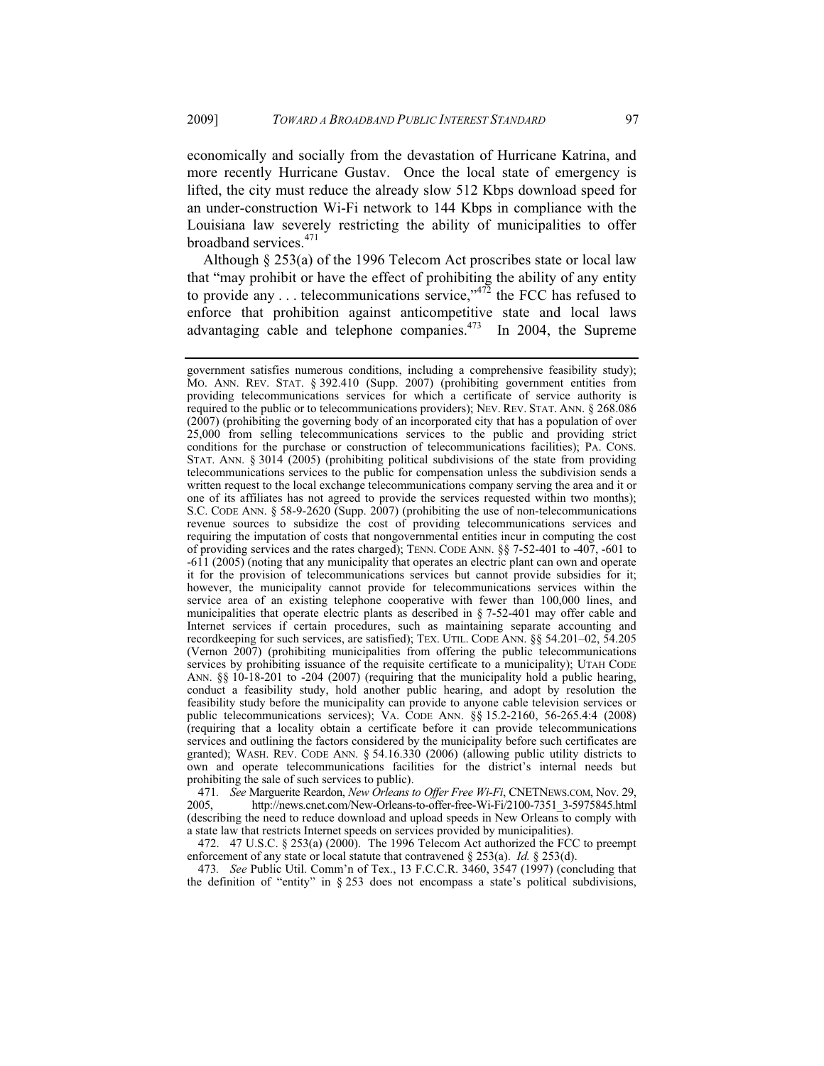economically and socially from the devastation of Hurricane Katrina, and more recently Hurricane Gustav. Once the local state of emergency is lifted, the city must reduce the already slow 512 Kbps download speed for an under-construction Wi-Fi network to 144 Kbps in compliance with the Louisiana law severely restricting the ability of municipalities to offer broadband services.[471]

Although § 253(a) of the 1996 Telecom Act proscribes state or local law that "may prohibit or have the effect of prohibiting the ability of any entity to provide any . . . telecommunications service,"[472] the FCC has refused to enforce that prohibition against anticompetitive state and local laws advantaging cable and telephone companies.[473] In 2004, the Supreme

---

government satisfies numerous conditions, including a comprehensive feasibility study); MO. ANN. REV. STAT. § 392.410 (Supp. 2007) (prohibiting government entities from providing telecommunications services for which a certificate of service authority is required to the public or to telecommunications providers); NEV. REV. STAT. ANN. § 268.086 (2007) (prohibiting the governing body of an incorporated city that has a population of over 25,000 from selling telecommunications services to the public and providing strict conditions for the purchase or construction of telecommunications facilities); PA. CONS. STAT. ANN. § 3014 (2005) (prohibiting political subdivisions of the state from providing telecommunications services to the public for compensation unless the subdivision sends a written request to the local exchange telecommunications company serving the area and it or one of its affiliates has not agreed to provide the services requested within two months); S.C. CODE ANN. § 58-9-2620 (Supp. 2007) (prohibiting the use of non-telecommunications revenue sources to subsidize the cost of providing telecommunications services and requiring the imputation of costs that nongovernmental entities incur in computing the cost of providing services and the rates charged); TENN. CODE ANN. §§ 7-52-401 to -407, -601 to -611 (2005) (noting that any municipality that operates an electric plant can own and operate it for the provision of telecommunications services but cannot provide subsidies for it; however, the municipality cannot provide for telecommunications services within the service area of an existing telephone cooperative with fewer than 100,000 lines, and municipalities that operate electric plants as described in § 7-52-401 may offer cable and Internet services if certain procedures, such as maintaining separate accounting and recordkeeping for such services, are satisfied); TEX. UTIL. CODE ANN. §§ 54.201–02, 54.205 (Vernon 2007) (prohibiting municipalities from offering the public telecommunications services by prohibiting issuance of the requisite certificate to a municipality); UTAH CODE ANN. §§ 10-18-201 to -204 (2007) (requiring that the municipality hold a public hearing, conduct a feasibility study, hold another public hearing, and adopt by resolution the feasibility study before the municipality can provide to anyone cable television services or public telecommunications services); VA. CODE ANN. §§ 15.2-2160, 56-265.4:4 (2008) (requiring that a locality obtain a certificate before it can provide telecommunications services and outlining the factors considered by the municipality before such certificates are granted); WASH. REV. CODE ANN. § 54.16.330 (2006) (allowing public utility districts to own and operate telecommunications facilities for the district's internal needs but prohibiting the sale of such services to public).

471. *See* Marguerite Reardon, *New Orleans to Offer Free Wi-Fi*, CNETNEWS.COM, Nov. 29, 2005, http://news.cnet.com/New-Orleans-to-offer-free-Wi-Fi/2100-7351_3-5975845.html (describing the need to reduce download and upload speeds in New Orleans to comply with a state law that restricts Internet speeds on services provided by municipalities).

472. 47 U.S.C. § 253(a) (2000). The 1996 Telecom Act authorized the FCC to preempt enforcement of any state or local statute that contravened § 253(a). *Id.* § 253(d).

473. *See* Public Util. Comm'n of Tex., 13 F.C.C.R. 3460, 3547 (1997) (concluding that the definition of "entity" in § 253 does not encompass a state's political subdivisions,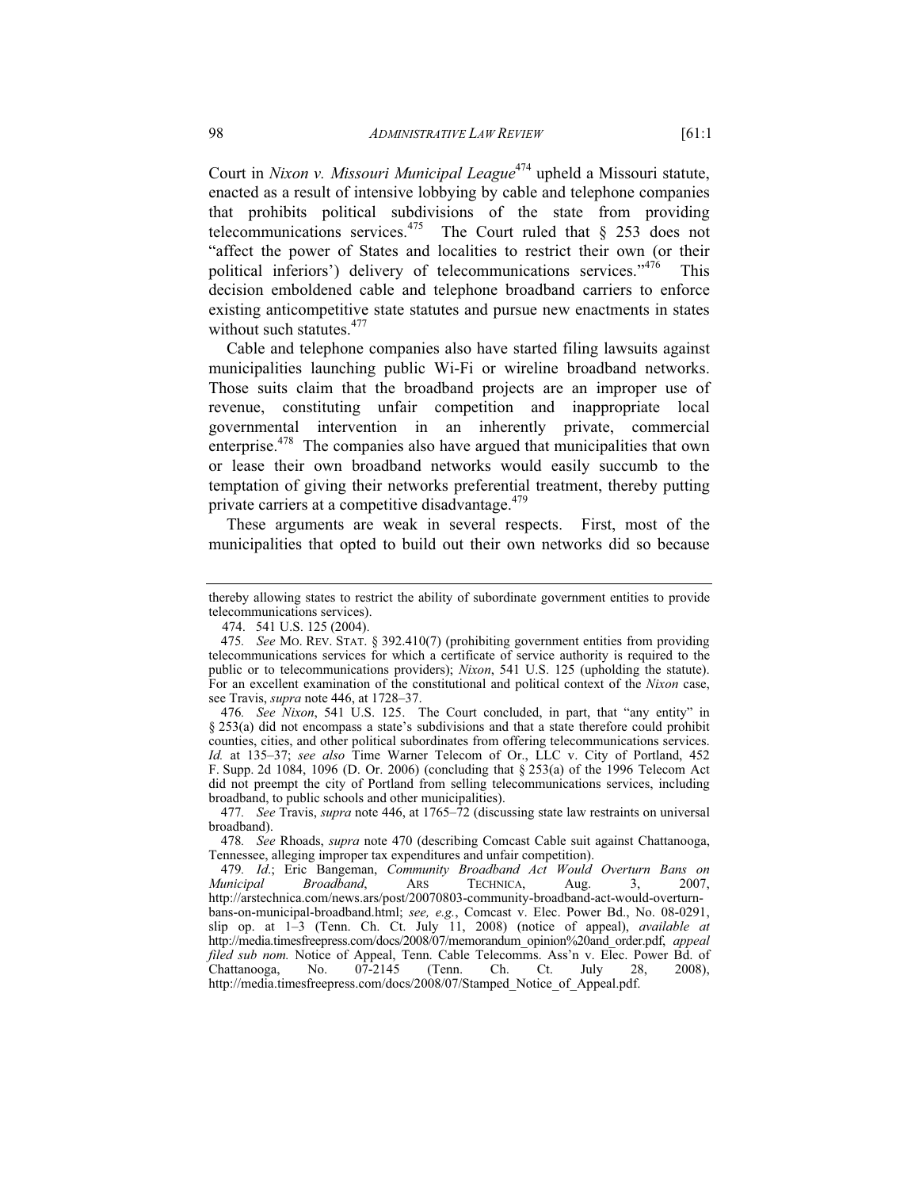Court in *Nixon v. Missouri Municipal League*[474] upheld a Missouri statute, enacted as a result of intensive lobbying by cable and telephone companies that prohibits political subdivisions of the state from providing telecommunications services.[475] The Court ruled that § 253 does not "affect the power of States and localities to restrict their own (or their political inferiors') delivery of telecommunications services."[476] This decision emboldened cable and telephone broadband carriers to enforce existing anticompetitive state statutes and pursue new enactments in states without such statutes.[477]

Cable and telephone companies also have started filing lawsuits against municipalities launching public Wi-Fi or wireline broadband networks. Those suits claim that the broadband projects are an improper use of revenue, constituting unfair competition and inappropriate local governmental intervention in an inherently private, commercial enterprise.[478] The companies also have argued that municipalities that own or lease their own broadband networks would easily succumb to the temptation of giving their networks preferential treatment, thereby putting private carriers at a competitive disadvantage.[479]

These arguments are weak in several respects. First, most of the municipalities that opted to build out their own networks did so because

---

thereby allowing states to restrict the ability of subordinate government entities to provide telecommunications services).

474. 541 U.S. 125 (2004).

475. *See* MO. REV. STAT. § 392.410(7) (prohibiting government entities from providing telecommunications services for which a certificate of service authority is required to the public or to telecommunications providers); *Nixon*, 541 U.S. 125 (upholding the statute). For an excellent examination of the constitutional and political context of the *Nixon* case, see Travis, *supra* note 446, at 1728–37.

476. *See Nixon*, 541 U.S. 125. The Court concluded, in part, that "any entity" in § 253(a) did not encompass a state's subdivisions and that a state therefore could prohibit counties, cities, and other political subordinates from offering telecommunications services. *Id.* at 135–37; *see also* Time Warner Telecom of Or., LLC v. City of Portland, 452 F. Supp. 2d 1084, 1096 (D. Or. 2006) (concluding that § 253(a) of the 1996 Telecom Act did not preempt the city of Portland from selling telecommunications services, including broadband, to public schools and other municipalities).

477. *See* Travis, *supra* note 446, at 1765–72 (discussing state law restraints on universal broadband).

478. *See* Rhoads, *supra* note 470 (describing Comcast Cable suit against Chattanooga, Tennessee, alleging improper tax expenditures and unfair competition).

479. *Id.*; Eric Bangeman, *Community Broadband Act Would Overturn Bans on Municipal Broadband*, ARS TECHNICA, Aug. 3, 2007, http://arstechnica.com/news.ars/post/20070803-community-broadband-act-would-overturn-bans-on-municipal-broadband.html; *see, e.g.*, Comcast v. Elec. Power Bd., No. 08-0291, slip op. at 1–3 (Tenn. Ch. Ct. July 11, 2008) (notice of appeal), *available at* http://media.timesfreepress.com/docs/2008/07/memorandum_opinion%20and_order.pdf, *appeal filed sub nom.* Notice of Appeal, Tenn. Cable Telecomms. Ass'n v. Elec. Power Bd. of Chattanooga, No. 07-2145 (Tenn. Ch. Ct. July 28, 2008), http://media.timesfreepress.com/docs/2008/07/Stamped_Notice_of_Appeal.pdf.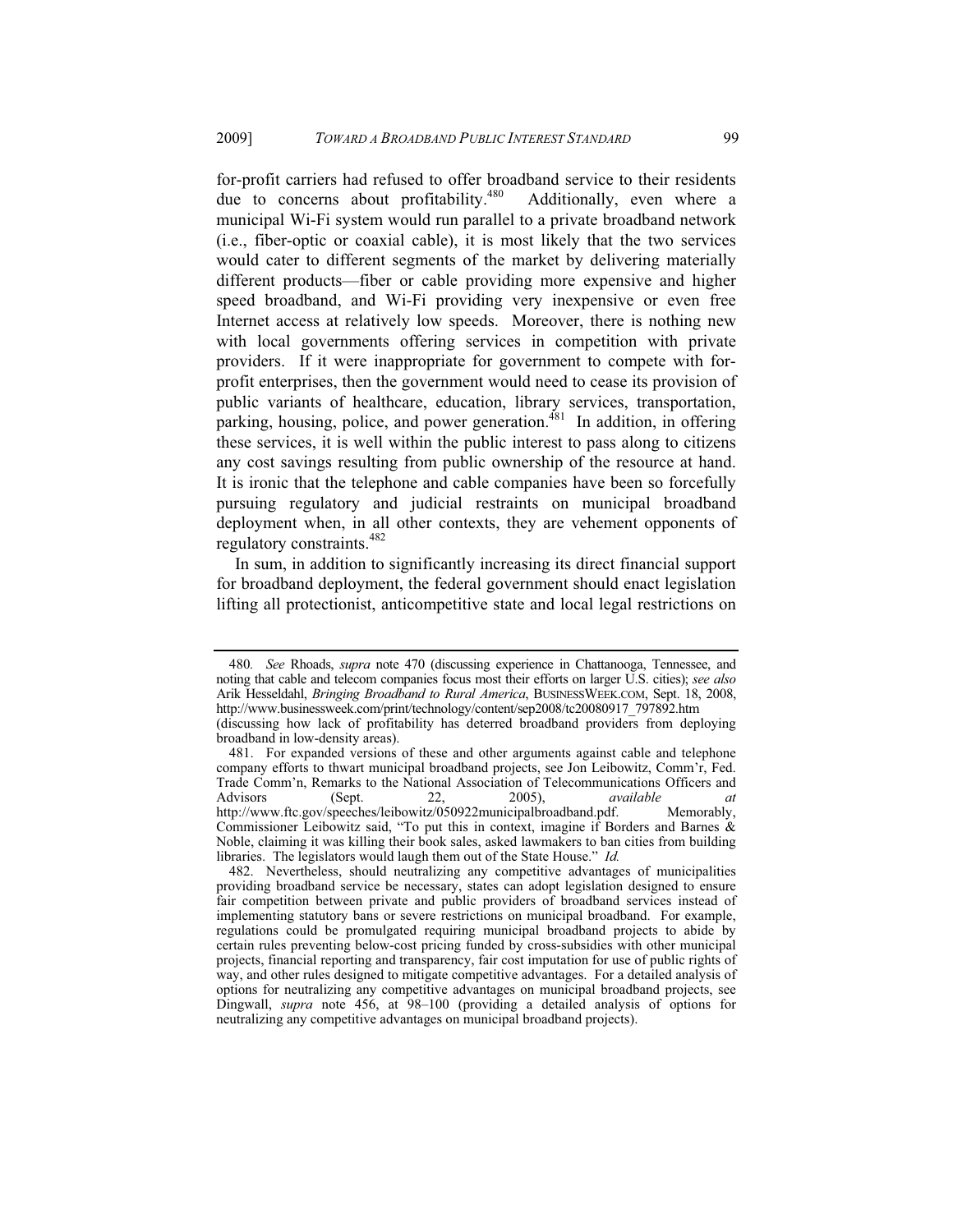for-profit carriers had refused to offer broadband service to their residents due to concerns about profitability.[480] Additionally, even where a municipal Wi-Fi system would run parallel to a private broadband network (i.e., fiber-optic or coaxial cable), it is most likely that the two services would cater to different segments of the market by delivering materially different products—fiber or cable providing more expensive and higher speed broadband, and Wi-Fi providing very inexpensive or even free Internet access at relatively low speeds. Moreover, there is nothing new with local governments offering services in competition with private providers. If it were inappropriate for government to compete with for-profit enterprises, then the government would need to cease its provision of public variants of healthcare, education, library services, transportation, parking, housing, police, and power generation.[481] In addition, in offering these services, it is well within the public interest to pass along to citizens any cost savings resulting from public ownership of the resource at hand. It is ironic that the telephone and cable companies have been so forcefully pursuing regulatory and judicial restraints on municipal broadband deployment when, in all other contexts, they are vehement opponents of regulatory constraints.[482]

In sum, in addition to significantly increasing its direct financial support for broadband deployment, the federal government should enact legislation lifting all protectionist, anticompetitive state and local legal restrictions on

---

480. *See* Rhoads, *supra* note 470 (discussing experience in Chattanooga, Tennessee, and noting that cable and telecom companies focus most their efforts on larger U.S. cities); *see also* Arik Hesseldahl, *Bringing Broadband to Rural America*, BUSINESSWEEK.COM, Sept. 18, 2008, http://www.businessweek.com/print/technology/content/sep2008/tc20080917_797892.htm (discussing how lack of profitability has deterred broadband providers from deploying broadband in low-density areas).

481. For expanded versions of these and other arguments against cable and telephone company efforts to thwart municipal broadband projects, see Jon Leibowitz, Comm'r, Fed. Trade Comm'n, Remarks to the National Association of Telecommunications Officers and Advisors (Sept. 22, 2005), *available at* http://www.ftc.gov/speeches/leibowitz/050922municipalbroadband.pdf. Memorably, Commissioner Leibowitz said, "To put this in context, imagine if Borders and Barnes & Noble, claiming it was killing their book sales, asked lawmakers to ban cities from building libraries. The legislators would laugh them out of the State House." *Id.*

482. Nevertheless, should neutralizing any competitive advantages of municipalities providing broadband service be necessary, states can adopt legislation designed to ensure fair competition between private and public providers of broadband services instead of implementing statutory bans or severe restrictions on municipal broadband. For example, regulations could be promulgated requiring municipal broadband projects to abide by certain rules preventing below-cost pricing funded by cross-subsidies with other municipal projects, financial reporting and transparency, fair cost imputation for use of public rights of way, and other rules designed to mitigate competitive advantages. For a detailed analysis of options for neutralizing any competitive advantages on municipal broadband projects, see Dingwall, *supra* note 456, at 98–100 (providing a detailed analysis of options for neutralizing any competitive advantages on municipal broadband projects).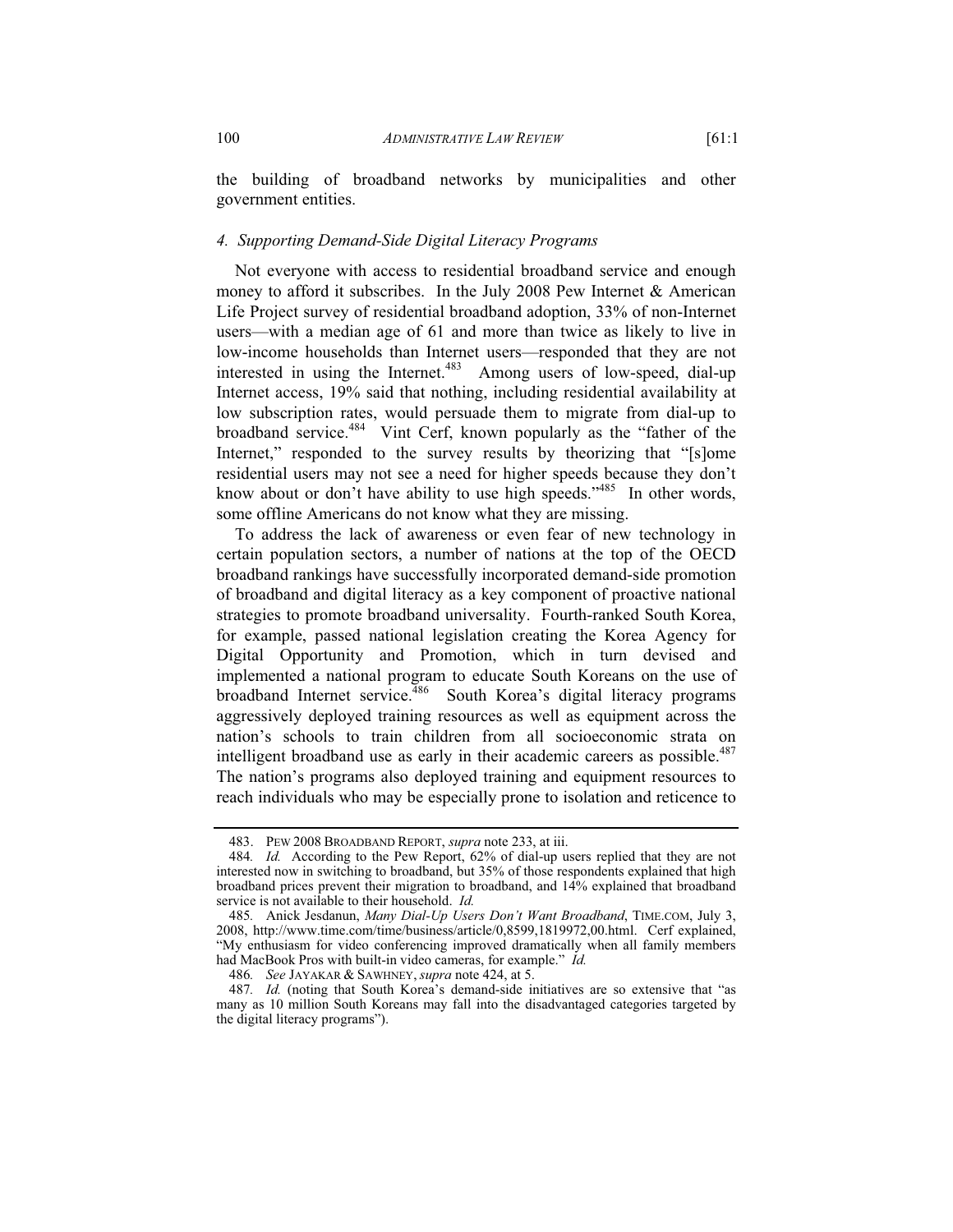the building of broadband networks by municipalities and other government entities.

### *4. Supporting Demand-Side Digital Literacy Programs*

Not everyone with access to residential broadband service and enough money to afford it subscribes. In the July 2008 Pew Internet & American Life Project survey of residential broadband adoption, 33% of non-Internet users—with a median age of 61 and more than twice as likely to live in low-income households than Internet users—responded that they are not interested in using the Internet.[483] Among users of low-speed, dial-up Internet access, 19% said that nothing, including residential availability at low subscription rates, would persuade them to migrate from dial-up to broadband service.[484] Vint Cerf, known popularly as the "father of the Internet," responded to the survey results by theorizing that "[s]ome residential users may not see a need for higher speeds because they don't know about or don't have ability to use high speeds."[485] In other words, some offline Americans do not know what they are missing.

To address the lack of awareness or even fear of new technology in certain population sectors, a number of nations at the top of the OECD broadband rankings have successfully incorporated demand-side promotion of broadband and digital literacy as a key component of proactive national strategies to promote broadband universality. Fourth-ranked South Korea, for example, passed national legislation creating the Korea Agency for Digital Opportunity and Promotion, which in turn devised and implemented a national program to educate South Koreans on the use of broadband Internet service.[486] South Korea's digital literacy programs aggressively deployed training resources as well as equipment across the nation's schools to train children from all socioeconomic strata on intelligent broadband use as early in their academic careers as possible.[487] The nation's programs also deployed training and equipment resources to reach individuals who may be especially prone to isolation and reticence to

---

483. PEW 2008 BROADBAND REPORT, *supra* note 233, at iii.

484. *Id.* According to the Pew Report, 62% of dial-up users replied that they are not interested now in switching to broadband, but 35% of those respondents explained that high broadband prices prevent their migration to broadband, and 14% explained that broadband service is not available to their household. *Id.*

485. Anick Jesdanun, *Many Dial-Up Users Don't Want Broadband*, TIME.COM, July 3, 2008, http://www.time.com/time/business/article/0,8599,1819972,00.html. Cerf explained, "My enthusiasm for video conferencing improved dramatically when all family members had MacBook Pros with built-in video cameras, for example." *Id.*

486. *See* JAYAKAR & SAWHNEY, *supra* note 424, at 5.

487. *Id.* (noting that South Korea's demand-side initiatives are so extensive that "as many as 10 million South Koreans may fall into the disadvantaged categories targeted by the digital literacy programs").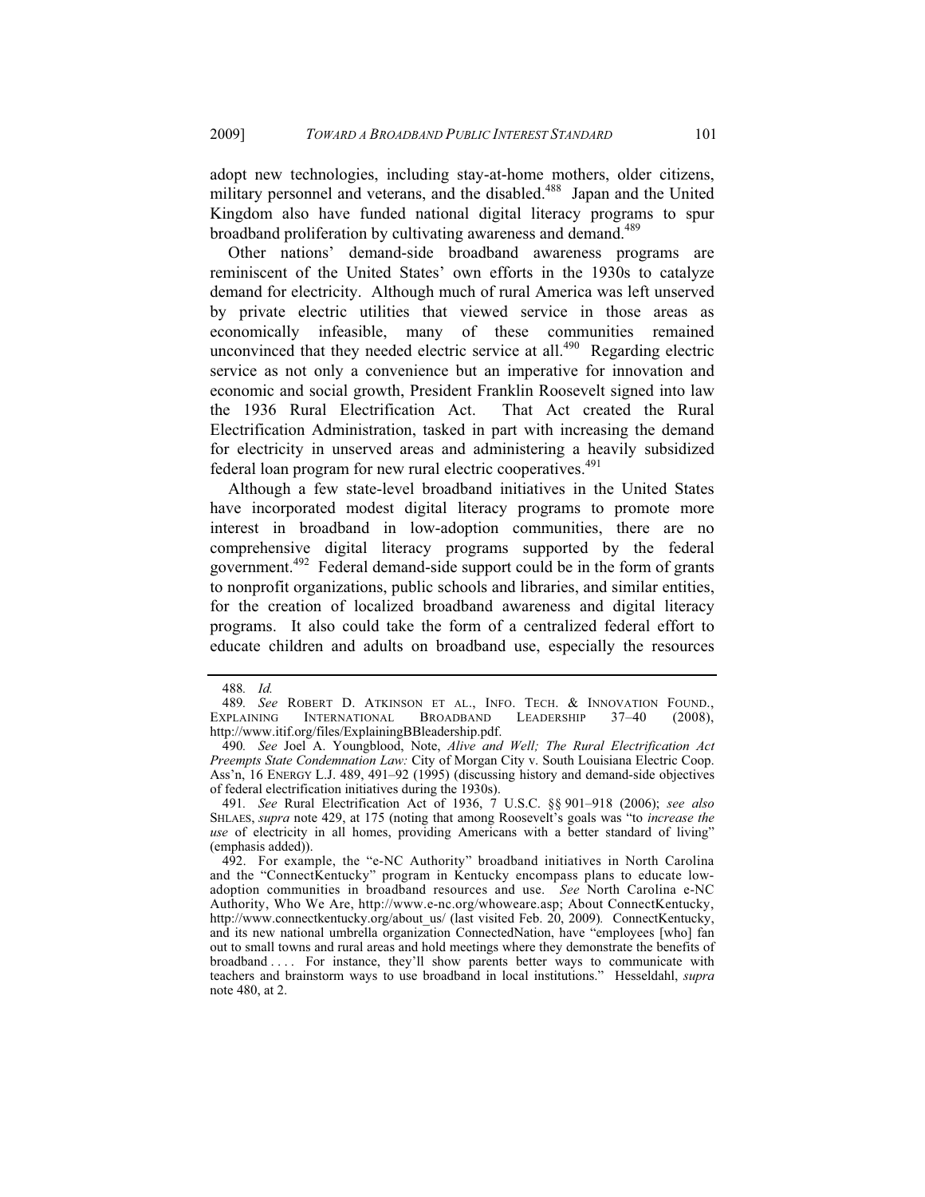adopt new technologies, including stay-at-home mothers, older citizens, military personnel and veterans, and the disabled.[488] Japan and the United Kingdom also have funded national digital literacy programs to spur broadband proliferation by cultivating awareness and demand.[489]

Other nations' demand-side broadband awareness programs are reminiscent of the United States' own efforts in the 1930s to catalyze demand for electricity. Although much of rural America was left unserved by private electric utilities that viewed service in those areas as economically infeasible, many of these communities remained unconvinced that they needed electric service at all.[490] Regarding electric service as not only a convenience but an imperative for innovation and economic and social growth, President Franklin Roosevelt signed into law the 1936 Rural Electrification Act. That Act created the Rural Electrification Administration, tasked in part with increasing the demand for electricity in unserved areas and administering a heavily subsidized federal loan program for new rural electric cooperatives.[491]

Although a few state-level broadband initiatives in the United States have incorporated modest digital literacy programs to promote more interest in broadband in low-adoption communities, there are no comprehensive digital literacy programs supported by the federal government.[492] Federal demand-side support could be in the form of grants to nonprofit organizations, public schools and libraries, and similar entities, for the creation of localized broadband awareness and digital literacy programs. It also could take the form of a centralized federal effort to educate children and adults on broadband use, especially the resources

---

488. *Id.*

489. *See* ROBERT D. ATKINSON ET AL., INFO. TECH. & INNOVATION FOUND., EXPLAINING INTERNATIONAL BROADBAND LEADERSHIP 37–40 (2008), http://www.itif.org/files/ExplainingBBleadership.pdf.

490. *See* Joel A. Youngblood, Note, *Alive and Well; The Rural Electrification Act Preempts State Condemnation Law:* City of Morgan City v. South Louisiana Electric Coop. Ass'n, 16 ENERGY L.J. 489, 491–92 (1995) (discussing history and demand-side objectives of federal electrification initiatives during the 1930s).

491. *See* Rural Electrification Act of 1936, 7 U.S.C. §§ 901–918 (2006); *see also* SHLAES, *supra* note 429, at 175 (noting that among Roosevelt's goals was "to *increase the use* of electricity in all homes, providing Americans with a better standard of living" (emphasis added)).

492. For example, the "e-NC Authority" broadband initiatives in North Carolina and the "ConnectKentucky" program in Kentucky encompass plans to educate low-adoption communities in broadband resources and use. *See* North Carolina e-NC Authority, Who We Are, http://www.e-nc.org/whoweare.asp; About ConnectKentucky, http://www.connectkentucky.org/about_us/ (last visited Feb. 20, 2009). ConnectKentucky, and its new national umbrella organization ConnectedNation, have "employees [who] fan out to small towns and rural areas and hold meetings where they demonstrate the benefits of broadband . . . . For instance, they'll show parents better ways to communicate with teachers and brainstorm ways to use broadband in local institutions." Hesseldahl, *supra* note 480, at 2.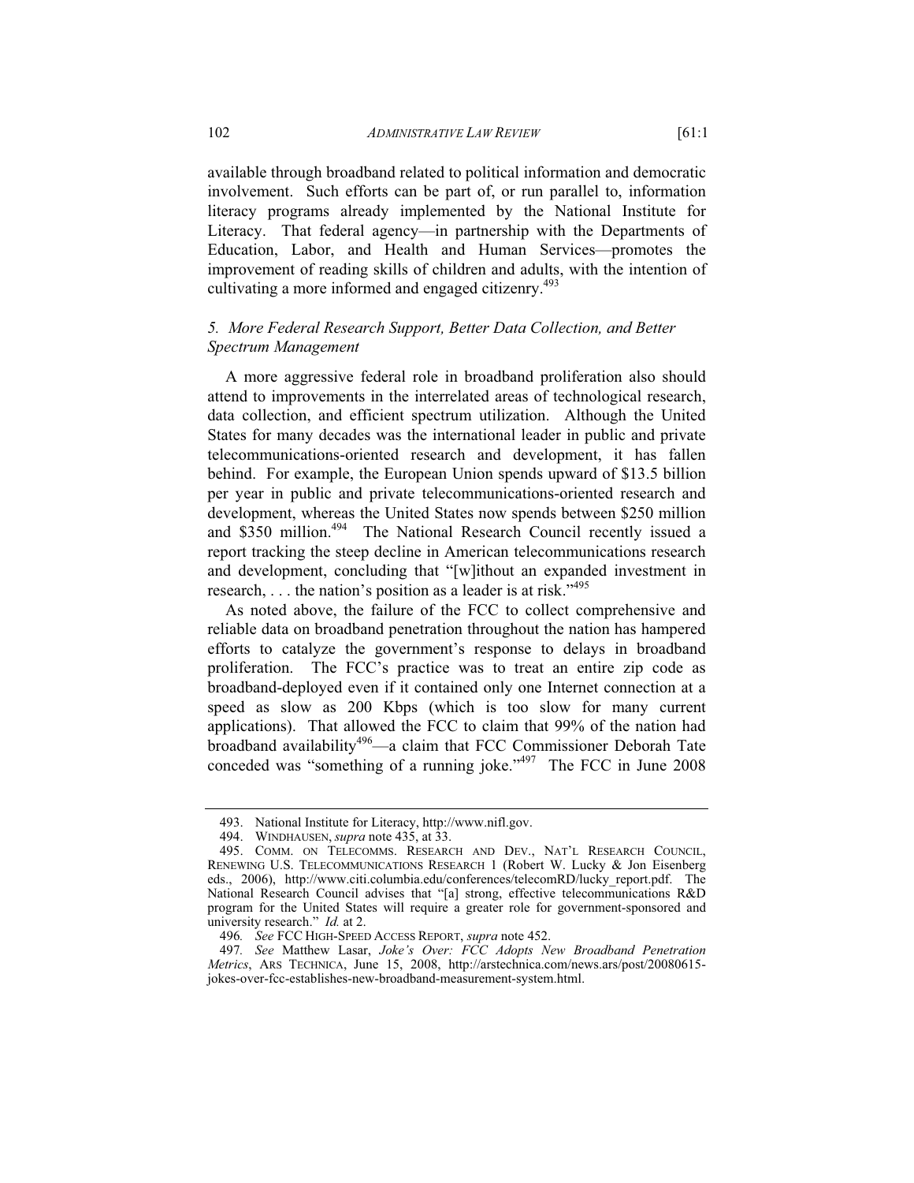available through broadband related to political information and democratic involvement. Such efforts can be part of, or run parallel to, information literacy programs already implemented by the National Institute for Literacy. That federal agency—in partnership with the Departments of Education, Labor, and Health and Human Services—promotes the improvement of reading skills of children and adults, with the intention of cultivating a more informed and engaged citizenry.[493]

### *5. More Federal Research Support, Better Data Collection, and Better Spectrum Management*

A more aggressive federal role in broadband proliferation also should attend to improvements in the interrelated areas of technological research, data collection, and efficient spectrum utilization. Although the United States for many decades was the international leader in public and private telecommunications-oriented research and development, it has fallen behind. For example, the European Union spends upward of $13.5 billion per year in public and private telecommunications-oriented research and development, whereas the United States now spends between $250 million and $350 million.[494] The National Research Council recently issued a report tracking the steep decline in American telecommunications research and development, concluding that "[w]ithout an expanded investment in research, . . . the nation's position as a leader is at risk."[495]

As noted above, the failure of the FCC to collect comprehensive and reliable data on broadband penetration throughout the nation has hampered efforts to catalyze the government's response to delays in broadband proliferation. The FCC's practice was to treat an entire zip code as broadband-deployed even if it contained only one Internet connection at a speed as slow as 200 Kbps (which is too slow for many current applications). That allowed the FCC to claim that 99% of the nation had broadband availability[496]—a claim that FCC Commissioner Deborah Tate conceded was "something of a running joke."[497] The FCC in June 2008

---

493. National Institute for Literacy, http://www.nifl.gov.

494. WINDHAUSEN, *supra* note 435, at 33.

495. COMM. ON TELECOMMS. RESEARCH AND DEV., NAT'L RESEARCH COUNCIL, RENEWING U.S. TELECOMMUNICATIONS RESEARCH 1 (Robert W. Lucky & Jon Eisenberg eds., 2006), http://www.citi.columbia.edu/conferences/telecomRD/lucky_report.pdf. The National Research Council advises that "[a] strong, effective telecommunications R&D program for the United States will require a greater role for government-sponsored and university research." *Id.* at 2.

496. *See* FCC HIGH-SPEED ACCESS REPORT, *supra* note 452.

497. *See* Matthew Lasar, *Joke's Over: FCC Adopts New Broadband Penetration Metrics*, ARS TECHNICA, June 15, 2008, http://arstechnica.com/news.ars/post/20080615-jokes-over-fcc-establishes-new-broadband-measurement-system.html.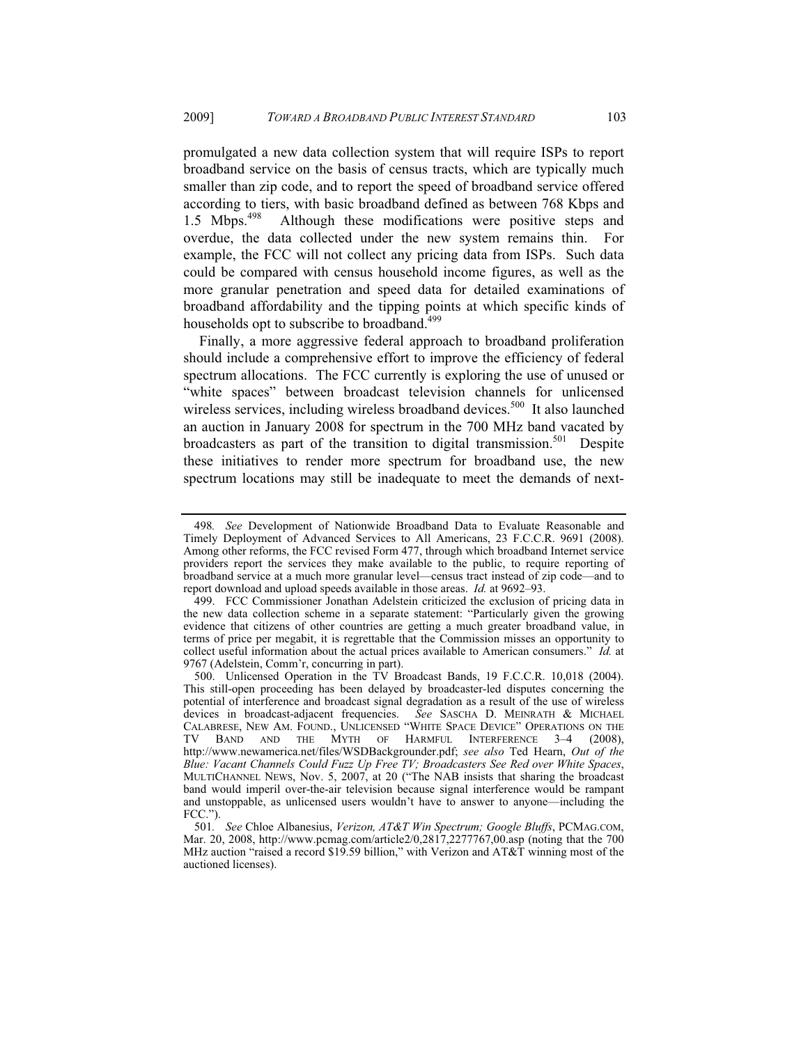promulgated a new data collection system that will require ISPs to report broadband service on the basis of census tracts, which are typically much smaller than zip code, and to report the speed of broadband service offered according to tiers, with basic broadband defined as between 768 Kbps and 1.5 Mbps.[498] Although these modifications were positive steps and overdue, the data collected under the new system remains thin. For example, the FCC will not collect any pricing data from ISPs. Such data could be compared with census household income figures, as well as the more granular penetration and speed data for detailed examinations of broadband affordability and the tipping points at which specific kinds of households opt to subscribe to broadband.[499]

Finally, a more aggressive federal approach to broadband proliferation should include a comprehensive effort to improve the efficiency of federal spectrum allocations. The FCC currently is exploring the use of unused or "white spaces" between broadcast television channels for unlicensed wireless services, including wireless broadband devices.[500] It also launched an auction in January 2008 for spectrum in the 700 MHz band vacated by broadcasters as part of the transition to digital transmission.[501] Despite these initiatives to render more spectrum for broadband use, the new spectrum locations may still be inadequate to meet the demands of next-

---

498. *See* Development of Nationwide Broadband Data to Evaluate Reasonable and Timely Deployment of Advanced Services to All Americans, 23 F.C.C.R. 9691 (2008). Among other reforms, the FCC revised Form 477, through which broadband Internet service providers report the services they make available to the public, to require reporting of broadband service at a much more granular level—census tract instead of zip code—and to report download and upload speeds available in those areas. *Id.* at 9692–93.

499. FCC Commissioner Jonathan Adelstein criticized the exclusion of pricing data in the new data collection scheme in a separate statement: "Particularly given the growing evidence that citizens of other countries are getting a much greater broadband value, in terms of price per megabit, it is regrettable that the Commission misses an opportunity to collect useful information about the actual prices available to American consumers." *Id.* at 9767 (Adelstein, Comm'r, concurring in part).

500. Unlicensed Operation in the TV Broadcast Bands, 19 F.C.C.R. 10,018 (2004). This still-open proceeding has been delayed by broadcaster-led disputes concerning the potential of interference and broadcast signal degradation as a result of the use of wireless devices in broadcast-adjacent frequencies. *See* SASCHA D. MEINRATH & MICHAEL CALABRESE, NEW AM. FOUND., UNLICENSED "WHITE SPACE DEVICE" OPERATIONS ON THE TV BAND AND THE MYTH OF HARMFUL INTERFERENCE 3–4 (2008), http://www.newamerica.net/files/WSDBackgrounder.pdf; *see also* Ted Hearn, *Out of the Blue: Vacant Channels Could Fuzz Up Free TV; Broadcasters See Red over White Spaces*, MULTICHANNEL NEWS, Nov. 5, 2007, at 20 ("The NAB insists that sharing the broadcast band would imperil over-the-air television because signal interference would be rampant and unstoppable, as unlicensed users wouldn't have to answer to anyone—including the FCC.").

501. *See* Chloe Albanesius, *Verizon, AT&T Win Spectrum; Google Bluffs*, PCMAG.COM, Mar. 20, 2008, http://www.pcmag.com/article2/0,2817,2277767,00.asp (noting that the 700 MHz auction "raised a record $19.59 billion," with Verizon and AT&T winning most of the auctioned licenses).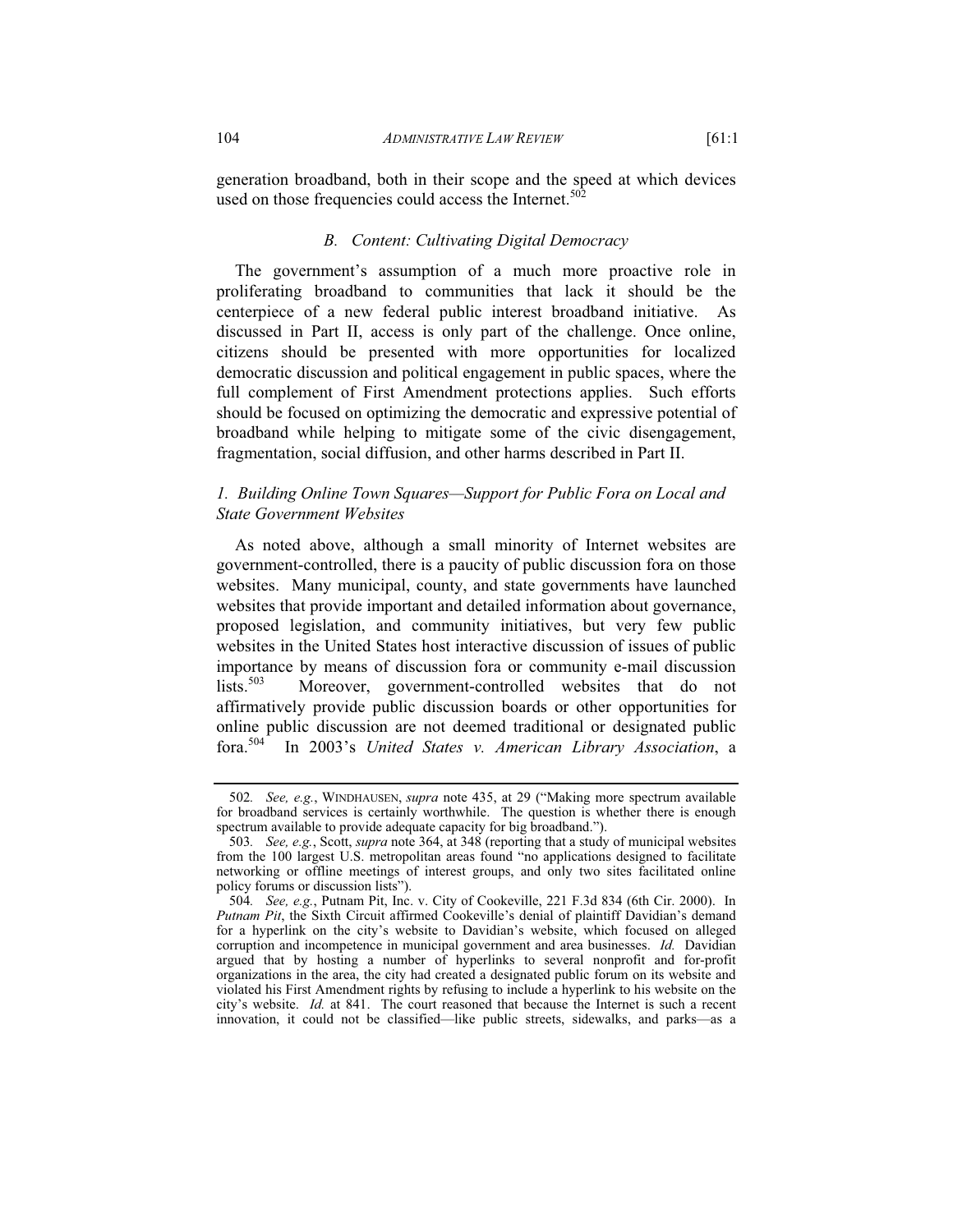generation broadband, both in their scope and the speed at which devices used on those frequencies could access the Internet.[502]

### *B. Content: Cultivating Digital Democracy*

The government's assumption of a much more proactive role in proliferating broadband to communities that lack it should be the centerpiece of a new federal public interest broadband initiative. As discussed in Part II, access is only part of the challenge. Once online, citizens should be presented with more opportunities for localized democratic discussion and political engagement in public spaces, where the full complement of First Amendment protections applies. Such efforts should be focused on optimizing the democratic and expressive potential of broadband while helping to mitigate some of the civic disengagement, fragmentation, social diffusion, and other harms described in Part II.

#### *1. Building Online Town Squares—Support for Public Fora on Local and State Government Websites*

As noted above, although a small minority of Internet websites are government-controlled, there is a paucity of public discussion fora on those websites. Many municipal, county, and state governments have launched websites that provide important and detailed information about governance, proposed legislation, and community initiatives, but very few public websites in the United States host interactive discussion of issues of public importance by means of discussion fora or community e-mail discussion lists.[503] Moreover, government-controlled websites that do not affirmatively provide public discussion boards or other opportunities for online public discussion are not deemed traditional or designated public fora.[504] In 2003's *United States v. American Library Association*, a

---

502. *See, e.g.*, WINDHAUSEN, *supra* note 435, at 29 ("Making more spectrum available for broadband services is certainly worthwhile. The question is whether there is enough spectrum available to provide adequate capacity for big broadband.").

503. *See, e.g.*, Scott, *supra* note 364, at 348 (reporting that a study of municipal websites from the 100 largest U.S. metropolitan areas found "no applications designed to facilitate networking or offline meetings of interest groups, and only two sites facilitated online policy forums or discussion lists").

504. *See, e.g.*, Putnam Pit, Inc. v. City of Cookeville, 221 F.3d 834 (6th Cir. 2000). In *Putnam Pit*, the Sixth Circuit affirmed Cookeville's denial of plaintiff Davidian's demand for a hyperlink on the city's website to Davidian's website, which focused on alleged corruption and incompetence in municipal government and area businesses. *Id.* Davidian argued that by hosting a number of hyperlinks to several nonprofit and for-profit organizations in the area, the city had created a designated public forum on its website and violated his First Amendment rights by refusing to include a hyperlink to his website on the city's website. *Id.* at 841. The court reasoned that because the Internet is such a recent innovation, it could not be classified—like public streets, sidewalks, and parks—as a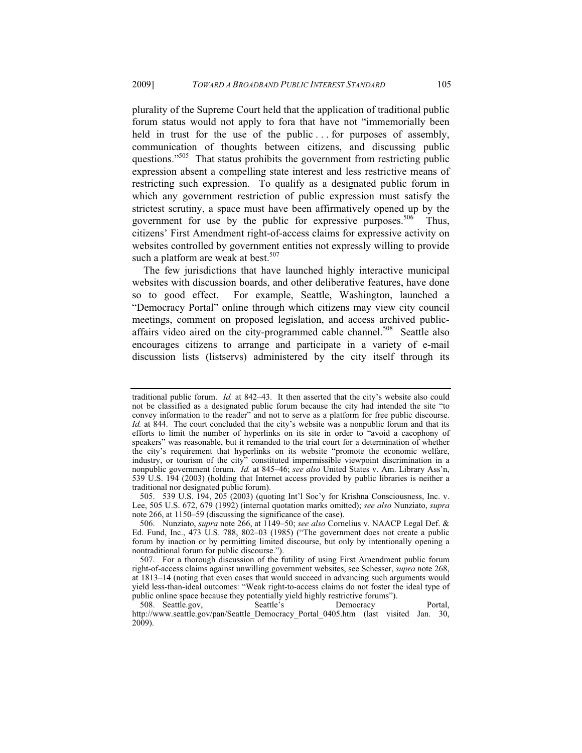plurality of the Supreme Court held that the application of traditional public forum status would not apply to fora that have not "immemorially been held in trust for the use of the public . . . for purposes of assembly, communication of thoughts between citizens, and discussing public questions."[505] That status prohibits the government from restricting public expression absent a compelling state interest and less restrictive means of restricting such expression. To qualify as a designated public forum in which any government restriction of public expression must satisfy the strictest scrutiny, a space must have been affirmatively opened up by the government for use by the public for expressive purposes.[506] Thus, citizens' First Amendment right-of-access claims for expressive activity on websites controlled by government entities not expressly willing to provide such a platform are weak at best.[507]

The few jurisdictions that have launched highly interactive municipal websites with discussion boards, and other deliberative features, have done so to good effect. For example, Seattle, Washington, launched a "Democracy Portal" online through which citizens may view city council meetings, comment on proposed legislation, and access archived public-affairs video aired on the city-programmed cable channel.[508] Seattle also encourages citizens to arrange and participate in a variety of e-mail discussion lists (listservs) administered by the city itself through its

---

traditional public forum. *Id.* at 842–43. It then asserted that the city's website also could not be classified as a designated public forum because the city had intended the site "to convey information to the reader" and not to serve as a platform for free public discourse. *Id.* at 844. The court concluded that the city's website was a nonpublic forum and that its efforts to limit the number of hyperlinks on its site in order to "avoid a cacophony of speakers" was reasonable, but it remanded to the trial court for a determination of whether the city's requirement that hyperlinks on its website "promote the economic welfare, industry, or tourism of the city" constituted impermissible viewpoint discrimination in a nonpublic government forum. *Id.* at 845–46; *see also* United States v. Am. Library Ass'n, 539 U.S. 194 (2003) (holding that Internet access provided by public libraries is neither a traditional nor designated public forum).

505. 539 U.S. 194, 205 (2003) (quoting Int'l Soc'y for Krishna Consciousness, Inc. v. Lee, 505 U.S. 672, 679 (1992) (internal quotation marks omitted); *see also* Nunziato, *supra* note 266, at 1150–59 (discussing the significance of the case).

506. Nunziato, *supra* note 266, at 1149–50; *see also* Cornelius v. NAACP Legal Def. & Ed. Fund, Inc., 473 U.S. 788, 802–03 (1985) ("The government does not create a public forum by inaction or by permitting limited discourse, but only by intentionally opening a nontraditional forum for public discourse.").

507. For a thorough discussion of the futility of using First Amendment public forum right-of-access claims against unwilling government websites, see Schesser, *supra* note 268, at 1813–14 (noting that even cases that would succeed in advancing such arguments would yield less-than-ideal outcomes: "Weak right-to-access claims do not foster the ideal type of public online space because they potentially yield highly restrictive forums").

508. Seattle.gov, Seattle's Democracy Portal, http://www.seattle.gov/pan/Seattle_Democracy_Portal_0405.htm (last visited Jan. 30, 2009).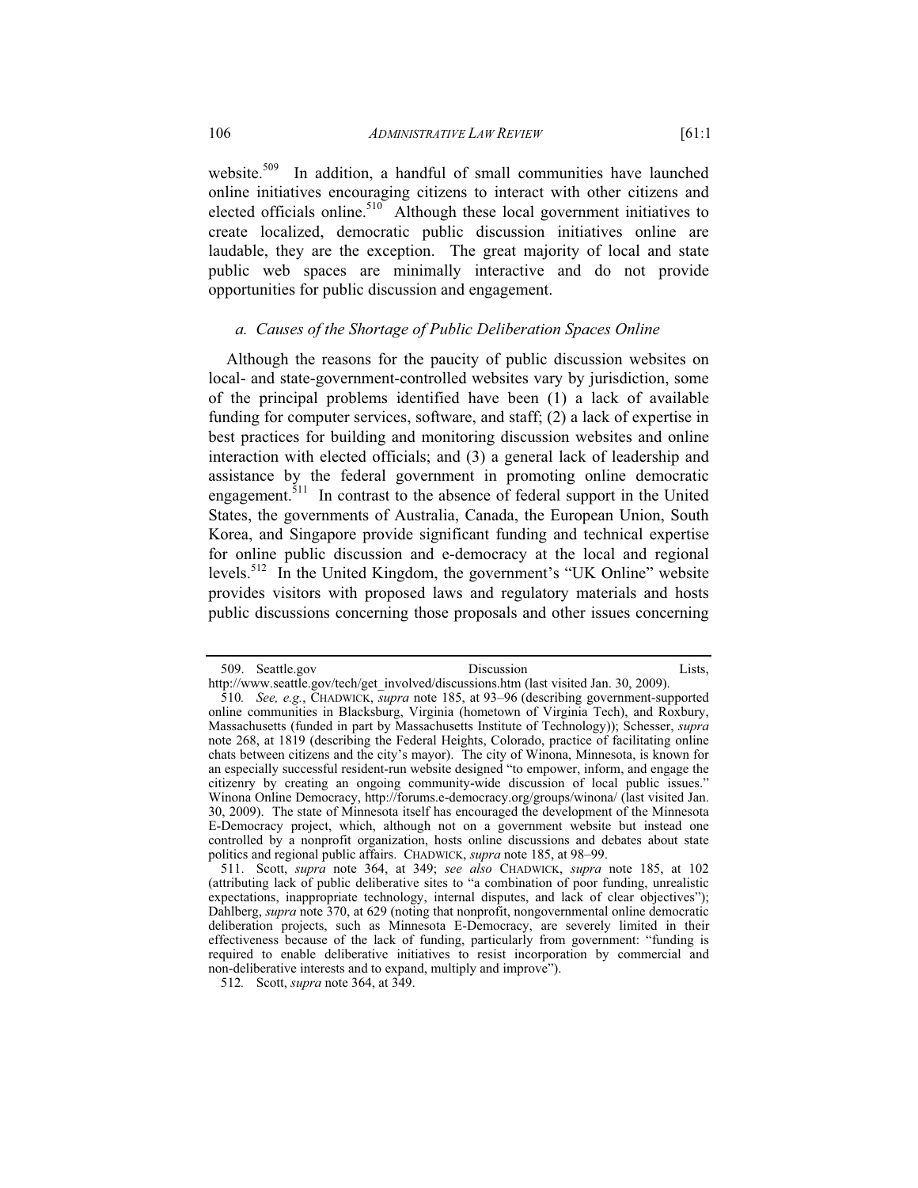website.[509] In addition, a handful of small communities have launched online initiatives encouraging citizens to interact with other citizens and elected officials online.[510] Although these local government initiatives to create localized, democratic public discussion initiatives online are laudable, they are the exception. The great majority of local and state public web spaces are minimally interactive and do not provide opportunities for public discussion and engagement.

### *a. Causes of the Shortage of Public Deliberation Spaces Online*

Although the reasons for the paucity of public discussion websites on local- and state-government-controlled websites vary by jurisdiction, some of the principal problems identified have been (1) a lack of available funding for computer services, software, and staff; (2) a lack of expertise in best practices for building and monitoring discussion websites and online interaction with elected officials; and (3) a general lack of leadership and assistance by the federal government in promoting online democratic engagement.[511] In contrast to the absence of federal support in the United States, the governments of Australia, Canada, the European Union, South Korea, and Singapore provide significant funding and technical expertise for online public discussion and e-democracy at the local and regional levels.[512] In the United Kingdom, the government's "UK Online" website provides visitors with proposed laws and regulatory materials and hosts public discussions concerning those proposals and other issues concerning

---

509. Seattle.gov Discussion Lists, http://www.seattle.gov/tech/get_involved/discussions.htm (last visited Jan. 30, 2009).

510. *See, e.g.*, CHADWICK, *supra* note 185, at 93–96 (describing government-supported online communities in Blacksburg, Virginia (hometown of Virginia Tech), and Roxbury, Massachusetts (funded in part by Massachusetts Institute of Technology)); Schesser, *supra* note 268, at 1819 (describing the Federal Heights, Colorado, practice of facilitating online chats between citizens and the city's mayor). The city of Winona, Minnesota, is known for an especially successful resident-run website designed "to empower, inform, and engage the citizenry by creating an ongoing community-wide discussion of local public issues." Winona Online Democracy, http://forums.e-democracy.org/groups/winona/ (last visited Jan. 30, 2009). The state of Minnesota itself has encouraged the development of the Minnesota E-Democracy project, which, although not on a government website but instead one controlled by a nonprofit organization, hosts online discussions and debates about state politics and regional public affairs. CHADWICK, *supra* note 185, at 98–99.

511. Scott, *supra* note 364, at 349; *see also* CHADWICK, *supra* note 185, at 102 (attributing lack of public deliberative sites to "a combination of poor funding, unrealistic expectations, inappropriate technology, internal disputes, and lack of clear objectives"); Dahlberg, *supra* note 370, at 629 (noting that nonprofit, nongovernmental online democratic deliberation projects, such as Minnesota E-Democracy, are severely limited in their effectiveness because of the lack of funding, particularly from government: "funding is required to enable deliberative initiatives to resist incorporation by commercial and non-deliberative interests and to expand, multiply and improve").

512. Scott, *supra* note 364, at 349.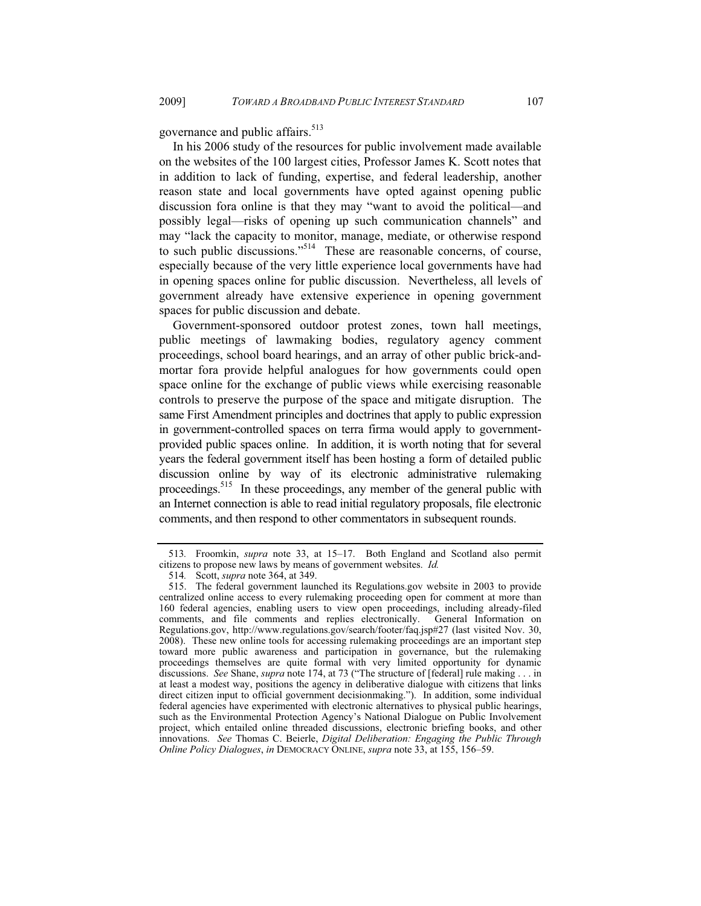governance and public affairs.[513]

In his 2006 study of the resources for public involvement made available on the websites of the 100 largest cities, Professor James K. Scott notes that in addition to lack of funding, expertise, and federal leadership, another reason state and local governments have opted against opening public discussion fora online is that they may "want to avoid the political—and possibly legal—risks of opening up such communication channels" and may "lack the capacity to monitor, manage, mediate, or otherwise respond to such public discussions."[514] These are reasonable concerns, of course, especially because of the very little experience local governments have had in opening spaces online for public discussion. Nevertheless, all levels of government already have extensive experience in opening government spaces for public discussion and debate.

Government-sponsored outdoor protest zones, town hall meetings, public meetings of lawmaking bodies, regulatory agency comment proceedings, school board hearings, and an array of other public brick-and-mortar fora provide helpful analogues for how governments could open space online for the exchange of public views while exercising reasonable controls to preserve the purpose of the space and mitigate disruption. The same First Amendment principles and doctrines that apply to public expression in government-controlled spaces on terra firma would apply to government-provided public spaces online. In addition, it is worth noting that for several years the federal government itself has been hosting a form of detailed public discussion online by way of its electronic administrative rulemaking proceedings.[515] In these proceedings, any member of the general public with an Internet connection is able to read initial regulatory proposals, file electronic comments, and then respond to other commentators in subsequent rounds.

---

513. Froomkin, *supra* note 33, at 15–17. Both England and Scotland also permit citizens to propose new laws by means of government websites. *Id.*

514. Scott, *supra* note 364, at 349.

515. The federal government launched its Regulations.gov website in 2003 to provide centralized online access to every rulemaking proceeding open for comment at more than 160 federal agencies, enabling users to view open proceedings, including already-filed comments, and file comments and replies electronically. General Information on Regulations.gov, http://www.regulations.gov/search/footer/faq.jsp#27 (last visited Nov. 30, 2008). These new online tools for accessing rulemaking proceedings are an important step toward more public awareness and participation in governance, but the rulemaking proceedings themselves are quite formal with very limited opportunity for dynamic discussions. *See* Shane, *supra* note 174, at 73 ("The structure of [federal] rule making . . . in at least a modest way, positions the agency in deliberative dialogue with citizens that links direct citizen input to official government decisionmaking."). In addition, some individual federal agencies have experimented with electronic alternatives to physical public hearings, such as the Environmental Protection Agency's National Dialogue on Public Involvement project, which entailed online threaded discussions, electronic briefing books, and other innovations. *See* Thomas C. Beierle, *Digital Deliberation: Engaging the Public Through Online Policy Dialogues*, *in* DEMOCRACY ONLINE, *supra* note 33, at 155, 156–59.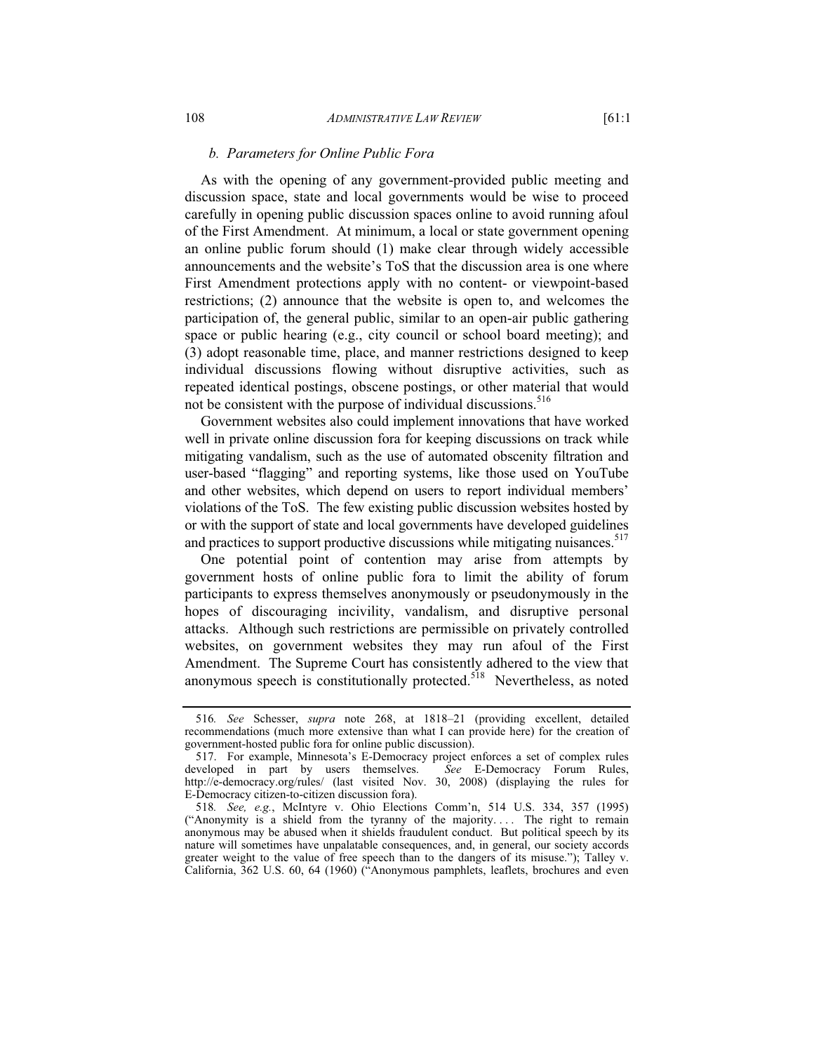### *b. Parameters for Online Public Fora*

As with the opening of any government-provided public meeting and discussion space, state and local governments would be wise to proceed carefully in opening public discussion spaces online to avoid running afoul of the First Amendment. At minimum, a local or state government opening an online public forum should (1) make clear through widely accessible announcements and the website's ToS that the discussion area is one where First Amendment protections apply with no content- or viewpoint-based restrictions; (2) announce that the website is open to, and welcomes the participation of, the general public, similar to an open-air public gathering space or public hearing (e.g., city council or school board meeting); and (3) adopt reasonable time, place, and manner restrictions designed to keep individual discussions flowing without disruptive activities, such as repeated identical postings, obscene postings, or other material that would not be consistent with the purpose of individual discussions.[516]

Government websites also could implement innovations that have worked well in private online discussion fora for keeping discussions on track while mitigating vandalism, such as the use of automated obscenity filtration and user-based "flagging" and reporting systems, like those used on YouTube and other websites, which depend on users to report individual members' violations of the ToS. The few existing public discussion websites hosted by or with the support of state and local governments have developed guidelines and practices to support productive discussions while mitigating nuisances.[517]

One potential point of contention may arise from attempts by government hosts of online public fora to limit the ability of forum participants to express themselves anonymously or pseudonymously in the hopes of discouraging incivility, vandalism, and disruptive personal attacks. Although such restrictions are permissible on privately controlled websites, on government websites they may run afoul of the First Amendment. The Supreme Court has consistently adhered to the view that anonymous speech is constitutionally protected.[518] Nevertheless, as noted

---

516. *See* Schesser, *supra* note 268, at 1818–21 (providing excellent, detailed recommendations (much more extensive than what I can provide here) for the creation of government-hosted public fora for online public discussion).

517. For example, Minnesota's E-Democracy project enforces a set of complex rules developed in part by users themselves. *See* E-Democracy Forum Rules, http://e-democracy.org/rules/ (last visited Nov. 30, 2008) (displaying the rules for E-Democracy citizen-to-citizen discussion fora).

518. *See, e.g.*, McIntyre v. Ohio Elections Comm'n, 514 U.S. 334, 357 (1995) ("Anonymity is a shield from the tyranny of the majority. . . . The right to remain anonymous may be abused when it shields fraudulent conduct. But political speech by its nature will sometimes have unpalatable consequences, and, in general, our society accords greater weight to the value of free speech than to the dangers of its misuse."); Talley v. California, 362 U.S. 60, 64 (1960) ("Anonymous pamphlets, leaflets, brochures and even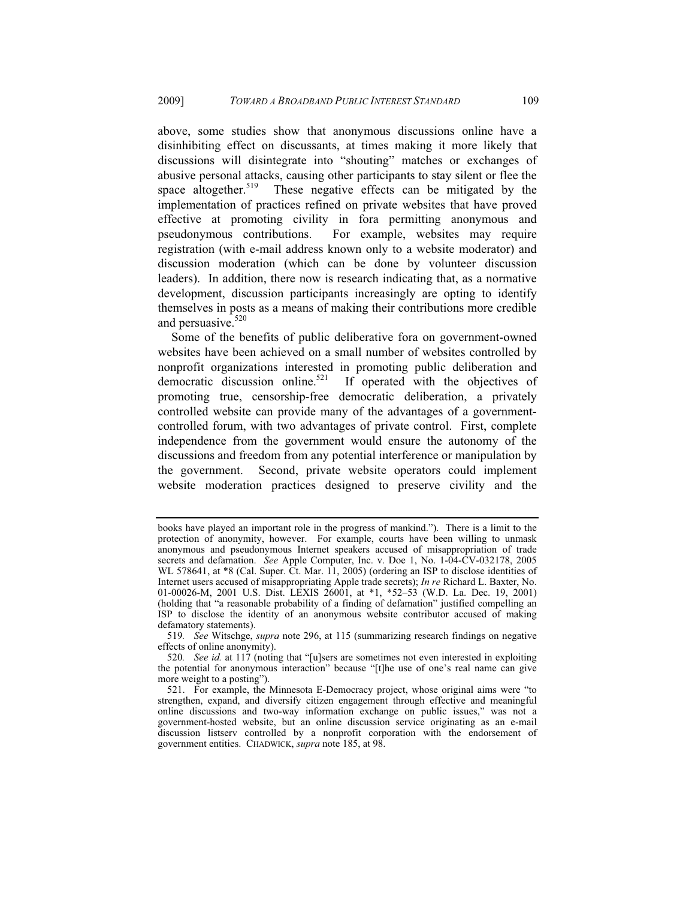above, some studies show that anonymous discussions online have a disinhibiting effect on discussants, at times making it more likely that discussions will disintegrate into "shouting" matches or exchanges of abusive personal attacks, causing other participants to stay silent or flee the space altogether.[519] These negative effects can be mitigated by the implementation of practices refined on private websites that have proved effective at promoting civility in fora permitting anonymous and pseudonymous contributions. For example, websites may require registration (with e-mail address known only to a website moderator) and discussion moderation (which can be done by volunteer discussion leaders). In addition, there now is research indicating that, as a normative development, discussion participants increasingly are opting to identify themselves in posts as a means of making their contributions more credible and persuasive.[520]

Some of the benefits of public deliberative fora on government-owned websites have been achieved on a small number of websites controlled by nonprofit organizations interested in promoting public deliberation and democratic discussion online.[521] If operated with the objectives of promoting true, censorship-free democratic deliberation, a privately controlled website can provide many of the advantages of a government-controlled forum, with two advantages of private control. First, complete independence from the government would ensure the autonomy of the discussions and freedom from any potential interference or manipulation by the government. Second, private website operators could implement website moderation practices designed to preserve civility and the

---

books have played an important role in the progress of mankind."). There is a limit to the protection of anonymity, however. For example, courts have been willing to unmask anonymous and pseudonymous Internet speakers accused of misappropriation of trade secrets and defamation. *See* Apple Computer, Inc. v. Doe 1, No. 1-04-CV-032178, 2005 WL 578641, at *8 (Cal. Super. Ct. Mar. 11, 2005) (ordering an ISP to disclose identities of Internet users accused of misappropriating Apple trade secrets); *In re* Richard L. Baxter, No. 01-00026-M, 2001 U.S. Dist. LEXIS 26001, at *1, *52–53 (W.D. La. Dec. 19, 2001) (holding that "a reasonable probability of a finding of defamation" justified compelling an ISP to disclose the identity of an anonymous website contributor accused of making defamatory statements).

519. *See* Witschge, *supra* note 296, at 115 (summarizing research findings on negative effects of online anonymity).

520. *See id.* at 117 (noting that "[u]sers are sometimes not even interested in exploiting the potential for anonymous interaction" because "[t]he use of one's real name can give more weight to a posting").

521. For example, the Minnesota E-Democracy project, whose original aims were "to strengthen, expand, and diversify citizen engagement through effective and meaningful online discussions and two-way information exchange on public issues," was not a government-hosted website, but an online discussion service originating as an e-mail discussion listserv controlled by a nonprofit corporation with the endorsement of government entities. CHADWICK, *supra* note 185, at 98.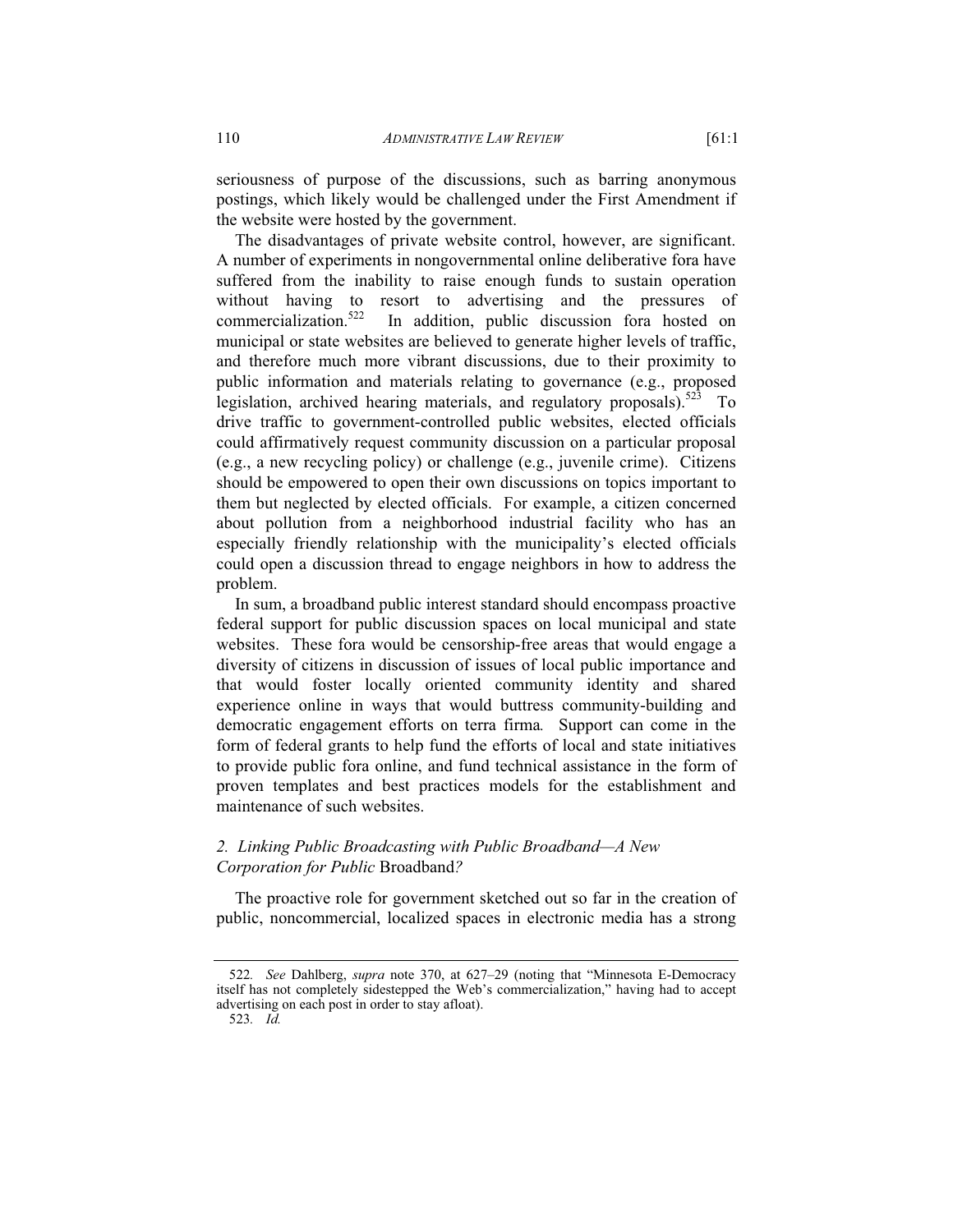seriousness of purpose of the discussions, such as barring anonymous postings, which likely would be challenged under the First Amendment if the website were hosted by the government.

The disadvantages of private website control, however, are significant. A number of experiments in nongovernmental online deliberative fora have suffered from the inability to raise enough funds to sustain operation without having to resort to advertising and the pressures of commercialization.[522] In addition, public discussion fora hosted on municipal or state websites are believed to generate higher levels of traffic, and therefore much more vibrant discussions, due to their proximity to public information and materials relating to governance (e.g., proposed legislation, archived hearing materials, and regulatory proposals).[523] To drive traffic to government-controlled public websites, elected officials could affirmatively request community discussion on a particular proposal (e.g., a new recycling policy) or challenge (e.g., juvenile crime). Citizens should be empowered to open their own discussions on topics important to them but neglected by elected officials. For example, a citizen concerned about pollution from a neighborhood industrial facility who has an especially friendly relationship with the municipality's elected officials could open a discussion thread to engage neighbors in how to address the problem.

In sum, a broadband public interest standard should encompass proactive federal support for public discussion spaces on local municipal and state websites. These fora would be censorship-free areas that would engage a diversity of citizens in discussion of issues of local public importance and that would foster locally oriented community identity and shared experience online in ways that would buttress community-building and democratic engagement efforts on terra firma*.* Support can come in the form of federal grants to help fund the efforts of local and state initiatives to provide public fora online, and fund technical assistance in the form of proven templates and best practices models for the establishment and maintenance of such websites.

### *2. Linking Public Broadcasting with Public Broadband—A New Corporation for Public* Broadband*?*

The proactive role for government sketched out so far in the creation of public, noncommercial, localized spaces in electronic media has a strong

---

522. *See* Dahlberg, *supra* note 370, at 627–29 (noting that "Minnesota E-Democracy itself has not completely sidestepped the Web's commercialization," having had to accept advertising on each post in order to stay afloat).

523. *Id.*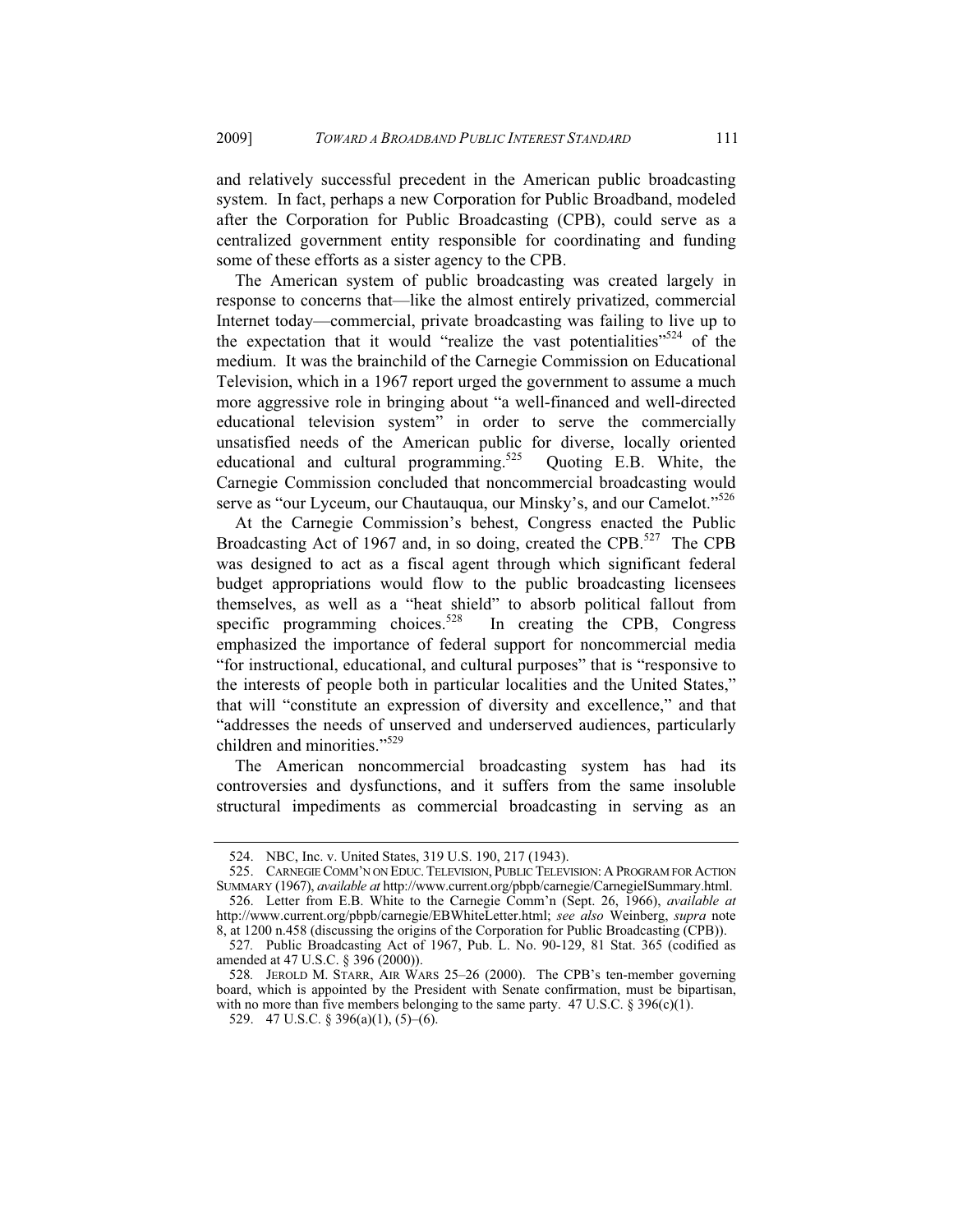and relatively successful precedent in the American public broadcasting system. In fact, perhaps a new Corporation for Public Broadband, modeled after the Corporation for Public Broadcasting (CPB), could serve as a centralized government entity responsible for coordinating and funding some of these efforts as a sister agency to the CPB.

The American system of public broadcasting was created largely in response to concerns that—like the almost entirely privatized, commercial Internet today—commercial, private broadcasting was failing to live up to the expectation that it would "realize the vast potentialities"[524] of the medium. It was the brainchild of the Carnegie Commission on Educational Television, which in a 1967 report urged the government to assume a much more aggressive role in bringing about "a well-financed and well-directed educational television system" in order to serve the commercially unsatisfied needs of the American public for diverse, locally oriented educational and cultural programming.[525] Quoting E.B. White, the Carnegie Commission concluded that noncommercial broadcasting would serve as "our Lyceum, our Chautauqua, our Minsky's, and our Camelot."[526]

At the Carnegie Commission's behest, Congress enacted the Public Broadcasting Act of 1967 and, in so doing, created the CPB.[527] The CPB was designed to act as a fiscal agent through which significant federal budget appropriations would flow to the public broadcasting licensees themselves, as well as a "heat shield" to absorb political fallout from specific programming choices.[528] In creating the CPB, Congress emphasized the importance of federal support for noncommercial media "for instructional, educational, and cultural purposes" that is "responsive to the interests of people both in particular localities and the United States," that will "constitute an expression of diversity and excellence," and that "addresses the needs of unserved and underserved audiences, particularly children and minorities."[529]

The American noncommercial broadcasting system has had its controversies and dysfunctions, and it suffers from the same insoluble structural impediments as commercial broadcasting in serving as an

---

524. NBC, Inc. v. United States, 319 U.S. 190, 217 (1943).

525. CARNEGIE COMM'N ON EDUC. TELEVISION, PUBLIC TELEVISION: A PROGRAM FOR ACTION SUMMARY (1967), *available at* http://www.current.org/pbpb/carnegie/CarnegieISummary.html.

526. Letter from E.B. White to the Carnegie Comm'n (Sept. 26, 1966), *available at* http://www.current.org/pbpb/carnegie/EBWhiteLetter.html; *see also* Weinberg, *supra* note 8, at 1200 n.458 (discussing the origins of the Corporation for Public Broadcasting (CPB)).

527. Public Broadcasting Act of 1967, Pub. L. No. 90-129, 81 Stat. 365 (codified as amended at 47 U.S.C. § 396 (2000)).

528. JEROLD M. STARR, AIR WARS 25–26 (2000). The CPB's ten-member governing board, which is appointed by the President with Senate confirmation, must be bipartisan, with no more than five members belonging to the same party. 47 U.S.C. § 396(c)(1).

529. 47 U.S.C. § 396(a)(1), (5)–(6).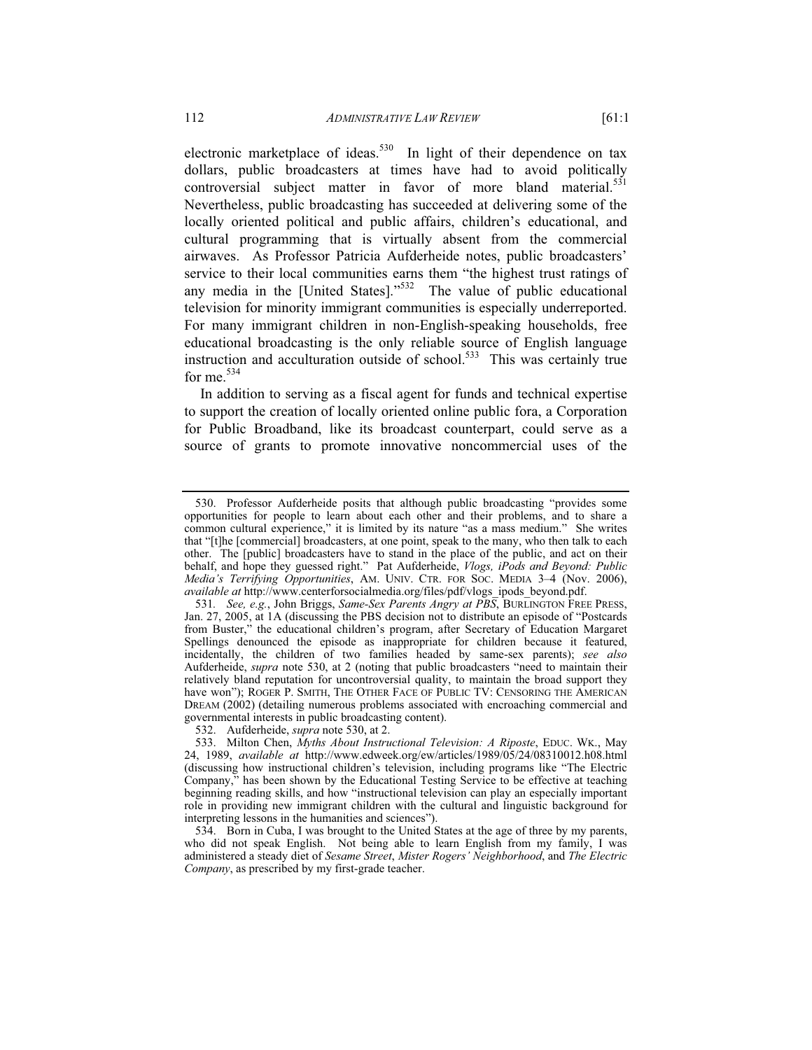electronic marketplace of ideas.[530] In light of their dependence on tax dollars, public broadcasters at times have had to avoid politically controversial subject matter in favor of more bland material.[531] Nevertheless, public broadcasting has succeeded at delivering some of the locally oriented political and public affairs, children's educational, and cultural programming that is virtually absent from the commercial airwaves. As Professor Patricia Aufderheide notes, public broadcasters' service to their local communities earns them "the highest trust ratings of any media in the [United States]."[532] The value of public educational television for minority immigrant communities is especially underreported. For many immigrant children in non-English-speaking households, free educational broadcasting is the only reliable source of English language instruction and acculturation outside of school.[533] This was certainly true for me.[534]

In addition to serving as a fiscal agent for funds and technical expertise to support the creation of locally oriented online public fora, a Corporation for Public Broadband, like its broadcast counterpart, could serve as a source of grants to promote innovative noncommercial uses of the

---

530. Professor Aufderheide posits that although public broadcasting "provides some opportunities for people to learn about each other and their problems, and to share a common cultural experience," it is limited by its nature "as a mass medium." She writes that "[t]he [commercial] broadcasters, at one point, speak to the many, who then talk to each other. The [public] broadcasters have to stand in the place of the public, and act on their behalf, and hope they guessed right." Pat Aufderheide, *Vlogs, iPods and Beyond: Public Media's Terrifying Opportunities*, AM. UNIV. CTR. FOR SOC. MEDIA 3–4 (Nov. 2006), *available at* http://www.centerforsocialmedia.org/files/pdf/vlogs_ipods_beyond.pdf.

531. *See, e.g.*, John Briggs, *Same-Sex Parents Angry at PBS*, BURLINGTON FREE PRESS, Jan. 27, 2005, at 1A (discussing the PBS decision not to distribute an episode of "Postcards from Buster," the educational children's program, after Secretary of Education Margaret Spellings denounced the episode as inappropriate for children because it featured, incidentally, the children of two families headed by same-sex parents); *see also* Aufderheide, *supra* note 530, at 2 (noting that public broadcasters "need to maintain their relatively bland reputation for uncontroversial quality, to maintain the broad support they have won"); ROGER P. SMITH, THE OTHER FACE OF PUBLIC TV: CENSORING THE AMERICAN DREAM (2002) (detailing numerous problems associated with encroaching commercial and governmental interests in public broadcasting content).

532. Aufderheide, *supra* note 530, at 2.

533. Milton Chen, *Myths About Instructional Television: A Riposte*, EDUC. WK., May 24, 1989, *available at* http://www.edweek.org/ew/articles/1989/05/24/08310012.h08.html (discussing how instructional children's television, including programs like "The Electric Company," has been shown by the Educational Testing Service to be effective at teaching beginning reading skills, and how "instructional television can play an especially important role in providing new immigrant children with the cultural and linguistic background for interpreting lessons in the humanities and sciences").

534. Born in Cuba, I was brought to the United States at the age of three by my parents, who did not speak English. Not being able to learn English from my family, I was administered a steady diet of *Sesame Street*, *Mister Rogers' Neighborhood*, and *The Electric Company*, as prescribed by my first-grade teacher.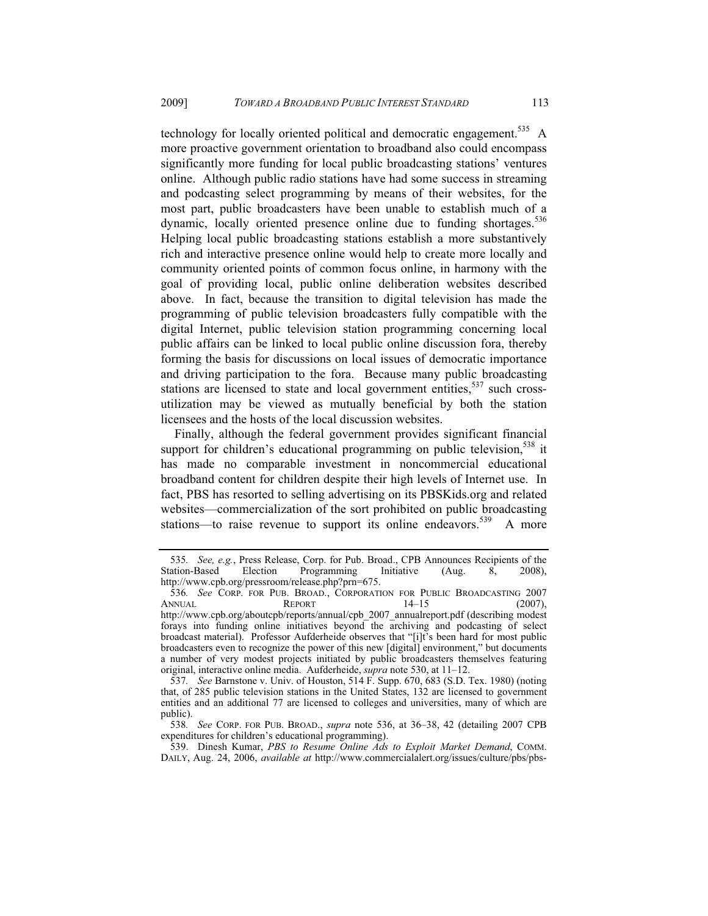technology for locally oriented political and democratic engagement.[535] A more proactive government orientation to broadband also could encompass significantly more funding for local public broadcasting stations' ventures online. Although public radio stations have had some success in streaming and podcasting select programming by means of their websites, for the most part, public broadcasters have been unable to establish much of a dynamic, locally oriented presence online due to funding shortages.[536] Helping local public broadcasting stations establish a more substantively rich and interactive presence online would help to create more locally and community oriented points of common focus online, in harmony with the goal of providing local, public online deliberation websites described above. In fact, because the transition to digital television has made the programming of public television broadcasters fully compatible with the digital Internet, public television station programming concerning local public affairs can be linked to local public online discussion fora, thereby forming the basis for discussions on local issues of democratic importance and driving participation to the fora. Because many public broadcasting stations are licensed to state and local government entities,[537] such cross-utilization may be viewed as mutually beneficial by both the station licensees and the hosts of the local discussion websites.

Finally, although the federal government provides significant financial support for children's educational programming on public television,[538] it has made no comparable investment in noncommercial educational broadband content for children despite their high levels of Internet use. In fact, PBS has resorted to selling advertising on its PBSKids.org and related websites—commercialization of the sort prohibited on public broadcasting stations—to raise revenue to support its online endeavors.[539] A more

---

535. *See, e.g.*, Press Release, Corp. for Pub. Broad., CPB Announces Recipients of the Station-Based Election Programming Initiative (Aug. 8, 2008), http://www.cpb.org/pressroom/release.php?prn=675.

536. *See* CORP. FOR PUB. BROAD., CORPORATION FOR PUBLIC BROADCASTING 2007 ANNUAL REPORT 14–15 (2007), http://www.cpb.org/aboutcpb/reports/annual/cpb_2007_annualreport.pdf (describing modest forays into funding online initiatives beyond the archiving and podcasting of select broadcast material). Professor Aufderheide observes that "[i]t's been hard for most public broadcasters even to recognize the power of this new [digital] environment," but documents a number of very modest projects initiated by public broadcasters themselves featuring original, interactive online media. Aufderheide, *supra* note 530, at 11–12.

537. *See* Barnstone v. Univ. of Houston, 514 F. Supp. 670, 683 (S.D. Tex. 1980) (noting that, of 285 public television stations in the United States, 132 are licensed to government entities and an additional 77 are licensed to colleges and universities, many of which are public).

538. *See* CORP. FOR PUB. BROAD., *supra* note 536, at 36–38, 42 (detailing 2007 CPB expenditures for children's educational programming).

539. Dinesh Kumar, *PBS to Resume Online Ads to Exploit Market Demand*, COMM. DAILY, Aug. 24, 2006, *available at* http://www.commercialalert.org/issues/culture/pbs/pbs-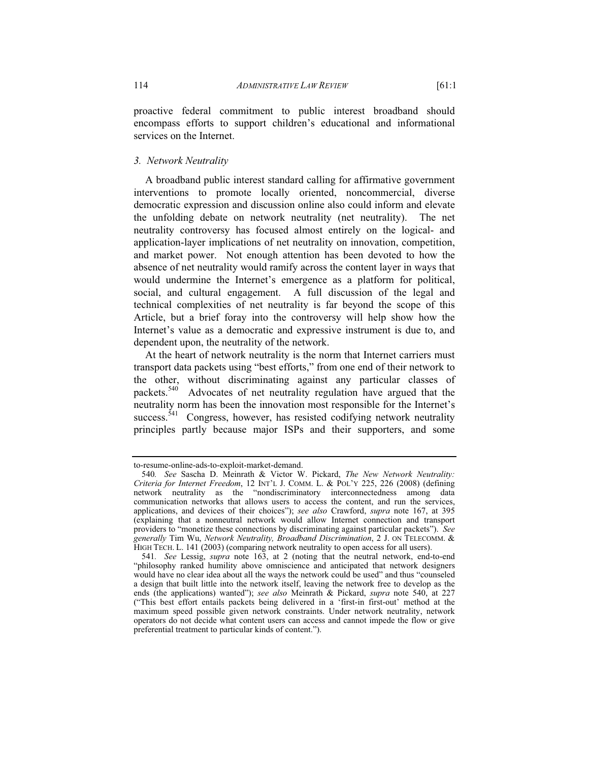proactive federal commitment to public interest broadband should encompass efforts to support children's educational and informational services on the Internet.

### *3. Network Neutrality*

A broadband public interest standard calling for affirmative government interventions to promote locally oriented, noncommercial, diverse democratic expression and discussion online also could inform and elevate the unfolding debate on network neutrality (net neutrality). The net neutrality controversy has focused almost entirely on the logical- and application-layer implications of net neutrality on innovation, competition, and market power. Not enough attention has been devoted to how the absence of net neutrality would ramify across the content layer in ways that would undermine the Internet's emergence as a platform for political, social, and cultural engagement. A full discussion of the legal and technical complexities of net neutrality is far beyond the scope of this Article, but a brief foray into the controversy will help show how the Internet's value as a democratic and expressive instrument is due to, and dependent upon, the neutrality of the network.

At the heart of network neutrality is the norm that Internet carriers must transport data packets using "best efforts," from one end of their network to the other, without discriminating against any particular classes of packets.[540] Advocates of net neutrality regulation have argued that the neutrality norm has been the innovation most responsible for the Internet's success.[541] Congress, however, has resisted codifying network neutrality principles partly because major ISPs and their supporters, and some

---

to-resume-online-ads-to-exploit-market-demand.

540. *See* Sascha D. Meinrath & Victor W. Pickard, *The New Network Neutrality: Criteria for Internet Freedom*, 12 INT'L J. COMM. L. & POL'Y 225, 226 (2008) (defining network neutrality as the "nondiscriminatory interconnectedness among data communication networks that allows users to access the content, and run the services, applications, and devices of their choices"); *see also* Crawford, *supra* note 167, at 395 (explaining that a nonneutral network would allow Internet connection and transport providers to "monetize these connections by discriminating against particular packets"). *See generally* Tim Wu, *Network Neutrality, Broadband Discrimination*, 2 J. ON TELECOMM. & HIGH TECH. L. 141 (2003) (comparing network neutrality to open access for all users).

541. *See* Lessig, *supra* note 163, at 2 (noting that the neutral network, end-to-end "philosophy ranked humility above omniscience and anticipated that network designers would have no clear idea about all the ways the network could be used" and thus "counseled a design that built little into the network itself, leaving the network free to develop as the ends (the applications) wanted"); *see also* Meinrath & Pickard, *supra* note 540, at 227 ("This best effort entails packets being delivered in a 'first-in first-out' method at the maximum speed possible given network constraints. Under network neutrality, network operators do not decide what content users can access and cannot impede the flow or give preferential treatment to particular kinds of content.").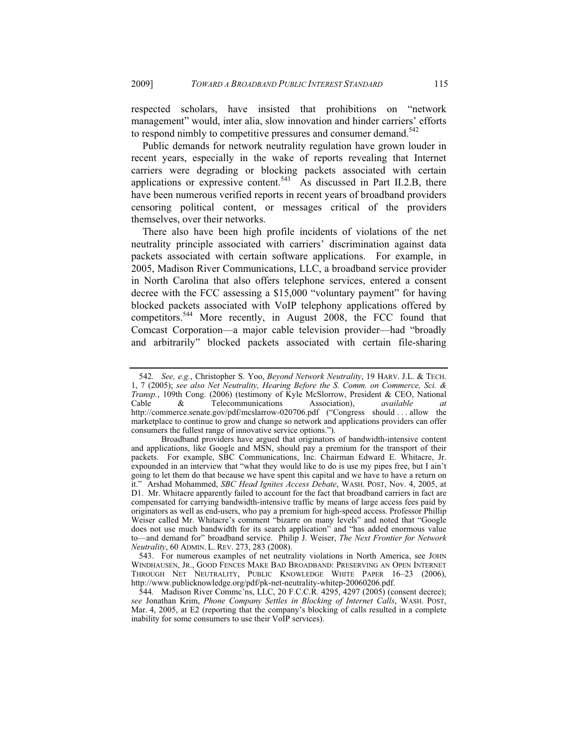respected scholars, have insisted that prohibitions on "network management" would, inter alia, slow innovation and hinder carriers' efforts to respond nimbly to competitive pressures and consumer demand.[542]

Public demands for network neutrality regulation have grown louder in recent years, especially in the wake of reports revealing that Internet carriers were degrading or blocking packets associated with certain applications or expressive content.[543] As discussed in Part II.2.B, there have been numerous verified reports in recent years of broadband providers censoring political content, or messages critical of the providers themselves, over their networks.

There also have been high profile incidents of violations of the net neutrality principle associated with carriers' discrimination against data packets associated with certain software applications. For example, in 2005, Madison River Communications, LLC, a broadband service provider in North Carolina that also offers telephone services, entered a consent decree with the FCC assessing a $15,000 "voluntary payment" for having blocked packets associated with VoIP telephony applications offered by competitors.[544] More recently, in August 2008, the FCC found that Comcast Corporation—a major cable television provider—had "broadly and arbitrarily" blocked packets associated with certain file-sharing

---

542. *See, e.g.*, Christopher S. Yoo, *Beyond Network Neutrality*, 19 HARV. J.L. & TECH. 1, 7 (2005); *see also Net Neutrality, Hearing Before the S. Comm. on Commerce, Sci. & Transp.*, 109th Cong. (2006) (testimony of Kyle McSlorrow, President & CEO, National Cable & Telecommunications Association), *available at* http://commerce.senate.gov/pdf/mcslarrow-020706.pdf ("Congress should . . . allow the marketplace to continue to grow and change so network and applications providers can offer consumers the fullest range of innovative service options.").

Broadband providers have argued that originators of bandwidth-intensive content and applications, like Google and MSN, should pay a premium for the transport of their packets. For example, SBC Communications, Inc. Chairman Edward E. Whitacre, Jr. expounded in an interview that "what they would like to do is use my pipes free, but I ain't going to let them do that because we have spent this capital and we have to have a return on it." Arshad Mohammed, *SBC Head Ignites Access Debate*, WASH. POST, Nov. 4, 2005, at D1. Mr. Whitacre apparently failed to account for the fact that broadband carriers in fact are compensated for carrying bandwidth-intensive traffic by means of large access fees paid by originators as well as end-users, who pay a premium for high-speed access. Professor Phillip Weiser called Mr. Whitacre's comment "bizarre on many levels" and noted that "Google does not use much bandwidth for its search application" and "has added enormous value to—and demand for" broadband service. Philip J. Weiser, *The Next Frontier for Network Neutrality*, 60 ADMIN. L. REV. 273, 283 (2008).

543. For numerous examples of net neutrality violations in North America, see JOHN WINDHAUSEN, JR., GOOD FENCES MAKE BAD BROADBAND: PRESERVING AN OPEN INTERNET THROUGH NET NEUTRALITY, PUBLIC KNOWLEDGE WHITE PAPER 16–23 (2006), http://www.publicknowledge.org/pdf/pk-net-neutrality-whitep-20060206.pdf.

544. Madison River Commc'ns, LLC, 20 F.C.C.R. 4295, 4297 (2005) (consent decree); *see* Jonathan Krim, *Phone Company Settles in Blocking of Internet Calls*, WASH. POST, Mar. 4, 2005, at E2 (reporting that the company's blocking of calls resulted in a complete inability for some consumers to use their VoIP services).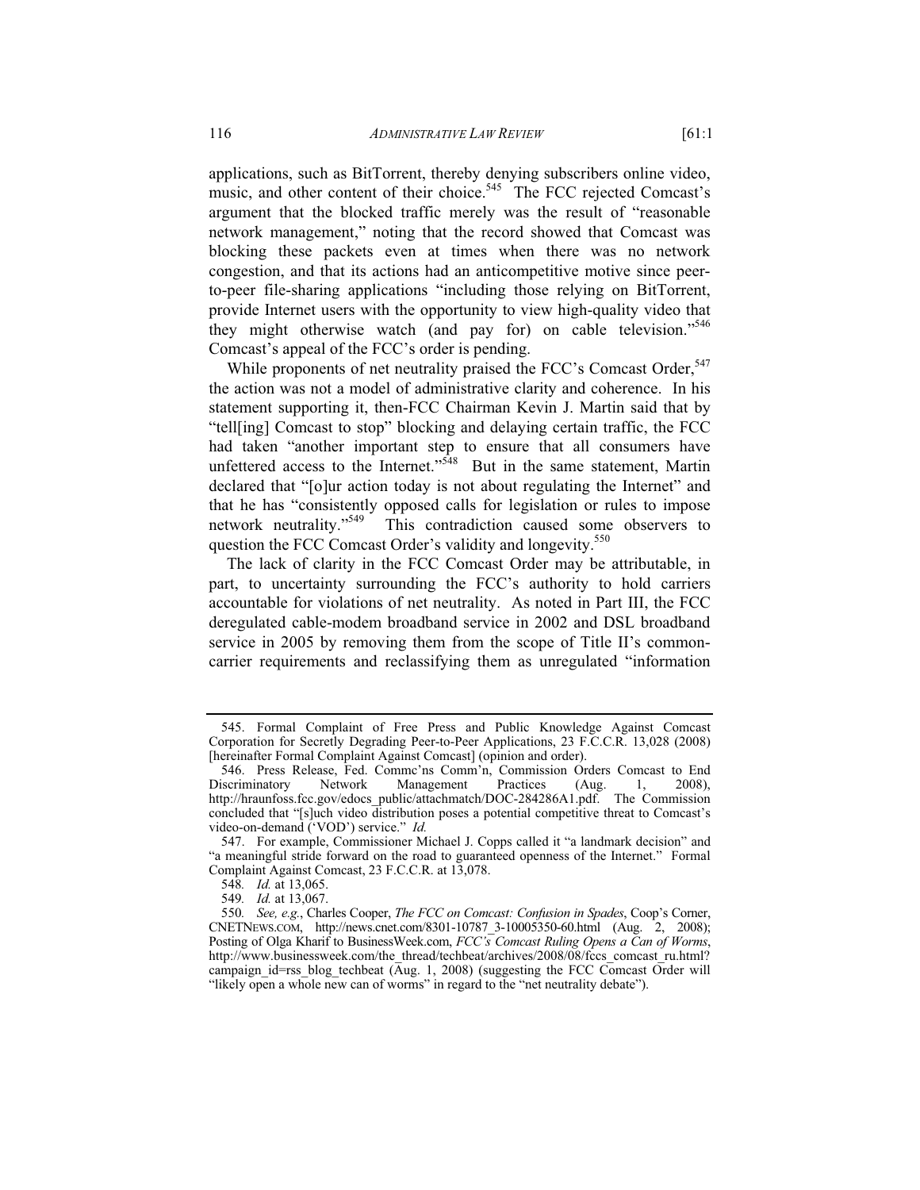applications, such as BitTorrent, thereby denying subscribers online video, music, and other content of their choice.[545] The FCC rejected Comcast's argument that the blocked traffic merely was the result of "reasonable network management," noting that the record showed that Comcast was blocking these packets even at times when there was no network congestion, and that its actions had an anticompetitive motive since peer-to-peer file-sharing applications "including those relying on BitTorrent, provide Internet users with the opportunity to view high-quality video that they might otherwise watch (and pay for) on cable television."[546] Comcast's appeal of the FCC's order is pending.

While proponents of net neutrality praised the FCC's Comcast Order,[547] the action was not a model of administrative clarity and coherence. In his statement supporting it, then-FCC Chairman Kevin J. Martin said that by "tell[ing] Comcast to stop" blocking and delaying certain traffic, the FCC had taken "another important step to ensure that all consumers have unfettered access to the Internet."[548] But in the same statement, Martin declared that "[o]ur action today is not about regulating the Internet" and that he has "consistently opposed calls for legislation or rules to impose network neutrality."[549] This contradiction caused some observers to question the FCC Comcast Order's validity and longevity.[550]

The lack of clarity in the FCC Comcast Order may be attributable, in part, to uncertainty surrounding the FCC's authority to hold carriers accountable for violations of net neutrality. As noted in Part III, the FCC deregulated cable-modem broadband service in 2002 and DSL broadband service in 2005 by removing them from the scope of Title II's common-carrier requirements and reclassifying them as unregulated "information

---

545. Formal Complaint of Free Press and Public Knowledge Against Comcast Corporation for Secretly Degrading Peer-to-Peer Applications, 23 F.C.C.R. 13,028 (2008) [hereinafter Formal Complaint Against Comcast] (opinion and order).

546. Press Release, Fed. Commc'ns Comm'n, Commission Orders Comcast to End Discriminatory Network Management Practices (Aug. 1, 2008), http://hraunfoss.fcc.gov/edocs_public/attachmatch/DOC-284286A1.pdf. The Commission concluded that "[s]uch video distribution poses a potential competitive threat to Comcast's video-on-demand ('VOD') service." *Id.*

547. For example, Commissioner Michael J. Copps called it "a landmark decision" and "a meaningful stride forward on the road to guaranteed openness of the Internet." Formal Complaint Against Comcast, 23 F.C.C.R. at 13,078.

548. *Id.* at 13,065.

549. *Id.* at 13,067.

550. *See, e.g.*, Charles Cooper, *The FCC on Comcast: Confusion in Spades*, Coop's Corner, CNETNEWS.COM, http://news.cnet.com/8301-10787_3-10005350-60.html (Aug. 2, 2008); Posting of Olga Kharif to BusinessWeek.com, *FCC's Comcast Ruling Opens a Can of Worms*, http://www.businessweek.com/the_thread/techbeat/archives/2008/08/fccs_comcast_ru.html?campaign_id=rss_blog_techbeat (Aug. 1, 2008) (suggesting the FCC Comcast Order will "likely open a whole new can of worms" in regard to the "net neutrality debate").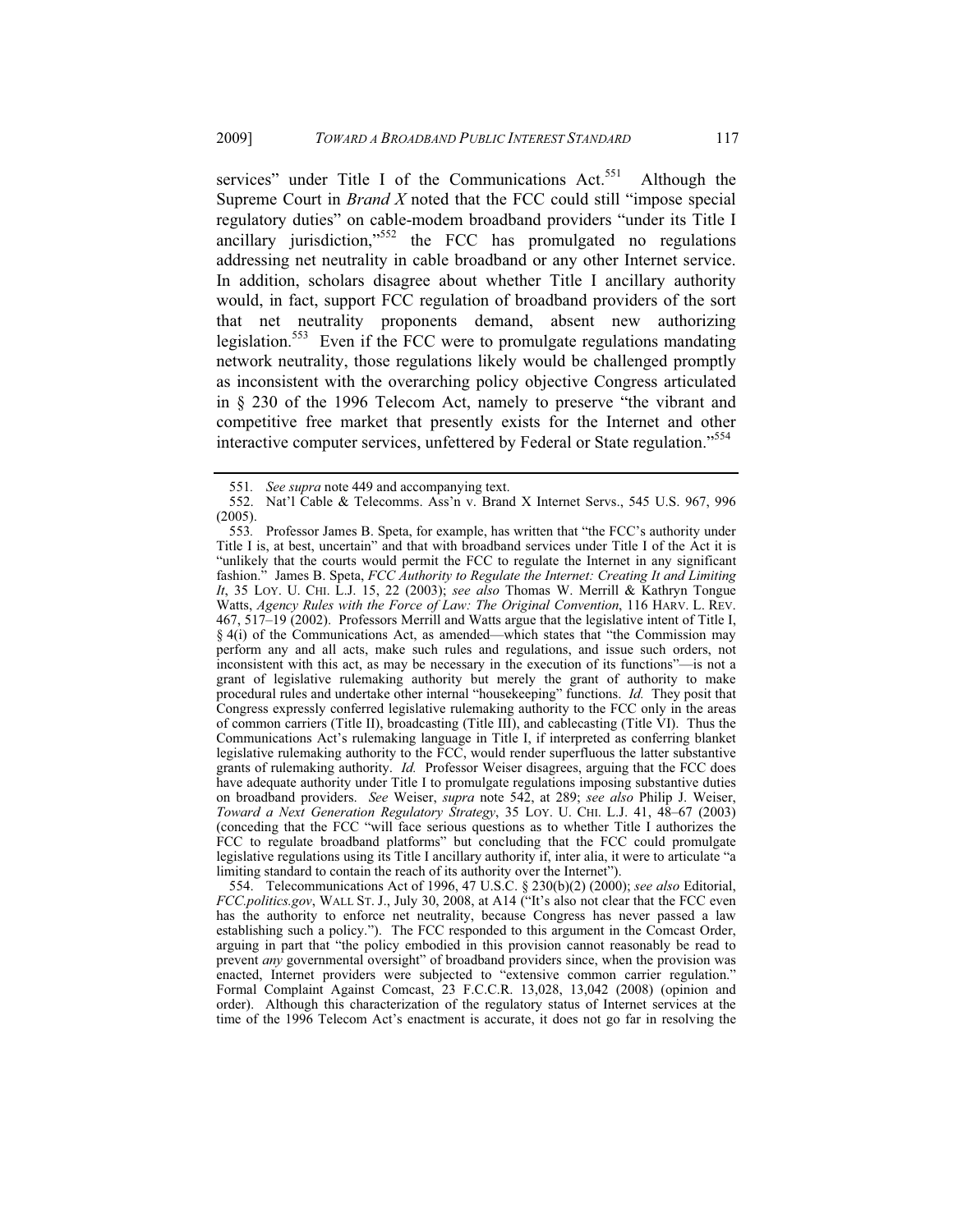services" under Title I of the Communications Act.[551] Although the Supreme Court in *Brand X* noted that the FCC could still "impose special regulatory duties" on cable-modem broadband providers "under its Title I ancillary jurisdiction,"[552] the FCC has promulgated no regulations addressing net neutrality in cable broadband or any other Internet service. In addition, scholars disagree about whether Title I ancillary authority would, in fact, support FCC regulation of broadband providers of the sort that net neutrality proponents demand, absent new authorizing legislation.[553] Even if the FCC were to promulgate regulations mandating network neutrality, those regulations likely would be challenged promptly as inconsistent with the overarching policy objective Congress articulated in § 230 of the 1996 Telecom Act, namely to preserve "the vibrant and competitive free market that presently exists for the Internet and other interactive computer services, unfettered by Federal or State regulation."[554]

551. *See supra* note 449 and accompanying text.

552. Nat'l Cable & Telecomms. Ass'n v. Brand X Internet Servs., 545 U.S. 967, 996 (2005).

553. Professor James B. Speta, for example, has written that "the FCC's authority under Title I is, at best, uncertain" and that with broadband services under Title I of the Act it is "unlikely that the courts would permit the FCC to regulate the Internet in any significant fashion." James B. Speta, *FCC Authority to Regulate the Internet: Creating It and Limiting It*, 35 LOY. U. CHI. L.J. 15, 22 (2003); *see also* Thomas W. Merrill & Kathryn Tongue Watts, *Agency Rules with the Force of Law: The Original Convention*, 116 HARV. L. REV. 467, 517–19 (2002). Professors Merrill and Watts argue that the legislative intent of Title I, § 4(i) of the Communications Act, as amended—which states that "the Commission may perform any and all acts, make such rules and regulations, and issue such orders, not inconsistent with this act, as may be necessary in the execution of its functions"—is not a grant of legislative rulemaking authority but merely the grant of authority to make procedural rules and undertake other internal "housekeeping" functions. *Id.* They posit that Congress expressly conferred legislative rulemaking authority to the FCC only in the areas of common carriers (Title II), broadcasting (Title III), and cablecasting (Title VI). Thus the Communications Act's rulemaking language in Title I, if interpreted as conferring blanket legislative rulemaking authority to the FCC, would render superfluous the latter substantive grants of rulemaking authority. *Id.* Professor Weiser disagrees, arguing that the FCC does have adequate authority under Title I to promulgate regulations imposing substantive duties on broadband providers. *See* Weiser, *supra* note 542, at 289; *see also* Philip J. Weiser, *Toward a Next Generation Regulatory Strategy*, 35 LOY. U. CHI. L.J. 41, 48–67 (2003) (conceding that the FCC "will face serious questions as to whether Title I authorizes the FCC to regulate broadband platforms" but concluding that the FCC could promulgate legislative regulations using its Title I ancillary authority if, inter alia, it were to articulate "a limiting standard to contain the reach of its authority over the Internet").

554. Telecommunications Act of 1996, 47 U.S.C. § 230(b)(2) (2000); *see also* Editorial, *FCC.politics.gov*, WALL ST. J., July 30, 2008, at A14 ("It's also not clear that the FCC even has the authority to enforce net neutrality, because Congress has never passed a law establishing such a policy."). The FCC responded to this argument in the Comcast Order, arguing in part that "the policy embodied in this provision cannot reasonably be read to prevent *any* governmental oversight" of broadband providers since, when the provision was enacted, Internet providers were subjected to "extensive common carrier regulation." Formal Complaint Against Comcast, 23 F.C.C.R. 13,028, 13,042 (2008) (opinion and order). Although this characterization of the regulatory status of Internet services at the time of the 1996 Telecom Act's enactment is accurate, it does not go far in resolving the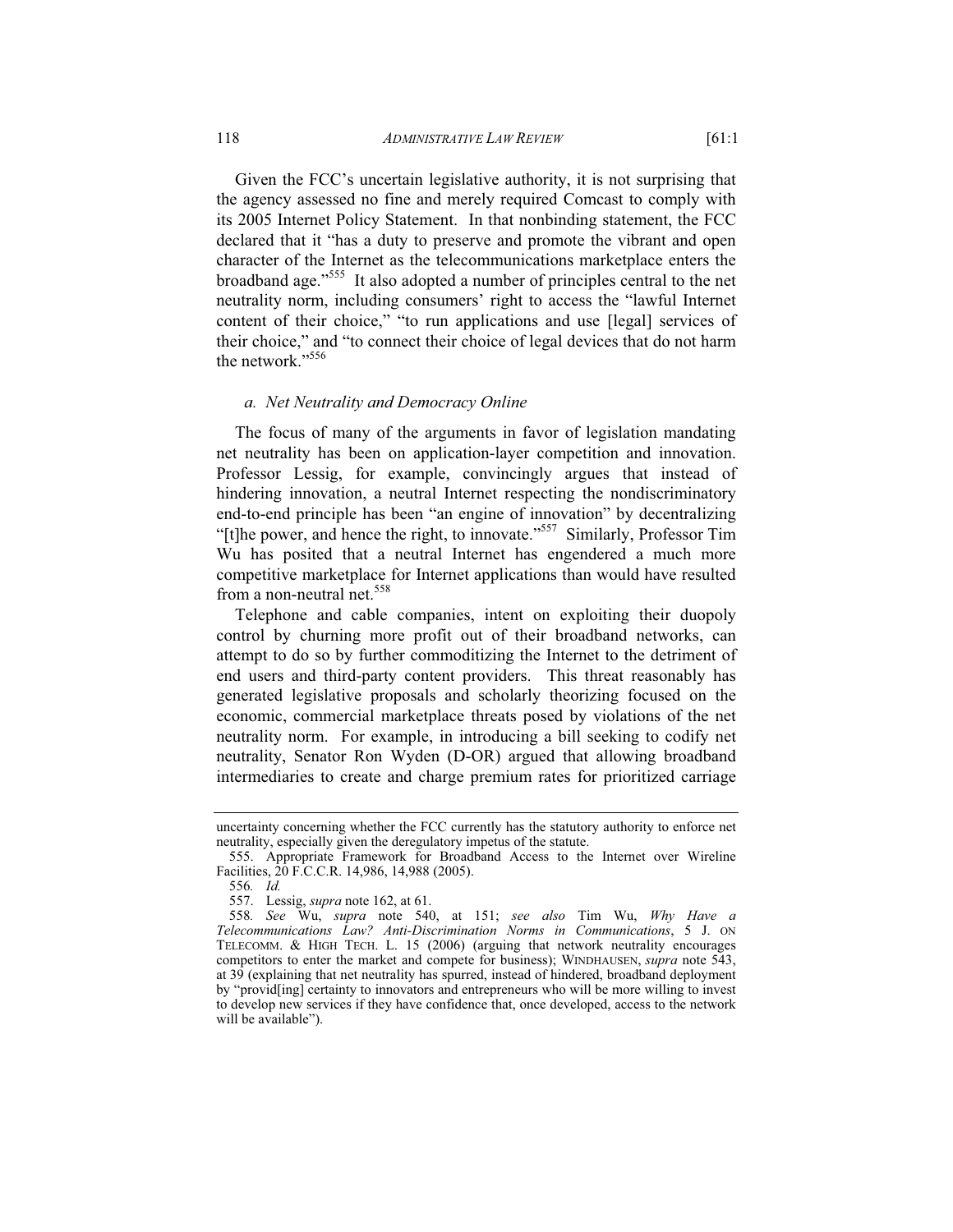Given the FCC's uncertain legislative authority, it is not surprising that the agency assessed no fine and merely required Comcast to comply with its 2005 Internet Policy Statement. In that nonbinding statement, the FCC declared that it "has a duty to preserve and promote the vibrant and open character of the Internet as the telecommunications marketplace enters the broadband age."[555] It also adopted a number of principles central to the net neutrality norm, including consumers' right to access the "lawful Internet content of their choice," "to run applications and use [legal] services of their choice," and "to connect their choice of legal devices that do not harm the network."[556]

### *a. Net Neutrality and Democracy Online*

The focus of many of the arguments in favor of legislation mandating net neutrality has been on application-layer competition and innovation. Professor Lessig, for example, convincingly argues that instead of hindering innovation, a neutral Internet respecting the nondiscriminatory end-to-end principle has been "an engine of innovation" by decentralizing "[t]he power, and hence the right, to innovate."[557] Similarly, Professor Tim Wu has posited that a neutral Internet has engendered a much more competitive marketplace for Internet applications than would have resulted from a non-neutral net.[558]

Telephone and cable companies, intent on exploiting their duopoly control by churning more profit out of their broadband networks, can attempt to do so by further commoditizing the Internet to the detriment of end users and third-party content providers. This threat reasonably has generated legislative proposals and scholarly theorizing focused on the economic, commercial marketplace threats posed by violations of the net neutrality norm. For example, in introducing a bill seeking to codify net neutrality, Senator Ron Wyden (D-OR) argued that allowing broadband intermediaries to create and charge premium rates for prioritized carriage

---

uncertainty concerning whether the FCC currently has the statutory authority to enforce net neutrality, especially given the deregulatory impetus of the statute.

555. Appropriate Framework for Broadband Access to the Internet over Wireline Facilities, 20 F.C.C.R. 14,986, 14,988 (2005).

556. *Id.*

557. Lessig, *supra* note 162, at 61.

558. *See* Wu, *supra* note 540, at 151; *see also* Tim Wu, *Why Have a Telecommunications Law? Anti-Discrimination Norms in Communications*, 5 J. ON TELECOMM. & HIGH TECH. L. 15 (2006) (arguing that network neutrality encourages competitors to enter the market and compete for business); WINDHAUSEN, *supra* note 543, at 39 (explaining that net neutrality has spurred, instead of hindered, broadband deployment by "provid[ing] certainty to innovators and entrepreneurs who will be more willing to invest to develop new services if they have confidence that, once developed, access to the network will be available").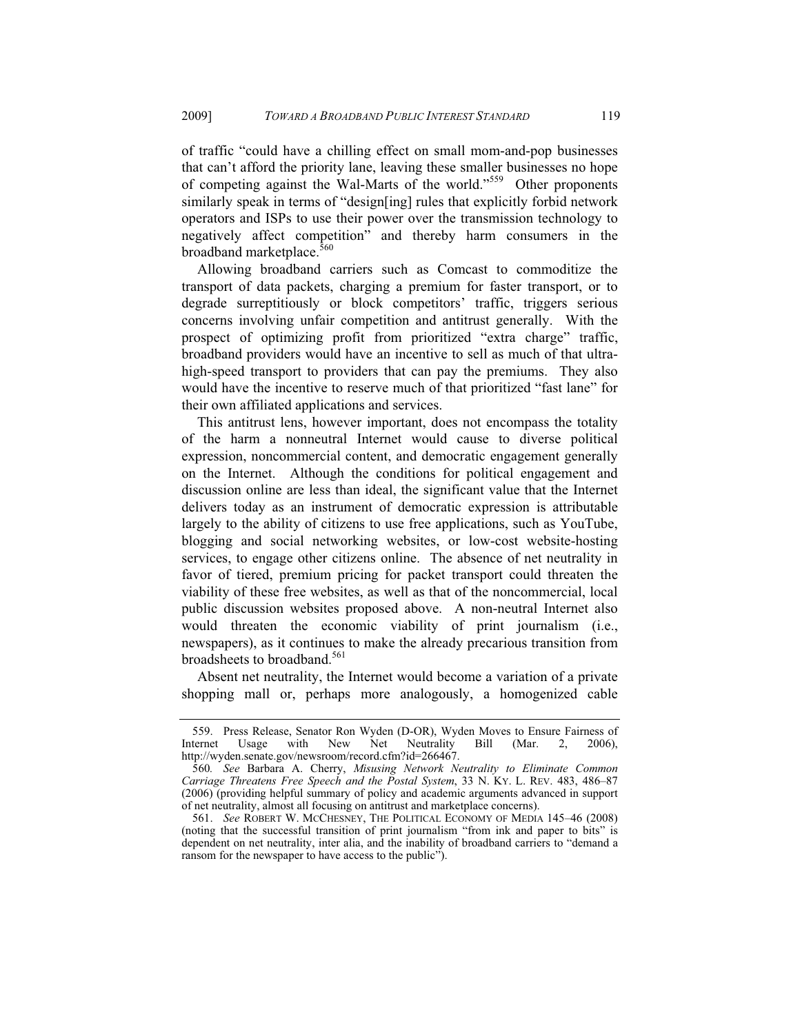of traffic "could have a chilling effect on small mom-and-pop businesses that can't afford the priority lane, leaving these smaller businesses no hope of competing against the Wal-Marts of the world."[559] Other proponents similarly speak in terms of "design[ing] rules that explicitly forbid network operators and ISPs to use their power over the transmission technology to negatively affect competition" and thereby harm consumers in the broadband marketplace.[560]

Allowing broadband carriers such as Comcast to commoditize the transport of data packets, charging a premium for faster transport, or to degrade surreptitiously or block competitors' traffic, triggers serious concerns involving unfair competition and antitrust generally. With the prospect of optimizing profit from prioritized "extra charge" traffic, broadband providers would have an incentive to sell as much of that ultra-high-speed transport to providers that can pay the premiums. They also would have the incentive to reserve much of that prioritized "fast lane" for their own affiliated applications and services.

This antitrust lens, however important, does not encompass the totality of the harm a nonneutral Internet would cause to diverse political expression, noncommercial content, and democratic engagement generally on the Internet. Although the conditions for political engagement and discussion online are less than ideal, the significant value that the Internet delivers today as an instrument of democratic expression is attributable largely to the ability of citizens to use free applications, such as YouTube, blogging and social networking websites, or low-cost website-hosting services, to engage other citizens online. The absence of net neutrality in favor of tiered, premium pricing for packet transport could threaten the viability of these free websites, as well as that of the noncommercial, local public discussion websites proposed above. A non-neutral Internet also would threaten the economic viability of print journalism (i.e., newspapers), as it continues to make the already precarious transition from broadsheets to broadband.[561]

Absent net neutrality, the Internet would become a variation of a private shopping mall or, perhaps more analogously, a homogenized cable

---

559. Press Release, Senator Ron Wyden (D-OR), Wyden Moves to Ensure Fairness of Internet Usage with New Net Neutrality Bill (Mar. 2, 2006), http://wyden.senate.gov/newsroom/record.cfm?id=266467.

560. *See* Barbara A. Cherry, *Misusing Network Neutrality to Eliminate Common Carriage Threatens Free Speech and the Postal System*, 33 N. KY. L. REV. 483, 486–87 (2006) (providing helpful summary of policy and academic arguments advanced in support of net neutrality, almost all focusing on antitrust and marketplace concerns).

561. *See* ROBERT W. MCCHESNEY, THE POLITICAL ECONOMY OF MEDIA 145–46 (2008) (noting that the successful transition of print journalism "from ink and paper to bits" is dependent on net neutrality, inter alia, and the inability of broadband carriers to "demand a ransom for the newspaper to have access to the public").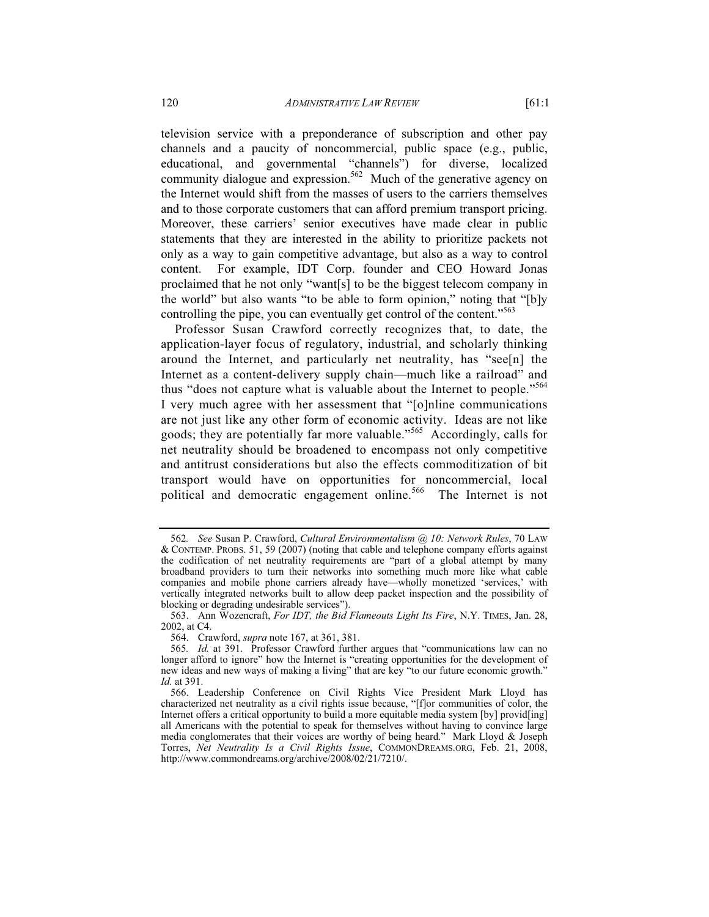television service with a preponderance of subscription and other pay channels and a paucity of noncommercial, public space (e.g., public, educational, and governmental "channels") for diverse, localized community dialogue and expression.[562] Much of the generative agency on the Internet would shift from the masses of users to the carriers themselves and to those corporate customers that can afford premium transport pricing. Moreover, these carriers' senior executives have made clear in public statements that they are interested in the ability to prioritize packets not only as a way to gain competitive advantage, but also as a way to control content. For example, IDT Corp. founder and CEO Howard Jonas proclaimed that he not only "want[s] to be the biggest telecom company in the world" but also wants "to be able to form opinion," noting that "[b]y controlling the pipe, you can eventually get control of the content."[563]

Professor Susan Crawford correctly recognizes that, to date, the application-layer focus of regulatory, industrial, and scholarly thinking around the Internet, and particularly net neutrality, has "see[n] the Internet as a content-delivery supply chain—much like a railroad" and thus "does not capture what is valuable about the Internet to people."[564] I very much agree with her assessment that "[o]nline communications are not just like any other form of economic activity. Ideas are not like goods; they are potentially far more valuable."[565] Accordingly, calls for net neutrality should be broadened to encompass not only competitive and antitrust considerations but also the effects commoditization of bit transport would have on opportunities for noncommercial, local political and democratic engagement online.[566] The Internet is not

---

562. *See* Susan P. Crawford, *Cultural Environmentalism @ 10: Network Rules*, 70 LAW & CONTEMP. PROBS. 51, 59 (2007) (noting that cable and telephone company efforts against the codification of net neutrality requirements are "part of a global attempt by many broadband providers to turn their networks into something much more like what cable companies and mobile phone carriers already have—wholly monetized 'services,' with vertically integrated networks built to allow deep packet inspection and the possibility of blocking or degrading undesirable services").

563. Ann Wozencraft, *For IDT, the Bid Flameouts Light Its Fire*, N.Y. TIMES, Jan. 28, 2002, at C4.

564. Crawford, *supra* note 167, at 361, 381.

565. *Id.* at 391. Professor Crawford further argues that "communications law can no longer afford to ignore" how the Internet is "creating opportunities for the development of new ideas and new ways of making a living" that are key "to our future economic growth." *Id.* at 391.

566. Leadership Conference on Civil Rights Vice President Mark Lloyd has characterized net neutrality as a civil rights issue because, "[f]or communities of color, the Internet offers a critical opportunity to build a more equitable media system [by] provid[ing] all Americans with the potential to speak for themselves without having to convince large media conglomerates that their voices are worthy of being heard." Mark Lloyd & Joseph Torres, *Net Neutrality Is a Civil Rights Issue*, COMMONDREAMS.ORG, Feb. 21, 2008, http://www.commondreams.org/archive/2008/02/21/7210/.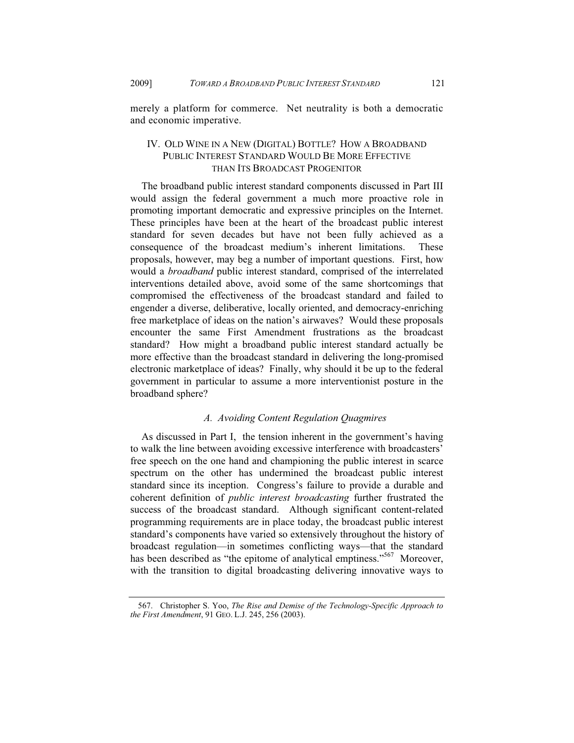merely a platform for commerce. Net neutrality is both a democratic and economic imperative.

## IV. OLD WINE IN A NEW (DIGITAL) BOTTLE? HOW A BROADBAND PUBLIC INTEREST STANDARD WOULD BE MORE EFFECTIVE THAN ITS BROADCAST PROGENITOR

The broadband public interest standard components discussed in Part III would assign the federal government a much more proactive role in promoting important democratic and expressive principles on the Internet. These principles have been at the heart of the broadcast public interest standard for seven decades but have not been fully achieved as a consequence of the broadcast medium's inherent limitations. These proposals, however, may beg a number of important questions. First, how would a *broadband* public interest standard, comprised of the interrelated interventions detailed above, avoid some of the same shortcomings that compromised the effectiveness of the broadcast standard and failed to engender a diverse, deliberative, locally oriented, and democracy-enriching free marketplace of ideas on the nation's airwaves? Would these proposals encounter the same First Amendment frustrations as the broadcast standard? How might a broadband public interest standard actually be more effective than the broadcast standard in delivering the long-promised electronic marketplace of ideas? Finally, why should it be up to the federal government in particular to assume a more interventionist posture in the broadband sphere?

### *A. Avoiding Content Regulation Quagmires*

As discussed in Part I, the tension inherent in the government's having to walk the line between avoiding excessive interference with broadcasters' free speech on the one hand and championing the public interest in scarce spectrum on the other has undermined the broadcast public interest standard since its inception. Congress's failure to provide a durable and coherent definition of *public interest broadcasting* further frustrated the success of the broadcast standard. Although significant content-related programming requirements are in place today, the broadcast public interest standard's components have varied so extensively throughout the history of broadcast regulation—in sometimes conflicting ways—that the standard has been described as "the epitome of analytical emptiness."[567] Moreover, with the transition to digital broadcasting delivering innovative ways to

567. Christopher S. Yoo, *The Rise and Demise of the Technology-Specific Approach to the First Amendment*, 91 GEO. L.J. 245, 256 (2003).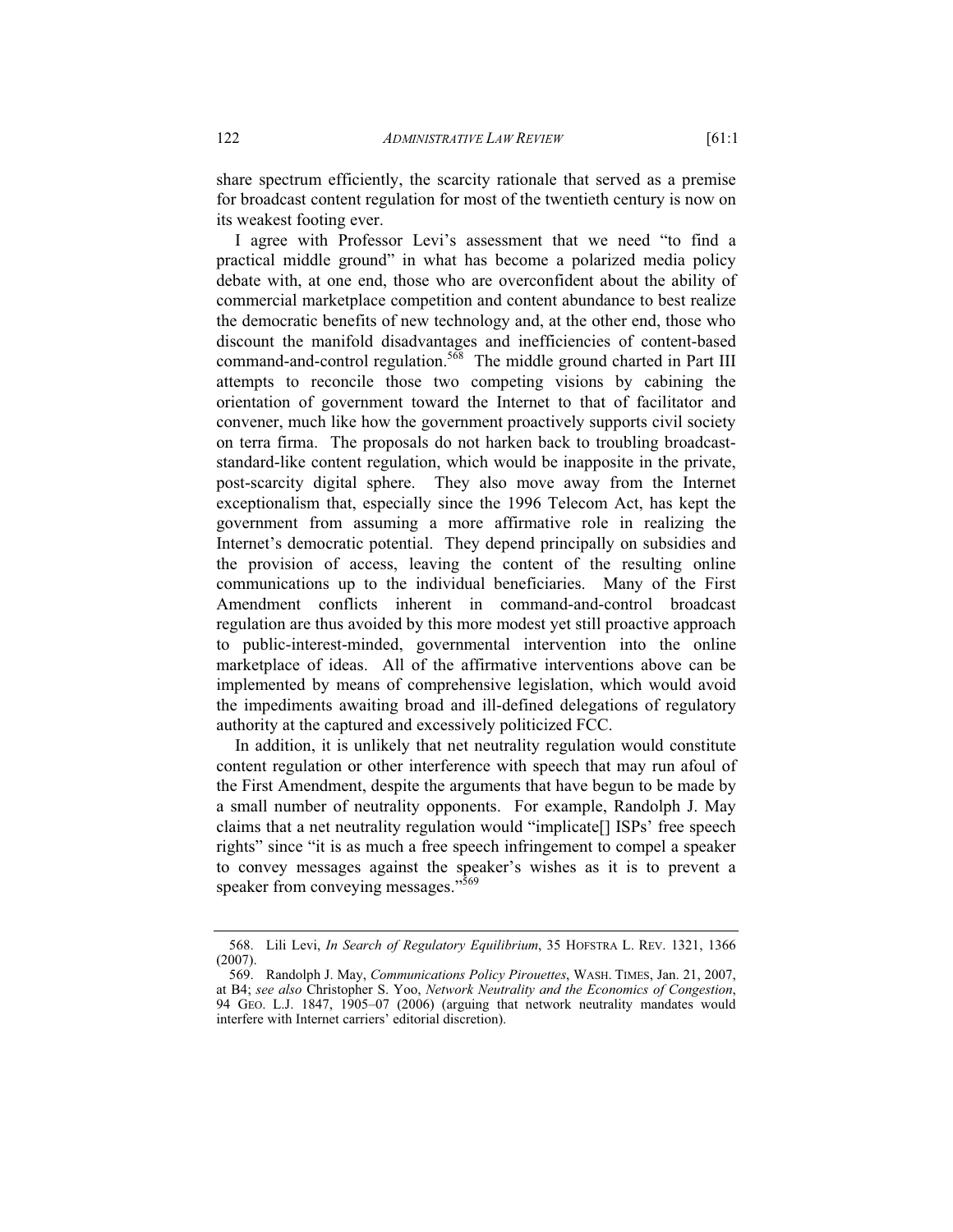share spectrum efficiently, the scarcity rationale that served as a premise for broadcast content regulation for most of the twentieth century is now on its weakest footing ever.

I agree with Professor Levi's assessment that we need "to find a practical middle ground" in what has become a polarized media policy debate with, at one end, those who are overconfident about the ability of commercial marketplace competition and content abundance to best realize the democratic benefits of new technology and, at the other end, those who discount the manifold disadvantages and inefficiencies of content-based command-and-control regulation.[568] The middle ground charted in Part III attempts to reconcile those two competing visions by cabining the orientation of government toward the Internet to that of facilitator and convener, much like how the government proactively supports civil society on terra firma. The proposals do not harken back to troubling broadcast-standard-like content regulation, which would be inapposite in the private, post-scarcity digital sphere. They also move away from the Internet exceptionalism that, especially since the 1996 Telecom Act, has kept the government from assuming a more affirmative role in realizing the Internet's democratic potential. They depend principally on subsidies and the provision of access, leaving the content of the resulting online communications up to the individual beneficiaries. Many of the First Amendment conflicts inherent in command-and-control broadcast regulation are thus avoided by this more modest yet still proactive approach to public-interest-minded, governmental intervention into the online marketplace of ideas. All of the affirmative interventions above can be implemented by means of comprehensive legislation, which would avoid the impediments awaiting broad and ill-defined delegations of regulatory authority at the captured and excessively politicized FCC.

In addition, it is unlikely that net neutrality regulation would constitute content regulation or other interference with speech that may run afoul of the First Amendment, despite the arguments that have begun to be made by a small number of neutrality opponents. For example, Randolph J. May claims that a net neutrality regulation would "implicate[] ISPs' free speech rights" since "it is as much a free speech infringement to compel a speaker to convey messages against the speaker's wishes as it is to prevent a speaker from conveying messages."[569]

---

568. Lili Levi, *In Search of Regulatory Equilibrium*, 35 HOFSTRA L. REV. 1321, 1366 (2007).

569. Randolph J. May, *Communications Policy Pirouettes*, WASH. TIMES, Jan. 21, 2007, at B4; *see also* Christopher S. Yoo, *Network Neutrality and the Economics of Congestion*, 94 GEO. L.J. 1847, 1905–07 (2006) (arguing that network neutrality mandates would interfere with Internet carriers' editorial discretion).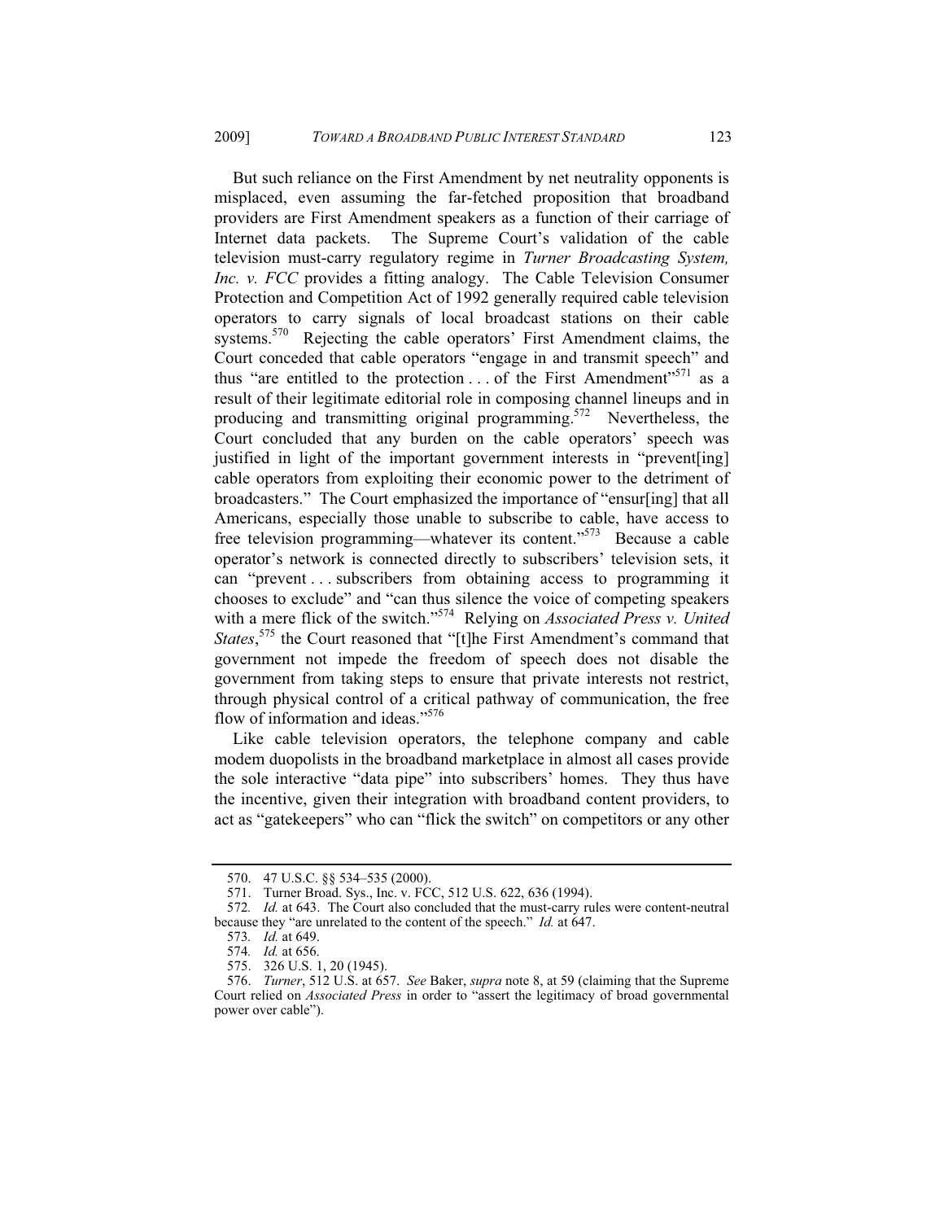But such reliance on the First Amendment by net neutrality opponents is misplaced, even assuming the far-fetched proposition that broadband providers are First Amendment speakers as a function of their carriage of Internet data packets. The Supreme Court's validation of the cable television must-carry regulatory regime in *Turner Broadcasting System, Inc. v. FCC* provides a fitting analogy. The Cable Television Consumer Protection and Competition Act of 1992 generally required cable television operators to carry signals of local broadcast stations on their cable systems.[570] Rejecting the cable operators' First Amendment claims, the Court conceded that cable operators "engage in and transmit speech" and thus "are entitled to the protection . . . of the First Amendment"[571] as a result of their legitimate editorial role in composing channel lineups and in producing and transmitting original programming.[572] Nevertheless, the Court concluded that any burden on the cable operators' speech was justified in light of the important government interests in "prevent[ing] cable operators from exploiting their economic power to the detriment of broadcasters." The Court emphasized the importance of "ensur[ing] that all Americans, especially those unable to subscribe to cable, have access to free television programming—whatever its content."[573] Because a cable operator's network is connected directly to subscribers' television sets, it can "prevent . . . subscribers from obtaining access to programming it chooses to exclude" and "can thus silence the voice of competing speakers with a mere flick of the switch."[574] Relying on *Associated Press v. United States*,[575] the Court reasoned that "[t]he First Amendment's command that government not impede the freedom of speech does not disable the government from taking steps to ensure that private interests not restrict, through physical control of a critical pathway of communication, the free flow of information and ideas."[576]

Like cable television operators, the telephone company and cable modem duopolists in the broadband marketplace in almost all cases provide the sole interactive "data pipe" into subscribers' homes. They thus have the incentive, given their integration with broadband content providers, to act as "gatekeepers" who can "flick the switch" on competitors or any other

---

570. 47 U.S.C. §§ 534–535 (2000).

571. Turner Broad. Sys., Inc. v. FCC, 512 U.S. 622, 636 (1994).

572. *Id.* at 643. The Court also concluded that the must-carry rules were content-neutral because they "are unrelated to the content of the speech." *Id.* at 647.

573. *Id.* at 649.

574. *Id.* at 656.

575. 326 U.S. 1, 20 (1945).

576. *Turner*, 512 U.S. at 657. *See* Baker, *supra* note 8, at 59 (claiming that the Supreme Court relied on *Associated Press* in order to "assert the legitimacy of broad governmental power over cable").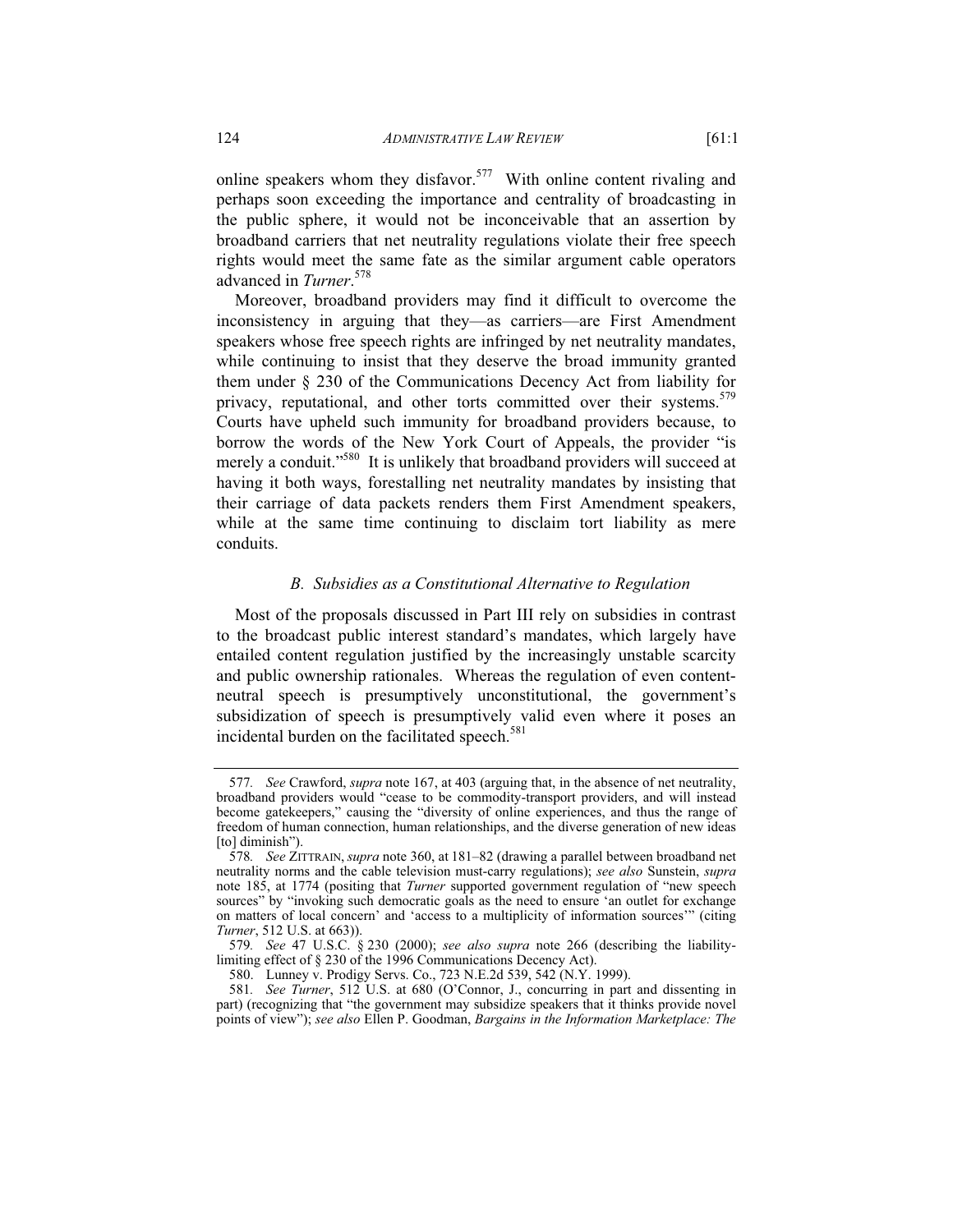online speakers whom they disfavor.[577] With online content rivaling and perhaps soon exceeding the importance and centrality of broadcasting in the public sphere, it would not be inconceivable that an assertion by broadband carriers that net neutrality regulations violate their free speech rights would meet the same fate as the similar argument cable operators advanced in *Turner*.[578]

Moreover, broadband providers may find it difficult to overcome the inconsistency in arguing that they—as carriers—are First Amendment speakers whose free speech rights are infringed by net neutrality mandates, while continuing to insist that they deserve the broad immunity granted them under § 230 of the Communications Decency Act from liability for privacy, reputational, and other torts committed over their systems.[579] Courts have upheld such immunity for broadband providers because, to borrow the words of the New York Court of Appeals, the provider "is merely a conduit."[580] It is unlikely that broadband providers will succeed at having it both ways, forestalling net neutrality mandates by insisting that their carriage of data packets renders them First Amendment speakers, while at the same time continuing to disclaim tort liability as mere conduits.

### *B. Subsidies as a Constitutional Alternative to Regulation*

Most of the proposals discussed in Part III rely on subsidies in contrast to the broadcast public interest standard's mandates, which largely have entailed content regulation justified by the increasingly unstable scarcity and public ownership rationales. Whereas the regulation of even content-neutral speech is presumptively unconstitutional, the government's subsidization of speech is presumptively valid even where it poses an incidental burden on the facilitated speech.[581]

---

577. *See* Crawford, *supra* note 167, at 403 (arguing that, in the absence of net neutrality, broadband providers would "cease to be commodity-transport providers, and will instead become gatekeepers," causing the "diversity of online experiences, and thus the range of freedom of human connection, human relationships, and the diverse generation of new ideas [to] diminish").

578. *See* ZITTRAIN, *supra* note 360, at 181–82 (drawing a parallel between broadband net neutrality norms and the cable television must-carry regulations); *see also* Sunstein, *supra* note 185, at 1774 (positing that *Turner* supported government regulation of "new speech sources" by "invoking such democratic goals as the need to ensure 'an outlet for exchange on matters of local concern' and 'access to a multiplicity of information sources'" (citing *Turner*, 512 U.S. at 663)).

579. *See* 47 U.S.C. § 230 (2000); *see also supra* note 266 (describing the liability-limiting effect of § 230 of the 1996 Communications Decency Act).

580. Lunney v. Prodigy Servs. Co., 723 N.E.2d 539, 542 (N.Y. 1999).

581. *See Turner*, 512 U.S. at 680 (O'Connor, J., concurring in part and dissenting in part) (recognizing that "the government may subsidize speakers that it thinks provide novel points of view"); *see also* Ellen P. Goodman, *Bargains in the Information Marketplace: The*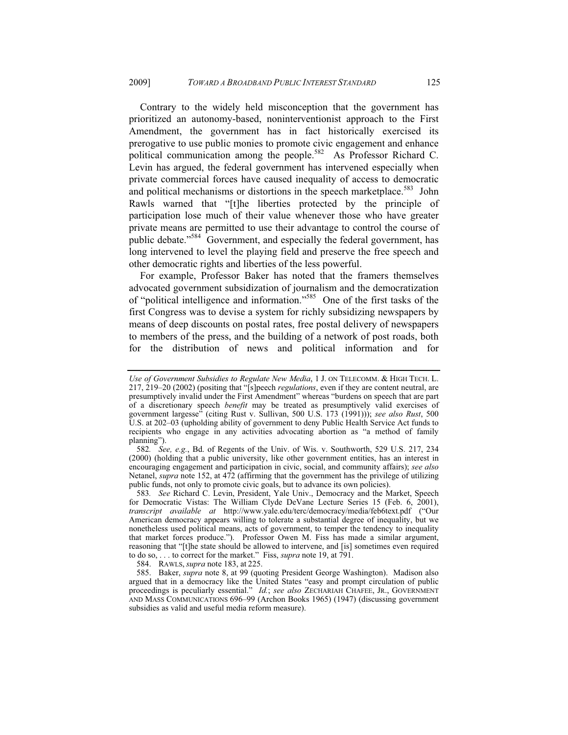Contrary to the widely held misconception that the government has prioritized an autonomy-based, noninterventionist approach to the First Amendment, the government has in fact historically exercised its prerogative to use public monies to promote civic engagement and enhance political communication among the people.[582] As Professor Richard C. Levin has argued, the federal government has intervened especially when private commercial forces have caused inequality of access to democratic and political mechanisms or distortions in the speech marketplace.[583] John Rawls warned that "[t]he liberties protected by the principle of participation lose much of their value whenever those who have greater private means are permitted to use their advantage to control the course of public debate."[584] Government, and especially the federal government, has long intervened to level the playing field and preserve the free speech and other democratic rights and liberties of the less powerful.

For example, Professor Baker has noted that the framers themselves advocated government subsidization of journalism and the democratization of "political intelligence and information."[585] One of the first tasks of the first Congress was to devise a system for richly subsidizing newspapers by means of deep discounts on postal rates, free postal delivery of newspapers to members of the press, and the building of a network of post roads, both for the distribution of news and political information and for

---

*Use of Government Subsidies to Regulate New Media*, 1 J. ON TELECOMM. & HIGH TECH. L. 217, 219–20 (2002) (positing that "[s]peech *regulations*, even if they are content neutral, are presumptively invalid under the First Amendment" whereas "burdens on speech that are part of a discretionary speech *benefit* may be treated as presumptively valid exercises of government largesse" (citing Rust v. Sullivan, 500 U.S. 173 (1991))); *see also Rust*, 500 U.S. at 202–03 (upholding ability of government to deny Public Health Service Act funds to recipients who engage in any activities advocating abortion as "a method of family planning").

582. *See, e.g.*, Bd. of Regents of the Univ. of Wis. v. Southworth, 529 U.S. 217, 234 (2000) (holding that a public university, like other government entities, has an interest in encouraging engagement and participation in civic, social, and community affairs); *see also* Netanel, *supra* note 152, at 472 (affirming that the government has the privilege of utilizing public funds, not only to promote civic goals, but to advance its own policies).

583. *See* Richard C. Levin, President, Yale Univ., Democracy and the Market, Speech for Democratic Vistas: The William Clyde DeVane Lecture Series 15 (Feb. 6, 2001), *transcript available at* http://www.yale.edu/terc/democracy/media/feb6text.pdf ("Our American democracy appears willing to tolerate a substantial degree of inequality, but we nonetheless used political means, acts of government, to temper the tendency to inequality that market forces produce."). Professor Owen M. Fiss has made a similar argument, reasoning that "[t]he state should be allowed to intervene, and [is] sometimes even required to do so, . . . to correct for the market." Fiss, *supra* note 19, at 791.

584. RAWLS, *supra* note 183, at 225.

585. Baker, *supra* note 8, at 99 (quoting President George Washington). Madison also argued that in a democracy like the United States "easy and prompt circulation of public proceedings is peculiarly essential." *Id.*; *see also* ZECHARIAH CHAFEE, JR., GOVERNMENT AND MASS COMMUNICATIONS 696–99 (Archon Books 1965) (1947) (discussing government subsidies as valid and useful media reform measure).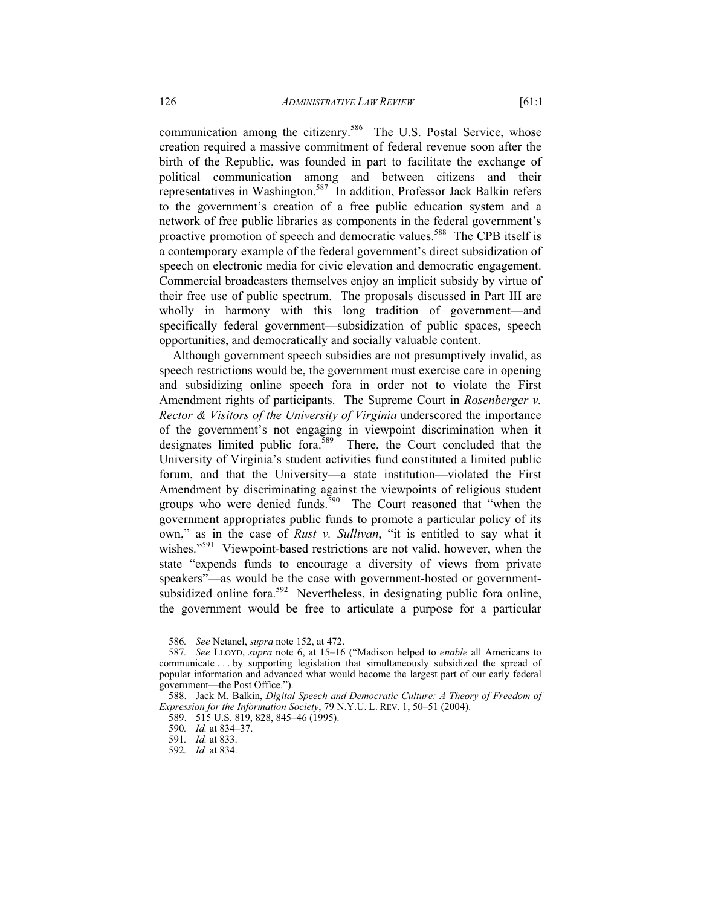communication among the citizenry.[586] The U.S. Postal Service, whose creation required a massive commitment of federal revenue soon after the birth of the Republic, was founded in part to facilitate the exchange of political communication among and between citizens and their representatives in Washington.[587] In addition, Professor Jack Balkin refers to the government's creation of a free public education system and a network of free public libraries as components in the federal government's proactive promotion of speech and democratic values.[588] The CPB itself is a contemporary example of the federal government's direct subsidization of speech on electronic media for civic elevation and democratic engagement. Commercial broadcasters themselves enjoy an implicit subsidy by virtue of their free use of public spectrum. The proposals discussed in Part III are wholly in harmony with this long tradition of government—and specifically federal government—subsidization of public spaces, speech opportunities, and democratically and socially valuable content.

Although government speech subsidies are not presumptively invalid, as speech restrictions would be, the government must exercise care in opening and subsidizing online speech fora in order not to violate the First Amendment rights of participants. The Supreme Court in *Rosenberger v. Rector & Visitors of the University of Virginia* underscored the importance of the government's not engaging in viewpoint discrimination when it designates limited public fora.[589] There, the Court concluded that the University of Virginia's student activities fund constituted a limited public forum, and that the University—a state institution—violated the First Amendment by discriminating against the viewpoints of religious student groups who were denied funds.[590] The Court reasoned that "when the government appropriates public funds to promote a particular policy of its own," as in the case of *Rust v. Sullivan*, "it is entitled to say what it wishes."[591] Viewpoint-based restrictions are not valid, however, when the state "expends funds to encourage a diversity of views from private speakers"—as would be the case with government-hosted or government-subsidized online fora.[592] Nevertheless, in designating public fora online, the government would be free to articulate a purpose for a particular

---

586. *See* Netanel, *supra* note 152, at 472.

587. *See* LLOYD, *supra* note 6, at 15–16 ("Madison helped to *enable* all Americans to communicate . . . by supporting legislation that simultaneously subsidized the spread of popular information and advanced what would become the largest part of our early federal government—the Post Office.").

588. Jack M. Balkin, *Digital Speech and Democratic Culture: A Theory of Freedom of Expression for the Information Society*, 79 N.Y.U. L. REV. 1, 50–51 (2004).

589. 515 U.S. 819, 828, 845–46 (1995).

590. *Id.* at 834–37.

591. *Id.* at 833.

592. *Id.* at 834.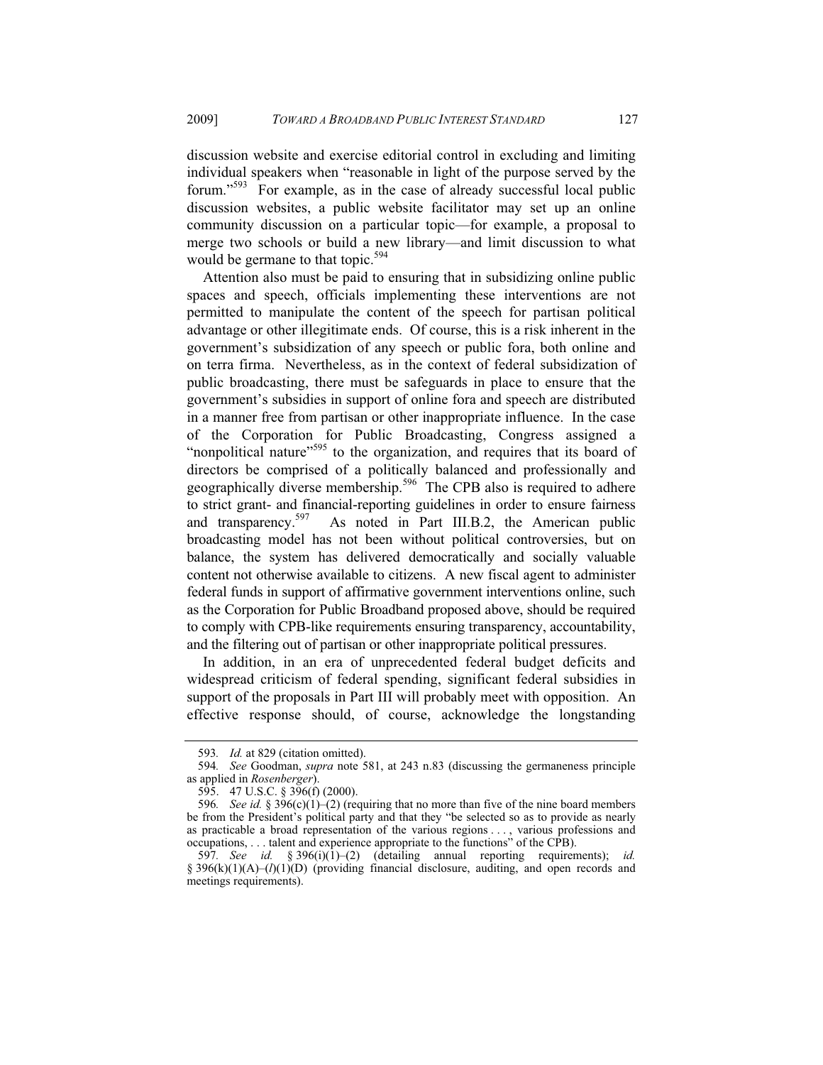discussion website and exercise editorial control in excluding and limiting individual speakers when "reasonable in light of the purpose served by the forum."[593] For example, as in the case of already successful local public discussion websites, a public website facilitator may set up an online community discussion on a particular topic—for example, a proposal to merge two schools or build a new library—and limit discussion to what would be germane to that topic.[594]

Attention also must be paid to ensuring that in subsidizing online public spaces and speech, officials implementing these interventions are not permitted to manipulate the content of the speech for partisan political advantage or other illegitimate ends. Of course, this is a risk inherent in the government's subsidization of any speech or public fora, both online and on terra firma. Nevertheless, as in the context of federal subsidization of public broadcasting, there must be safeguards in place to ensure that the government's subsidies in support of online fora and speech are distributed in a manner free from partisan or other inappropriate influence. In the case of the Corporation for Public Broadcasting, Congress assigned a "nonpolitical nature"[595] to the organization, and requires that its board of directors be comprised of a politically balanced and professionally and geographically diverse membership.[596] The CPB also is required to adhere to strict grant- and financial-reporting guidelines in order to ensure fairness and transparency.[597] As noted in Part III.B.2, the American public broadcasting model has not been without political controversies, but on balance, the system has delivered democratically and socially valuable content not otherwise available to citizens. A new fiscal agent to administer federal funds in support of affirmative government interventions online, such as the Corporation for Public Broadband proposed above, should be required to comply with CPB-like requirements ensuring transparency, accountability, and the filtering out of partisan or other inappropriate political pressures.

In addition, in an era of unprecedented federal budget deficits and widespread criticism of federal spending, significant federal subsidies in support of the proposals in Part III will probably meet with opposition. An effective response should, of course, acknowledge the longstanding

---

593. *Id.* at 829 (citation omitted).

594. *See* Goodman, *supra* note 581, at 243 n.83 (discussing the germaneness principle as applied in *Rosenberger*).

595. 47 U.S.C. § 396(f) (2000).

596. *See id.* § 396(c)(1)–(2) (requiring that no more than five of the nine board members be from the President's political party and that they "be selected so as to provide as nearly as practicable a broad representation of the various regions . . . , various professions and occupations, . . . talent and experience appropriate to the functions" of the CPB).

597. *See id.* § 396(i)(1)–(2) (detailing annual reporting requirements); *id.* § 396(k)(1)(A)–(*l*)(1)(D) (providing financial disclosure, auditing, and open records and meetings requirements).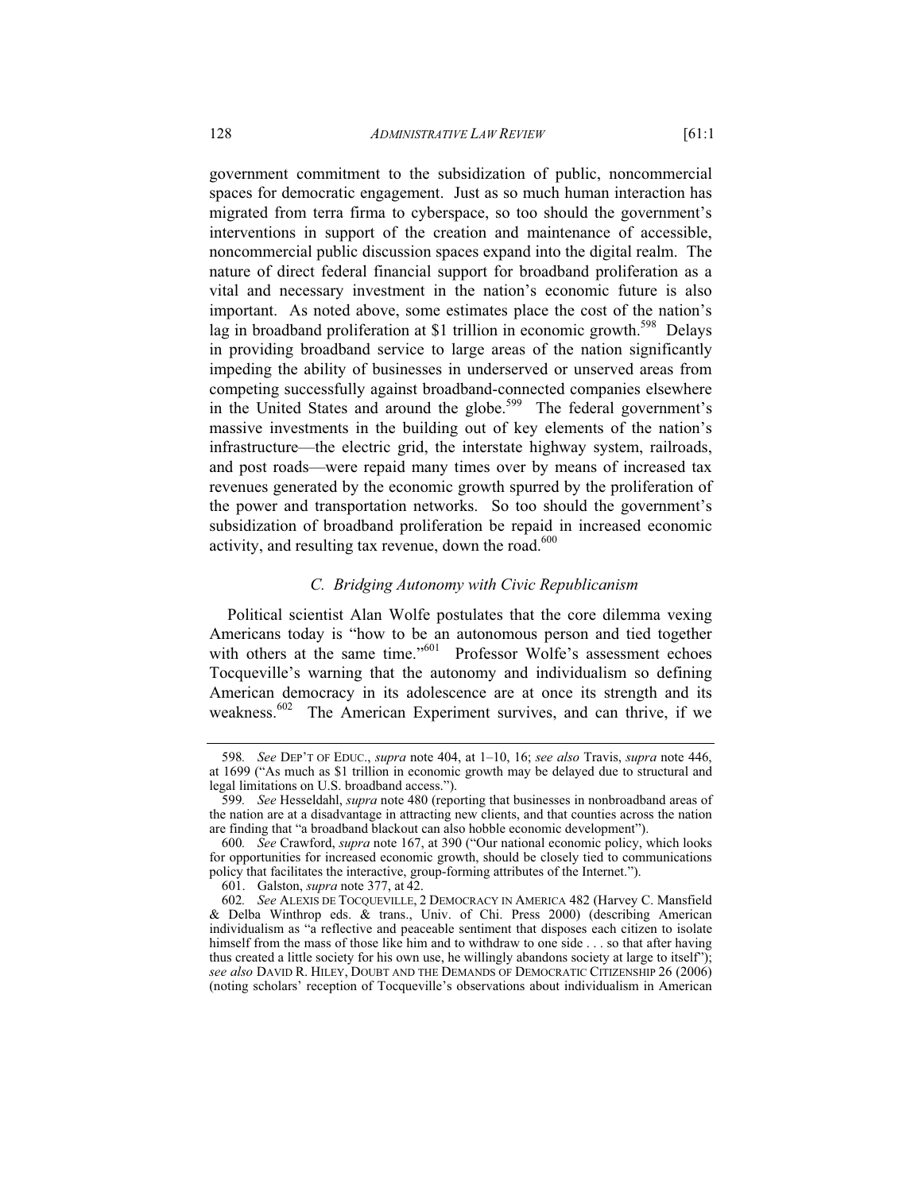government commitment to the subsidization of public, noncommercial spaces for democratic engagement. Just as so much human interaction has migrated from terra firma to cyberspace, so too should the government's interventions in support of the creation and maintenance of accessible, noncommercial public discussion spaces expand into the digital realm. The nature of direct federal financial support for broadband proliferation as a vital and necessary investment in the nation's economic future is also important. As noted above, some estimates place the cost of the nation's lag in broadband proliferation at $1 trillion in economic growth.[598] Delays in providing broadband service to large areas of the nation significantly impeding the ability of businesses in underserved or unserved areas from competing successfully against broadband-connected companies elsewhere in the United States and around the globe.[599] The federal government's massive investments in the building out of key elements of the nation's infrastructure—the electric grid, the interstate highway system, railroads, and post roads—were repaid many times over by means of increased tax revenues generated by the economic growth spurred by the proliferation of the power and transportation networks. So too should the government's subsidization of broadband proliferation be repaid in increased economic activity, and resulting tax revenue, down the road.[600]

### *C. Bridging Autonomy with Civic Republicanism*

Political scientist Alan Wolfe postulates that the core dilemma vexing Americans today is "how to be an autonomous person and tied together with others at the same time."[601] Professor Wolfe's assessment echoes Tocqueville's warning that the autonomy and individualism so defining American democracy in its adolescence are at once its strength and its weakness.[602] The American Experiment survives, and can thrive, if we

---

598. *See* DEP'T OF EDUC., *supra* note 404, at 1–10, 16; *see also* Travis, *supra* note 446, at 1699 ("As much as $1 trillion in economic growth may be delayed due to structural and legal limitations on U.S. broadband access.").

599. *See* Hesseldahl, *supra* note 480 (reporting that businesses in nonbroadband areas of the nation are at a disadvantage in attracting new clients, and that counties across the nation are finding that "a broadband blackout can also hobble economic development").

600. *See* Crawford, *supra* note 167, at 390 ("Our national economic policy, which looks for opportunities for increased economic growth, should be closely tied to communications policy that facilitates the interactive, group-forming attributes of the Internet.").

601. Galston, *supra* note 377, at 42.

602. *See* ALEXIS DE TOCQUEVILLE, 2 DEMOCRACY IN AMERICA 482 (Harvey C. Mansfield & Delba Winthrop eds. & trans., Univ. of Chi. Press 2000) (describing American individualism as "a reflective and peaceable sentiment that disposes each citizen to isolate himself from the mass of those like him and to withdraw to one side . . . so that after having thus created a little society for his own use, he willingly abandons society at large to itself"); *see also* DAVID R. HILEY, DOUBT AND THE DEMANDS OF DEMOCRATIC CITIZENSHIP 26 (2006) (noting scholars' reception of Tocqueville's observations about individualism in American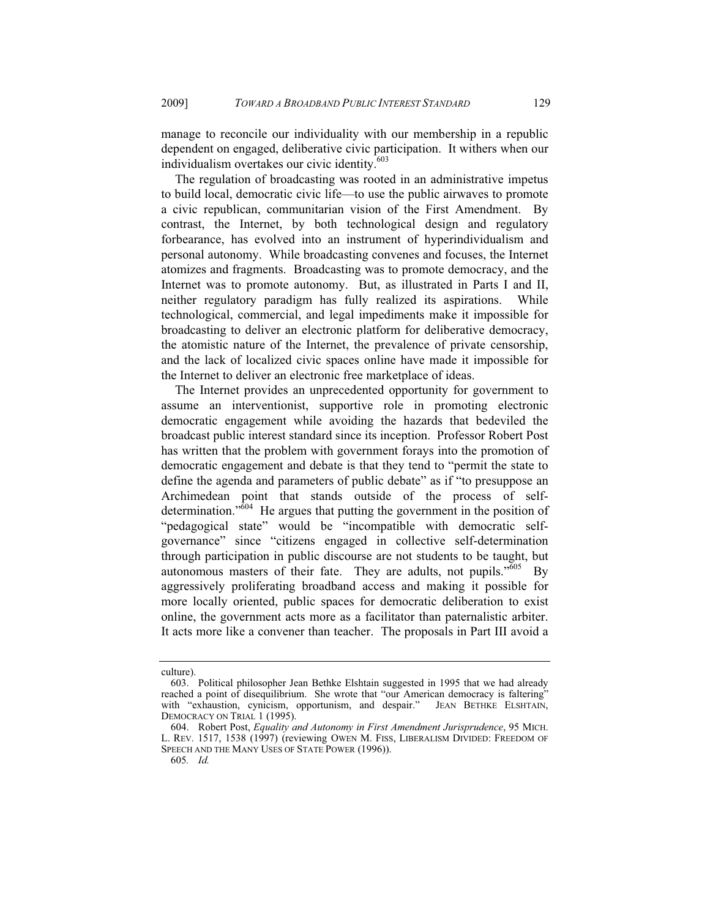manage to reconcile our individuality with our membership in a republic dependent on engaged, deliberative civic participation. It withers when our individualism overtakes our civic identity.[603]

The regulation of broadcasting was rooted in an administrative impetus to build local, democratic civic life—to use the public airwaves to promote a civic republican, communitarian vision of the First Amendment. By contrast, the Internet, by both technological design and regulatory forbearance, has evolved into an instrument of hyperindividualism and personal autonomy. While broadcasting convenes and focuses, the Internet atomizes and fragments. Broadcasting was to promote democracy, and the Internet was to promote autonomy. But, as illustrated in Parts I and II, neither regulatory paradigm has fully realized its aspirations. While technological, commercial, and legal impediments make it impossible for broadcasting to deliver an electronic platform for deliberative democracy, the atomistic nature of the Internet, the prevalence of private censorship, and the lack of localized civic spaces online have made it impossible for the Internet to deliver an electronic free marketplace of ideas.

The Internet provides an unprecedented opportunity for government to assume an interventionist, supportive role in promoting electronic democratic engagement while avoiding the hazards that bedeviled the broadcast public interest standard since its inception. Professor Robert Post has written that the problem with government forays into the promotion of democratic engagement and debate is that they tend to "permit the state to define the agenda and parameters of public debate" as if "to presuppose an Archimedean point that stands outside of the process of self-determination."[604] He argues that putting the government in the position of "pedagogical state" would be "incompatible with democratic self-governance" since "citizens engaged in collective self-determination through participation in public discourse are not students to be taught, but autonomous masters of their fate. They are adults, not pupils."[605] By aggressively proliferating broadband access and making it possible for more locally oriented, public spaces for democratic deliberation to exist online, the government acts more as a facilitator than paternalistic arbiter. It acts more like a convener than teacher. The proposals in Part III avoid a

---

culture).

603. Political philosopher Jean Bethke Elshtain suggested in 1995 that we had already reached a point of disequilibrium. She wrote that "our American democracy is faltering" with "exhaustion, cynicism, opportunism, and despair." JEAN BETHKE ELSHTAIN, DEMOCRACY ON TRIAL 1 (1995).

604. Robert Post, *Equality and Autonomy in First Amendment Jurisprudence*, 95 MICH. L. REV. 1517, 1538 (1997) (reviewing OWEN M. FISS, LIBERALISM DIVIDED: FREEDOM OF SPEECH AND THE MANY USES OF STATE POWER (1996)).

605. *Id.*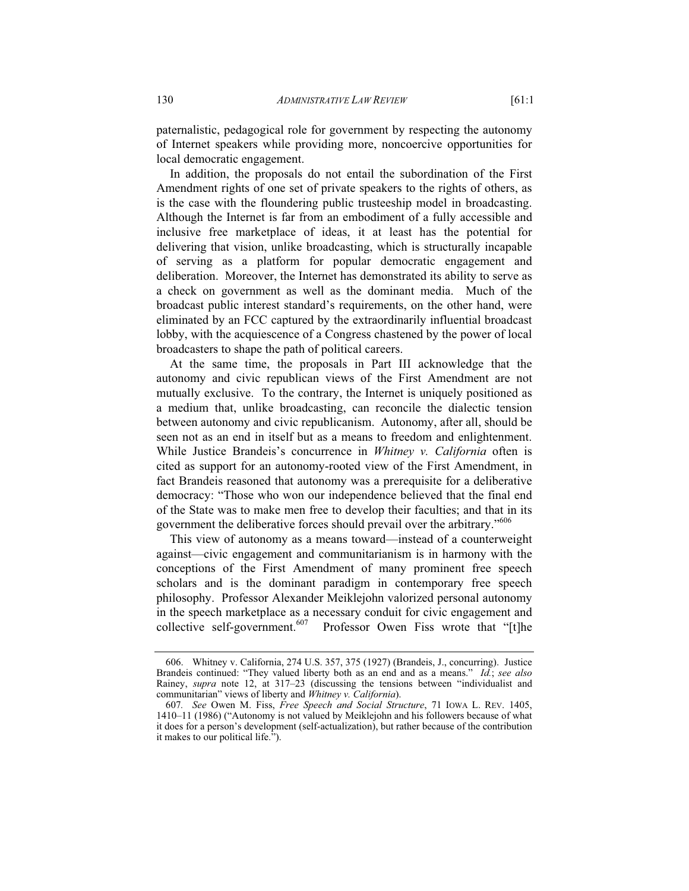paternalistic, pedagogical role for government by respecting the autonomy of Internet speakers while providing more, noncoercive opportunities for local democratic engagement.

In addition, the proposals do not entail the subordination of the First Amendment rights of one set of private speakers to the rights of others, as is the case with the floundering public trusteeship model in broadcasting. Although the Internet is far from an embodiment of a fully accessible and inclusive free marketplace of ideas, it at least has the potential for delivering that vision, unlike broadcasting, which is structurally incapable of serving as a platform for popular democratic engagement and deliberation. Moreover, the Internet has demonstrated its ability to serve as a check on government as well as the dominant media. Much of the broadcast public interest standard's requirements, on the other hand, were eliminated by an FCC captured by the extraordinarily influential broadcast lobby, with the acquiescence of a Congress chastened by the power of local broadcasters to shape the path of political careers.

At the same time, the proposals in Part III acknowledge that the autonomy and civic republican views of the First Amendment are not mutually exclusive. To the contrary, the Internet is uniquely positioned as a medium that, unlike broadcasting, can reconcile the dialectic tension between autonomy and civic republicanism. Autonomy, after all, should be seen not as an end in itself but as a means to freedom and enlightenment. While Justice Brandeis's concurrence in *Whitney v. California* often is cited as support for an autonomy-rooted view of the First Amendment, in fact Brandeis reasoned that autonomy was a prerequisite for a deliberative democracy: "Those who won our independence believed that the final end of the State was to make men free to develop their faculties; and that in its government the deliberative forces should prevail over the arbitrary."[606]

This view of autonomy as a means toward—instead of a counterweight against—civic engagement and communitarianism is in harmony with the conceptions of the First Amendment of many prominent free speech scholars and is the dominant paradigm in contemporary free speech philosophy. Professor Alexander Meiklejohn valorized personal autonomy in the speech marketplace as a necessary conduit for civic engagement and collective self-government.[607] Professor Owen Fiss wrote that "[t]he

---

606. Whitney v. California, 274 U.S. 357, 375 (1927) (Brandeis, J., concurring). Justice Brandeis continued: "They valued liberty both as an end and as a means." *Id.*; *see also* Rainey, *supra* note 12, at 317–23 (discussing the tensions between "individualist and communitarian" views of liberty and *Whitney v. California*).

607. *See* Owen M. Fiss, *Free Speech and Social Structure*, 71 IOWA L. REV. 1405, 1410–11 (1986) ("Autonomy is not valued by Meiklejohn and his followers because of what it does for a person's development (self-actualization), but rather because of the contribution it makes to our political life.").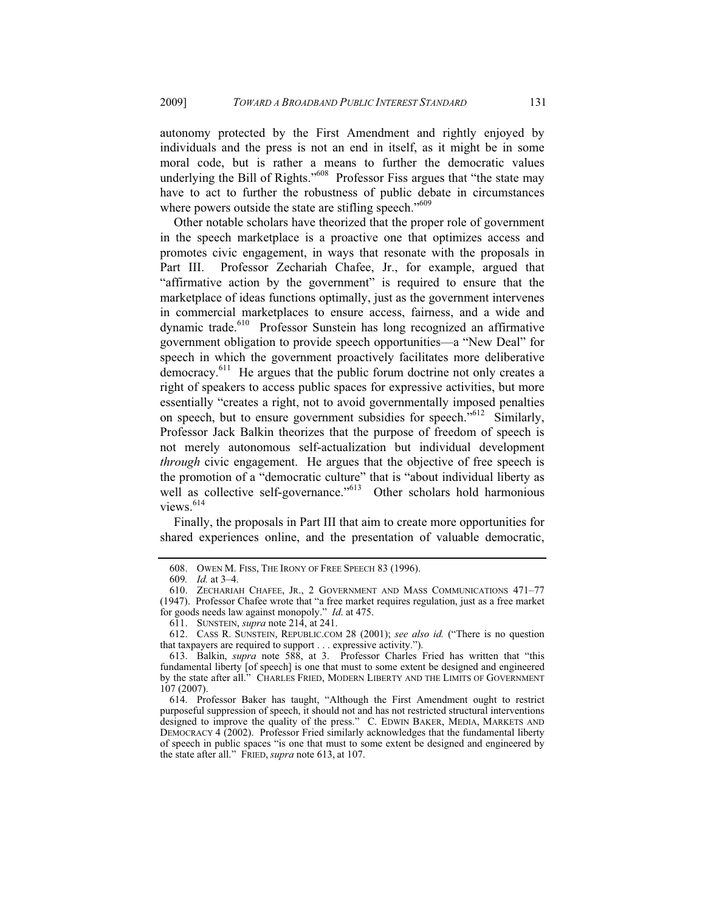autonomy protected by the First Amendment and rightly enjoyed by individuals and the press is not an end in itself, as it might be in some moral code, but is rather a means to further the democratic values underlying the Bill of Rights."[608] Professor Fiss argues that "the state may have to act to further the robustness of public debate in circumstances where powers outside the state are stifling speech."[609]

Other notable scholars have theorized that the proper role of government in the speech marketplace is a proactive one that optimizes access and promotes civic engagement, in ways that resonate with the proposals in Part III. Professor Zechariah Chafee, Jr., for example, argued that "affirmative action by the government" is required to ensure that the marketplace of ideas functions optimally, just as the government intervenes in commercial marketplaces to ensure access, fairness, and a wide and dynamic trade.[610] Professor Sunstein has long recognized an affirmative government obligation to provide speech opportunities—a "New Deal" for speech in which the government proactively facilitates more deliberative democracy.[611] He argues that the public forum doctrine not only creates a right of speakers to access public spaces for expressive activities, but more essentially "creates a right, not to avoid governmentally imposed penalties on speech, but to ensure government subsidies for speech."[612] Similarly, Professor Jack Balkin theorizes that the purpose of freedom of speech is not merely autonomous self-actualization but individual development *through* civic engagement. He argues that the objective of free speech is the promotion of a "democratic culture" that is "about individual liberty as well as collective self-governance."[613] Other scholars hold harmonious views.[614]

Finally, the proposals in Part III that aim to create more opportunities for shared experiences online, and the presentation of valuable democratic,

---

608. OWEN M. FISS, THE IRONY OF FREE SPEECH 83 (1996).

609. *Id.* at 3–4.

610. ZECHARIAH CHAFEE, JR., 2 GOVERNMENT AND MASS COMMUNICATIONS 471–77 (1947). Professor Chafee wrote that "a free market requires regulation, just as a free market for goods needs law against monopoly." *Id.* at 475.

611. SUNSTEIN, *supra* note 214, at 241.

612. CASS R. SUNSTEIN, REPUBLIC.COM 28 (2001); *see also id.* ("There is no question that taxpayers are required to support . . . expressive activity.").

613. Balkin, *supra* note 588, at 3. Professor Charles Fried has written that "this fundamental liberty [of speech] is one that must to some extent be designed and engineered by the state after all." CHARLES FRIED, MODERN LIBERTY AND THE LIMITS OF GOVERNMENT 107 (2007).

614. Professor Baker has taught, "Although the First Amendment ought to restrict purposeful suppression of speech, it should not and has not restricted structural interventions designed to improve the quality of the press." C. EDWIN BAKER, MEDIA, MARKETS AND DEMOCRACY 4 (2002). Professor Fried similarly acknowledges that the fundamental liberty of speech in public spaces "is one that must to some extent be designed and engineered by the state after all." FRIED, *supra* note 613, at 107.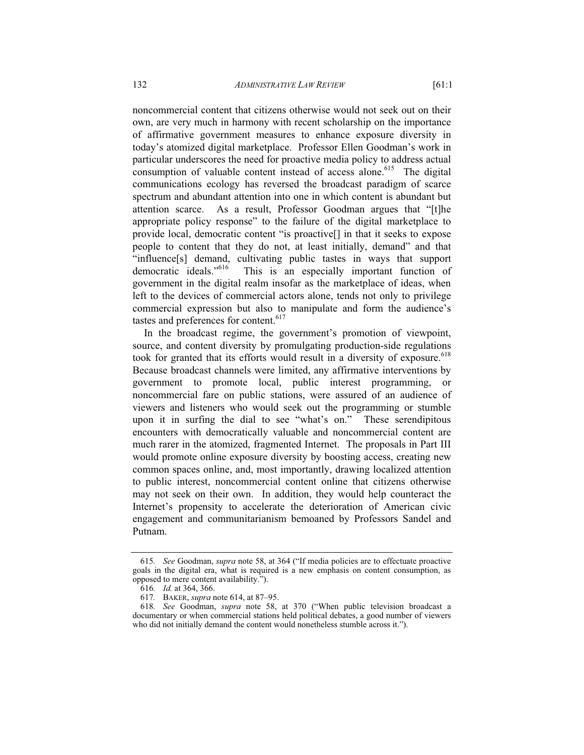noncommercial content that citizens otherwise would not seek out on their own, are very much in harmony with recent scholarship on the importance of affirmative government measures to enhance exposure diversity in today's atomized digital marketplace. Professor Ellen Goodman's work in particular underscores the need for proactive media policy to address actual consumption of valuable content instead of access alone.[615] The digital communications ecology has reversed the broadcast paradigm of scarce spectrum and abundant attention into one in which content is abundant but attention scarce. As a result, Professor Goodman argues that "[t]he appropriate policy response" to the failure of the digital marketplace to provide local, democratic content "is proactive[] in that it seeks to expose people to content that they do not, at least initially, demand" and that "influence[s] demand, cultivating public tastes in ways that support democratic ideals."[616] This is an especially important function of government in the digital realm insofar as the marketplace of ideas, when left to the devices of commercial actors alone, tends not only to privilege commercial expression but also to manipulate and form the audience's tastes and preferences for content.[617]

In the broadcast regime, the government's promotion of viewpoint, source, and content diversity by promulgating production-side regulations took for granted that its efforts would result in a diversity of exposure.[618] Because broadcast channels were limited, any affirmative interventions by government to promote local, public interest programming, or noncommercial fare on public stations, were assured of an audience of viewers and listeners who would seek out the programming or stumble upon it in surfing the dial to see "what's on." These serendipitous encounters with democratically valuable and noncommercial content are much rarer in the atomized, fragmented Internet. The proposals in Part III would promote online exposure diversity by boosting access, creating new common spaces online, and, most importantly, drawing localized attention to public interest, noncommercial content online that citizens otherwise may not seek on their own. In addition, they would help counteract the Internet's propensity to accelerate the deterioration of American civic engagement and communitarianism bemoaned by Professors Sandel and Putnam.

---

615. *See* Goodman, *supra* note 58, at 364 ("If media policies are to effectuate proactive goals in the digital era, what is required is a new emphasis on content consumption, as opposed to mere content availability.").

616. *Id.* at 364, 366.

617. BAKER, *supra* note 614, at 87–95.

618. *See* Goodman, *supra* note 58, at 370 ("When public television broadcast a documentary or when commercial stations held political debates, a good number of viewers who did not initially demand the content would nonetheless stumble across it.").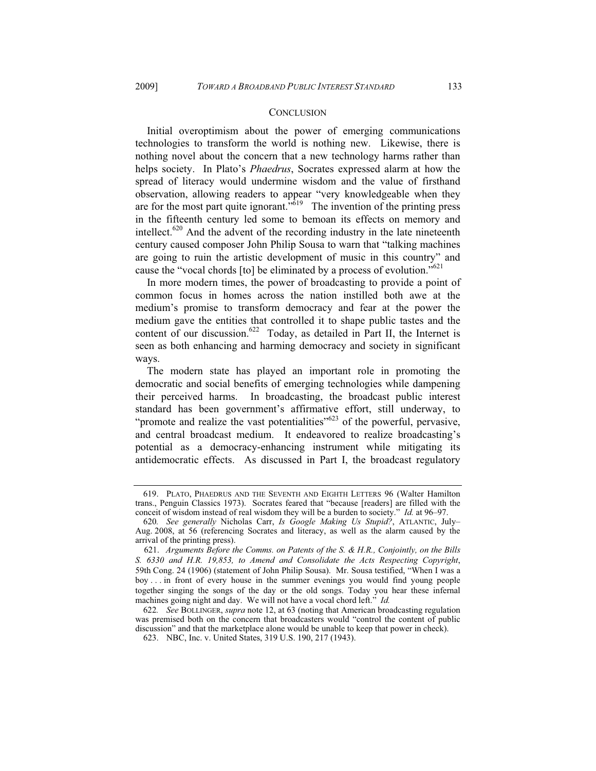## CONCLUSION

Initial overoptimism about the power of emerging communications technologies to transform the world is nothing new. Likewise, there is nothing novel about the concern that a new technology harms rather than helps society. In Plato's *Phaedrus*, Socrates expressed alarm at how the spread of literacy would undermine wisdom and the value of firsthand observation, allowing readers to appear "very knowledgeable when they are for the most part quite ignorant."[619] The invention of the printing press in the fifteenth century led some to bemoan its effects on memory and intellect.[620] And the advent of the recording industry in the late nineteenth century caused composer John Philip Sousa to warn that "talking machines are going to ruin the artistic development of music in this country" and cause the "vocal chords [to] be eliminated by a process of evolution."[621]

In more modern times, the power of broadcasting to provide a point of common focus in homes across the nation instilled both awe at the medium's promise to transform democracy and fear at the power the medium gave the entities that controlled it to shape public tastes and the content of our discussion.[622] Today, as detailed in Part II, the Internet is seen as both enhancing and harming democracy and society in significant ways.

The modern state has played an important role in promoting the democratic and social benefits of emerging technologies while dampening their perceived harms. In broadcasting, the broadcast public interest standard has been government's affirmative effort, still underway, to "promote and realize the vast potentialities"[623] of the powerful, pervasive, and central broadcast medium. It endeavored to realize broadcasting's potential as a democracy-enhancing instrument while mitigating its antidemocratic effects. As discussed in Part I, the broadcast regulatory

---

619. PLATO, PHAEDRUS AND THE SEVENTH AND EIGHTH LETTERS 96 (Walter Hamilton trans., Penguin Classics 1973). Socrates feared that "because [readers] are filled with the conceit of wisdom instead of real wisdom they will be a burden to society." *Id.* at 96–97.

620. *See generally* Nicholas Carr, *Is Google Making Us Stupid?*, ATLANTIC, July–Aug. 2008, at 56 (referencing Socrates and literacy, as well as the alarm caused by the arrival of the printing press).

621. *Arguments Before the Comms. on Patents of the S. & H.R., Conjointly, on the Bills S. 6330 and H.R. 19,853, to Amend and Consolidate the Acts Respecting Copyright*, 59th Cong. 24 (1906) (statement of John Philip Sousa). Mr. Sousa testified, "When I was a boy . . . in front of every house in the summer evenings you would find young people together singing the songs of the day or the old songs. Today you hear these infernal machines going night and day. We will not have a vocal chord left." *Id.*

622. *See* BOLLINGER, *supra* note 12, at 63 (noting that American broadcasting regulation was premised both on the concern that broadcasters would "control the content of public discussion" and that the marketplace alone would be unable to keep that power in check).

623. NBC, Inc. v. United States, 319 U.S. 190, 217 (1943).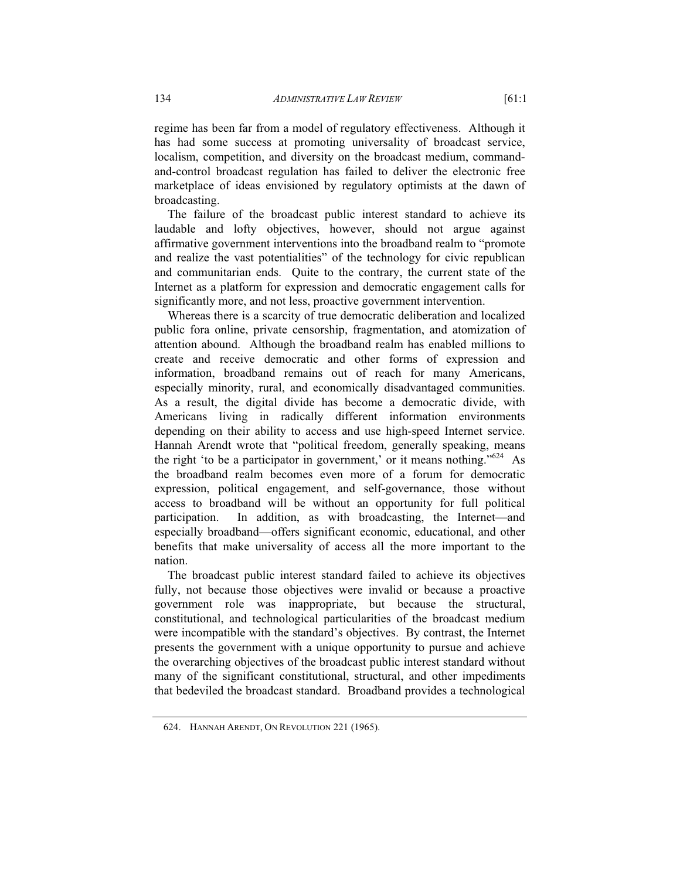regime has been far from a model of regulatory effectiveness. Although it has had some success at promoting universality of broadcast service, localism, competition, and diversity on the broadcast medium, command-and-control broadcast regulation has failed to deliver the electronic free marketplace of ideas envisioned by regulatory optimists at the dawn of broadcasting.

The failure of the broadcast public interest standard to achieve its laudable and lofty objectives, however, should not argue against affirmative government interventions into the broadband realm to "promote and realize the vast potentialities" of the technology for civic republican and communitarian ends. Quite to the contrary, the current state of the Internet as a platform for expression and democratic engagement calls for significantly more, and not less, proactive government intervention.

Whereas there is a scarcity of true democratic deliberation and localized public fora online, private censorship, fragmentation, and atomization of attention abound. Although the broadband realm has enabled millions to create and receive democratic and other forms of expression and information, broadband remains out of reach for many Americans, especially minority, rural, and economically disadvantaged communities. As a result, the digital divide has become a democratic divide, with Americans living in radically different information environments depending on their ability to access and use high-speed Internet service. Hannah Arendt wrote that "political freedom, generally speaking, means the right 'to be a participator in government,' or it means nothing."[624] As the broadband realm becomes even more of a forum for democratic expression, political engagement, and self-governance, those without access to broadband will be without an opportunity for full political participation. In addition, as with broadcasting, the Internet—and especially broadband—offers significant economic, educational, and other benefits that make universality of access all the more important to the nation.

The broadcast public interest standard failed to achieve its objectives fully, not because those objectives were invalid or because a proactive government role was inappropriate, but because the structural, constitutional, and technological particularities of the broadcast medium were incompatible with the standard's objectives. By contrast, the Internet presents the government with a unique opportunity to pursue and achieve the overarching objectives of the broadcast public interest standard without many of the significant constitutional, structural, and other impediments that bedeviled the broadcast standard. Broadband provides a technological

624. HANNAH ARENDT, ON REVOLUTION 221 (1965).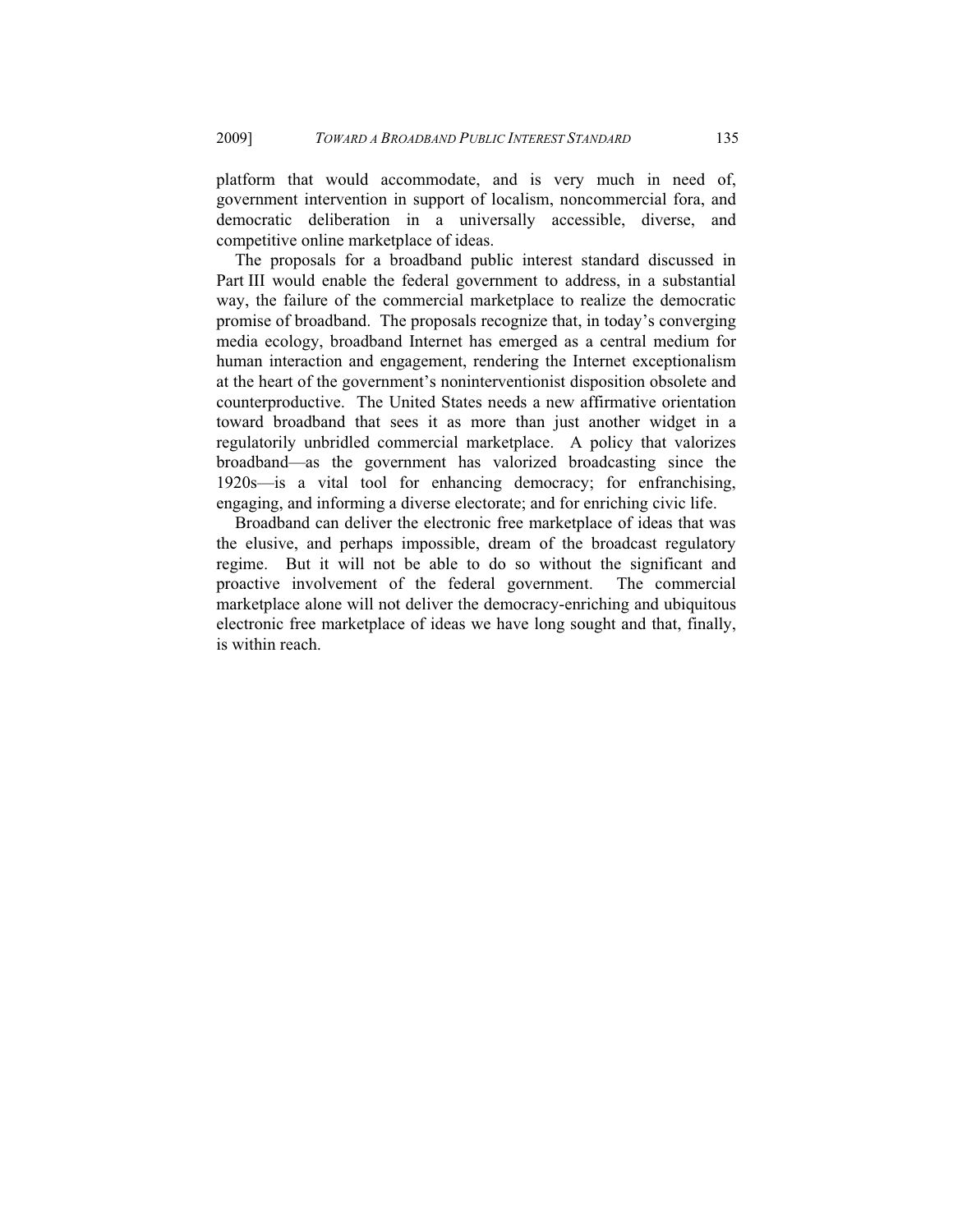platform that would accommodate, and is very much in need of, government intervention in support of localism, noncommercial fora, and democratic deliberation in a universally accessible, diverse, and competitive online marketplace of ideas.

The proposals for a broadband public interest standard discussed in Part III would enable the federal government to address, in a substantial way, the failure of the commercial marketplace to realize the democratic promise of broadband. The proposals recognize that, in today's converging media ecology, broadband Internet has emerged as a central medium for human interaction and engagement, rendering the Internet exceptionalism at the heart of the government's noninterventionist disposition obsolete and counterproductive. The United States needs a new affirmative orientation toward broadband that sees it as more than just another widget in a regulatorily unbridled commercial marketplace. A policy that valorizes broadband—as the government has valorized broadcasting since the 1920s—is a vital tool for enhancing democracy; for enfranchising, engaging, and informing a diverse electorate; and for enriching civic life.

Broadband can deliver the electronic free marketplace of ideas that was the elusive, and perhaps impossible, dream of the broadcast regulatory regime. But it will not be able to do so without the significant and proactive involvement of the federal government. The commercial marketplace alone will not deliver the democracy-enriching and ubiquitous electronic free marketplace of ideas we have long sought and that, finally, is within reach.